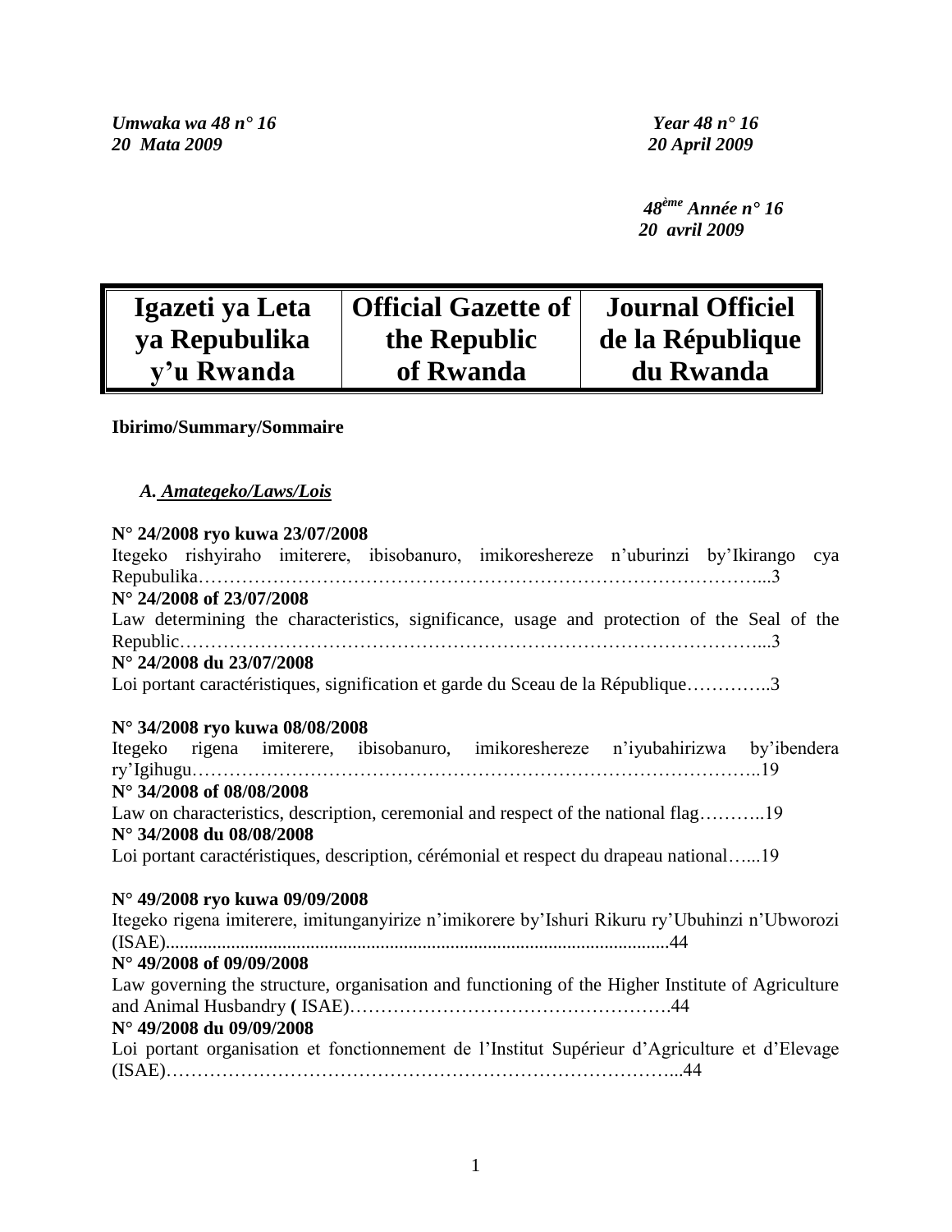*Umwaka wa 48 n° 16*
*20 Mata 2009*

*Year 48 n° 16*
*20 April 2009*

*48ème Année n° 16*
*20 avril 2009*

| Igazeti ya Leta ya Repubulika y'u Rwanda | Official Gazette of the Republic of Rwanda | Journal Officiel de la République du Rwanda |
|---|---|---|

**Ibirimo/Summary/Sommaire**

### *A. Amategeko/Laws/Lois*

**N° 24/2008 ryo kuwa 23/07/2008**
Itegeko rishyiraho imiterere, ibisobanuro, imikoreshereze n'uburinzi by'Ikirango cya Repubulika……………………………………………………………………………...3
**N° 24/2008 of 23/07/2008**
Law determining the characteristics, significance, usage and protection of the Seal of the Republic……………………………………………………………………………...3
**N° 24/2008 du 23/07/2008**
Loi portant caractéristiques, signification et garde du Sceau de la République…………..3

**N° 34/2008 ryo kuwa 08/08/2008**
Itegeko rigena imiterere, ibisobanuro, imikoreshereze n'iyubahirizwa by'ibendera ry'Igihugu……………………………………………………………………………..19
**N° 34/2008 of 08/08/2008**
Law on characteristics, description, ceremonial and respect of the national flag………..19
**N° 34/2008 du 08/08/2008**
Loi portant caractéristiques, description, cérémonial et respect du drapeau national…...19

**N° 49/2008 ryo kuwa 09/09/2008**
Itegeko rigena imiterere, imitunganyirize n'imikorere by'Ishuri Rikuru ry'Ubuhinzi n'Ubworozi (ISAE)..........................................................................................................44
**N° 49/2008 of 09/09/2008**
Law governing the structure, organisation and functioning of the Higher Institute of Agriculture and Animal Husbandry **(** ISAE)……………………………………………44
**N° 49/2008 du 09/09/2008**
Loi portant organisation et fonctionnement de l'Institut Supérieur d'Agriculture et d'Elevage (ISAE)………………………………………………………………………...44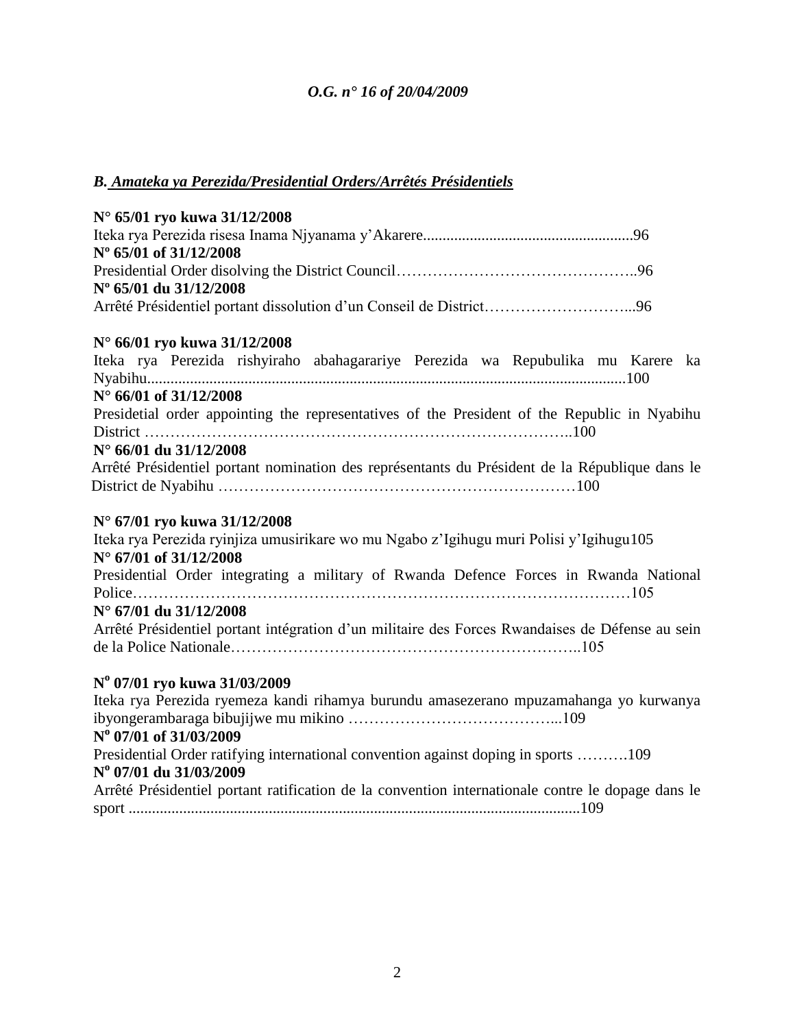*O.G. n° 16 of 20/04/2009*

### *B. Amateka ya Perezida/Presidential Orders/Arrêtés Présidentiels*

**N° 65/01 ryo kuwa 31/12/2008**
Iteka rya Perezida risesa Inama Njyanama y'Akarere.....................................................96
**Nº 65/01 of 31/12/2008**
Presidential Order disolving the District Council………………………………………..96
**Nº 65/01 du 31/12/2008**
Arrêté Présidentiel portant dissolution d'un Conseil de District………………………...96

**N° 66/01 ryo kuwa 31/12/2008**
Iteka rya Perezida rishyiraho abahagarariye Perezida wa Repubulika mu Karere ka Nyabihu........................................................................................................................100
**N° 66/01 of 31/12/2008**
Presidetial order appointing the representatives of the President of the Republic in Nyabihu District ……………………………………………………………………..100
**N° 66/01 du 31/12/2008**
Arrêté Présidentiel portant nomination des représentants du Président de la République dans le District de Nyabihu ……………………………………………………………100

**N° 67/01 ryo kuwa 31/12/2008**
Iteka rya Perezida ryinjiza umusirikare wo mu Ngabo z'Igihugu muri Polisi y'Igihugu105
**N° 67/01 of 31/12/2008**
Presidential Order integrating a military of Rwanda Defence Forces in Rwanda National Police…………………………………………………………………………………105
**N° 67/01 du 31/12/2008**
Arrêté Présidentiel portant intégration d'un militaire des Forces Rwandaises de Défense au sein de la Police Nationale………………………………………………………..105

**Nº 07/01 ryo kuwa 31/03/2009**
Iteka rya Perezida ryemeza kandi rihamya burundu amasezerano mpuzamahanga yo kurwanya ibyongerambaraga bibujijwe mu mikino …………………………………...109
**Nº 07/01 of 31/03/2009**
Presidential Order ratifying international convention against doping in sports ……….109
**Nº 07/01 du 31/03/2009**
Arrêté Présidentiel portant ratification de la convention internationale contre le dopage dans le sport .................................................................................................................109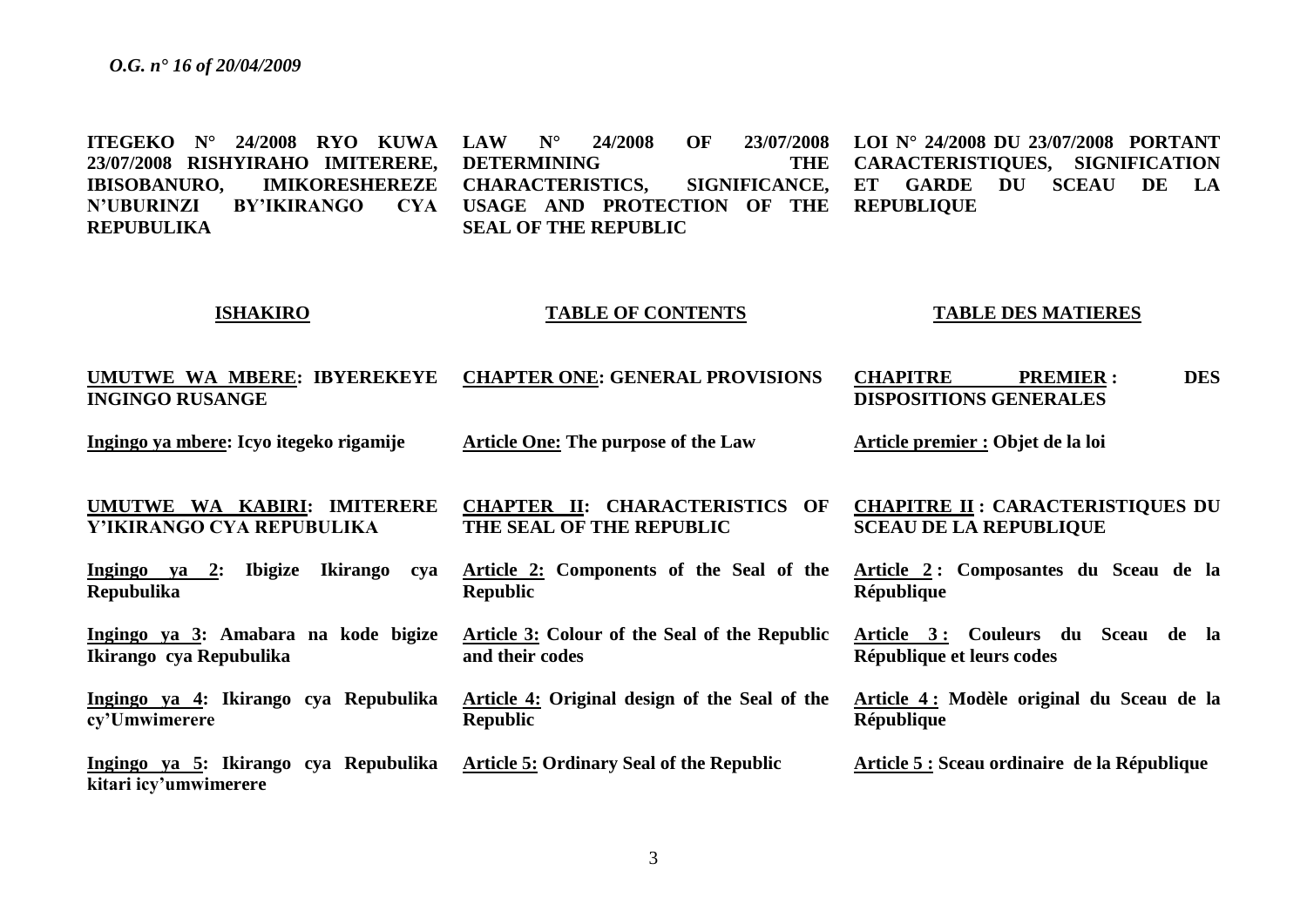**ITEGEKO N° 24/2008 RYO KUWA 23/07/2008 RISHYIRAHO IMITERERE, IBISOBANURO, IMIKORESHEREZE N'UBURINZI BY'IKIRANGO CYA REPUBULIKA**

**LAW N° 24/2008 OF 23/07/2008 DETERMINING THE CHARACTERISTICS, SIGNIFICANCE, USAGE AND PROTECTION OF THE SEAL OF THE REPUBLIC**

**LOI N° 24/2008 DU 23/07/2008 PORTANT CARACTERISTIQUES, SIGNIFICATION ET GARDE DU SCEAU DE LA REPUBLIQUE**

| **ISHAKIRO** | **TABLE OF CONTENTS** | **TABLE DES MATIERES** |
|---|---|---|
| **UMUTWE WA MBERE: IBYEREKEYE INGINGO RUSANGE** | **CHAPTER ONE: GENERAL PROVISIONS** | **CHAPITRE PREMIER : DES DISPOSITIONS GENERALES** |
| **Ingingo ya mbere: Icyo itegeko rigamije** | **Article One: The purpose of the Law** | **Article premier : Objet de la loi** |
| **UMUTWE WA KABIRI: IMITERERE Y'IKIRANGO CYA REPUBULIKA** | **CHAPTER II: CHARACTERISTICS OF THE SEAL OF THE REPUBLIC** | **CHAPITRE II : CARACTERISTIQUES DU SCEAU DE LA REPUBLIQUE** |
| **Ingingo ya 2: Ibigize Ikirango cya Repubulika** | **Article 2: Components of the Seal of the Republic** | **Article 2 : Composantes du Sceau de la République** |
| **Ingingo ya 3: Amabara na kode bigize Ikirango cya Repubulika** | **Article 3: Colour of the Seal of the Republic and their codes** | **Article 3 : Couleurs du Sceau de la République et leurs codes** |
| **Ingingo ya 4: Ikirango cya Repubulika cy'Umwimerere** | **Article 4: Original design of the Seal of the Republic** | **Article 4 : Modèle original du Sceau de la République** |
| **Ingingo ya 5: Ikirango cya Repubulika kitari icy'umwimerere** | **Article 5: Ordinary Seal of the Republic** | **Article 5 : Sceau ordinaire de la République** |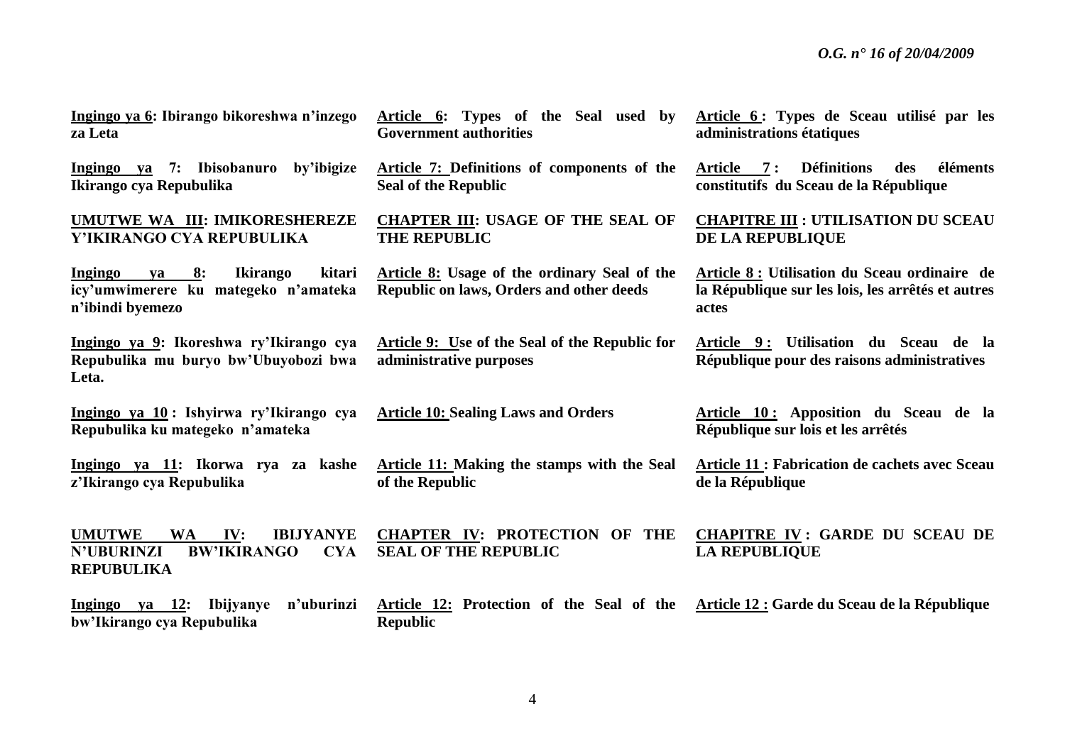**Ingingo ya 6: Ibirango bikoreshwa n'inzego za Leta**

**Ingingo ya 7: Ibisobanuro by'ibigize Ikirango cya Repubulika**

**UMUTWE WA III: IMIKORESHEREZE Y'IKIRANGO CYA REPUBULIKA**

**Ingingo ya 8: Ikirango kitari icy'umwimerere ku mategeko n'amateka n'ibindi byemezo**

**Ingingo ya 9: Ikoreshwa ry'Ikirango cya Repubulika mu buryo bw'Ubuyobozi bwa Leta.**

**Ingingo ya 10 : Ishyirwa ry'Ikirango cya Repubulika ku mategeko n'amateka**

**Ingingo ya 11: Ikorwa rya za kashe z'Ikirango cya Repubulika**

**UMUTWE WA IV: IBIJYANYE N'UBURINZI BW'IKIRANGO CYA REPUBULIKA**

**Ingingo ya 12: Ibijyanye n'uburinzi bw'Ikirango cya Repubulika**

**Article 6: Types of the Seal used by Government authorities**

**Article 7: Definitions of components of the Seal of the Republic**

**CHAPTER III: USAGE OF THE SEAL OF THE REPUBLIC**

**Article 8: Usage of the ordinary Seal of the Republic on laws, Orders and other deeds**

**Article 9: Use of the Seal of the Republic for administrative purposes**

**Article 10: Sealing Laws and Orders**

**Article 11: Making the stamps with the Seal of the Republic**

**CHAPTER IV: PROTECTION OF THE SEAL OF THE REPUBLIC**

**Article 12: Protection of the Seal of the Republic**

**Article 6 : Types de Sceau utilisé par les administrations étatiques**

**Article 7 : Définitions des éléments constitutifs du Sceau de la République**

**CHAPITRE III : UTILISATION DU SCEAU DE LA REPUBLIQUE**

**Article 8 : Utilisation du Sceau ordinaire de la République sur les lois, les arrêtés et autres actes**

**Article 9 : Utilisation du Sceau de la République pour des raisons administratives**

**Article 10 : Apposition du Sceau de la République sur lois et les arrêtés**

**Article 11 : Fabrication de cachets avec Sceau de la République**

**CHAPITRE IV : GARDE DU SCEAU DE LA REPUBLIQUE**

**Article 12 : Garde du Sceau de la République**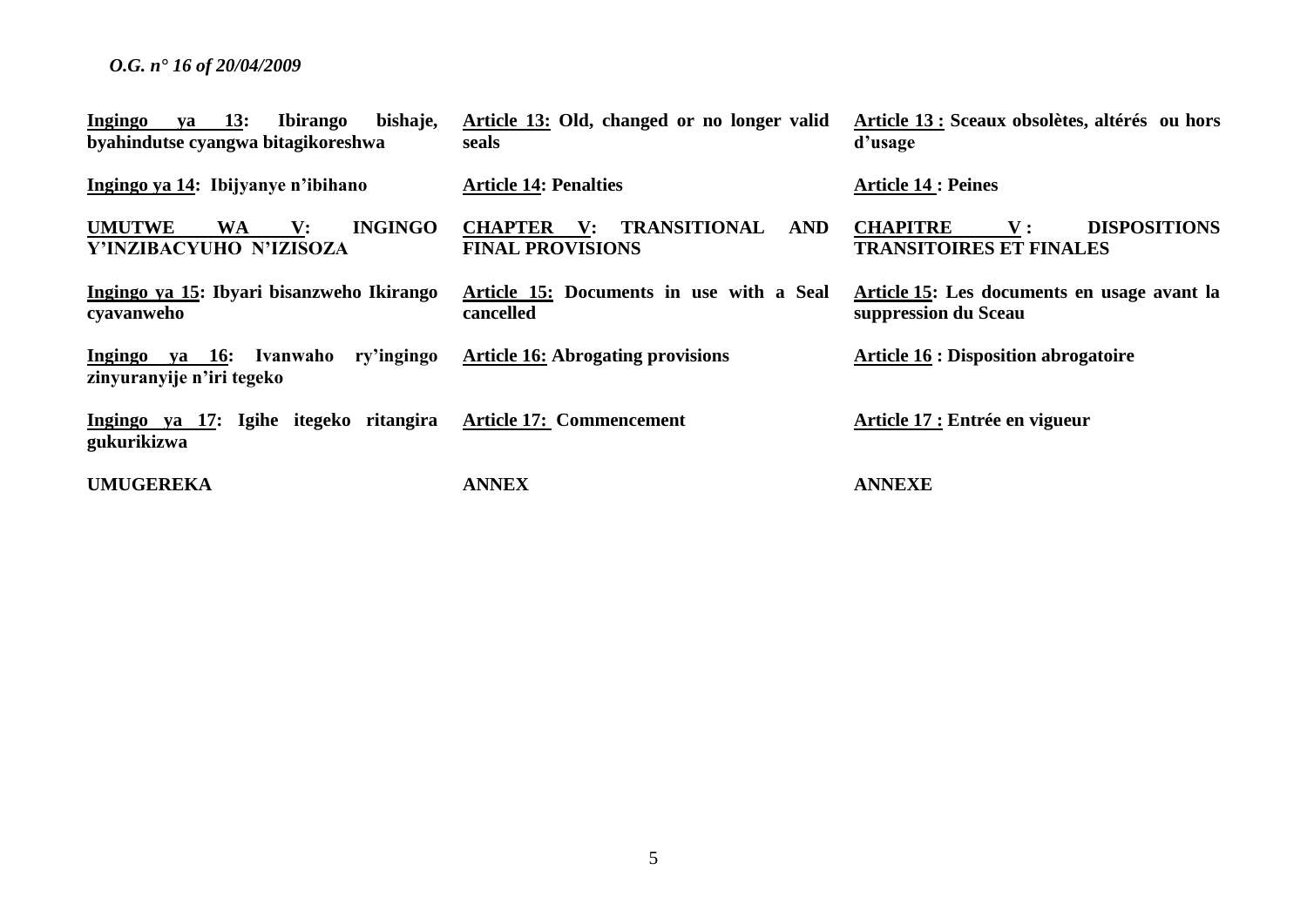**Ingingo ya 13: Ibirango bishaje, byahindutse cyangwa bitagikoreshwa**

**Ingingo ya 14: Ibijyanye n'ibihano**

**UMUTWE WA V: INGINGO Y'INZIBACYUHO N'IZISOZA**

**Ingingo ya 15: Ibyari bisanzweho Ikirango cyavanweho**

**Ingingo ya 16: Ivanwaho ry'ingingo zinyuranyije n'iri tegeko**

**Ingingo ya 17: Igihe itegeko ritangira gukurikizwa**

**UMUGEREKA**

**Article 13: Old, changed or no longer valid seals**

**Article 14: Penalties**

**CHAPTER V: TRANSITIONAL AND FINAL PROVISIONS**

**Article 15: Documents in use with a Seal cancelled**

**Article 16: Abrogating provisions**

**Article 17: Commencement**

**ANNEX**

**Article 13 : Sceaux obsolètes, altérés ou hors d'usage**

**Article 14 : Peines**

**CHAPITRE V : DISPOSITIONS TRANSITOIRES ET FINALES**

**Article 15: Les documents en usage avant la suppression du Sceau**

**Article 16 : Disposition abrogatoire**

**Article 17 : Entrée en vigueur**

**ANNEXE**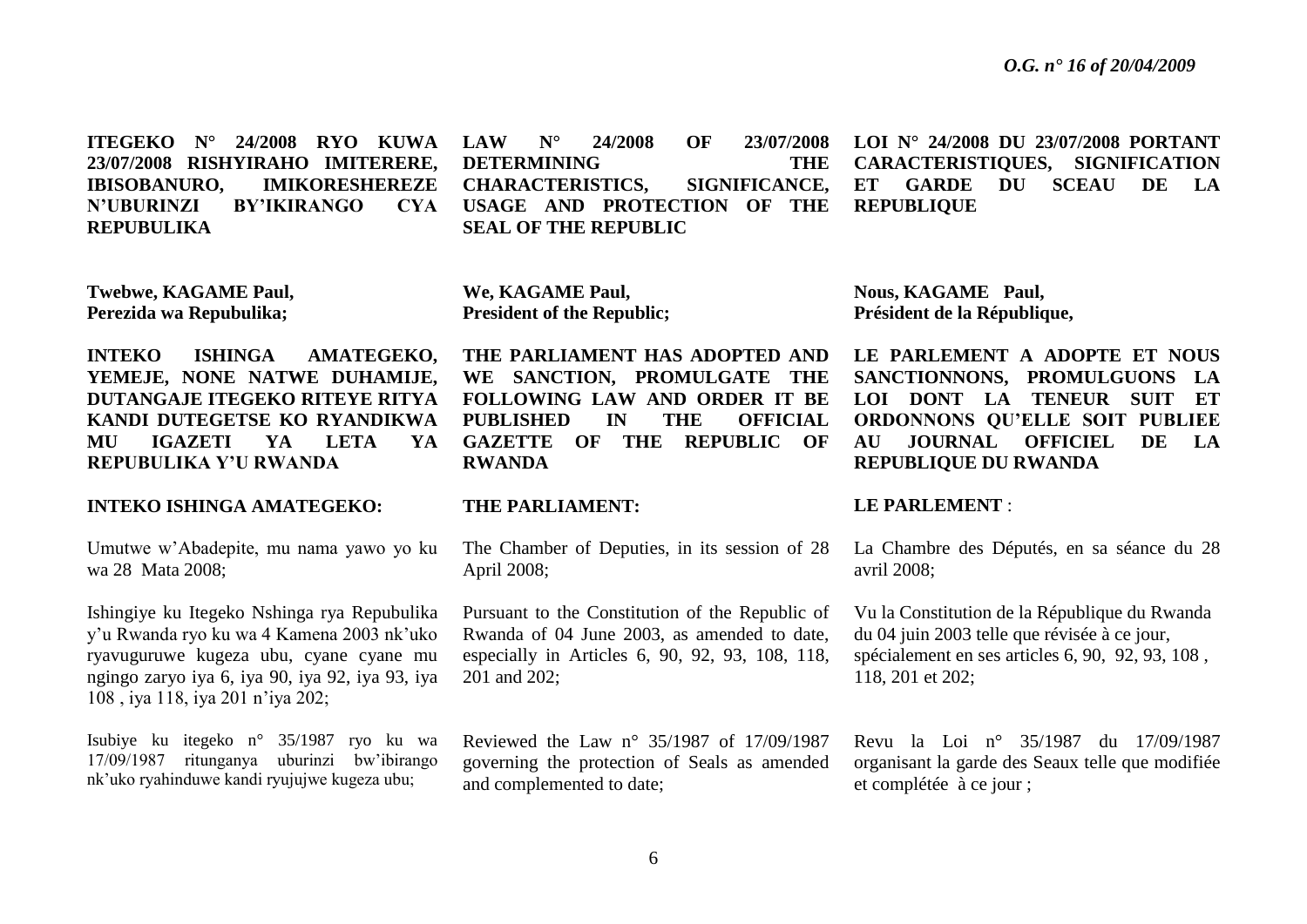**ITEGEKO N° 24/2008 RYO KUWA 23/07/2008 RISHYIRAHO IMITERERE, IBISOBANURO, IMIKORESHEREZE N'UBURINZI BY'IKIRANGO CYA REPUBULIKA**

**Twebwe, KAGAME Paul,**
**Perezida wa Repubulika;**

**INTEKO ISHINGA AMATEGEKO, YEMEJE, NONE NATWE DUHAMIJE, DUTANGAJE ITEGEKO RITEYE RITYA KANDI DUTEGETSE KO RYANDIKWA MU IGAZETI YA LETA YA REPUBULIKA Y'U RWANDA**

**INTEKO ISHINGA AMATEGEKO:**

Umutwe w'Abadepite, mu nama yawo yo ku wa 28 Mata 2008;

Ishingiye ku Itegeko Nshinga rya Repubulika y'u Rwanda ryo ku wa 4 Kamena 2003 nk'uko ryavuguruwe kugeza ubu, cyane cyane mu ngingo zaryo iya 6, iya 90, iya 92, iya 93, iya 108 , iya 118, iya 201 n'iya 202;

Isubiye ku itegeko n° 35/1987 ryo ku wa 17/09/1987 ritunganya uburinzi bw'ibirango nk'uko ryahinduwe kandi ryujujwe kugeza ubu;

**LAW N° 24/2008 OF 23/07/2008 DETERMINING THE CHARACTERISTICS, SIGNIFICANCE, USAGE AND PROTECTION OF THE SEAL OF THE REPUBLIC**

**We, KAGAME Paul,**
**President of the Republic;**

**THE PARLIAMENT HAS ADOPTED AND WE SANCTION, PROMULGATE THE FOLLOWING LAW AND ORDER IT BE PUBLISHED IN THE OFFICIAL GAZETTE OF THE REPUBLIC OF RWANDA**

**THE PARLIAMENT:**

The Chamber of Deputies, in its session of 28 April 2008;

Pursuant to the Constitution of the Republic of Rwanda of 04 June 2003, as amended to date, especially in Articles 6, 90, 92, 93, 108, 118, 201 and 202;

Reviewed the Law n° 35/1987 of 17/09/1987 governing the protection of Seals as amended and complemented to date;

**LOI N° 24/2008 DU 23/07/2008 PORTANT CARACTERISTIQUES, SIGNIFICATION ET GARDE DU SCEAU DE LA REPUBLIQUE**

**Nous, KAGAME Paul,**
**Président de la République,**

**LE PARLEMENT A ADOPTE ET NOUS SANCTIONNONS, PROMULGUONS LA LOI DONT LA TENEUR SUIT ET ORDONNONS QU'ELLE SOIT PUBLIEE AU JOURNAL OFFICIEL DE LA REPUBLIQUE DU RWANDA**

**LE PARLEMENT** :

La Chambre des Députés, en sa séance du 28 avril 2008;

Vu la Constitution de la République du Rwanda du 04 juin 2003 telle que révisée à ce jour, spécialement en ses articles 6, 90, 92, 93, 108 , 118, 201 et 202;

Revu la Loi n° 35/1987 du 17/09/1987 organisant la garde des Seaux telle que modifiée et complétée à ce jour ;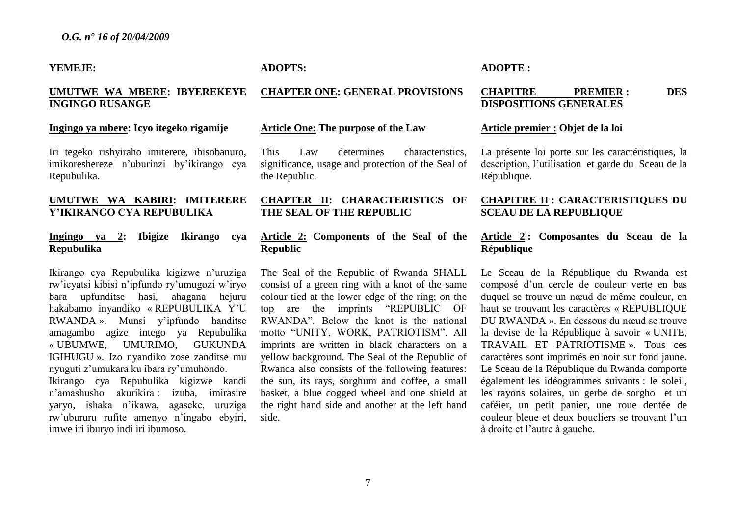**YEMEJE:**

**UMUTWE WA MBERE: IBYEREKEYE INGINGO RUSANGE**

**Ingingo ya mbere: Icyo itegeko rigamije**

Iri tegeko rishyiraho imiterere, ibisobanuro, imikoreshereze n'uburinzi by'ikirango cya Repubulika.

**UMUTWE WA KABIRI: IMITERERE Y'IKIRANGO CYA REPUBULIKA**

**Ingingo ya 2: Ibigize Ikirango cya Repubulika**

Ikirango cya Repubulika kigizwe n'uruziga rw'icyatsi kibisi n'ipfundo ry'umugozi w'iryo bara upfunditse hasi, ahagana hejuru hakabamo inyandiko « REPUBULIKA Y'U RWANDA ». Munsi y'ipfundo handitse amagambo agize intego ya Repubulika « UBUMWE, UMURIMO, GUKUNDA IGIHUGU ». Izo nyandiko zose zanditse mu nyuguti z'umukara ku ibara ry'umuhondo.

Ikirango cya Repubulika kigizwe kandi n'amashusho akurikira : izuba, imirasire yaryo, ishaka n'ikawa, agaseke, uruziga rw'ubururu rufite amenyo n'ingabo ebyiri, imwe iri iburyo indi iri ibumoso.

**ADOPTS:**

**CHAPTER ONE: GENERAL PROVISIONS**

**Article One: The purpose of the Law**

This Law determines characteristics, significance, usage and protection of the Seal of the Republic.

**CHAPTER II: CHARACTERISTICS OF THE SEAL OF THE REPUBLIC**

**Article 2: Components of the Seal of the Republic**

The Seal of the Republic of Rwanda SHALL consist of a green ring with a knot of the same colour tied at the lower edge of the ring; on the top are the imprints "REPUBLIC OF RWANDA". Below the knot is the national motto "UNITY, WORK, PATRIOTISM". All imprints are written in black characters on a yellow background. The Seal of the Republic of Rwanda also consists of the following features: the sun, its rays, sorghum and coffee, a small basket, a blue cogged wheel and one shield at the right hand side and another at the left hand side.

**ADOPTE :**

**CHAPITRE PREMIER : DES DISPOSITIONS GENERALES**

**Article premier : Objet de la loi**

La présente loi porte sur les caractéristiques, la description, l'utilisation et garde du Sceau de la République.

**CHAPITRE II : CARACTERISTIQUES DU SCEAU DE LA REPUBLIQUE**

**Article 2 : Composantes du Sceau de la République**

Le Sceau de la République du Rwanda est composé d'un cercle de couleur verte en bas duquel se trouve un nœud de même couleur, en haut se trouvant les caractères « REPUBLIQUE DU RWANDA ». En dessous du nœud se trouve la devise de la République à savoir « UNITE, TRAVAIL ET PATRIOTISME ». Tous ces caractères sont imprimés en noir sur fond jaune. Le Sceau de la République du Rwanda comporte également les idéogrammes suivants : le soleil, les rayons solaires, un gerbe de sorgho et un caféier, un petit panier, une roue dentée de couleur bleue et deux boucliers se trouvant l'un à droite et l'autre à gauche.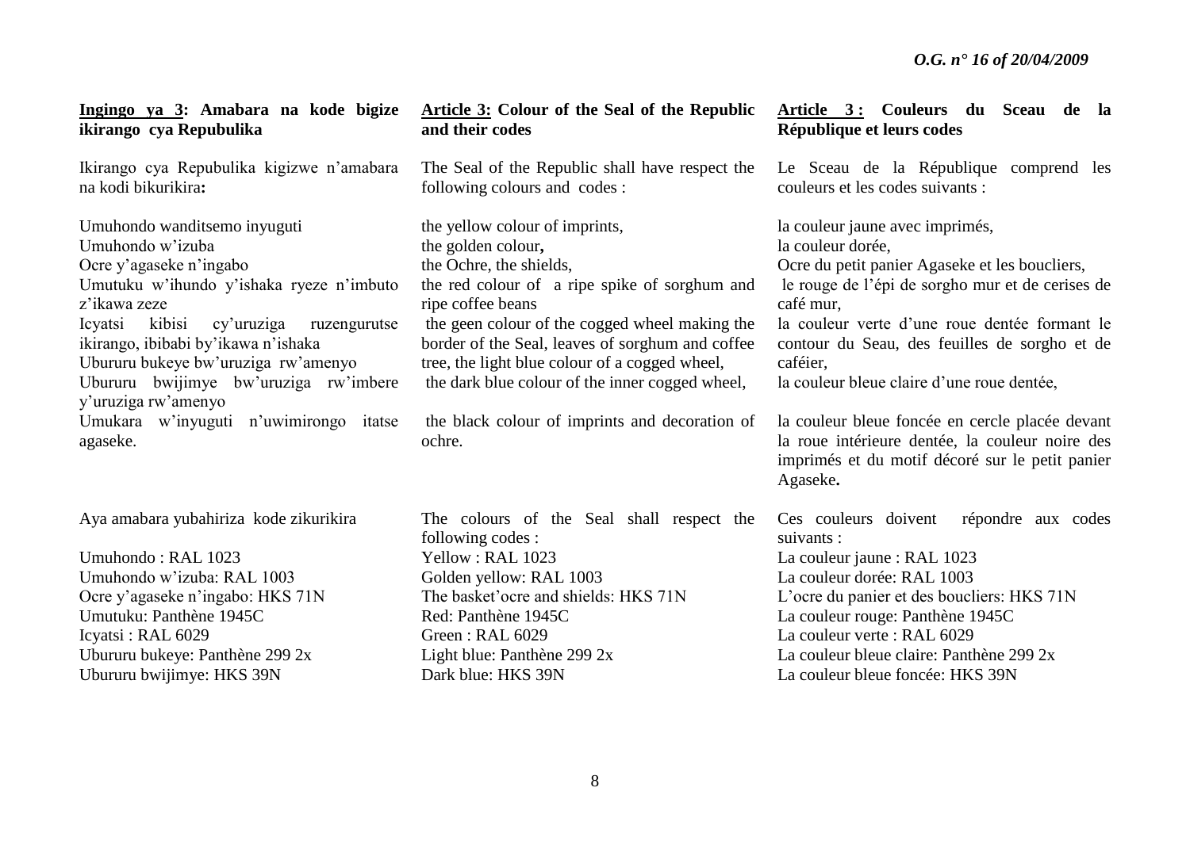**Ingingo ya 3: Amabara na kode bigize ikirango cya Repubulika**

Ikirango cya Repubulika kigizwe n'amabara na kodi bikurikira**:**

Umuhondo wanditsemo inyuguti
Umuhondo w'izuba
Ocre y'agaseke n'ingabo
Umutuku w'ihundo y'ishaka ryeze n'imbuto z'ikawa zeze
Icyatsi kibisi cy'uruziga ruzengurutse ikirango, ibibabi by'ikawa n'ishaka
Ubururu bukeye bw'uruziga rw'amenyo
Ubururu bwijimye bw'uruziga rw'imbere y'uruziga rw'amenyo
Umukara w'inyuguti n'uwimirongo itatse agaseke.

Aya amabara yubahiriza kode zikurikira

Umuhondo : RAL 1023
Umuhondo w'izuba: RAL 1003
Ocre y'agaseke n'ingabo: HKS 71N
Umutuku: Panthène 1945C
Icyatsi : RAL 6029
Ubururu bukeye: Panthène 299 2x
Ubururu bwijimye: HKS 39N

**Article 3: Colour of the Seal of the Republic and their codes**

The Seal of the Republic shall have respect the following colours and codes :

the yellow colour of imprints,
the golden colour**,**
the Ochre, the shields,
the red colour of a ripe spike of sorghum and ripe coffee beans
the geen colour of the cogged wheel making the border of the Seal, leaves of sorghum and coffee tree, the light blue colour of a cogged wheel,
the dark blue colour of the inner cogged wheel,

the black colour of imprints and decoration of ochre.

The colours of the Seal shall respect the following codes :
Yellow : RAL 1023
Golden yellow: RAL 1003
The basket'ocre and shields: HKS 71N
Red: Panthène 1945C
Green : RAL 6029
Light blue: Panthène 299 2x
Dark blue: HKS 39N

**Article 3 : Couleurs du Sceau de la République et leurs codes**

Le Sceau de la République comprend les couleurs et les codes suivants :

la couleur jaune avec imprimés,
la couleur dorée,
Ocre du petit panier Agaseke et les boucliers,
le rouge de l'épi de sorgho mur et de cerises de café mur,
la couleur verte d'une roue dentée formant le contour du Seau, des feuilles de sorgho et de caféier,
la couleur bleue claire d'une roue dentée,

la couleur bleue foncée en cercle placée devant la roue intérieure dentée, la couleur noire des imprimés et du motif décoré sur le petit panier Agaseke**.**

Ces couleurs doivent répondre aux codes suivants :
La couleur jaune : RAL 1023
La couleur dorée: RAL 1003
L'ocre du panier et des boucliers: HKS 71N
La couleur rouge: Panthène 1945C
La couleur verte : RAL 6029
La couleur bleue claire: Panthène 299 2x
La couleur bleue foncée: HKS 39N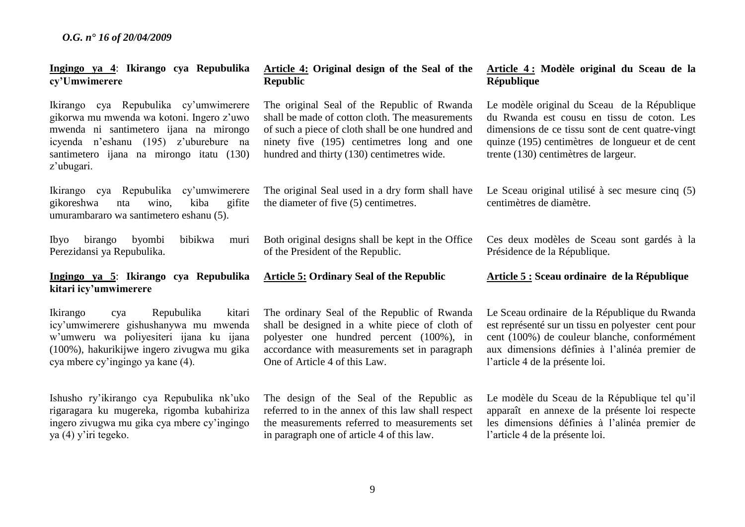**Ingingo ya 4**: **Ikirango cya Repubulika cy'Umwimerere**

Ikirango cya Repubulika cy'umwimerere gikorwa mu mwenda wa kotoni. Ingero z'uwo mwenda ni santimetero ijana na mirongo icyenda n'eshanu (195) z'uburebure na santimetero ijana na mirongo itatu (130) z'ubugari.

Ikirango cya Repubulika cy'umwimerere gikoreshwa nta wino, kiba gifite umurambararo wa santimetero eshanu (5).

Ibyo birango byombi bibikwa muri Perezidansi ya Repubulika.

**Ingingo ya 5**: **Ikirango cya Repubulika kitari icy'umwimerere**

Ikirango cya Repubulika kitari icy'umwimerere gishushanywa mu mwenda w'umweru wa poliyesiteri ijana ku ijana (100%), hakurikijwe ingero zivugwa mu gika cya mbere cy'ingingo ya kane (4).

Ishusho ry'ikirango cya Repubulika nk'uko rigaragara ku mugereka, rigomba kubahiriza ingero zivugwa mu gika cya mbere cy'ingingo ya (4) y'iri tegeko.

**Article 4: Original design of the Seal of the Republic**

The original Seal of the Republic of Rwanda shall be made of cotton cloth. The measurements of such a piece of cloth shall be one hundred and ninety five (195) centimetres long and one hundred and thirty (130) centimetres wide.

The original Seal used in a dry form shall have the diameter of five (5) centimetres.

Both original designs shall be kept in the Office of the President of the Republic.

**Article 5: Ordinary Seal of the Republic**

The ordinary Seal of the Republic of Rwanda shall be designed in a white piece of cloth of polyester one hundred percent (100%), in accordance with measurements set in paragraph One of Article 4 of this Law.

The design of the Seal of the Republic as referred to in the annex of this law shall respect the measurements referred to measurements set in paragraph one of article 4 of this law.

**Article 4 : Modèle original du Sceau de la République**

Le modèle original du Sceau de la République du Rwanda est cousu en tissu de coton. Les dimensions de ce tissu sont de cent quatre-vingt quinze (195) centimètres de longueur et de cent trente (130) centimètres de largeur.

Le Sceau original utilisé à sec mesure cinq (5) centimètres de diamètre.

Ces deux modèles de Sceau sont gardés à la Présidence de la République.

**Article 5 : Sceau ordinaire de la République**

Le Sceau ordinaire de la République du Rwanda est représenté sur un tissu en polyester cent pour cent (100%) de couleur blanche, conformément aux dimensions définies à l'alinéa premier de l'article 4 de la présente loi.

Le modèle du Sceau de la République tel qu'il apparaît en annexe de la présente loi respecte les dimensions définies à l'alinéa premier de l'article 4 de la présente loi.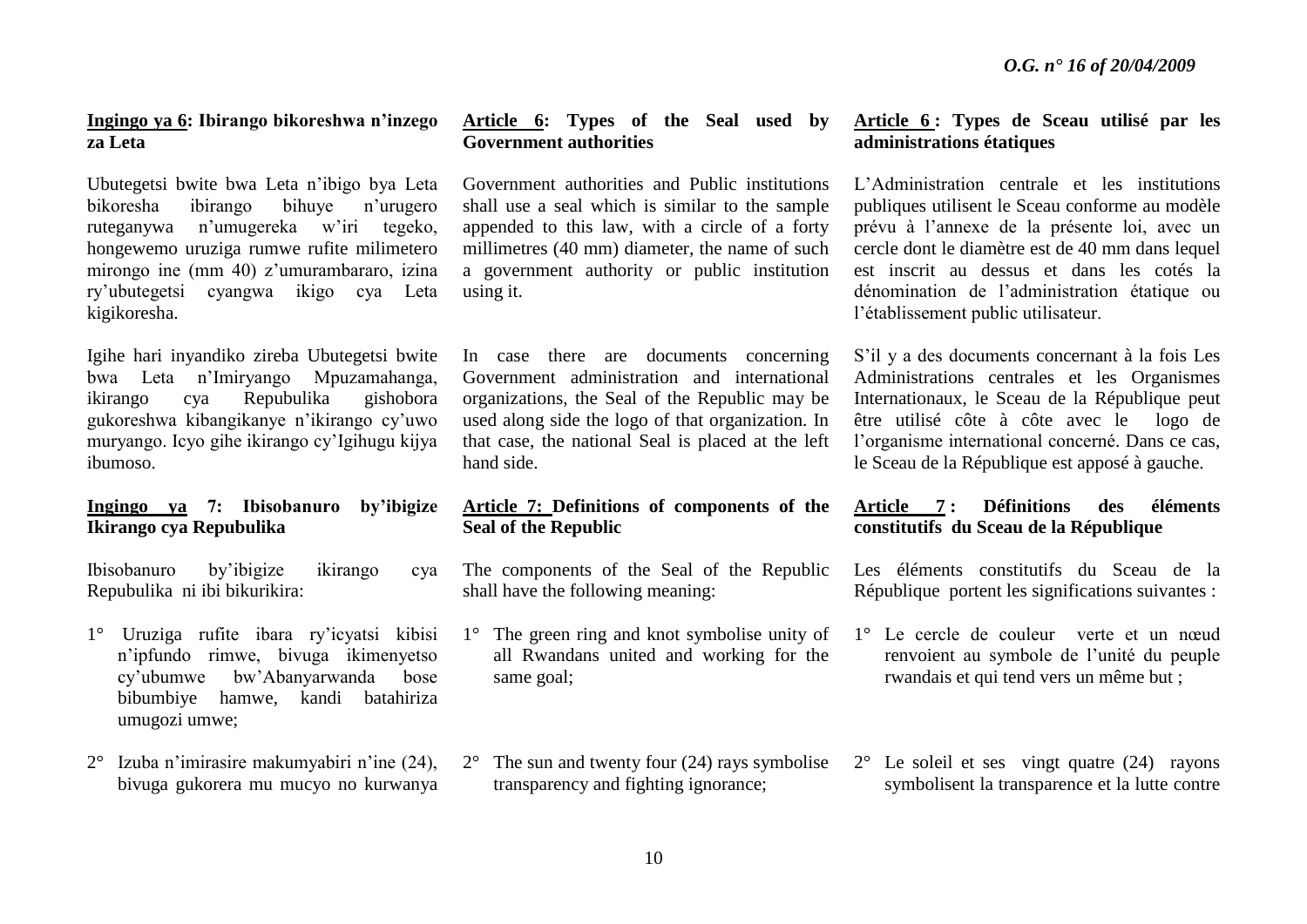**Ingingo ya 6: Ibirango bikoreshwa n'inzego za Leta**

Ubutegetsi bwite bwa Leta n'ibigo bya Leta bikoresha ibirango bihuye n'urugero ruteganywa n'umugereka w'iri tegeko, hongewemo uruziga rumwe rufite milimetero mirongo ine (mm 40) z'umurambararo, izina ry'ubutegetsi cyangwa ikigo cya Leta kigikoresha.

Igihe hari inyandiko zireba Ubutegetsi bwite bwa Leta n'Imiryango Mpuzamahanga, ikirango cya Repubulika gishobora gukoreshwa kibangikanye n'ikirango cy'uwo muryango. Icyo gihe ikirango cy'Igihugu kijya ibumoso.

**Ingingo ya 7: Ibisobanuro by'ibigize Ikirango cya Repubulika**

Ibisobanuro by'ibigize ikirango cya Repubulika ni ibi bikurikira:

1° Uruziga rufite ibara ry'icyatsi kibisi n'ipfundo rimwe, bivuga ikimenyetso cy'ubumwe bw'Abanyarwanda bose bibumbiye hamwe, kandi batahiriza umugozi umwe;

2° Izuba n'imirasire makumyabiri n'ine (24), bivuga gukorera mu mucyo no kurwanya

**Article 6: Types of the Seal used by Government authorities**

Government authorities and Public institutions shall use a seal which is similar to the sample appended to this law, with a circle of a forty millimetres (40 mm) diameter, the name of such a government authority or public institution using it.

In case there are documents concerning Government administration and international organizations, the Seal of the Republic may be used along side the logo of that organization. In that case, the national Seal is placed at the left hand side.

**Article 7: Definitions of components of the Seal of the Republic**

The components of the Seal of the Republic shall have the following meaning:

1° The green ring and knot symbolise unity of all Rwandans united and working for the same goal;

2° The sun and twenty four (24) rays symbolise transparency and fighting ignorance;

**Article 6 : Types de Sceau utilisé par les administrations étatiques**

L'Administration centrale et les institutions publiques utilisent le Sceau conforme au modèle prévu à l'annexe de la présente loi, avec un cercle dont le diamètre est de 40 mm dans lequel est inscrit au dessus et dans les cotés la dénomination de l'administration étatique ou l'établissement public utilisateur.

S'il y a des documents concernant à la fois Les Administrations centrales et les Organismes Internationaux, le Sceau de la République peut être utilisé côte à côte avec le logo de l'organisme international concerné. Dans ce cas, le Sceau de la République est apposé à gauche.

**Article 7 : Définitions des éléments constitutifs du Sceau de la République**

Les éléments constitutifs du Sceau de la République portent les significations suivantes :

1° Le cercle de couleur verte et un nœud renvoient au symbole de l'unité du peuple rwandais et qui tend vers un même but ;

2° Le soleil et ses vingt quatre (24) rayons symbolisent la transparence et la lutte contre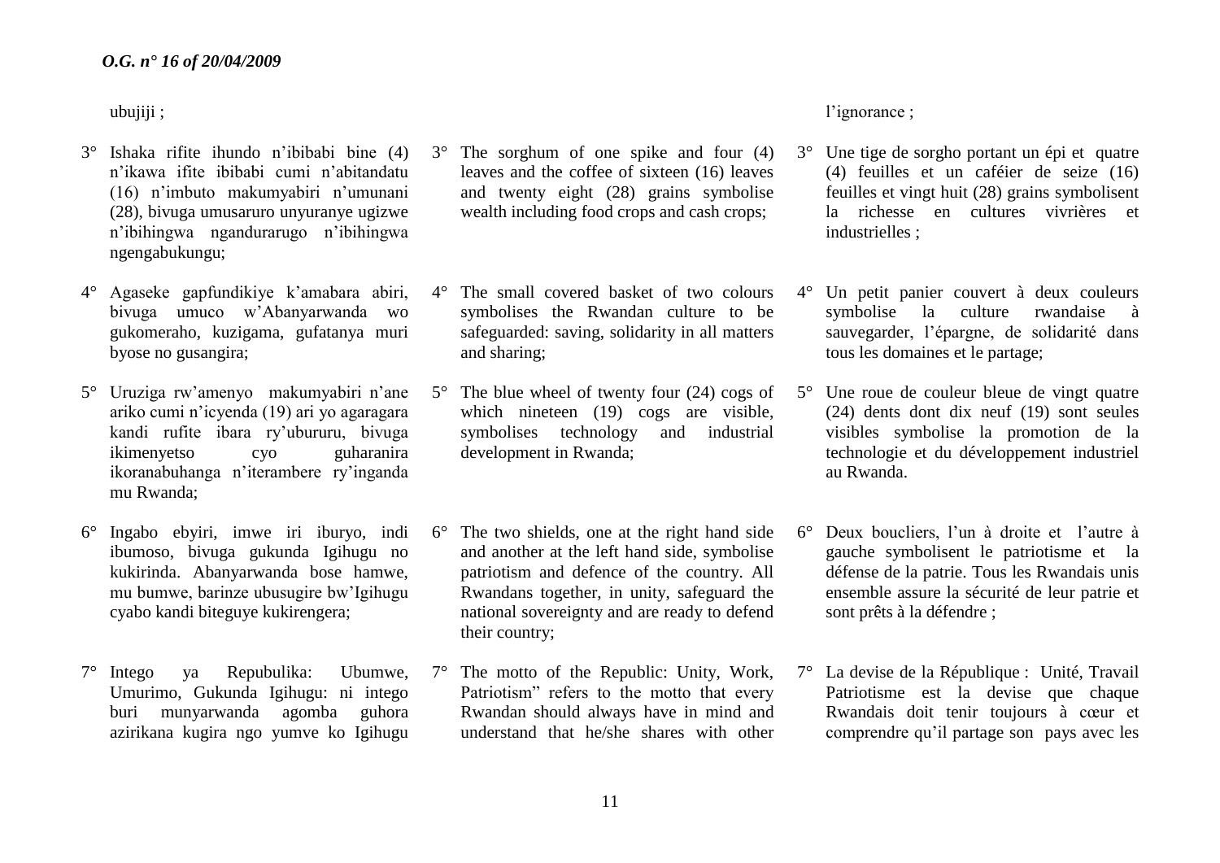ubujiji ;

3° Ishaka rifite ihundo n'ibibabi bine (4) n'ikawa ifite ibibabi cumi n'abitandatu (16) n'imbuto makumyabiri n'umunani (28), bivuga umusaruro unyuranye ugizwe n'ibihingwa ngandurarugo n'ibihingwa ngengabukungu;

4° Agaseke gapfundikiye k'amabara abiri, bivuga umuco w'Abanyarwanda wo gukomeraho, kuzigama, gufatanya muri byose no gusangira;

5° Uruziga rw'amenyo makumyabiri n'ane ariko cumi n'icyenda (19) ari yo agaragara kandi rufite ibara ry'ubururu, bivuga ikimenyetso cyo guharanira ikoranabuhanga n'iterambere ry'inganda mu Rwanda;

6° Ingabo ebyiri, imwe iri iburyo, indi ibumoso, bivuga gukunda Igihugu no kukirinda. Abanyarwanda bose hamwe, mu bumwe, barinze ubusugire bw'Igihugu cyabo kandi biteguye kukirengera;

7° Intego ya Repubulika: Ubumwe, Umurimo, Gukunda Igihugu: ni intego buri munyarwanda agomba guhora azirikana kugira ngo yumve ko Igihugu

3° The sorghum of one spike and four (4) leaves and the coffee of sixteen (16) leaves and twenty eight (28) grains symbolise wealth including food crops and cash crops;

4° The small covered basket of two colours symbolises the Rwandan culture to be safeguarded: saving, solidarity in all matters and sharing;

5° The blue wheel of twenty four (24) cogs of which nineteen (19) cogs are visible, symbolises technology and industrial development in Rwanda;

6° The two shields, one at the right hand side and another at the left hand side, symbolise patriotism and defence of the country. All Rwandans together, in unity, safeguard the national sovereignty and are ready to defend their country;

7° The motto of the Republic: Unity, Work, Patriotism" refers to the motto that every Rwandan should always have in mind and understand that he/she shares with other

l'ignorance ;

3° Une tige de sorgho portant un épi et quatre (4) feuilles et un caféier de seize (16) feuilles et vingt huit (28) grains symbolisent la richesse en cultures vivrières et industrielles ;

4° Un petit panier couvert à deux couleurs symbolise la culture rwandaise à sauvegarder, l'épargne, de solidarité dans tous les domaines et le partage;

5° Une roue de couleur bleue de vingt quatre (24) dents dont dix neuf (19) sont seules visibles symbolise la promotion de la technologie et du développement industriel au Rwanda.

6° Deux boucliers, l'un à droite et l'autre à gauche symbolisent le patriotisme et la défense de la patrie. Tous les Rwandais unis ensemble assure la sécurité de leur patrie et sont prêts à la défendre ;

7° La devise de la République : Unité, Travail Patriotisme est la devise que chaque Rwandais doit tenir toujours à cœur et comprendre qu'il partage son pays avec les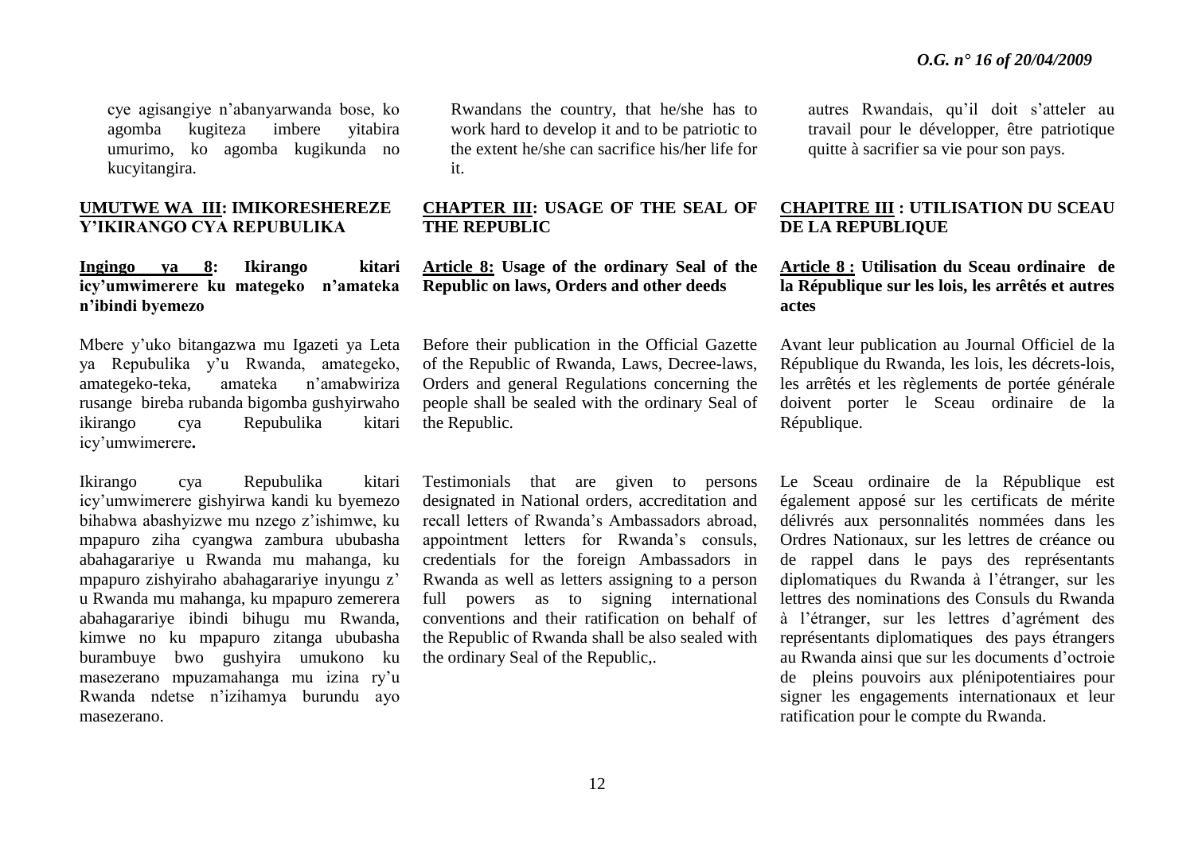cye agisangiye n'abanyarwanda bose, ko agomba kugiteza imbere yitabira umurimo, ko agomba kugikunda no kucyitangira.

Rwandans the country, that he/she has to work hard to develop it and to be patriotic to the extent he/she can sacrifice his/her life for it.

autres Rwandais, qu'il doit s'atteler au travail pour le développer, être patriotique quitte à sacrifier sa vie pour son pays.

## UMUTWE WA III: IMIKORESHEREZE Y'IKIRANGO CYA REPUBULIKA

## CHAPTER III: USAGE OF THE SEAL OF THE REPUBLIC

## CHAPITRE III : UTILISATION DU SCEAU DE LA REPUBLIQUE

### Ingingo ya 8: Ikirango kitari icy'umwimerere ku mategeko n'amateka n'ibindi byemezo

### Article 8: Usage of the ordinary Seal of the Republic on laws, Orders and other deeds

### Article 8 : Utilisation du Sceau ordinaire de la République sur les lois, les arrêtés et autres actes

Mbere y'uko bitangazwa mu Igazeti ya Leta ya Repubulika y'u Rwanda, amategeko, amategeko-teka, amateka n'amabwiriza rusange bireba rubanda bigomba gushyirwaho ikirango cya Repubulika kitari icy'umwimerere**.**

Before their publication in the Official Gazette of the Republic of Rwanda, Laws, Decree-laws, Orders and general Regulations concerning the people shall be sealed with the ordinary Seal of the Republic.

Avant leur publication au Journal Officiel de la République du Rwanda, les lois, les décrets-lois, les arrêtés et les règlements de portée générale doivent porter le Sceau ordinaire de la République.

Ikirango cya Repubulika kitari icy'umwimerere gishyirwa kandi ku byemezo bihabwa abashyizwe mu nzego z'ishimwe, ku mpapuro ziha cyangwa zambura ububasha abahagarariye u Rwanda mu mahanga, ku mpapuro zishyiraho abahagarariye inyungu z' u Rwanda mu mahanga, ku mpapuro zemerera abahagarariye ibindi bihugu mu Rwanda, kimwe no ku mpapuro zitanga ububasha burambuye bwo gushyira umukono ku masezerano mpuzamahanga mu izina ry'u Rwanda ndetse n'izihamya burundu ayo masezerano.

Testimonials that are given to persons designated in National orders, accreditation and recall letters of Rwanda's Ambassadors abroad, appointment letters for Rwanda's consuls, credentials for the foreign Ambassadors in Rwanda as well as letters assigning to a person full powers as to signing international conventions and their ratification on behalf of the Republic of Rwanda shall be also sealed with the ordinary Seal of the Republic,.

Le Sceau ordinaire de la République est également apposé sur les certificats de mérite délivrés aux personnalités nommées dans les Ordres Nationaux, sur les lettres de créance ou de rappel dans le pays des représentants diplomatiques du Rwanda à l'étranger, sur les lettres des nominations des Consuls du Rwanda à l'étranger, sur les lettres d'agrément des représentants diplomatiques des pays étrangers au Rwanda ainsi que sur les documents d'octroie de pleins pouvoirs aux plénipotentiaires pour signer les engagements internationaux et leur ratification pour le compte du Rwanda.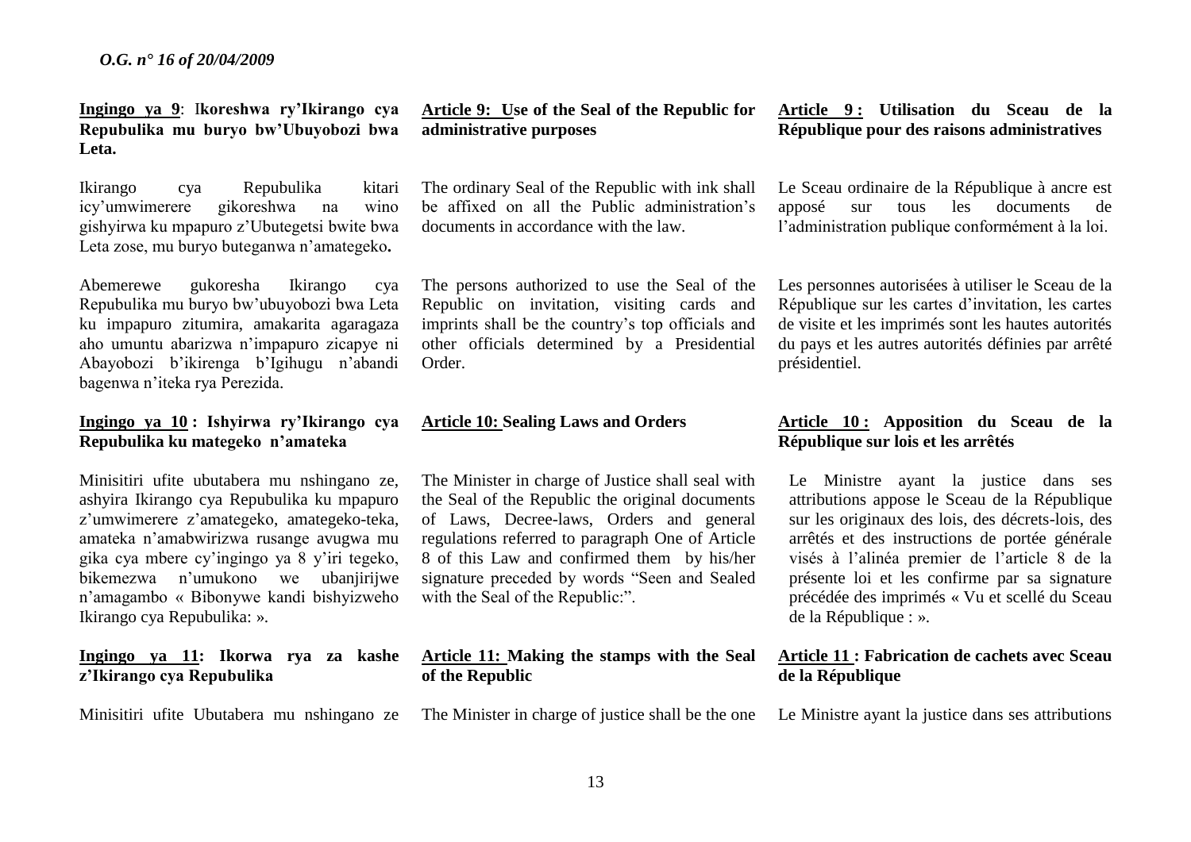**Ingingo ya 9**: I**koreshwa ry'Ikirango cya Repubulika mu buryo bw'Ubuyobozi bwa Leta.**

Ikirango cya Repubulika kitari icy'umwimerere gikoreshwa na wino gishyirwa ku mpapuro z'Ubutegetsi bwite bwa Leta zose, mu buryo buteganwa n'amategeko**.**

Abemerewe gukoresha Ikirango cya Repubulika mu buryo bw'ubuyobozi bwa Leta ku impapuro zitumira, amakarita agaragaza aho umuntu abarizwa n'impapuro zicapye ni Abayobozi b'ikirenga b'Igihugu n'abandi bagenwa n'iteka rya Perezida.

**Ingingo ya 10 : Ishyirwa ry'Ikirango cya Repubulika ku mategeko n'amateka**

Minisitiri ufite ubutabera mu nshingano ze, ashyira Ikirango cya Repubulika ku mpapuro z'umwimerere z'amategeko, amategeko-teka, amateka n'amabwirizwa rusange avugwa mu gika cya mbere cy'ingingo ya 8 y'iri tegeko, bikemezwa n'umukono we ubanjirijwe n'amagambo « Bibonywe kandi bishyizweho Ikirango cya Repubulika: ».

**Ingingo ya 11: Ikorwa rya za kashe z'Ikirango cya Repubulika**

Minisitiri ufite Ubutabera mu nshingano ze

**Article 9: Use of the Seal of the Republic for administrative purposes**

The ordinary Seal of the Republic with ink shall be affixed on all the Public administration's documents in accordance with the law.

The persons authorized to use the Seal of the Republic on invitation, visiting cards and imprints shall be the country's top officials and other officials determined by a Presidential Order.

**Article 10: Sealing Laws and Orders**

The Minister in charge of Justice shall seal with the Seal of the Republic the original documents of Laws, Decree-laws, Orders and general regulations referred to paragraph One of Article 8 of this Law and confirmed them by his/her signature preceded by words "Seen and Sealed with the Seal of the Republic:".

**Article 11: Making the stamps with the Seal of the Republic**

The Minister in charge of justice shall be the one

**Article 9 : Utilisation du Sceau de la République pour des raisons administratives**

Le Sceau ordinaire de la République à ancre est apposé sur tous les documents de l'administration publique conformément à la loi.

Les personnes autorisées à utiliser le Sceau de la République sur les cartes d'invitation, les cartes de visite et les imprimés sont les hautes autorités du pays et les autres autorités définies par arrêté présidentiel.

**Article 10 : Apposition du Sceau de la République sur lois et les arrêtés**

Le Ministre ayant la justice dans ses attributions appose le Sceau de la République sur les originaux des lois, des décrets-lois, des arrêtés et des instructions de portée générale visés à l'alinéa premier de l'article 8 de la présente loi et les confirme par sa signature précédée des imprimés « Vu et scellé du Sceau de la République : ».

**Article 11 : Fabrication de cachets avec Sceau de la République**

Le Ministre ayant la justice dans ses attributions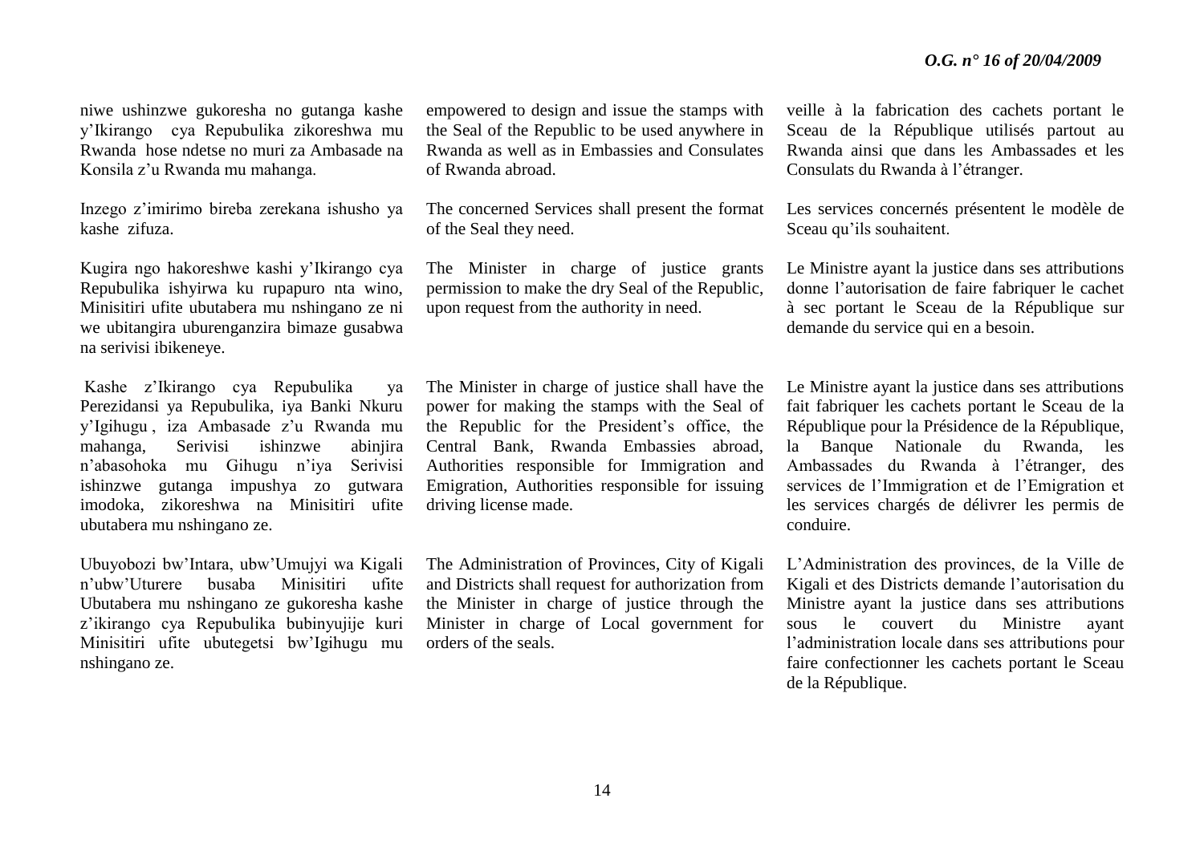niwe ushinzwe gukoresha no gutanga kashe y'Ikirango cya Repubulika zikoreshwa mu Rwanda hose ndetse no muri za Ambasade na Konsila z'u Rwanda mu mahanga.

Inzego z'imirimo bireba zerekana ishusho ya kashe zifuza.

Kugira ngo hakoreshwe kashi y'Ikirango cya Repubulika ishyirwa ku rupapuro nta wino, Minisitiri ufite ubutabera mu nshingano ze ni we ubitangira uburenganzira bimaze gusabwa na serivisi ibikeneye.

Kashe z'Ikirango cya Repubulika ya Perezidansi ya Repubulika, iya Banki Nkuru y'Igihugu , iza Ambasade z'u Rwanda mu mahanga, Serivisi ishinzwe abinjira n'abasohoka mu Gihugu n'iya Serivisi ishinzwe gutanga impushya zo gutwara imodoka, zikoreshwa na Minisitiri ufite ubutabera mu nshingano ze.

Ubuyobozi bw'Intara, ubw'Umujyi wa Kigali n'ubw'Uturere busaba Minisitiri ufite Ubutabera mu nshingano ze gukoresha kashe z'ikirango cya Repubulika bubinyujije kuri Minisitiri ufite ubutegetsi bw'Igihugu mu nshingano ze.

empowered to design and issue the stamps with the Seal of the Republic to be used anywhere in Rwanda as well as in Embassies and Consulates of Rwanda abroad.

The concerned Services shall present the format of the Seal they need.

The Minister in charge of justice grants permission to make the dry Seal of the Republic, upon request from the authority in need.

The Minister in charge of justice shall have the power for making the stamps with the Seal of the Republic for the President's office, the Central Bank, Rwanda Embassies abroad, Authorities responsible for Immigration and Emigration, Authorities responsible for issuing driving license made.

The Administration of Provinces, City of Kigali and Districts shall request for authorization from the Minister in charge of justice through the Minister in charge of Local government for orders of the seals.

veille à la fabrication des cachets portant le Sceau de la République utilisés partout au Rwanda ainsi que dans les Ambassades et les Consulats du Rwanda à l'étranger.

Les services concernés présentent le modèle de Sceau qu'ils souhaitent.

Le Ministre ayant la justice dans ses attributions donne l'autorisation de faire fabriquer le cachet à sec portant le Sceau de la République sur demande du service qui en a besoin.

Le Ministre ayant la justice dans ses attributions fait fabriquer les cachets portant le Sceau de la République pour la Présidence de la République, la Banque Nationale du Rwanda, les Ambassades du Rwanda à l'étranger, des services de l'Immigration et de l'Emigration et les services chargés de délivrer les permis de conduire.

L'Administration des provinces, de la Ville de Kigali et des Districts demande l'autorisation du Ministre ayant la justice dans ses attributions sous le couvert du Ministre ayant l'administration locale dans ses attributions pour faire confectionner les cachets portant le Sceau de la République.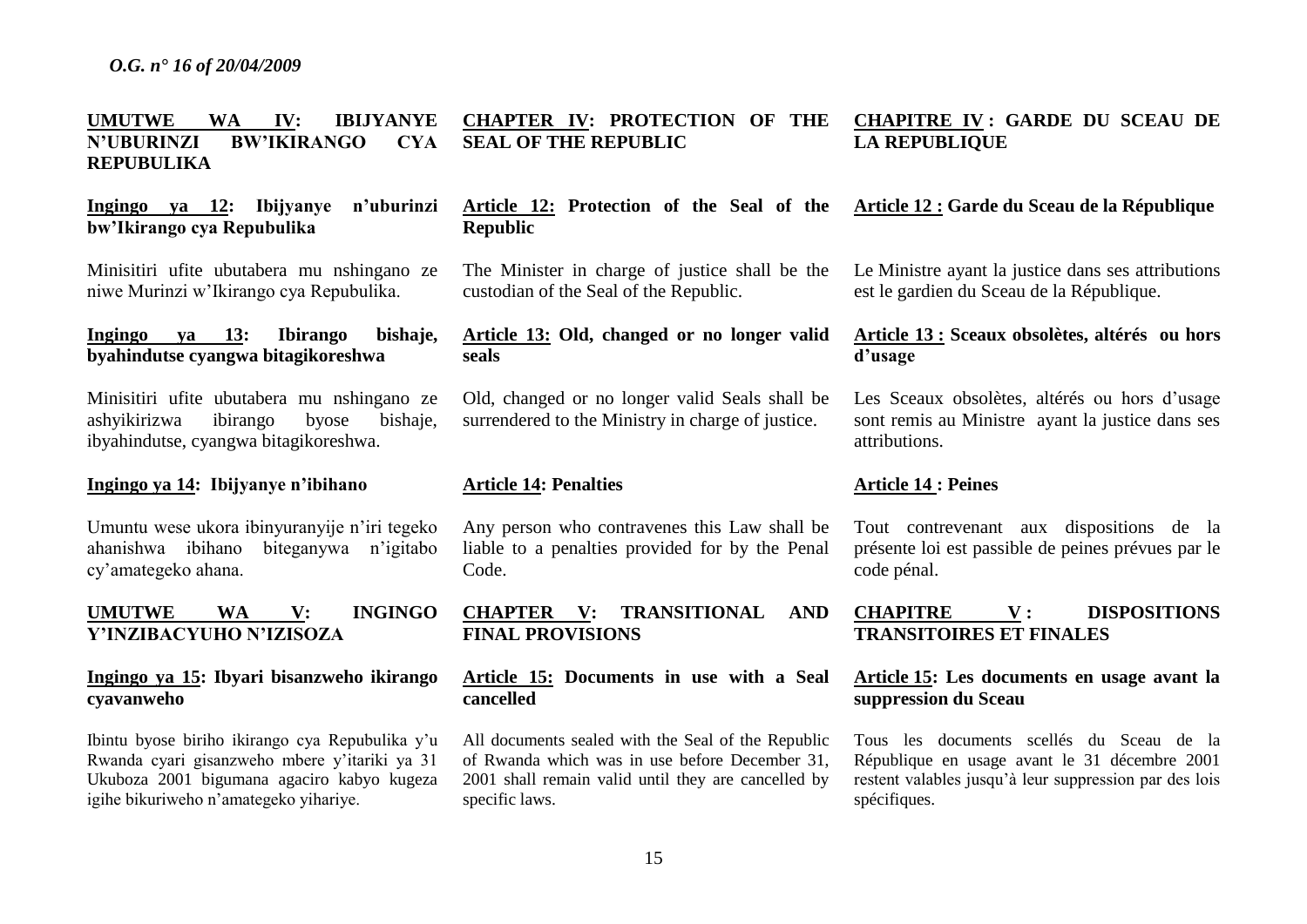**UMUTWE WA IV: IBIJYANYE N'UBURINZI BW'IKIRANGO CYA REPUBULIKA**

**Ingingo ya 12: Ibijyanye n'uburinzi bw'Ikirango cya Repubulika**

Minisitiri ufite ubutabera mu nshingano ze niwe Murinzi w'Ikirango cya Repubulika.

**Ingingo ya 13: Ibirango bishaje, byahindutse cyangwa bitagikoreshwa**

Minisitiri ufite ubutabera mu nshingano ze ashyikirizwa ibirango byose bishaje, ibyahindutse, cyangwa bitagikoreshwa.

**Ingingo ya 14: Ibijyanye n'ibihano**

Umuntu wese ukora ibinyuranyije n'iri tegeko ahanishwa ibihano biteganywa n'igitabo cy'amategeko ahana.

**UMUTWE WA V: INGINGO Y'INZIBACYUHO N'IZISOZA**

**Ingingo ya 15: Ibyari bisanzweho ikirango cyavanweho**

Ibintu byose biriho ikirango cya Repubulika y'u Rwanda cyari gisanzweho mbere y'itariki ya 31 Ukuboza 2001 bigumana agaciro kabyo kugeza igihe bikuriweho n'amategeko yihariye.

**CHAPTER IV: PROTECTION OF THE SEAL OF THE REPUBLIC**

**Article 12: Protection of the Seal of the Republic**

The Minister in charge of justice shall be the custodian of the Seal of the Republic.

**Article 13: Old, changed or no longer valid seals**

Old, changed or no longer valid Seals shall be surrendered to the Ministry in charge of justice.

**Article 14: Penalties**

Any person who contravenes this Law shall be liable to a penalties provided for by the Penal Code.

**CHAPTER V: TRANSITIONAL AND FINAL PROVISIONS**

**Article 15: Documents in use with a Seal cancelled**

All documents sealed with the Seal of the Republic of Rwanda which was in use before December 31, 2001 shall remain valid until they are cancelled by specific laws.

**CHAPITRE IV : GARDE DU SCEAU DE LA REPUBLIQUE**

**Article 12 : Garde du Sceau de la République**

Le Ministre ayant la justice dans ses attributions est le gardien du Sceau de la République.

**Article 13 : Sceaux obsolètes, altérés ou hors d'usage**

Les Sceaux obsolètes, altérés ou hors d'usage sont remis au Ministre ayant la justice dans ses attributions.

**Article 14 : Peines**

Tout contrevenant aux dispositions de la présente loi est passible de peines prévues par le code pénal.

**CHAPITRE V : DISPOSITIONS TRANSITOIRES ET FINALES**

**Article 15: Les documents en usage avant la suppression du Sceau**

Tous les documents scellés du Sceau de la République en usage avant le 31 décembre 2001 restent valables jusqu'à leur suppression par des lois spécifiques.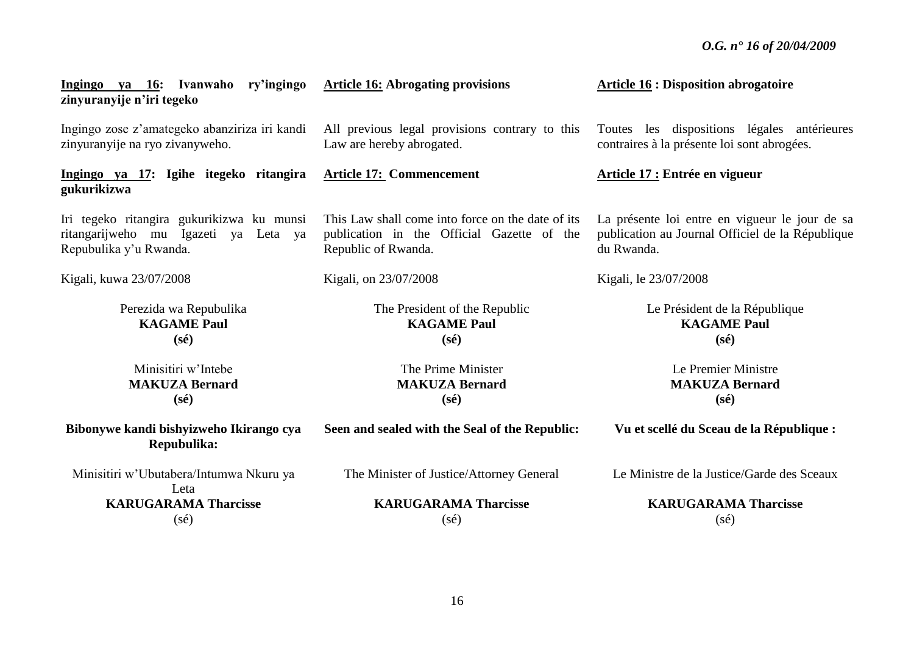**Ingingo ya 16: Ivanwaho ry'ingingo zinyuranyije n'iri tegeko**

Ingingo zose z'amategeko abanziriza iri kandi zinyuranyije na ryo zivanyweho.

**Ingingo ya 17: Igihe itegeko ritangira gukurikizwa**

Iri tegeko ritangira gukurikizwa ku munsi ritangarijweho mu Igazeti ya Leta ya Repubulika y'u Rwanda.

Kigali, kuwa 23/07/2008

Perezida wa Repubulika
**KAGAME Paul**
**(sé)**

Minisitiri w'Intebe
**MAKUZA Bernard**
**(sé)**

**Bibonywe kandi bishyizweho Ikirango cya Repubulika:**

Minisitiri w'Ubutabera/Intumwa Nkuru ya Leta
**KARUGARAMA Tharcisse**
(sé)

**Article 16: Abrogating provisions**

All previous legal provisions contrary to this Law are hereby abrogated.

**Article 17: Commencement**

This Law shall come into force on the date of its publication in the Official Gazette of the Republic of Rwanda.

Kigali, on 23/07/2008

The President of the Republic
**KAGAME Paul**
**(sé)**

The Prime Minister
**MAKUZA Bernard**
**(sé)**

**Seen and sealed with the Seal of the Republic:**

The Minister of Justice/Attorney General

**KARUGARAMA Tharcisse**
(sé)

**Article 16 : Disposition abrogatoire**

Toutes les dispositions légales antérieures contraires à la présente loi sont abrogées.

**Article 17 : Entrée en vigueur**

La présente loi entre en vigueur le jour de sa publication au Journal Officiel de la République du Rwanda.

Kigali, le 23/07/2008

Le Président de la République
**KAGAME Paul**
**(sé)**

Le Premier Ministre
**MAKUZA Bernard**
**(sé)**

**Vu et scellé du Sceau de la République :**

Le Ministre de la Justice/Garde des Sceaux

**KARUGARAMA Tharcisse**
(sé)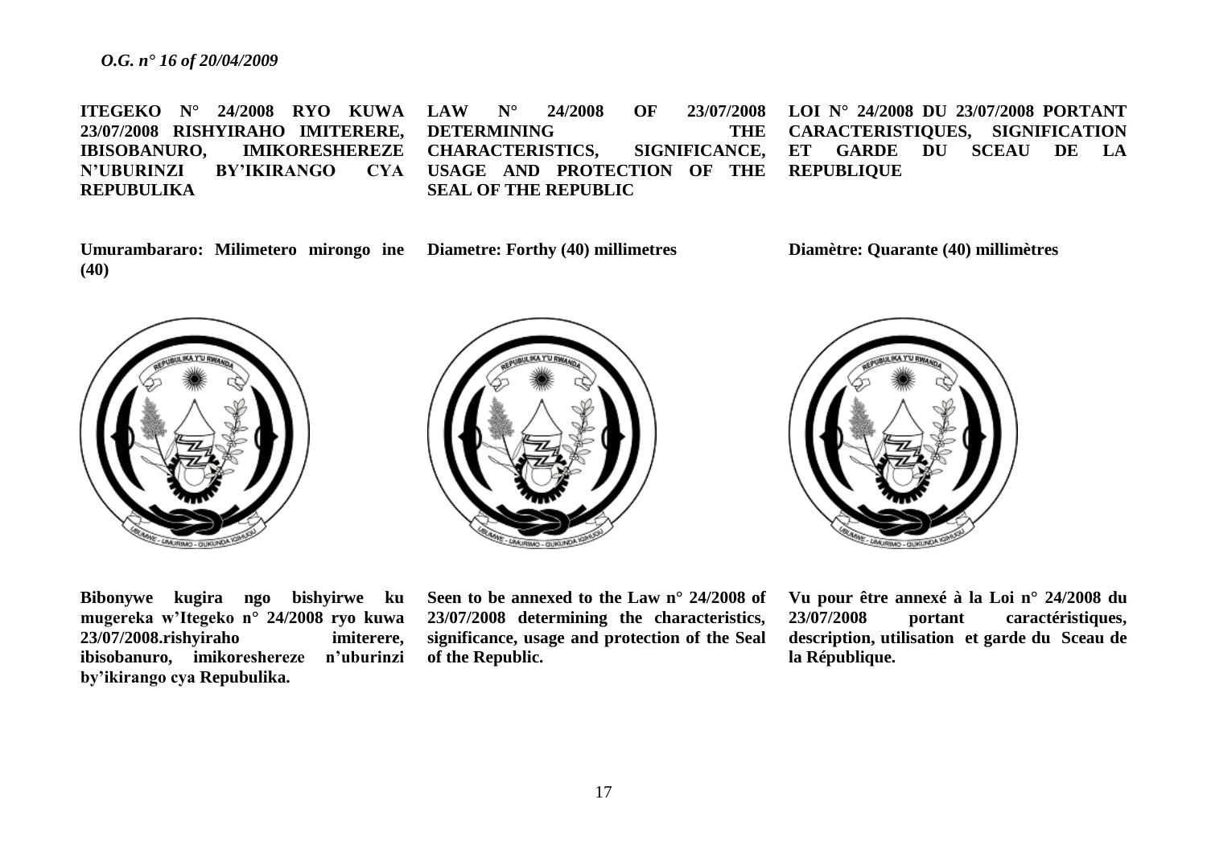**ITEGEKO N° 24/2008 RYO KUWA 23/07/2008 RISHYIRAHO IMITERERE, IBISOBANURO, IMIKORESHEREZE N'UBURINZI BY'IKIRANGO CYA REPUBULIKA**

**LAW N° 24/2008 OF 23/07/2008 DETERMINING THE CHARACTERISTICS, SIGNIFICANCE, USAGE AND PROTECTION OF THE SEAL OF THE REPUBLIC**

**LOI N° 24/2008 DU 23/07/2008 PORTANT CARACTERISTIQUES, SIGNIFICATION ET GARDE DU SCEAU DE LA REPUBLIQUE**

**Umurambararo: Milimetero mirongo ine (40)**

**Diametre: Forthy (40) millimetres**

**Diamètre: Quarante (40) millimètres**

**Bibonywe kugira ngo bishyirwe ku mugereka w'Itegeko n° 24/2008 ryo kuwa 23/07/2008.rishyiraho imiterere, ibisobanuro, imikoreshereze n'uburinzi by'ikirango cya Repubulika.**

**Seen to be annexed to the Law n° 24/2008 of 23/07/2008 determining the characteristics, significance, usage and protection of the Seal of the Republic.**

**Vu pour être annexé à la Loi n° 24/2008 du 23/07/2008 portant caractéristiques, description, utilisation et garde du Sceau de la République.**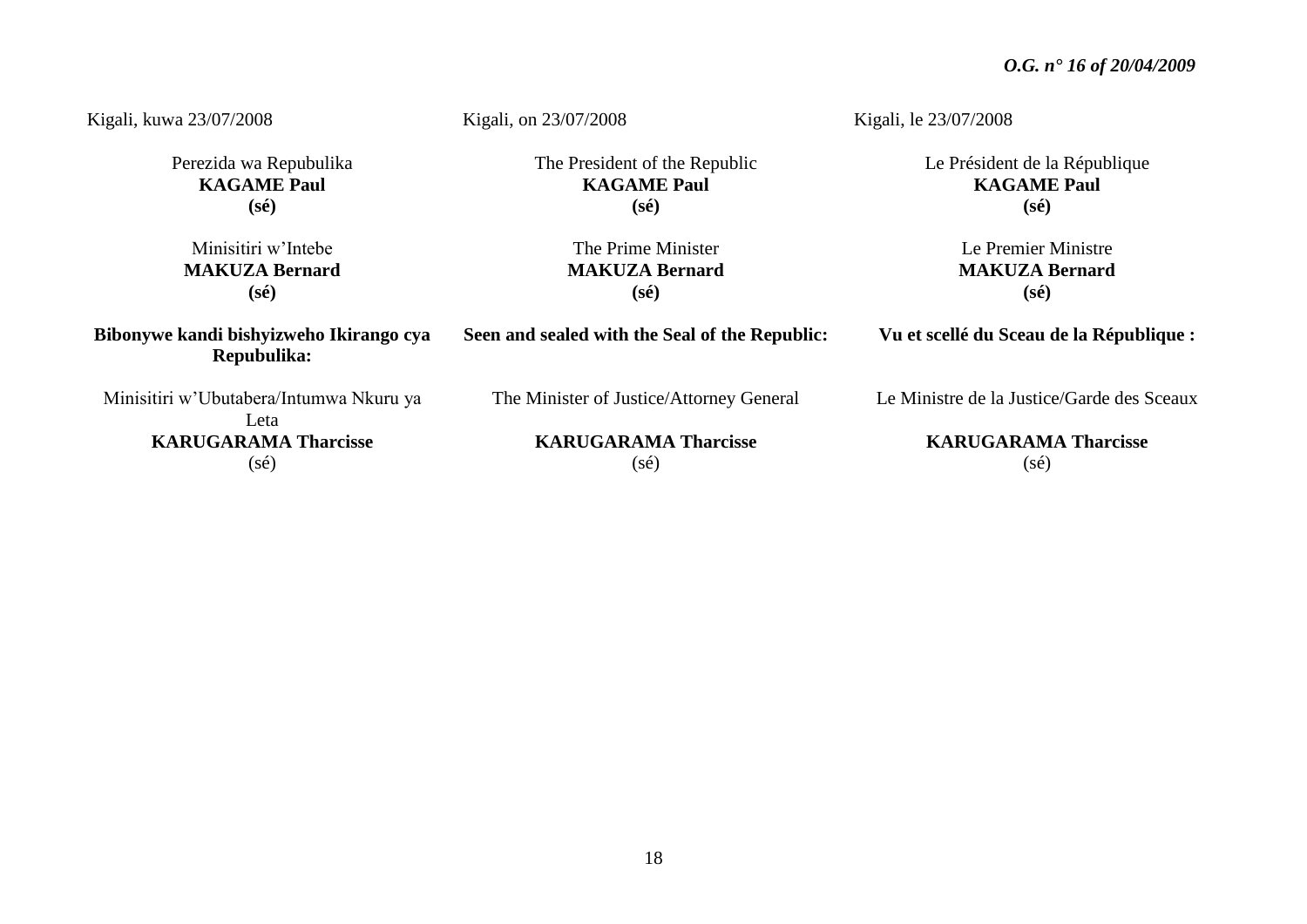Kigali, kuwa 23/07/2008

Perezida wa Repubulika
**KAGAME Paul**
**(sé)**

Minisitiri w'Intebe
**MAKUZA Bernard**
**(sé)**

**Bibonywe kandi bishyizweho Ikirango cya Repubulika:**

Minisitiri w'Ubutabera/Intumwa Nkuru ya Leta
**KARUGARAMA Tharcisse**
(sé)

Kigali, on 23/07/2008

The President of the Republic
**KAGAME Paul**
**(sé)**

The Prime Minister
**MAKUZA Bernard**
**(sé)**

**Seen and sealed with the Seal of the Republic:**

The Minister of Justice/Attorney General

**KARUGARAMA Tharcisse**
(sé)

Kigali, le 23/07/2008

Le Président de la République
**KAGAME Paul**
**(sé)**

Le Premier Ministre
**MAKUZA Bernard**
**(sé)**

**Vu et scellé du Sceau de la République :**

Le Ministre de la Justice/Garde des Sceaux

**KARUGARAMA Tharcisse**
(sé)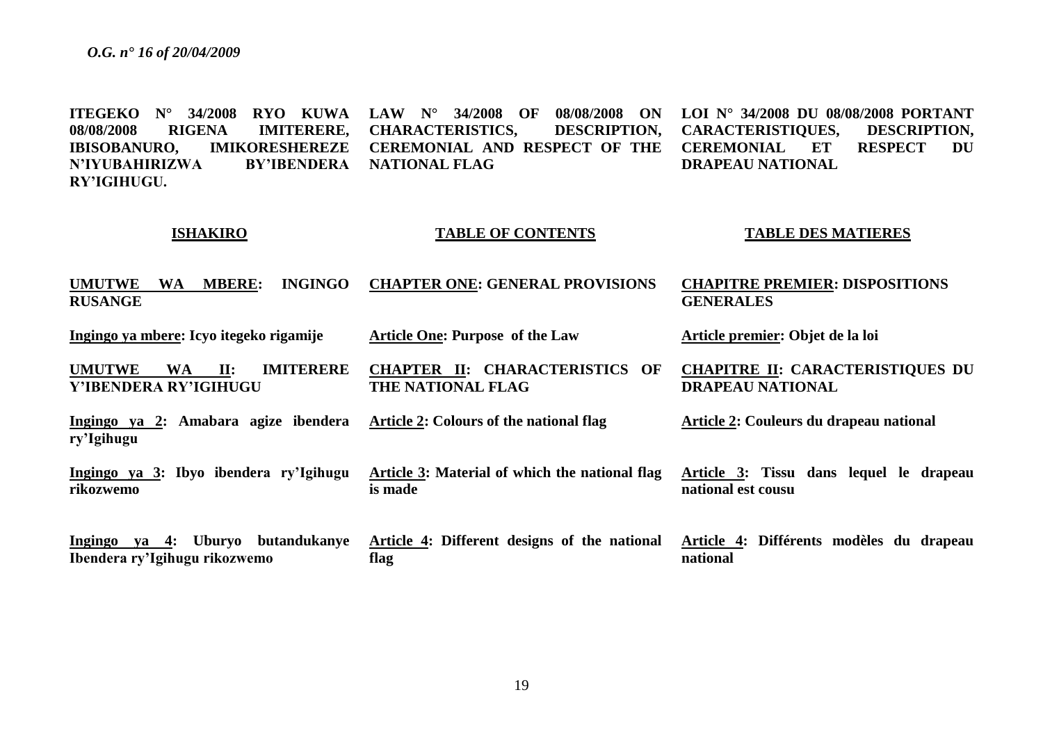**ITEGEKO N° 34/2008 RYO KUWA 08/08/2008 RIGENA IMITERERE, IBISOBANURO, IMIKORESHEREZE N'IYUBAHIRIZWA BY'IBENDERA RY'IGIHUGU.**

**LAW N° 34/2008 OF 08/08/2008 ON CHARACTERISTICS, DESCRIPTION, CEREMONIAL AND RESPECT OF THE NATIONAL FLAG**

**LOI N° 34/2008 DU 08/08/2008 PORTANT CARACTERISTIQUES, DESCRIPTION, CEREMONIAL ET RESPECT DU DRAPEAU NATIONAL**

| **ISHAKIRO** | **TABLE OF CONTENTS** | **TABLE DES MATIERES** |
|---|---|---|
| **UMUTWE WA MBERE: INGINGO RUSANGE** | **CHAPTER ONE: GENERAL PROVISIONS** | **CHAPITRE PREMIER: DISPOSITIONS GENERALES** |
| **Ingingo ya mbere: Icyo itegeko rigamije** | **Article One: Purpose of the Law** | **Article premier: Objet de la loi** |
| **UMUTWE WA II: IMITERERE Y'IBENDERA RY'IGIHUGU** | **CHAPTER II: CHARACTERISTICS OF THE NATIONAL FLAG** | **CHAPITRE II: CARACTERISTIQUES DU DRAPEAU NATIONAL** |
| **Ingingo ya 2: Amabara agize ibendera ry'Igihugu** | **Article 2: Colours of the national flag** | **Article 2: Couleurs du drapeau national** |
| **Ingingo ya 3: Ibyo ibendera ry'Igihugu rikozwemo** | **Article 3: Material of which the national flag is made** | **Article 3: Tissu dans lequel le drapeau national est cousu** |
| **Ingingo ya 4: Uburyo butandukanye Ibendera ry'Igihugu rikozwemo** | **Article 4: Different designs of the national flag** | **Article 4: Différents modèles du drapeau national** |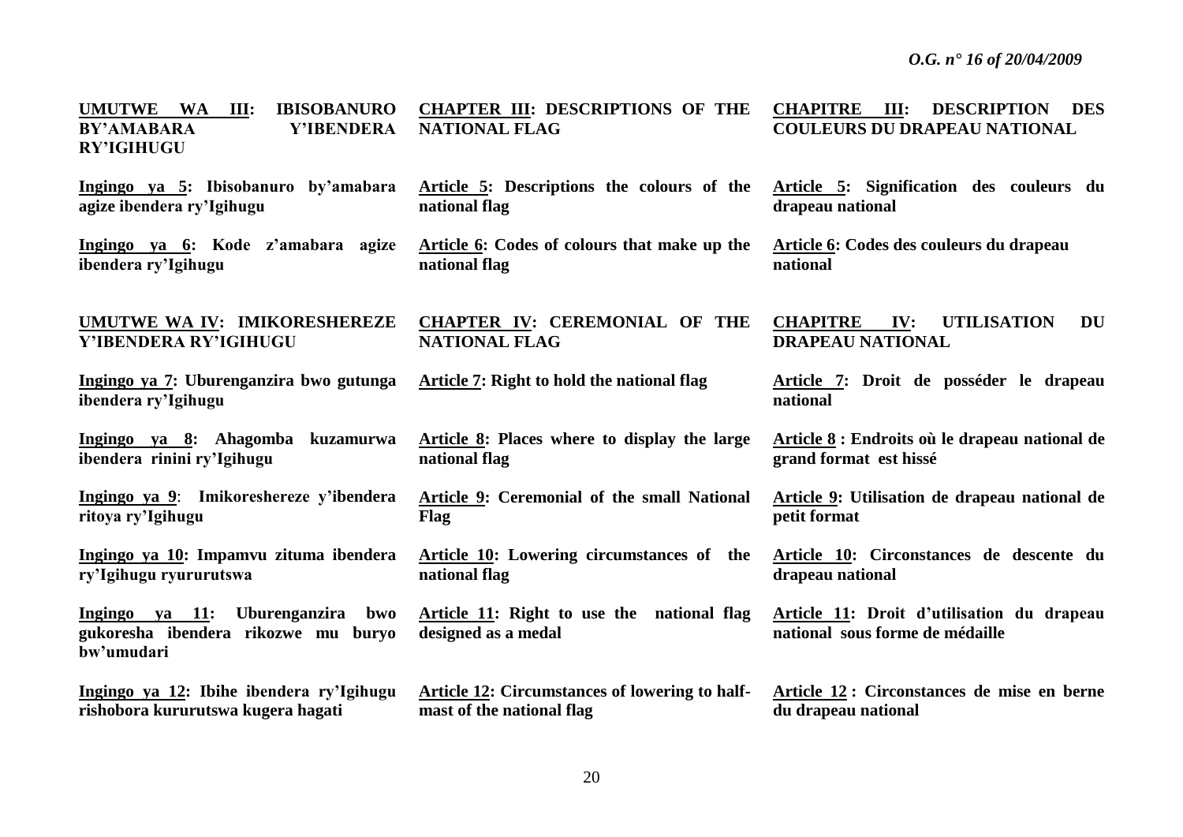**UMUTWE WA III: IBISOBANURO BY'AMABARA Y'IBENDERA RY'IGIHUGU**

**Ingingo ya 5: Ibisobanuro by'amabara agize ibendera ry'Igihugu**

**Ingingo ya 6: Kode z'amabara agize ibendera ry'Igihugu**

**UMUTWE WA IV: IMIKORESHEREZE Y'IBENDERA RY'IGIHUGU**

**Ingingo ya 7: Uburenganzira bwo gutunga ibendera ry'Igihugu**

**Ingingo ya 8: Ahagomba kuzamurwa ibendera rinini ry'Igihugu**

**Ingingo ya 9: Imikoreshereze y'ibendera ritoya ry'Igihugu**

**Ingingo ya 10: Impamvu zituma ibendera ry'Igihugu ryururutswa**

**Ingingo ya 11: Uburenganzira bwo gukoresha ibendera rikozwe mu buryo bw'umudari**

**Ingingo ya 12: Ibihe ibendera ry'Igihugu rishobora kururutswa kugera hagati**

**CHAPTER III: DESCRIPTIONS OF THE NATIONAL FLAG**

**Article 5: Descriptions the colours of the national flag**

**Article 6: Codes of colours that make up the national flag**

**CHAPTER IV: CEREMONIAL OF THE NATIONAL FLAG**

**Article 7: Right to hold the national flag**

**Article 8: Places where to display the large national flag**

**Article 9: Ceremonial of the small National Flag**

**Article 10: Lowering circumstances of the national flag**

**Article 11: Right to use the national flag designed as a medal**

**Article 12: Circumstances of lowering to half-mast of the national flag**

**CHAPITRE III: DESCRIPTION DES COULEURS DU DRAPEAU NATIONAL**

**Article 5: Signification des couleurs du drapeau national**

**Article 6: Codes des couleurs du drapeau national**

**CHAPITRE IV: UTILISATION DU DRAPEAU NATIONAL**

**Article 7: Droit de posséder le drapeau national**

**Article 8 : Endroits où le drapeau national de grand format est hissé**

**Article 9: Utilisation de drapeau national de petit format**

**Article 10: Circonstances de descente du drapeau national**

**Article 11: Droit d'utilisation du drapeau national sous forme de médaille**

**Article 12 : Circonstances de mise en berne du drapeau national**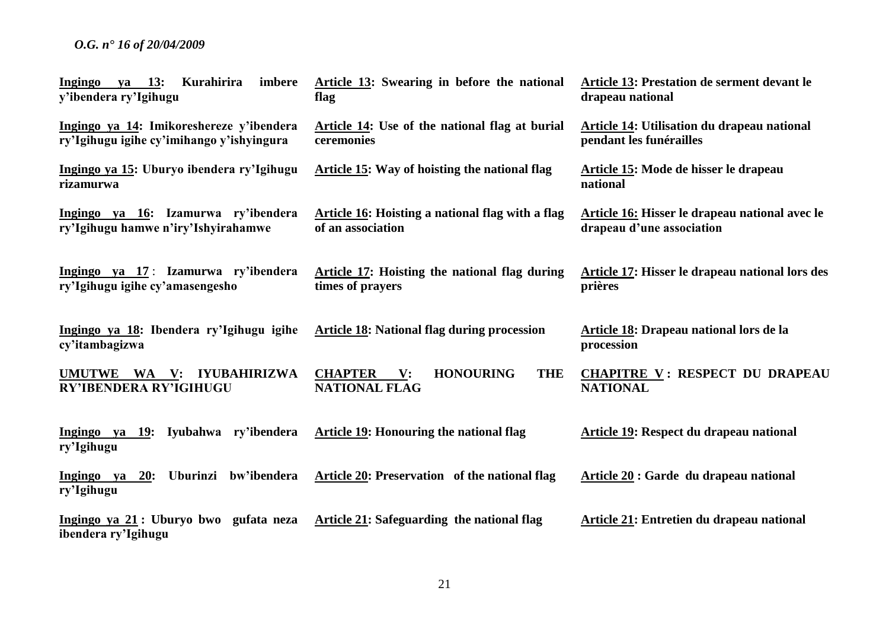**Ingingo ya 13: Kurahirira imbere y'ibendera ry'Igihugu**

**Ingingo ya 14: Imikoreshereze y'ibendera ry'Igihugu igihe cy'imihango y'ishyingura**

**Ingingo ya 15: Uburyo ibendera ry'Igihugu rizamurwa**

**Ingingo ya 16: Izamurwa ry'ibendera ry'Igihugu hamwe n'iry'Ishyirahamwe**

**Ingingo ya 17 : Izamurwa ry'ibendera ry'Igihugu igihe cy'amasengesho**

**Ingingo ya 18: Ibendera ry'Igihugu igihe cy'itambagizwa**

**UMUTWE WA V: IYUBAHIRIZWA RY'IBENDERA RY'IGIHUGU**

**Ingingo ya 19: Iyubahwa ry'ibendera ry'Igihugu**

**Ingingo ya 20: Uburinzi bw'ibendera ry'Igihugu**

**Ingingo ya 21 : Uburyo bwo gufata neza ibendera ry'Igihugu**

**Article 13: Swearing in before the national flag**

**Article 14: Use of the national flag at burial ceremonies**

**Article 15: Way of hoisting the national flag**

**Article 16: Hoisting a national flag with a flag of an association**

**Article 17: Hoisting the national flag during times of prayers**

**Article 18: National flag during procession**

**CHAPTER V: HONOURING THE NATIONAL FLAG**

**Article 19: Honouring the national flag**

**Article 20: Preservation of the national flag**

**Article 21: Safeguarding the national flag**

**Article 13: Prestation de serment devant le drapeau national**

**Article 14: Utilisation du drapeau national pendant les funérailles**

**Article 15: Mode de hisser le drapeau national**

**Article 16: Hisser le drapeau national avec le drapeau d'une association**

**Article 17: Hisser le drapeau national lors des prières**

**Article 18: Drapeau national lors de la procession**

**CHAPITRE V : RESPECT DU DRAPEAU NATIONAL**

**Article 19: Respect du drapeau national**

**Article 20 : Garde du drapeau national**

**Article 21: Entretien du drapeau national**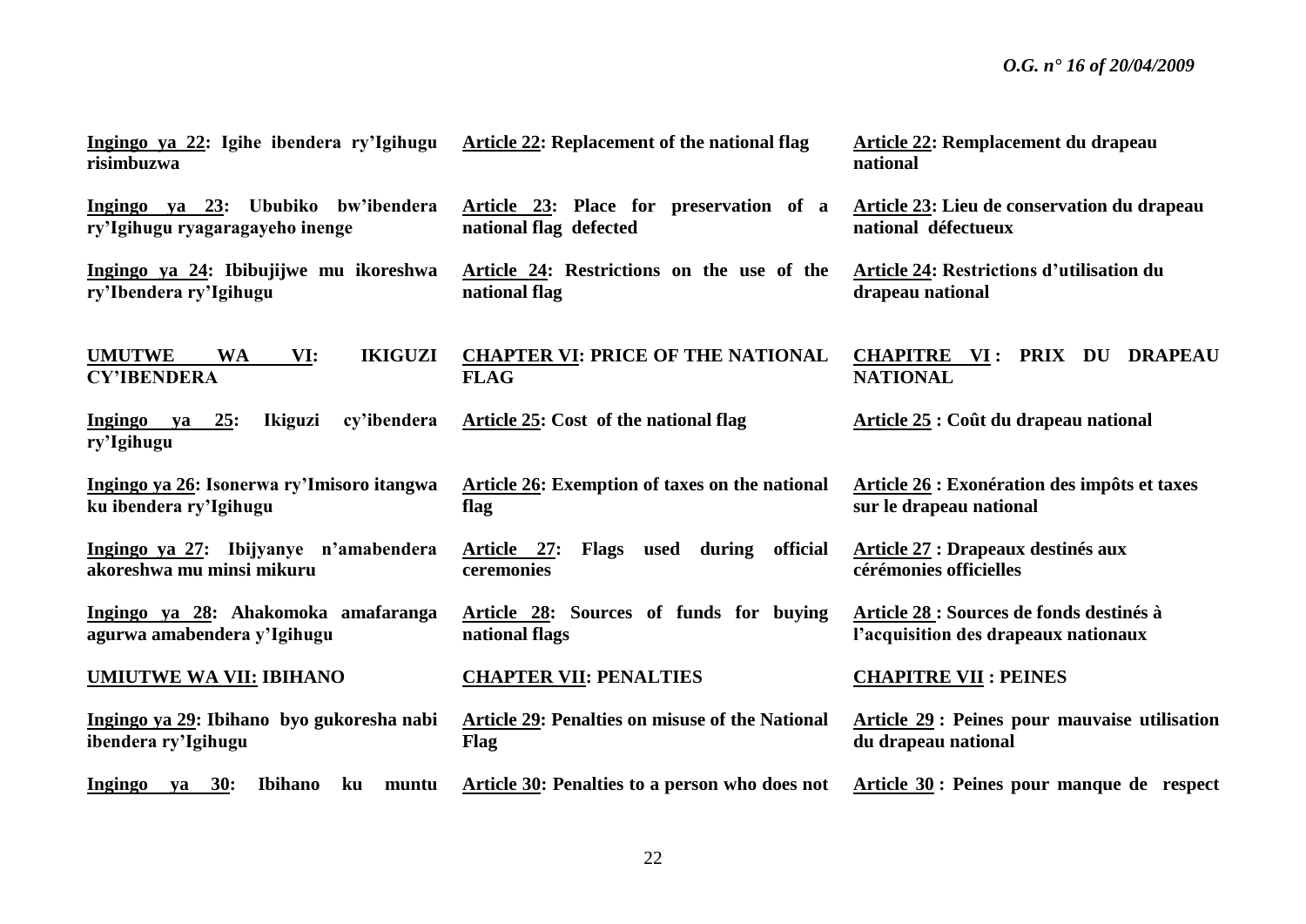**Ingingo ya 22: Igihe ibendera ry'Igihugu risimbuzwa**

**Ingingo ya 23: Ububiko bw'ibendera ry'Igihugu ryagaragayeho inenge**

**Ingingo ya 24: Ibibujijwe mu ikoreshwa ry'Ibendera ry'Igihugu**

**UMUTWE WA VI: IKIGUZI CY'IBENDERA**

**Ingingo ya 25: Ikiguzi cy'ibendera ry'Igihugu**

**Ingingo ya 26: Isonerwa ry'Imisoro itangwa ku ibendera ry'Igihugu**

**Ingingo ya 27: Ibijyanye n'amabendera akoreshwa mu minsi mikuru**

**Ingingo ya 28: Ahakomoka amafaranga agurwa amabendera y'Igihugu**

**UMIUTWE WA VII: IBIHANO**

**Ingingo ya 29: Ibihano byo gukoresha nabi ibendera ry'Igihugu**

**Ingingo ya 30: Ibihano ku muntu**

**Article 22: Replacement of the national flag**

**Article 23: Place for preservation of a national flag defected**

**Article 24: Restrictions on the use of the national flag**

**CHAPTER VI: PRICE OF THE NATIONAL FLAG**

**Article 25: Cost of the national flag**

**Article 26: Exemption of taxes on the national flag**

**Article 27: Flags used during official ceremonies**

**Article 28: Sources of funds for buying national flags**

**CHAPTER VII: PENALTIES**

**Article 29: Penalties on misuse of the National Flag**

**Article 30: Penalties to a person who does not**

**Article 22: Remplacement du drapeau national**

**Article 23: Lieu de conservation du drapeau national défectueux**

**Article 24: Restrictions d'utilisation du drapeau national**

**CHAPITRE VI : PRIX DU DRAPEAU NATIONAL**

**Article 25 : Coût du drapeau national**

**Article 26 : Exonération des impôts et taxes sur le drapeau national**

**Article 27 : Drapeaux destinés aux cérémonies officielles**

**Article 28 : Sources de fonds destinés à l'acquisition des drapeaux nationaux**

**CHAPITRE VII : PEINES**

**Article 29 : Peines pour mauvaise utilisation du drapeau national**

**Article 30 : Peines pour manque de respect**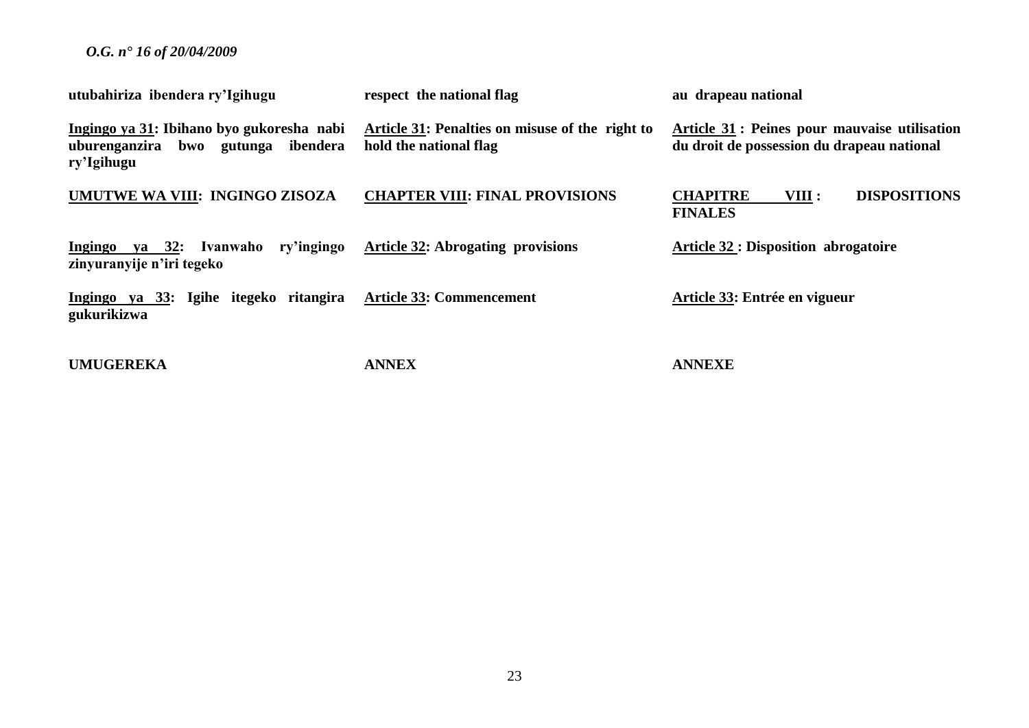**utubahiriza ibendera ry'Igihugu**

**Ingingo ya 31: Ibihano byo gukoresha nabi uburenganzira bwo gutunga ibendera ry'Igihugu**

**UMUTWE WA VIII: INGINGO ZISOZA**

**Ingingo ya 32: Ivanwaho ry'ingingo zinyuranyije n'iri tegeko**

**Ingingo ya 33: Igihe itegeko ritangira gukurikizwa**

**UMUGEREKA**

**respect the national flag**

**Article 31: Penalties on misuse of the right to hold the national flag**

**CHAPTER VIII: FINAL PROVISIONS**

**Article 32: Abrogating provisions**

**Article 33: Commencement**

**ANNEX**

**au drapeau national**

**Article 31 : Peines pour mauvaise utilisation du droit de possession du drapeau national**

**CHAPITRE VIII : DISPOSITIONS FINALES**

**Article 32 : Disposition abrogatoire**

**Article 33: Entrée en vigueur**

**ANNEXE**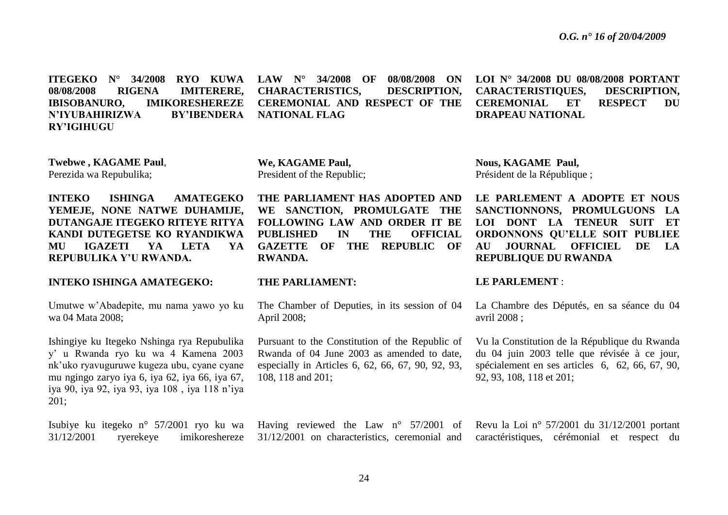**ITEGEKO N° 34/2008 RYO KUWA 08/08/2008 RIGENA IMITERERE, IBISOBANURO, IMIKORESHEREZE N'IYUBAHIRIZWA BY'IBENDERA RY'IGIHUGU**

**Twebwe , KAGAME Paul**,
Perezida wa Repubulika;

**INTEKO ISHINGA AMATEGEKO YEMEJE, NONE NATWE DUHAMIJE, DUTANGAJE ITEGEKO RITEYE RITYA KANDI DUTEGETSE KO RYANDIKWA MU IGAZETI YA LETA YA REPUBULIKA Y'U RWANDA.**

**INTEKO ISHINGA AMATEGEKO:**

Umutwe w'Abadepite, mu nama yawo yo ku wa 04 Mata 2008;

Ishingiye ku Itegeko Nshinga rya Repubulika y' u Rwanda ryo ku wa 4 Kamena 2003 nk'uko ryavuguruwe kugeza ubu, cyane cyane mu ngingo zaryo iya 6, iya 62, iya 66, iya 67, iya 90, iya 92, iya 93, iya 108 , iya 118 n'iya 201;

Isubiye ku itegeko n° 57/2001 ryo ku wa 31/12/2001 ryerekeye imikoreshereze

**LAW N° 34/2008 OF 08/08/2008 ON CHARACTERISTICS, DESCRIPTION, CEREMONIAL AND RESPECT OF THE NATIONAL FLAG**

**We, KAGAME Paul,**
President of the Republic;

**THE PARLIAMENT HAS ADOPTED AND WE SANCTION, PROMULGATE THE FOLLOWING LAW AND ORDER IT BE PUBLISHED IN THE OFFICIAL GAZETTE OF THE REPUBLIC OF RWANDA.**

**THE PARLIAMENT:**

The Chamber of Deputies, in its session of 04 April 2008;

Pursuant to the Constitution of the Republic of Rwanda of 04 June 2003 as amended to date, especially in Articles 6, 62, 66, 67, 90, 92, 93, 108, 118 and 201;

Having reviewed the Law n° 57/2001 of 31/12/2001 on characteristics, ceremonial and

**LOI N° 34/2008 DU 08/08/2008 PORTANT CARACTERISTIQUES, DESCRIPTION, CEREMONIAL ET RESPECT DU DRAPEAU NATIONAL**

**Nous, KAGAME Paul,**
Président de la République ;

**LE PARLEMENT A ADOPTE ET NOUS SANCTIONNONS, PROMULGUONS LA LOI DONT LA TENEUR SUIT ET ORDONNONS QU'ELLE SOIT PUBLIEE AU JOURNAL OFFICIEL DE LA REPUBLIQUE DU RWANDA**

**LE PARLEMENT** :

La Chambre des Députés, en sa séance du 04 avril 2008 ;

Vu la Constitution de la République du Rwanda du 04 juin 2003 telle que révisée à ce jour, spécialement en ses articles 6, 62, 66, 67, 90, 92, 93, 108, 118 et 201;

Revu la Loi n° 57/2001 du 31/12/2001 portant caractéristiques, cérémonial et respect du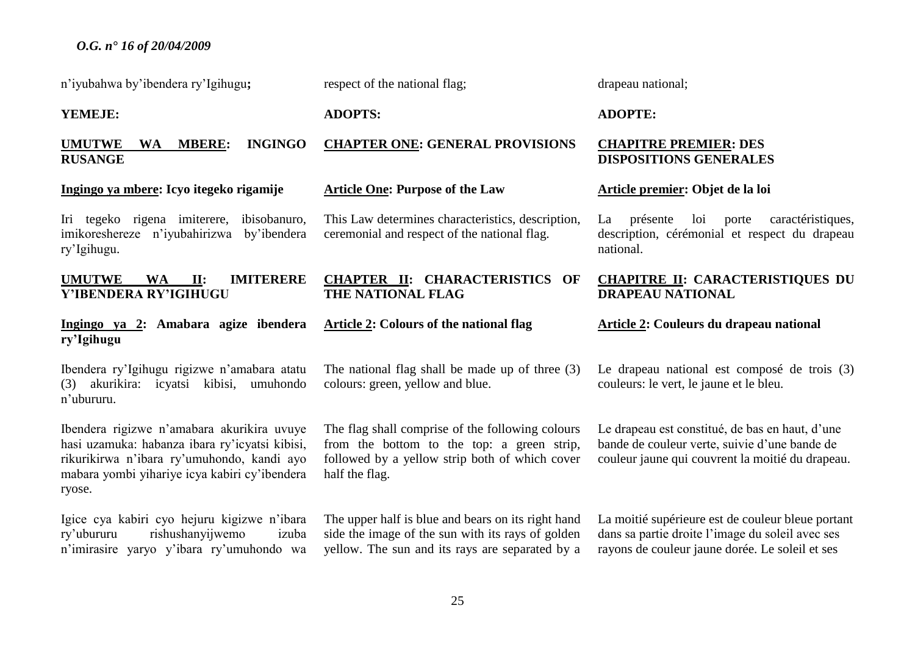n'iyubahwa by'ibendera ry'Igihugu**;**

**YEMEJE:**

**UMUTWE WA MBERE: INGINGO RUSANGE**

**Ingingo ya mbere: Icyo itegeko rigamije**

Iri tegeko rigena imiterere, ibisobanuro, imikoreshereze n'iyubahirizwa by'ibendera ry'Igihugu.

**UMUTWE WA II: IMITERERE Y'IBENDERA RY'IGIHUGU**

**Ingingo ya 2: Amabara agize ibendera ry'Igihugu**

Ibendera ry'Igihugu rigizwe n'amabara atatu (3) akurikira: icyatsi kibisi, umuhondo n'ubururu.

Ibendera rigizwe n'amabara akurikira uvuye hasi uzamuka: habanza ibara ry'icyatsi kibisi, rikurikirwa n'ibara ry'umuhondo, kandi ayo mabara yombi yihariye icya kabiri cy'ibendera ryose.

Igice cya kabiri cyo hejuru kigizwe n'ibara ry'ubururu rishushanyijwemo izuba n'imirasire yaryo y'ibara ry'umuhondo wa

respect of the national flag;

**ADOPTS:**

**CHAPTER ONE: GENERAL PROVISIONS**

**Article One: Purpose of the Law**

This Law determines characteristics, description, ceremonial and respect of the national flag.

**CHAPTER II: CHARACTERISTICS OF THE NATIONAL FLAG**

**Article 2: Colours of the national flag**

The national flag shall be made up of three (3) colours: green, yellow and blue.

The flag shall comprise of the following colours from the bottom to the top: a green strip, followed by a yellow strip both of which cover half the flag.

The upper half is blue and bears on its right hand side the image of the sun with its rays of golden yellow. The sun and its rays are separated by a

drapeau national;

**ADOPTE:**

**CHAPITRE PREMIER: DES DISPOSITIONS GENERALES**

**Article premier: Objet de la loi**

La présente loi porte caractéristiques, description, cérémonial et respect du drapeau national.

**CHAPITRE II: CARACTERISTIQUES DU DRAPEAU NATIONAL**

**Article 2: Couleurs du drapeau national**

Le drapeau national est composé de trois (3) couleurs: le vert, le jaune et le bleu.

Le drapeau est constitué, de bas en haut, d'une bande de couleur verte, suivie d'une bande de couleur jaune qui couvrent la moitié du drapeau.

La moitié supérieure est de couleur bleue portant dans sa partie droite l'image du soleil avec ses rayons de couleur jaune dorée. Le soleil et ses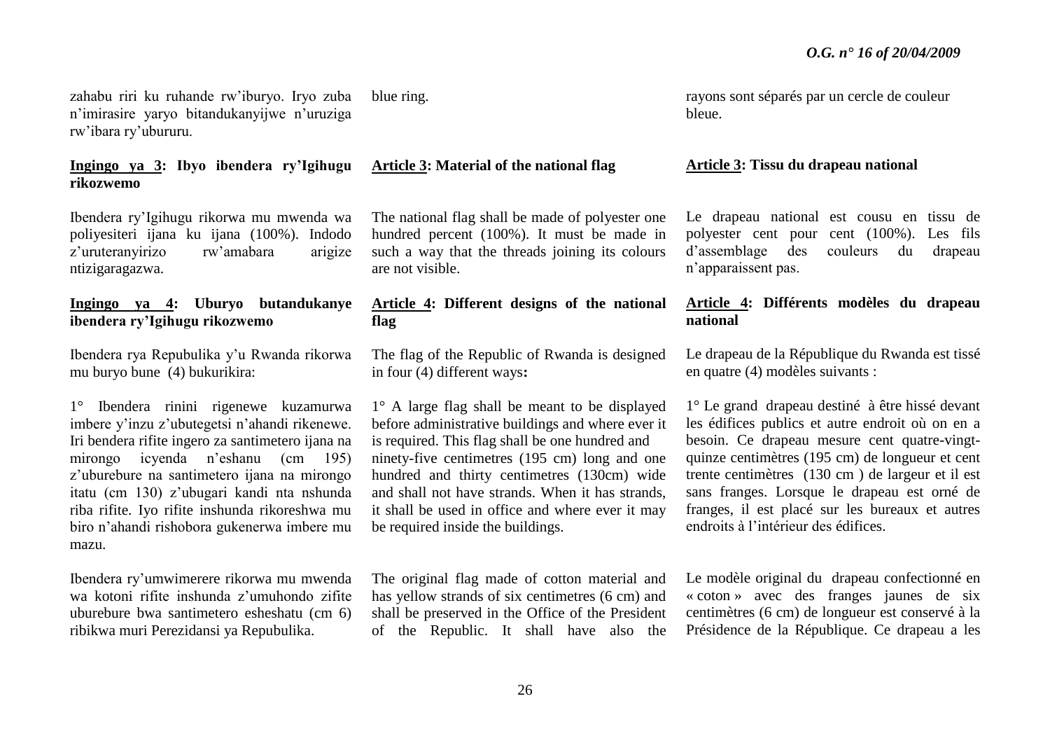zahabu riri ku ruhande rw'iburyo. Iryo zuba n'imirasire yaryo bitandukanyijwe n'uruziga rw'ibara ry'ubururu.

**Ingingo ya 3: Ibyo ibendera ry'Igihugu rikozwemo**

Ibendera ry'Igihugu rikorwa mu mwenda wa poliyesiteri ijana ku ijana (100%). Indodo z'uruteranyirizo rw'amabara arigize ntizigaragazwa.

**Ingingo ya 4: Uburyo butandukanye ibendera ry'Igihugu rikozwemo**

Ibendera rya Repubulika y'u Rwanda rikorwa mu buryo bune (4) bukurikira:

1° Ibendera rinini rigenewe kuzamurwa imbere y'inzu z'ubutegetsi n'ahandi rikenewe. Iri bendera rifite ingero za santimetero ijana na mirongo icyenda n'eshanu (cm 195) z'uburebure na santimetero ijana na mirongo itatu (cm 130) z'ubugari kandi nta nshunda riba rifite. Iyo rifite inshunda rikoreshwa mu biro n'ahandi rishobora gukenerwa imbere mu mazu.

Ibendera ry'umwimerere rikorwa mu mwenda wa kotoni rifite inshunda z'umuhondo zifite uburebure bwa santimetero esheshatu (cm 6) ribikwa muri Perezidansi ya Repubulika.

blue ring.

**Article 3: Material of the national flag**

The national flag shall be made of polyester one hundred percent (100%). It must be made in such a way that the threads joining its colours are not visible.

**Article 4: Different designs of the national flag**

The flag of the Republic of Rwanda is designed in four (4) different ways**:**

1° A large flag shall be meant to be displayed before administrative buildings and where ever it is required. This flag shall be one hundred and ninety-five centimetres (195 cm) long and one hundred and thirty centimetres (130cm) wide and shall not have strands. When it has strands, it shall be used in office and where ever it may be required inside the buildings.

The original flag made of cotton material and has yellow strands of six centimetres (6 cm) and shall be preserved in the Office of the President of the Republic. It shall have also the

rayons sont séparés par un cercle de couleur bleue.

**Article 3: Tissu du drapeau national**

Le drapeau national est cousu en tissu de polyester cent pour cent (100%). Les fils d'assemblage des couleurs du drapeau n'apparaissent pas.

**Article 4: Différents modèles du drapeau national**

Le drapeau de la République du Rwanda est tissé en quatre (4) modèles suivants :

1° Le grand drapeau destiné à être hissé devant les édifices publics et autre endroit où on en a besoin. Ce drapeau mesure cent quatre-vingt-quinze centimètres (195 cm) de longueur et cent trente centimètres (130 cm ) de largeur et il est sans franges. Lorsque le drapeau est orné de franges, il est placé sur les bureaux et autres endroits à l'intérieur des édifices.

Le modèle original du drapeau confectionné en « coton » avec des franges jaunes de six centimètres (6 cm) de longueur est conservé à la Présidence de la République. Ce drapeau a les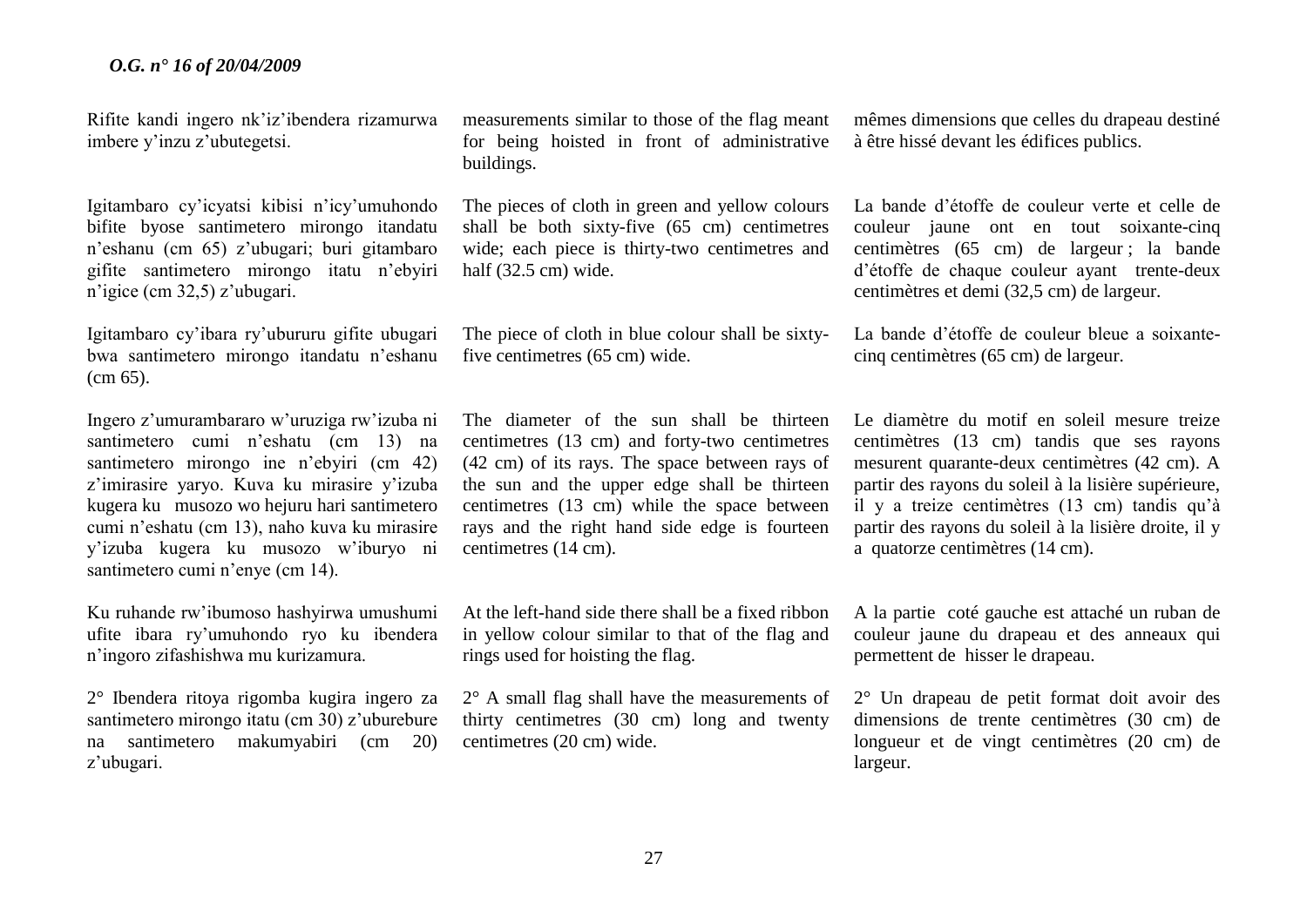Rifite kandi ingero nk'iz'ibendera rizamurwa imbere y'inzu z'ubutegetsi.

Igitambaro cy'icyatsi kibisi n'icy'umuhondo bifite byose santimetero mirongo itandatu n'eshanu (cm 65) z'ubugari; buri gitambaro gifite santimetero mirongo itatu n'ebyiri n'igice (cm 32,5) z'ubugari.

Igitambaro cy'ibara ry'ubururu gifite ubugari bwa santimetero mirongo itandatu n'eshanu (cm 65).

Ingero z'umurambararo w'uruziga rw'izuba ni santimetero cumi n'eshatu (cm 13) na santimetero mirongo ine n'ebyiri (cm 42) z'imirasire yaryo. Kuva ku mirasire y'izuba kugera ku musozo wo hejuru hari santimetero cumi n'eshatu (cm 13), naho kuva ku mirasire y'izuba kugera ku musozo w'iburyo ni santimetero cumi n'enye (cm 14).

Ku ruhande rw'ibumoso hashyirwa umushumi ufite ibara ry'umuhondo ryo ku ibendera n'ingoro zifashishwa mu kurizamura.

2° Ibendera ritoya rigomba kugira ingero za santimetero mirongo itatu (cm 30) z'uburebure na santimetero makumyabiri (cm 20) z'ubugari.

measurements similar to those of the flag meant for being hoisted in front of administrative buildings.

The pieces of cloth in green and yellow colours shall be both sixty-five (65 cm) centimetres wide; each piece is thirty-two centimetres and half (32.5 cm) wide.

The piece of cloth in blue colour shall be sixty-five centimetres (65 cm) wide.

The diameter of the sun shall be thirteen centimetres (13 cm) and forty-two centimetres (42 cm) of its rays. The space between rays of the sun and the upper edge shall be thirteen centimetres (13 cm) while the space between rays and the right hand side edge is fourteen centimetres (14 cm).

At the left-hand side there shall be a fixed ribbon in yellow colour similar to that of the flag and rings used for hoisting the flag.

2° A small flag shall have the measurements of thirty centimetres (30 cm) long and twenty centimetres (20 cm) wide.

mêmes dimensions que celles du drapeau destiné à être hissé devant les édifices publics.

La bande d'étoffe de couleur verte et celle de couleur jaune ont en tout soixante-cinq centimètres (65 cm) de largeur ; la bande d'étoffe de chaque couleur ayant trente-deux centimètres et demi (32,5 cm) de largeur.

La bande d'étoffe de couleur bleue a soixante-cinq centimètres (65 cm) de largeur.

Le diamètre du motif en soleil mesure treize centimètres (13 cm) tandis que ses rayons mesurent quarante-deux centimètres (42 cm). A partir des rayons du soleil à la lisière supérieure, il y a treize centimètres (13 cm) tandis qu'à partir des rayons du soleil à la lisière droite, il y a quatorze centimètres (14 cm).

A la partie coté gauche est attaché un ruban de couleur jaune du drapeau et des anneaux qui permettent de hisser le drapeau.

2° Un drapeau de petit format doit avoir des dimensions de trente centimètres (30 cm) de longueur et de vingt centimètres (20 cm) de largeur.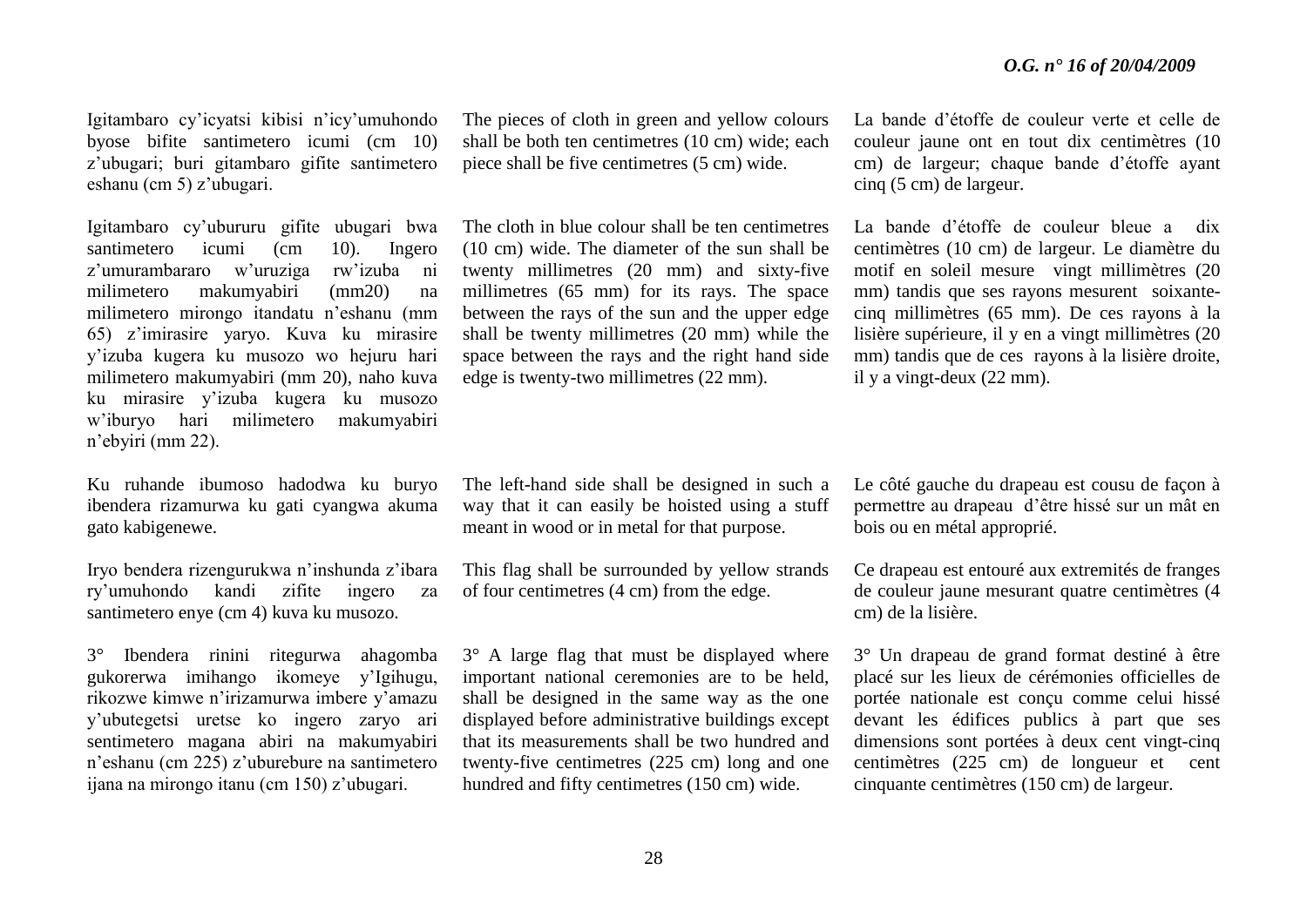Igitambaro cy'icyatsi kibisi n'icy'umuhondo byose bifite santimetero icumi (cm 10) z'ubugari; buri gitambaro gifite santimetero eshanu (cm 5) z'ubugari.

Igitambaro cy'ubururu gifite ubugari bwa santimetero icumi (cm 10). Ingero z'umurambararo w'uruziga rw'izuba ni milimetero makumyabiri (mm20) na milimetero mirongo itandatu n'eshanu (mm 65) z'imirasire yaryo. Kuva ku mirasire y'izuba kugera ku musozo wo hejuru hari milimetero makumyabiri (mm 20), naho kuva ku mirasire y'izuba kugera ku musozo w'iburyo hari milimetero makumyabiri n'ebyiri (mm 22).

Ku ruhande ibumoso hadodwa ku buryo ibendera rizamurwa ku gati cyangwa akuma gato kabigenewe.

Iryo bendera rizengurukwa n'inshunda z'ibara ry'umuhondo kandi zifite ingero za santimetero enye (cm 4) kuva ku musozo.

3° Ibendera rinini ritegurwa ahagomba gukorerwa imihango ikomeye y'Igihugu, rikozwe kimwe n'irizamurwa imbere y'amazu y'ubutegetsi uretse ko ingero zaryo ari sentimetero magana abiri na makumyabiri n'eshanu (cm 225) z'uburebure na santimetero ijana na mirongo itanu (cm 150) z'ubugari.

The pieces of cloth in green and yellow colours shall be both ten centimetres (10 cm) wide; each piece shall be five centimetres (5 cm) wide.

The cloth in blue colour shall be ten centimetres (10 cm) wide. The diameter of the sun shall be twenty millimetres (20 mm) and sixty-five millimetres (65 mm) for its rays. The space between the rays of the sun and the upper edge shall be twenty millimetres (20 mm) while the space between the rays and the right hand side edge is twenty-two millimetres (22 mm).

The left-hand side shall be designed in such a way that it can easily be hoisted using a stuff meant in wood or in metal for that purpose.

This flag shall be surrounded by yellow strands of four centimetres (4 cm) from the edge.

3° A large flag that must be displayed where important national ceremonies are to be held, shall be designed in the same way as the one displayed before administrative buildings except that its measurements shall be two hundred and twenty-five centimetres (225 cm) long and one hundred and fifty centimetres (150 cm) wide.

La bande d'étoffe de couleur verte et celle de couleur jaune ont en tout dix centimètres (10 cm) de largeur; chaque bande d'étoffe ayant cinq (5 cm) de largeur.

La bande d'étoffe de couleur bleue a dix centimètres (10 cm) de largeur. Le diamètre du motif en soleil mesure vingt millimètres (20 mm) tandis que ses rayons mesurent soixante-cinq millimètres (65 mm). De ces rayons à la lisière supérieure, il y en a vingt millimètres (20 mm) tandis que de ces rayons à la lisière droite, il y a vingt-deux (22 mm).

Le côté gauche du drapeau est cousu de façon à permettre au drapeau d'être hissé sur un mât en bois ou en métal approprié.

Ce drapeau est entouré aux extremités de franges de couleur jaune mesurant quatre centimètres (4 cm) de la lisière.

3° Un drapeau de grand format destiné à être placé sur les lieux de cérémonies officielles de portée nationale est conçu comme celui hissé devant les édifices publics à part que ses dimensions sont portées à deux cent vingt-cinq centimètres (225 cm) de longueur et cent cinquante centimètres (150 cm) de largeur.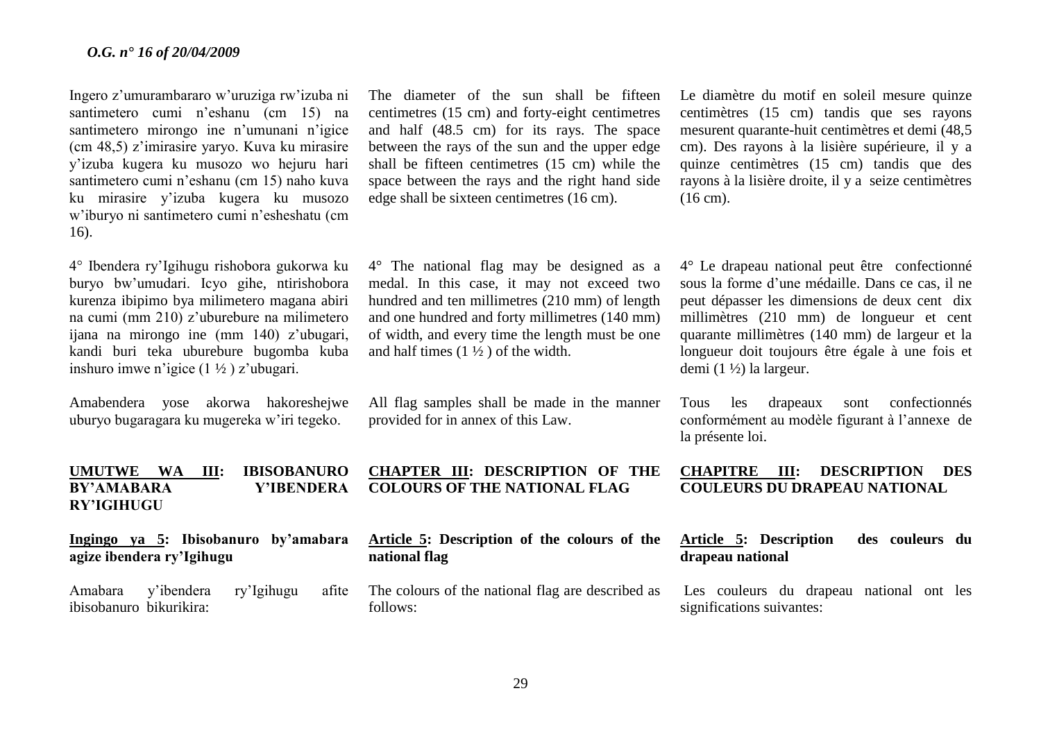Ingero z'umurambararo w'uruziga rw'izuba ni santimetero cumi n'eshanu (cm 15) na santimetero mirongo ine n'umunani n'igice (cm 48,5) z'imirasire yaryo. Kuva ku mirasire y'izuba kugera ku musozo wo hejuru hari santimetero cumi n'eshanu (cm 15) naho kuva ku mirasire y'izuba kugera ku musozo w'iburyo ni santimetero cumi n'esheshatu (cm 16).

4° Ibendera ry'Igihugu rishobora gukorwa ku buryo bw'umudari. Icyo gihe, ntirishobora kurenza ibipimo bya milimetero magana abiri na cumi (mm 210) z'uburebure na milimetero ijana na mirongo ine (mm 140) z'ubugari, kandi buri teka uburebure bugomba kuba inshuro imwe n'igice (1 ½ ) z'ubugari.

Amabendera yose akorwa hakoreshejwe uburyo bugaragara ku mugereka w'iri tegeko.

**UMUTWE WA III: IBISOBANURO BY'AMABARA Y'IBENDERA RY'IGIHUGU**

**Ingingo ya 5: Ibisobanuro by'amabara agize ibendera ry'Igihugu**

Amabara y'ibendera ry'Igihugu afite ibisobanuro bikurikira:

The diameter of the sun shall be fifteen centimetres (15 cm) and forty-eight centimetres and half (48.5 cm) for its rays. The space between the rays of the sun and the upper edge shall be fifteen centimetres (15 cm) while the space between the rays and the right hand side edge shall be sixteen centimetres (16 cm).

4° The national flag may be designed as a medal. In this case, it may not exceed two hundred and ten millimetres (210 mm) of length and one hundred and forty millimetres (140 mm) of width, and every time the length must be one and half times (1 ½ ) of the width.

All flag samples shall be made in the manner provided for in annex of this Law.

**CHAPTER III: DESCRIPTION OF THE COLOURS OF THE NATIONAL FLAG**

**Article 5: Description of the colours of the national flag**

The colours of the national flag are described as follows:

Le diamètre du motif en soleil mesure quinze centimètres (15 cm) tandis que ses rayons mesurent quarante-huit centimètres et demi (48,5 cm). Des rayons à la lisière supérieure, il y a quinze centimètres (15 cm) tandis que des rayons à la lisière droite, il y a seize centimètres (16 cm).

4° Le drapeau national peut être confectionné sous la forme d'une médaille. Dans ce cas, il ne peut dépasser les dimensions de deux cent dix millimètres (210 mm) de longueur et cent quarante millimètres (140 mm) de largeur et la longueur doit toujours être égale à une fois et demi (1 ½) la largeur.

Tous les drapeaux sont confectionnés conformément au modèle figurant à l'annexe de la présente loi.

**CHAPITRE III: DESCRIPTION DES COULEURS DU DRAPEAU NATIONAL**

**Article 5: Description des couleurs du drapeau national**

Les couleurs du drapeau national ont les significations suivantes: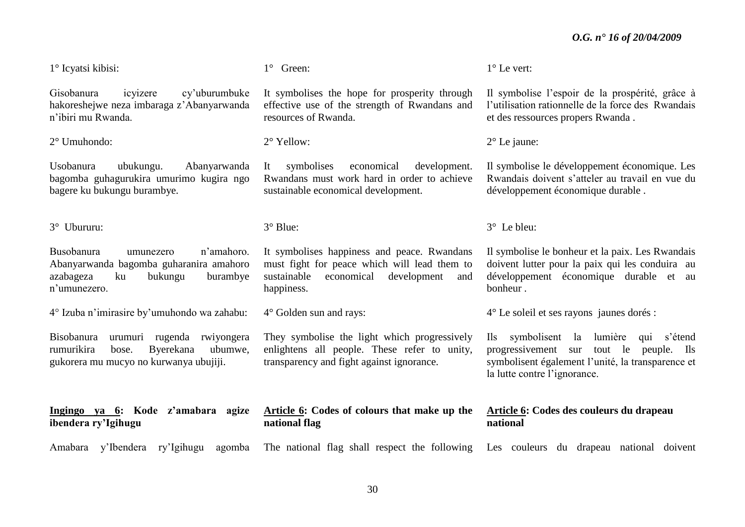1° Icyatsi kibisi:

Gisobanura icyizere cy'uburumbuke hakoreshejwe neza imbaraga z'Abanyarwanda n'ibiri mu Rwanda.

2° Umuhondo:

Usobanura ubukungu. Abanyarwanda bagomba guhagurukira umurimo kugira ngo bagere ku bukungu burambye.

3° Ubururu:

Busobanura umunezero n'amahoro. Abanyarwanda bagomba guharanira amahoro azabageza ku bukungu burambye n'umunezero.

4° Izuba n'imirasire by'umuhondo wa zahabu:

Bisobanura urumuri rugenda rwiyongera rumurikira bose. Byerekana ubumwe, gukorera mu mucyo no kurwanya ubujiji.

**<u>Ingingo ya 6</u>: Kode z'amabara agize ibendera ry'Igihugu**

Amabara y'Ibendera ry'Igihugu agomba

1° Green:

It symbolises the hope for prosperity through effective use of the strength of Rwandans and resources of Rwanda.

2° Yellow:

It symbolises economical development. Rwandans must work hard in order to achieve sustainable economical development.

3° Blue:

It symbolises happiness and peace. Rwandans must fight for peace which will lead them to sustainable economical development and happiness.

4° Golden sun and rays:

They symbolise the light which progressively enlightens all people. These refer to unity, transparency and fight against ignorance.

**<u>Article 6</u>: Codes of colours that make up the national flag**

The national flag shall respect the following

1° Le vert:

Il symbolise l'espoir de la prospérité, grâce à l'utilisation rationnelle de la force des Rwandais et des ressources propers Rwanda .

2° Le jaune:

Il symbolise le développement économique. Les Rwandais doivent s'atteler au travail en vue du développement économique durable .

3° Le bleu:

Il symbolise le bonheur et la paix. Les Rwandais doivent lutter pour la paix qui les conduira au développement économique durable et au bonheur .

4° Le soleil et ses rayons jaunes dorés :

Ils symbolisent la lumière qui s'étend progressivement sur tout le peuple. Ils symbolisent également l'unité, la transparence et la lutte contre l'ignorance.

**<u>Article 6</u>: Codes des couleurs du drapeau national**

Les couleurs du drapeau national doivent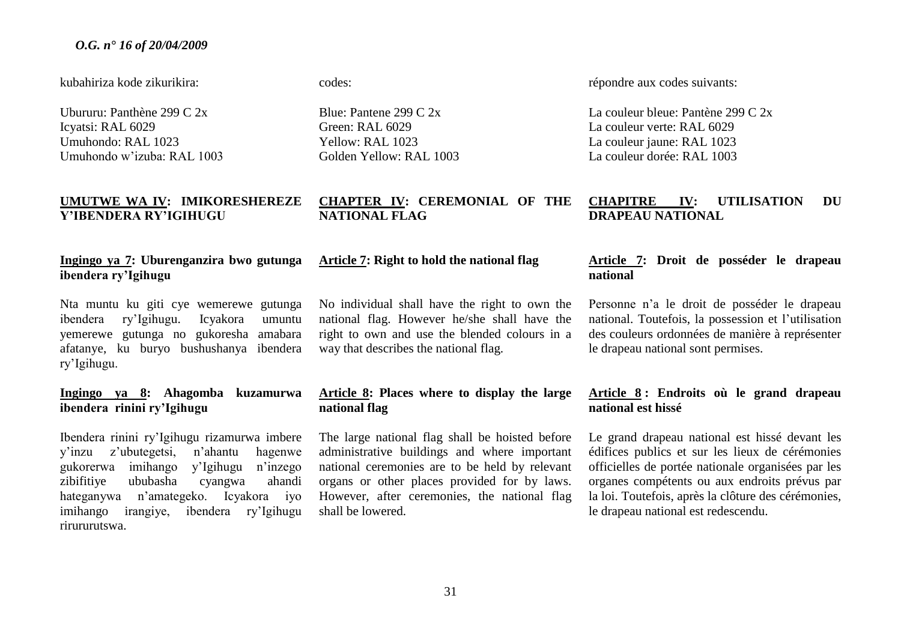kubahiriza kode zikurikira:

Ubururu: Panthène 299 C 2x
Icyatsi: RAL 6029
Umuhondo: RAL 1023
Umuhondo w'izuba: RAL 1003

## UMUTWE WA IV: IMIKORESHEREZE Y'IBENDERA RY'IGIHUGU

### Ingingo ya 7: Uburenganzira bwo gutunga ibendera ry'Igihugu

Nta muntu ku giti cye wemerewe gutunga ibendera ry'Igihugu. Icyakora umuntu yemerewe gutunga no gukoresha amabara afatanye, ku buryo bushushanya ibendera ry'Igihugu.

### Ingingo ya 8: Ahagomba kuzamurwa ibendera rinini ry'Igihugu

Ibendera rinini ry'Igihugu rizamurwa imbere y'inzu z'ubutegetsi, n'ahantu hagenwe gukorerwa imihango y'Igihugu n'inzego zibifitiye ububasha cyangwa ahandi hateganywa n'amategeko. Icyakora iyo imihango irangiye, ibendera ry'Igihugu rirururutswa.

codes:

Blue: Pantene 299 C 2x
Green: RAL 6029
Yellow: RAL 1023
Golden Yellow: RAL 1003

## CHAPTER IV: CEREMONIAL OF THE NATIONAL FLAG

### Article 7: Right to hold the national flag

No individual shall have the right to own the national flag. However he/she shall have the right to own and use the blended colours in a way that describes the national flag.

### Article 8: Places where to display the large national flag

The large national flag shall be hoisted before administrative buildings and where important national ceremonies are to be held by relevant organs or other places provided for by laws. However, after ceremonies, the national flag shall be lowered.

répondre aux codes suivants:

La couleur bleue: Pantène 299 C 2x
La couleur verte: RAL 6029
La couleur jaune: RAL 1023
La couleur dorée: RAL 1003

## CHAPITRE IV: UTILISATION DU DRAPEAU NATIONAL

### Article 7: Droit de posséder le drapeau national

Personne n'a le droit de posséder le drapeau national. Toutefois, la possession et l'utilisation des couleurs ordonnées de manière à représenter le drapeau national sont permises.

### Article 8 : Endroits où le grand drapeau national est hissé

Le grand drapeau national est hissé devant les édifices publics et sur les lieux de cérémonies officielles de portée nationale organisées par les organes compétents ou aux endroits prévus par la loi. Toutefois, après la clôture des cérémonies, le drapeau national est redescendu.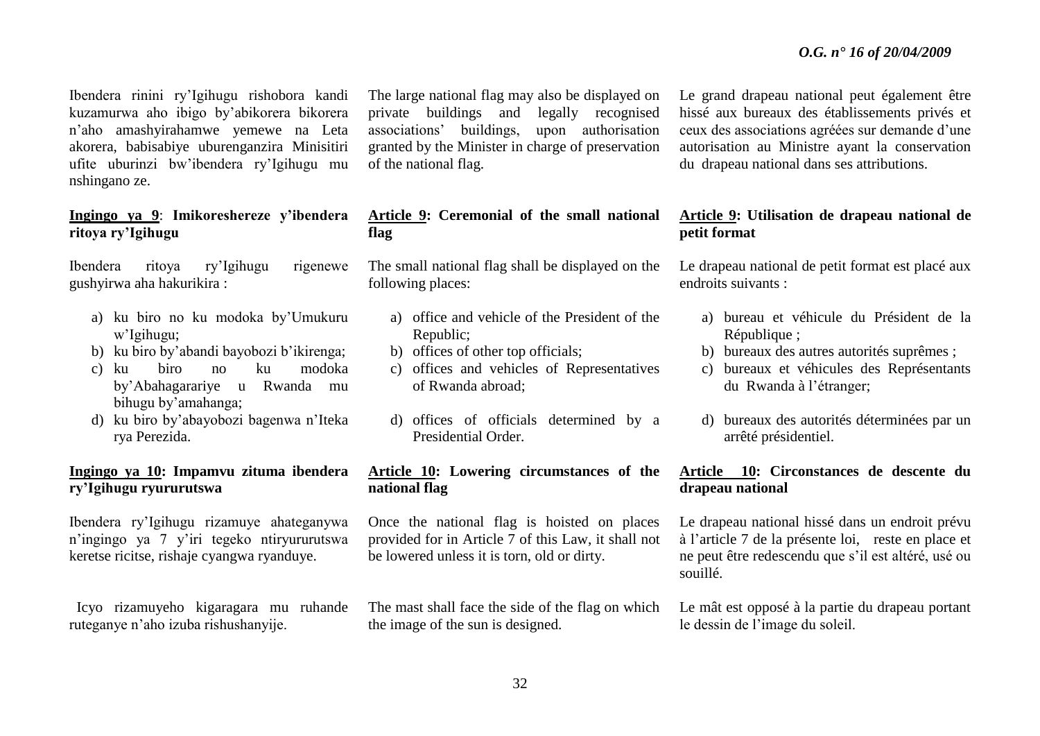Ibendera rinini ry'Igihugu rishobora kandi kuzamurwa aho ibigo by'abikorera bikorera n'aho amashyirahamwe yemewe na Leta akorera, babisabiye uburenganzira Minisitiri ufite uburinzi bw'ibendera ry'Igihugu mu nshingano ze.

**Ingingo ya 9**: **Imikoreshereze y'ibendera ritoya ry'Igihugu**

Ibendera ritoya ry'Igihugu rigenewe gushyirwa aha hakurikira :

a) ku biro no ku modoka by'Umukuru w'Igihugu;
b) ku biro by'abandi bayobozi b'ikirenga;
c) ku biro no ku modoka by'Abahagarariye u Rwanda mu bihugu by'amahanga;
d) ku biro by'abayobozi bagenwa n'Iteka rya Perezida.

**Ingingo ya 10: Impamvu zituma ibendera ry'Igihugu ryururutswa**

Ibendera ry'Igihugu rizamuye ahateganywa n'ingingo ya 7 y'iri tegeko ntiryururutswa keretse ricitse, rishaje cyangwa ryanduye.

Icyo rizamuyeho kigaragara mu ruhande ruteganye n'aho izuba rishushanyije.

The large national flag may also be displayed on private buildings and legally recognised associations' buildings, upon authorisation granted by the Minister in charge of preservation of the national flag.

**Article 9: Ceremonial of the small national flag**

The small national flag shall be displayed on the following places:

a) office and vehicle of the President of the Republic;
b) offices of other top officials;
c) offices and vehicles of Representatives of Rwanda abroad;
d) offices of officials determined by a Presidential Order.

**Article 10: Lowering circumstances of the national flag**

Once the national flag is hoisted on places provided for in Article 7 of this Law, it shall not be lowered unless it is torn, old or dirty.

The mast shall face the side of the flag on which the image of the sun is designed.

Le grand drapeau national peut également être hissé aux bureaux des établissements privés et ceux des associations agréées sur demande d'une autorisation au Ministre ayant la conservation du drapeau national dans ses attributions.

**Article 9: Utilisation de drapeau national de petit format**

Le drapeau national de petit format est placé aux endroits suivants :

a) bureau et véhicule du Président de la République ;
b) bureaux des autres autorités suprêmes ;
c) bureaux et véhicules des Représentants du Rwanda à l'étranger;
d) bureaux des autorités déterminées par un arrêté présidentiel.

**Article 10: Circonstances de descente du drapeau national**

Le drapeau national hissé dans un endroit prévu à l'article 7 de la présente loi, reste en place et ne peut être redescendu que s'il est altéré, usé ou souillé.

Le mât est opposé à la partie du drapeau portant le dessin de l'image du soleil.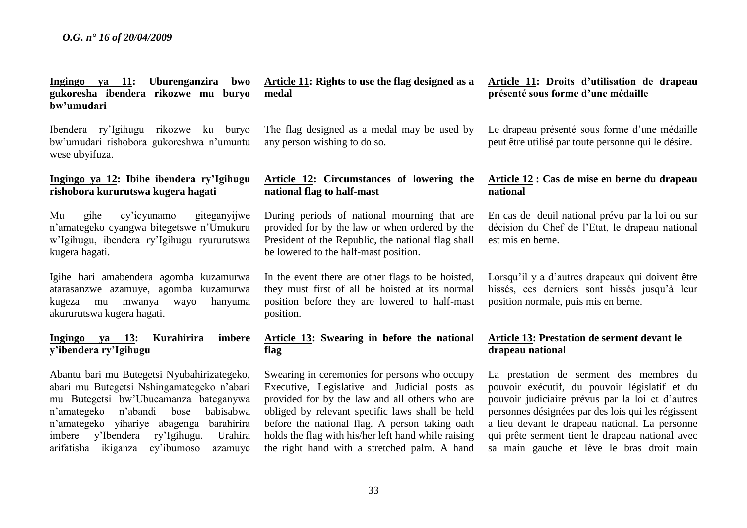**Ingingo ya 11: Uburenganzira bwo gukoresha ibendera rikozwe mu buryo bw'umudari**

Ibendera ry'Igihugu rikozwe ku buryo bw'umudari rishobora gukoreshwa n'umuntu wese ubyifuza.

**Ingingo ya 12: Ibihe ibendera ry'Igihugu rishobora kururutswa kugera hagati**

Mu gihe cy'icyunamo giteganyijwe n'amategeko cyangwa bitegetswe n'Umukuru w'Igihugu, ibendera ry'Igihugu ryururutswa kugera hagati.

Igihe hari amabendera agomba kuzamurwa atarasanzwe azamuye, agomba kuzamurwa kugeza mu mwanya wayo hanyuma akururutswa kugera hagati.

**Ingingo ya 13: Kurahirira imbere y'ibendera ry'Igihugu**

Abantu bari mu Butegetsi Nyubahirizategeko, abari mu Butegetsi Nshingamategeko n'abari mu Butegetsi bw'Ubucamanza bateganywa n'amategeko n'abandi bose babisabwa n'amategeko yihariye abagenga barahirira imbere y'Ibendera ry'Igihugu. Urahira arifatisha ikiganza cy'ibumoso azamuye

**Article 11: Rights to use the flag designed as a medal**

The flag designed as a medal may be used by any person wishing to do so.

**Article 12: Circumstances of lowering the national flag to half-mast**

During periods of national mourning that are provided for by the law or when ordered by the President of the Republic, the national flag shall be lowered to the half-mast position.

In the event there are other flags to be hoisted, they must first of all be hoisted at its normal position before they are lowered to half-mast position.

**Article 13: Swearing in before the national flag**

Swearing in ceremonies for persons who occupy Executive, Legislative and Judicial posts as provided for by the law and all others who are obliged by relevant specific laws shall be held before the national flag. A person taking oath holds the flag with his/her left hand while raising the right hand with a stretched palm. A hand

**Article 11: Droits d'utilisation de drapeau présenté sous forme d'une médaille**

Le drapeau présenté sous forme d'une médaille peut être utilisé par toute personne qui le désire.

**Article 12 : Cas de mise en berne du drapeau national**

En cas de deuil national prévu par la loi ou sur décision du Chef de l'Etat, le drapeau national est mis en berne.

Lorsqu'il y a d'autres drapeaux qui doivent être hissés, ces derniers sont hissés jusqu'à leur position normale, puis mis en berne.

**Article 13: Prestation de serment devant le drapeau national**

La prestation de serment des membres du pouvoir exécutif, du pouvoir législatif et du pouvoir judiciaire prévus par la loi et d'autres personnes désignées par des lois qui les régissent a lieu devant le drapeau national. La personne qui prête serment tient le drapeau national avec sa main gauche et lève le bras droit main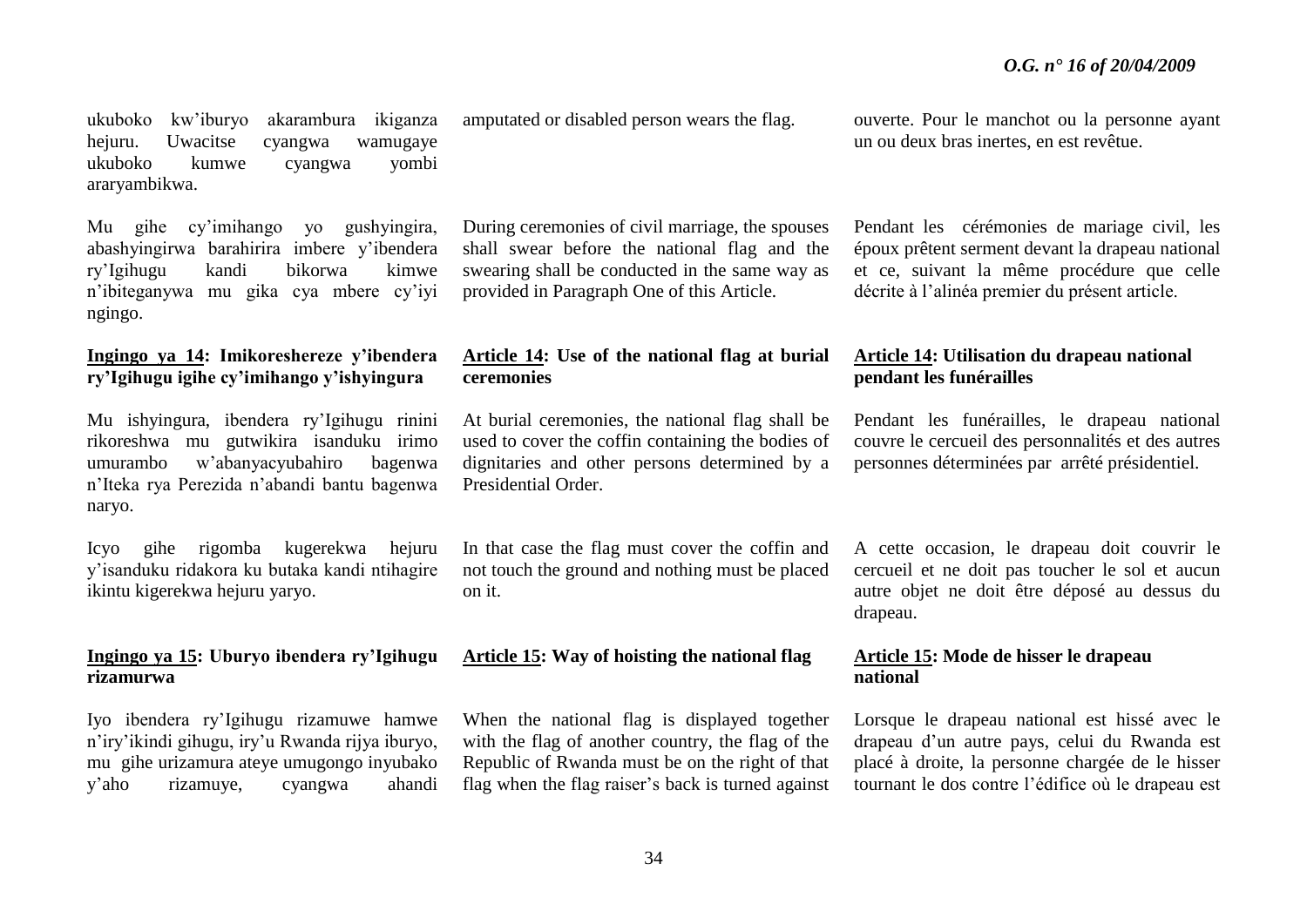ukuboko kw'iburyo akarambura ikiganza hejuru. Uwacitse cyangwa wamugaye ukuboko kumwe cyangwa yombi araryambikwa.

amputated or disabled person wears the flag.

ouverte. Pour le manchot ou la personne ayant un ou deux bras inertes, en est revêtue.

Mu gihe cy'imihango yo gushyingira, abashyingirwa barahirira imbere y'ibendera ry'Igihugu kandi bikorwa kimwe n'ibiteganywa mu gika cya mbere cy'iyi ngingo.

During ceremonies of civil marriage, the spouses shall swear before the national flag and the swearing shall be conducted in the same way as provided in Paragraph One of this Article.

Pendant les cérémonies de mariage civil, les époux prêtent serment devant la drapeau national et ce, suivant la même procédure que celle décrite à l'alinéa premier du présent article.

**Ingingo ya 14: Imikoreshereze y'ibendera ry'Igihugu igihe cy'imihango y'ishyingura**

**Article 14: Use of the national flag at burial ceremonies**

**Article 14: Utilisation du drapeau national pendant les funérailles**

Mu ishyingura, ibendera ry'Igihugu rinini rikoreshwa mu gutwikira isanduku irimo umurambo w'abanyacyubahiro bagenwa n'Iteka rya Perezida n'abandi bantu bagenwa naryo.

At burial ceremonies, the national flag shall be used to cover the coffin containing the bodies of dignitaries and other persons determined by a Presidential Order.

Pendant les funérailles, le drapeau national couvre le cercueil des personnalités et des autres personnes déterminées par arrêté présidentiel.

Icyo gihe rigomba kugerekwa hejuru y'isanduku ridakora ku butaka kandi ntihagire ikintu kigerekwa hejuru yaryo.

In that case the flag must cover the coffin and not touch the ground and nothing must be placed on it.

A cette occasion, le drapeau doit couvrir le cercueil et ne doit pas toucher le sol et aucun autre objet ne doit être déposé au dessus du drapeau.

**Ingingo ya 15: Uburyo ibendera ry'Igihugu rizamurwa**

**Article 15: Way of hoisting the national flag**

**Article 15: Mode de hisser le drapeau national**

Iyo ibendera ry'Igihugu rizamuwe hamwe n'iry'ikindi gihugu, iry'u Rwanda rijya iburyo, mu gihe urizamura ateye umugongo inyubako y'aho rizamuye, cyangwa ahandi

When the national flag is displayed together with the flag of another country, the flag of the Republic of Rwanda must be on the right of that flag when the flag raiser's back is turned against

Lorsque le drapeau national est hissé avec le drapeau d'un autre pays, celui du Rwanda est placé à droite, la personne chargée de le hisser tournant le dos contre l'édifice où le drapeau est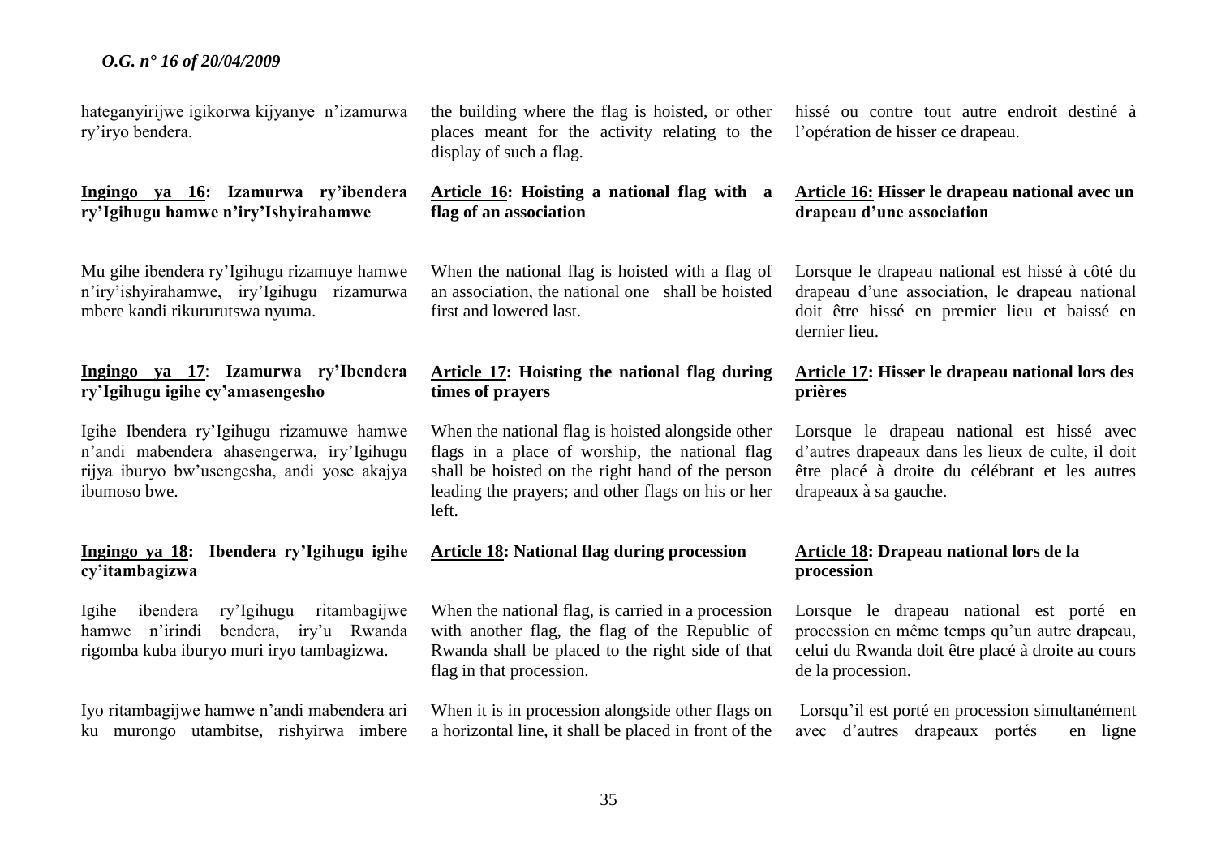hateganyirijwe igikorwa kijyanye n'izamurwa ry'iryo bendera.

the building where the flag is hoisted, or other places meant for the activity relating to the display of such a flag.

hissé ou contre tout autre endroit destiné à l'opération de hisser ce drapeau.

**Ingingo ya 16: Izamurwa ry'ibendera ry'Igihugu hamwe n'iry'Ishyirahamwe**

Mu gihe ibendera ry'Igihugu rizamuye hamwe n'iry'ishyirahamwe, iry'Igihugu rizamurwa mbere kandi rikururutswa nyuma.

**Article 16: Hoisting a national flag with a flag of an association**

When the national flag is hoisted with a flag of an association, the national one shall be hoisted first and lowered last.

**Article 16: Hisser le drapeau national avec un drapeau d'une association**

Lorsque le drapeau national est hissé à côté du drapeau d'une association, le drapeau national doit être hissé en premier lieu et baissé en dernier lieu.

**Ingingo ya 17: Izamurwa ry'Ibendera ry'Igihugu igihe cy'amasengesho**

Igihe Ibendera ry'Igihugu rizamuwe hamwe n'andi mabendera ahasengerwa, iry'Igihugu rijya iburyo bw'usengesha, andi yose akajya ibumoso bwe.

**Article 17: Hoisting the national flag during times of prayers**

When the national flag is hoisted alongside other flags in a place of worship, the national flag shall be hoisted on the right hand of the person leading the prayers; and other flags on his or her left.

**Article 17: Hisser le drapeau national lors des prières**

Lorsque le drapeau national est hissé avec d'autres drapeaux dans les lieux de culte, il doit être placé à droite du célébrant et les autres drapeaux à sa gauche.

**Ingingo ya 18: Ibendera ry'Igihugu igihe cy'itambagizwa**

Igihe ibendera ry'Igihugu ritambagijwe hamwe n'irindi bendera, iry'u Rwanda rigomba kuba iburyo muri iryo tambagizwa.

Iyo ritambagijwe hamwe n'andi mabendera ari ku murongo utambitse, rishyirwa imbere

**Article 18: National flag during procession**

When the national flag, is carried in a procession with another flag, the flag of the Republic of Rwanda shall be placed to the right side of that flag in that procession.

When it is in procession alongside other flags on a horizontal line, it shall be placed in front of the

**Article 18: Drapeau national lors de la procession**

Lorsque le drapeau national est porté en procession en même temps qu'un autre drapeau, celui du Rwanda doit être placé à droite au cours de la procession.

Lorsqu'il est porté en procession simultanément avec d'autres drapeaux portés en ligne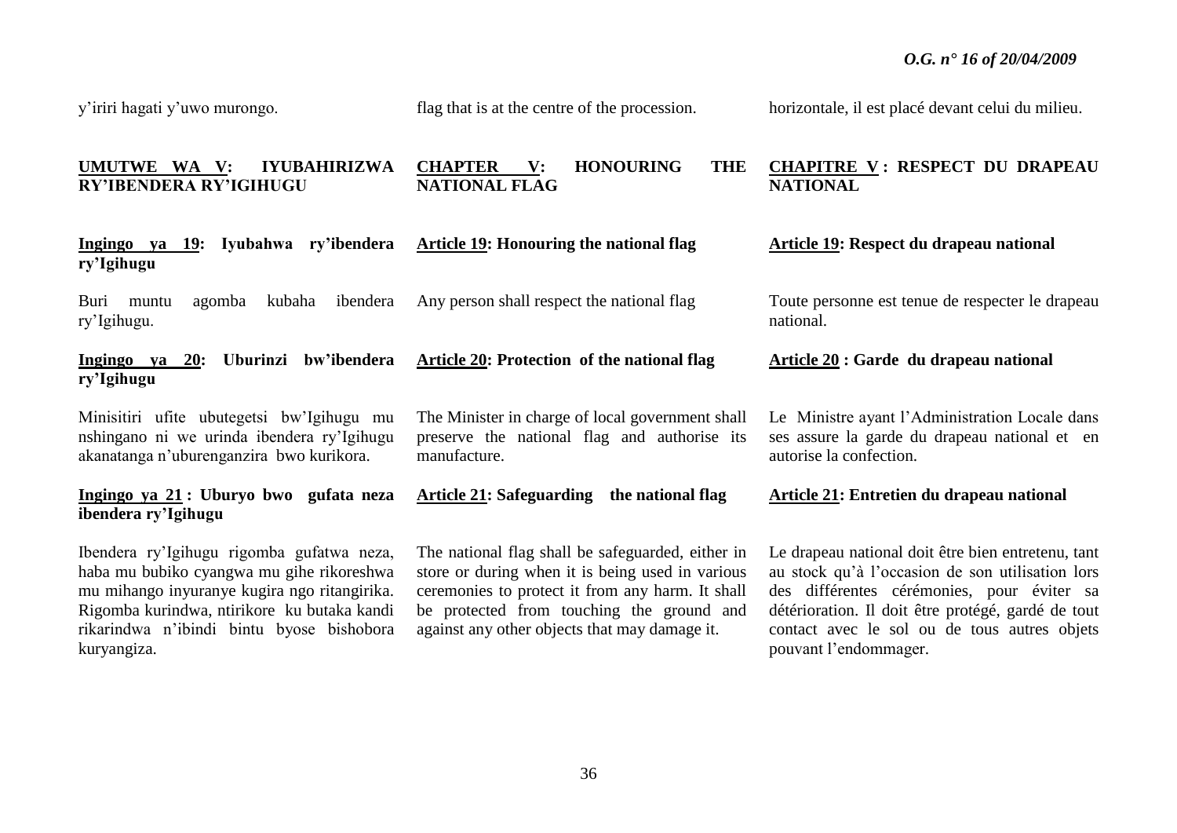y'iriri hagati y'uwo murongo.

flag that is at the centre of the procession.

horizontale, il est placé devant celui du milieu.

## UMUTWE WA V: IYUBAHIRIZWA RY'IBENDERA RY'IGIHUGU

## CHAPTER V: HONOURING THE NATIONAL FLAG

## CHAPITRE V : RESPECT DU DRAPEAU NATIONAL

**Ingingo ya 19: Iyubahwa ry'ibendera ry'Igihugu**

Buri muntu agomba kubaha ibendera ry'Igihugu.

**Article 19: Honouring the national flag**

Any person shall respect the national flag

**Article 19: Respect du drapeau national**

Toute personne est tenue de respecter le drapeau national.

**Ingingo ya 20: Uburinzi bw'ibendera ry'Igihugu**

Minisitiri ufite ubutegetsi bw'Igihugu mu nshingano ni we urinda ibendera ry'Igihugu akanatanga n'uburenganzira bwo kurikora.

**Article 20: Protection of the national flag**

The Minister in charge of local government shall preserve the national flag and authorise its manufacture.

**Article 20 : Garde du drapeau national**

Le Ministre ayant l'Administration Locale dans ses assure la garde du drapeau national et en autorise la confection.

**Ingingo ya 21 : Uburyo bwo gufata neza ibendera ry'Igihugu**

Ibendera ry'Igihugu rigomba gufatwa neza, haba mu bubiko cyangwa mu gihe rikoreshwa mu mihango inyuranye kugira ngo ritangirika. Rigomba kurindwa, ntirikore ku butaka kandi rikarindwa n'ibindi bintu byose bishobora kuryangiza.

**Article 21: Safeguarding the national flag**

The national flag shall be safeguarded, either in store or during when it is being used in various ceremonies to protect it from any harm. It shall be protected from touching the ground and against any other objects that may damage it.

**Article 21: Entretien du drapeau national**

Le drapeau national doit être bien entretenu, tant au stock qu'à l'occasion de son utilisation lors des différentes cérémonies, pour éviter sa détérioration. Il doit être protégé, gardé de tout contact avec le sol ou de tous autres objets pouvant l'endommager.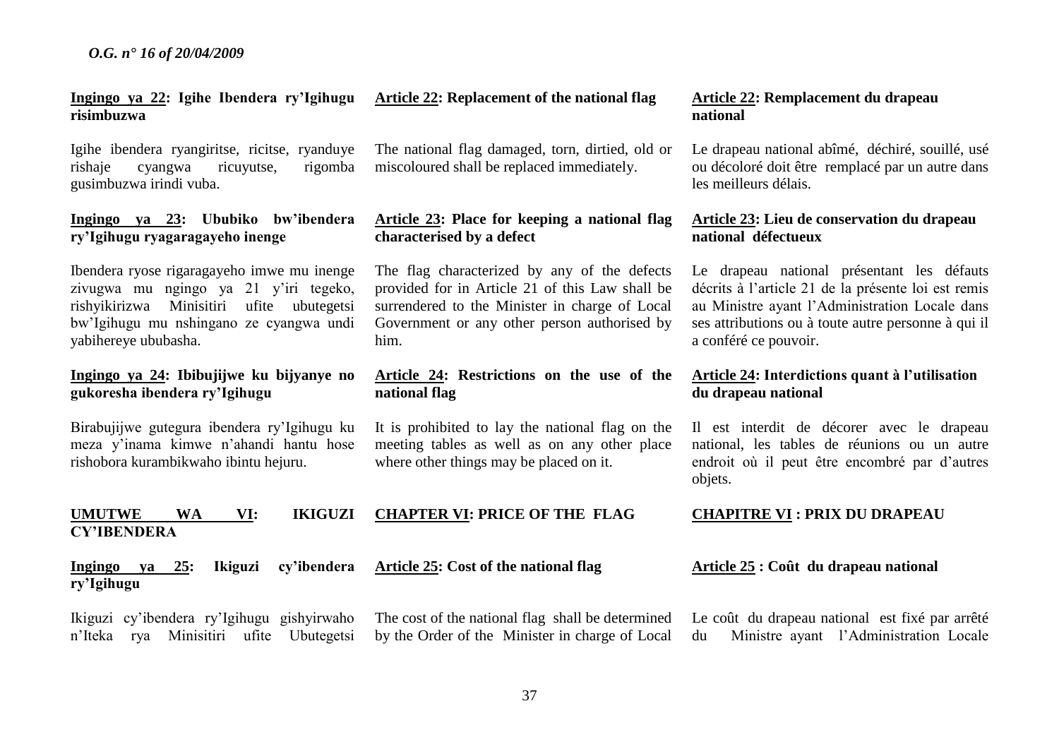**Ingingo ya 22: Igihe Ibendera ry'Igihugu risimbuzwa**

Igihe ibendera ryangiritse, ricitse, ryanduye rishaje cyangwa ricuyutse, rigomba gusimbuzwa irindi vuba.

**Ingingo ya 23: Ububiko bw'ibendera ry'Igihugu ryagaragayeho inenge**

Ibendera ryose rigaragayeho imwe mu nenge zivugwa mu ngingo ya 21 y'iri tegeko, rishyikirizwa Minisitiri ufite ubutegetsi bw'Igihugu mu nshingano ze cyangwa undi yabihereye ububasha.

**Ingingo ya 24: Ibibujijwe ku bijyanye no gukoresha ibendera ry'Igihugu**

Birabujijwe gutegura ibendera ry'Igihugu ku meza y'inama kimwe n'ahandi hantu hose rishobora kurambikwaho ibintu hejuru.

**UMUTWE WA VI: IKIGUZI CY'IBENDERA**

**Ingingo ya 25: Ikiguzi cy'ibendera ry'Igihugu**

Ikiguzi cy'ibendera ry'Igihugu gishyirwaho n'Iteka rya Minisitiri ufite Ubutegetsi

**Article 22: Replacement of the national flag**

The national flag damaged, torn, dirtied, old or miscoloured shall be replaced immediately.

**Article 23: Place for keeping a national flag characterised by a defect**

The flag characterized by any of the defects provided for in Article 21 of this Law shall be surrendered to the Minister in charge of Local Government or any other person authorised by him.

**Article 24: Restrictions on the use of the national flag**

It is prohibited to lay the national flag on the meeting tables as well as on any other place where other things may be placed on it.

**CHAPTER VI: PRICE OF THE FLAG**

**Article 25: Cost of the national flag**

The cost of the national flag shall be determined by the Order of the Minister in charge of Local

**Article 22: Remplacement du drapeau national**

Le drapeau national abîmé, déchiré, souillé, usé ou décoloré doit être remplacé par un autre dans les meilleurs délais.

**Article 23: Lieu de conservation du drapeau national défectueux**

Le drapeau national présentant les défauts décrits à l'article 21 de la présente loi est remis au Ministre ayant l'Administration Locale dans ses attributions ou à toute autre personne à qui il a conféré ce pouvoir.

**Article 24: Interdictions quant à l'utilisation du drapeau national**

Il est interdit de décorer avec le drapeau national, les tables de réunions ou un autre endroit où il peut être encombré par d'autres objets.

**CHAPITRE VI : PRIX DU DRAPEAU**

**Article 25 : Coût du drapeau national**

Le coût du drapeau national est fixé par arrêté du Ministre ayant l'Administration Locale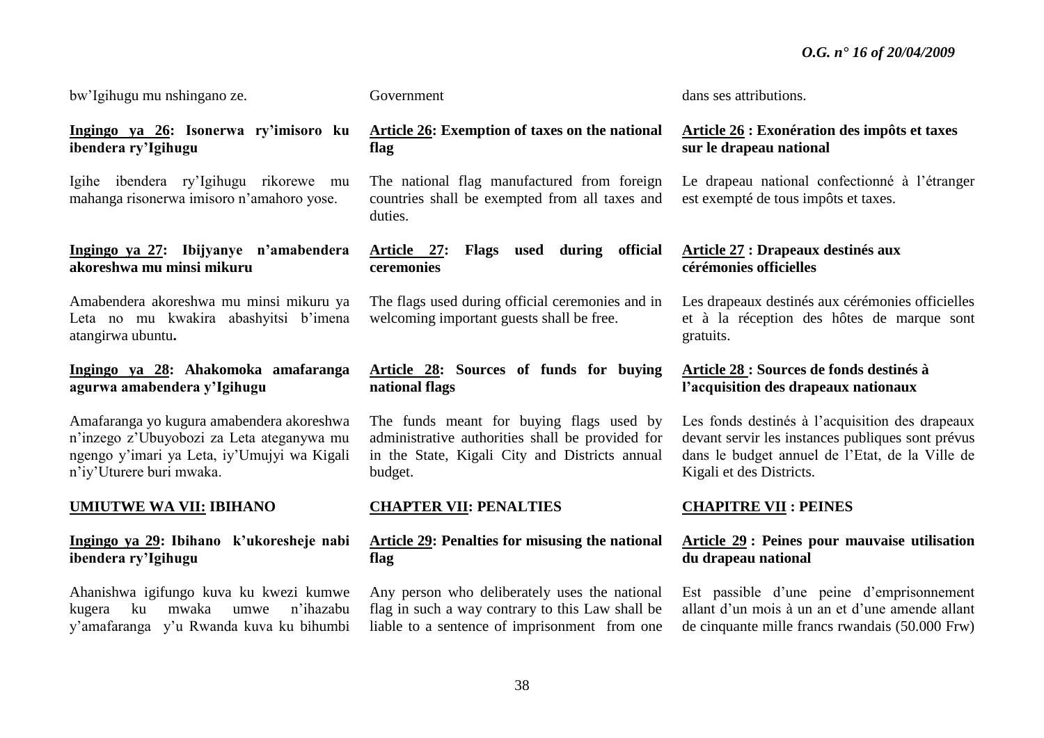bw'Igihugu mu nshingano ze.

**Ingingo ya 26: Isonerwa ry'imisoro ku ibendera ry'Igihugu**

Igihe ibendera ry'Igihugu rikorewe mu mahanga risonerwa imisoro n'amahoro yose.

**Ingingo ya 27: Ibijyanye n'amabendera akoreshwa mu minsi mikuru**

Amabendera akoreshwa mu minsi mikuru ya Leta no mu kwakira abashyitsi b'imena atangirwa ubuntu**.**

**Ingingo ya 28: Ahakomoka amafaranga agurwa amabendera y'Igihugu**

Amafaranga yo kugura amabendera akoreshwa n'inzego z'Ubuyobozi za Leta ateganywa mu ngengo y'imari ya Leta, iy'Umujyi wa Kigali n'iy'Uturere buri mwaka.

**UMUTWE WA VII: IBIHANO**

**Ingingo ya 29: Ibihano k'ukoresheje nabi ibendera ry'Igihugu**

Ahanishwa igifungo kuva ku kwezi kumwe kugera ku mwaka umwe n'ihazabu y'amafaranga y'u Rwanda kuva ku bihumbi

Government

**Article 26: Exemption of taxes on the national flag**

The national flag manufactured from foreign countries shall be exempted from all taxes and duties.

**Article 27: Flags used during official ceremonies**

The flags used during official ceremonies and in welcoming important guests shall be free.

**Article 28: Sources of funds for buying national flags**

The funds meant for buying flags used by administrative authorities shall be provided for in the State, Kigali City and Districts annual budget.

**CHAPTER VII: PENALTIES**

**Article 29: Penalties for misusing the national flag**

Any person who deliberately uses the national flag in such a way contrary to this Law shall be liable to a sentence of imprisonment from one

dans ses attributions.

**Article 26 : Exonération des impôts et taxes sur le drapeau national**

Le drapeau national confectionné à l'étranger est exempté de tous impôts et taxes.

**Article 27 : Drapeaux destinés aux cérémonies officielles**

Les drapeaux destinés aux cérémonies officielles et à la réception des hôtes de marque sont gratuits.

**Article 28 : Sources de fonds destinés à l'acquisition des drapeaux nationaux**

Les fonds destinés à l'acquisition des drapeaux devant servir les instances publiques sont prévus dans le budget annuel de l'Etat, de la Ville de Kigali et des Districts.

**CHAPITRE VII : PEINES**

**Article 29 : Peines pour mauvaise utilisation du drapeau national**

Est passible d'une peine d'emprisonnement allant d'un mois à un an et d'une amende allant de cinquante mille francs rwandais (50.000 Frw)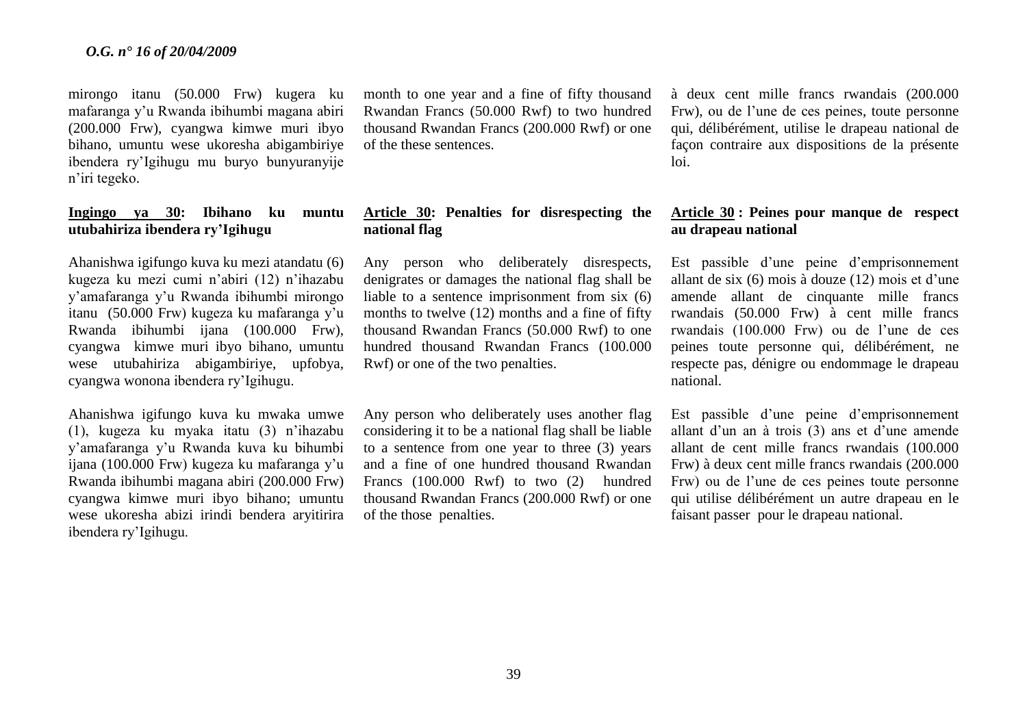mirongo itanu (50.000 Frw) kugera ku mafaranga y'u Rwanda ibihumbi magana abiri (200.000 Frw), cyangwa kimwe muri ibyo bihano, umuntu wese ukoresha abigambiriye ibendera ry'Igihugu mu buryo bunyuranyije n'iri tegeko.

**Ingingo ya 30: Ibihano ku muntu utubahiriza ibendera ry'Igihugu**

Ahanishwa igifungo kuva ku mezi atandatu (6) kugeza ku mezi cumi n'abiri (12) n'ihazabu y'amafaranga y'u Rwanda ibihumbi mirongo itanu (50.000 Frw) kugeza ku mafaranga y'u Rwanda ibihumbi ijana (100.000 Frw), cyangwa kimwe muri ibyo bihano, umuntu wese utubahiriza abigambiriye, upfobya, cyangwa wonona ibendera ry'Igihugu.

Ahanishwa igifungo kuva ku mwaka umwe (1), kugeza ku myaka itatu (3) n'ihazabu y'amafaranga y'u Rwanda kuva ku bihumbi ijana (100.000 Frw) kugeza ku mafaranga y'u Rwanda ibihumbi magana abiri (200.000 Frw) cyangwa kimwe muri ibyo bihano; umuntu wese ukoresha abizi irindi bendera aryitirira ibendera ry'Igihugu.

month to one year and a fine of fifty thousand Rwandan Francs (50.000 Rwf) to two hundred thousand Rwandan Francs (200.000 Rwf) or one of the these sentences.

**Article 30: Penalties for disrespecting the national flag**

Any person who deliberately disrespects, denigrates or damages the national flag shall be liable to a sentence imprisonment from six (6) months to twelve (12) months and a fine of fifty thousand Rwandan Francs (50.000 Rwf) to one hundred thousand Rwandan Francs (100.000 Rwf) or one of the two penalties.

Any person who deliberately uses another flag considering it to be a national flag shall be liable to a sentence from one year to three (3) years and a fine of one hundred thousand Rwandan Francs (100.000 Rwf) to two (2) hundred thousand Rwandan Francs (200.000 Rwf) or one of the those penalties.

à deux cent mille francs rwandais (200.000 Frw), ou de l'une de ces peines, toute personne qui, délibérément, utilise le drapeau national de façon contraire aux dispositions de la présente loi.

**Article 30 : Peines pour manque de respect au drapeau national**

Est passible d'une peine d'emprisonnement allant de six (6) mois à douze (12) mois et d'une amende allant de cinquante mille francs rwandais (50.000 Frw) à cent mille francs rwandais (100.000 Frw) ou de l'une de ces peines toute personne qui, délibérément, ne respecte pas, dénigre ou endommage le drapeau national.

Est passible d'une peine d'emprisonnement allant d'un an à trois (3) ans et d'une amende allant de cent mille francs rwandais (100.000 Frw) à deux cent mille francs rwandais (200.000 Frw) ou de l'une de ces peines toute personne qui utilise délibérément un autre drapeau en le faisant passer pour le drapeau national.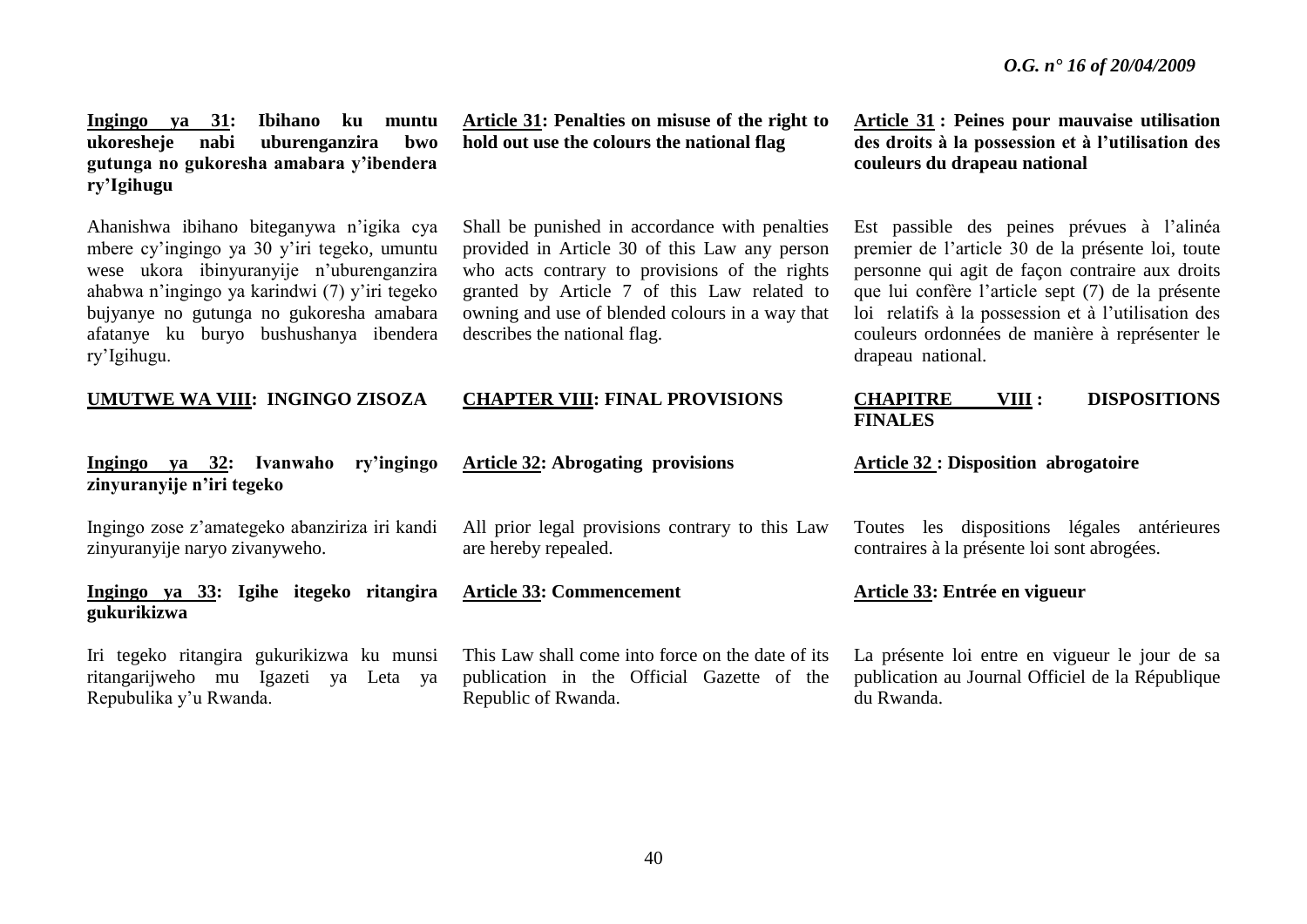**Ingingo ya 31: Ibihano ku muntu ukoresheje nabi uburenganzira bwo gutunga no gukoresha amabara y'ibendera ry'Igihugu**

Ahanishwa ibihano biteganywa n'igika cya mbere cy'ingingo ya 30 y'iri tegeko, umuntu wese ukora ibinyuranyije n'uburenganzira ahabwa n'ingingo ya karindwi (7) y'iri tegeko bujyanye no gutunga no gukoresha amabara afatanye ku buryo bushushanya ibendera ry'Igihugu.

**UMUTWE WA VIII: INGINGO ZISOZA**

**Ingingo ya 32: Ivanwaho ry'ingingo zinyuranyije n'iri tegeko**

Ingingo zose z'amategeko abanziriza iri kandi zinyuranyije naryo zivanyweho.

**Ingingo ya 33: Igihe itegeko ritangira gukurikizwa**

Iri tegeko ritangira gukurikizwa ku munsi ritangarijweho mu Igazeti ya Leta ya Repubulika y'u Rwanda.

**Article 31: Penalties on misuse of the right to hold out use the colours the national flag**

Shall be punished in accordance with penalties provided in Article 30 of this Law any person who acts contrary to provisions of the rights granted by Article 7 of this Law related to owning and use of blended colours in a way that describes the national flag.

**CHAPTER VIII: FINAL PROVISIONS**

**Article 32: Abrogating provisions**

All prior legal provisions contrary to this Law are hereby repealed.

**Article 33: Commencement**

This Law shall come into force on the date of its publication in the Official Gazette of the Republic of Rwanda.

**Article 31 : Peines pour mauvaise utilisation des droits à la possession et à l'utilisation des couleurs du drapeau national**

Est passible des peines prévues à l'alinéa premier de l'article 30 de la présente loi, toute personne qui agit de façon contraire aux droits que lui confère l'article sept (7) de la présente loi relatifs à la possession et à l'utilisation des couleurs ordonnées de manière à représenter le drapeau national.

**CHAPITRE VIII : DISPOSITIONS FINALES**

**Article 32 : Disposition abrogatoire**

Toutes les dispositions légales antérieures contraires à la présente loi sont abrogées.

**Article 33: Entrée en vigueur**

La présente loi entre en vigueur le jour de sa publication au Journal Officiel de la République du Rwanda.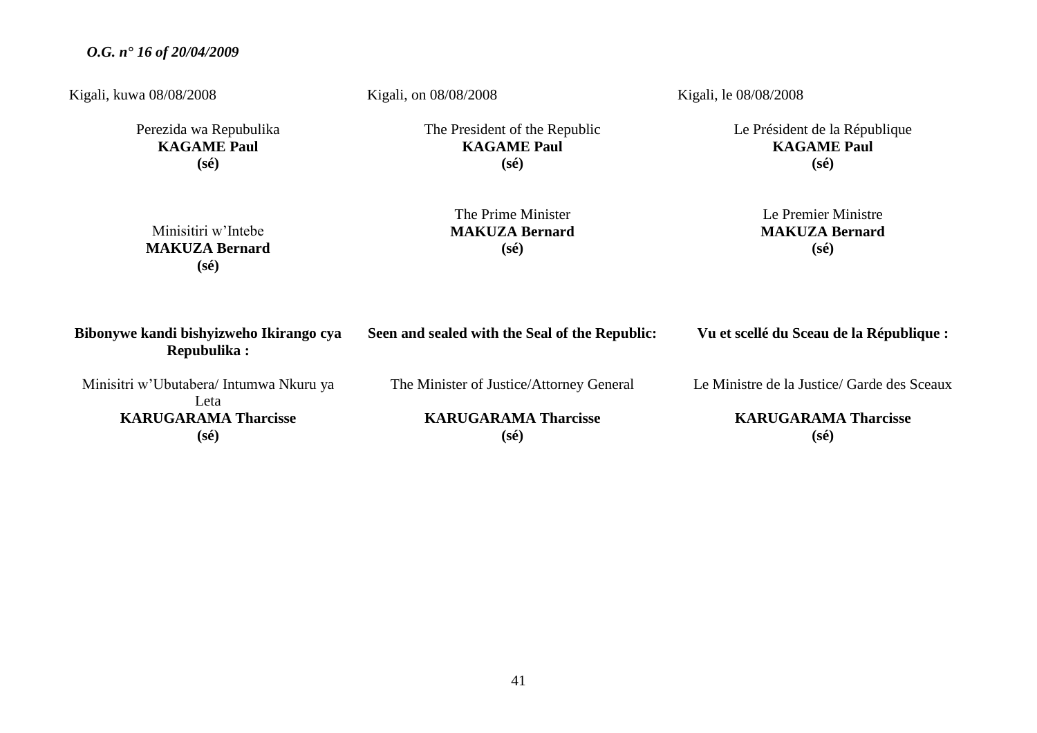Kigali, kuwa 08/08/2008

Perezida wa Repubulika
**KAGAME Paul**
**(sé)**

Minisitiri w'Intebe
**MAKUZA Bernard**
**(sé)**

**Bibonywe kandi bishyizweho Ikirango cya Repubulika :**

Minisitri w'Ubutabera/ Intumwa Nkuru ya Leta
**KARUGARAMA Tharcisse**
**(sé)**

Kigali, on 08/08/2008

The President of the Republic
**KAGAME Paul**
**(sé)**

The Prime Minister
**MAKUZA Bernard**
**(sé)**

**Seen and sealed with the Seal of the Republic:**

The Minister of Justice/Attorney General

**KARUGARAMA Tharcisse**
**(sé)**

Kigali, le 08/08/2008

Le Président de la République
**KAGAME Paul**
**(sé)**

Le Premier Ministre
**MAKUZA Bernard**
**(sé)**

**Vu et scellé du Sceau de la République :**

Le Ministre de la Justice/ Garde des Sceaux

**KARUGARAMA Tharcisse**
**(sé)**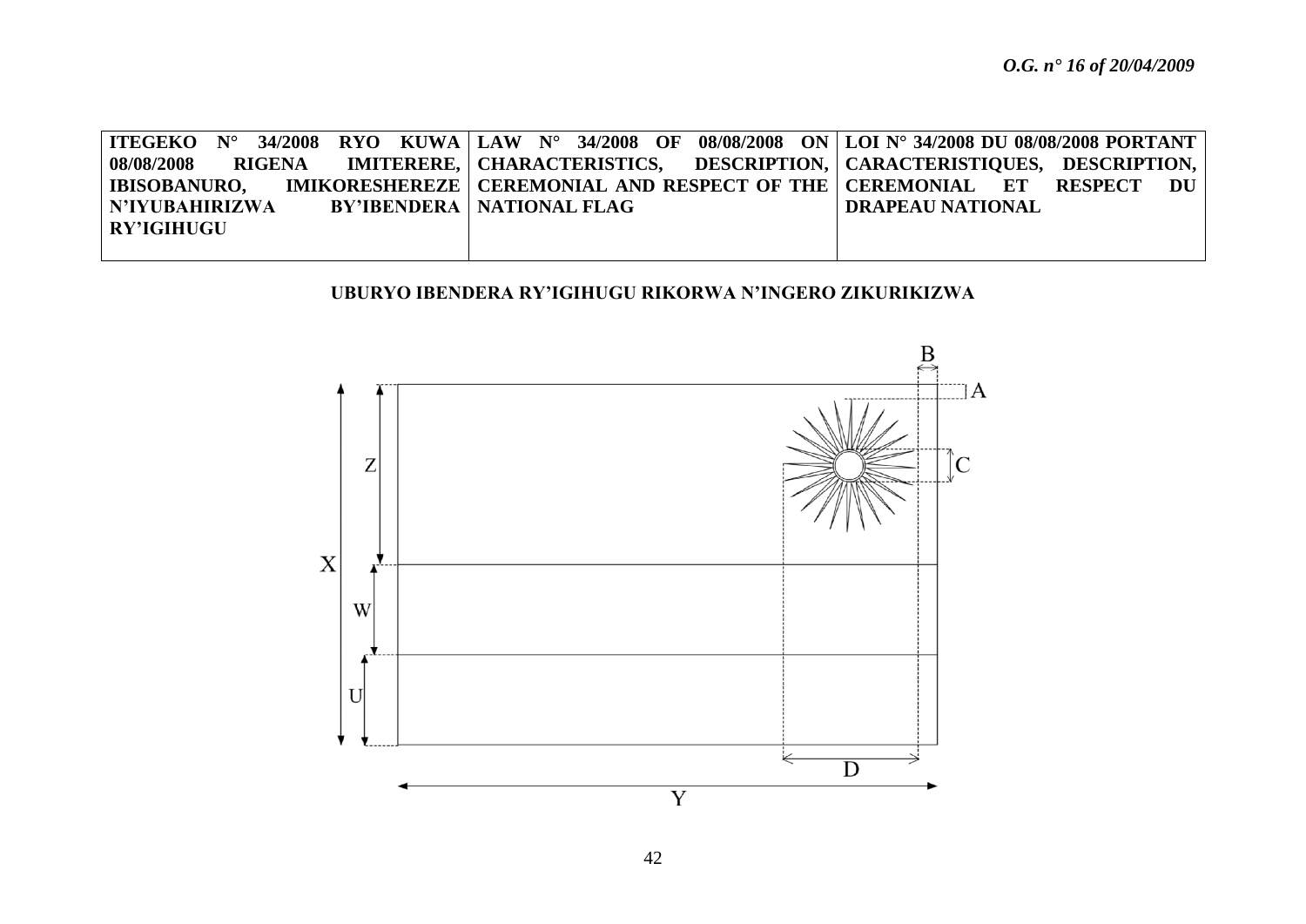| ITEGEKO N° 34/2008 RYO KUWA 08/08/2008 RIGENA IMITERERE, IBISOBANURO, IMIKORESHEREZE N'IYUBAHIRIZWA BY'IBENDERA RY'IGIHUGU | LAW N° 34/2008 OF 08/08/2008 ON CHARACTERISTICS, DESCRIPTION, CEREMONIAL AND RESPECT OF THE NATIONAL FLAG | LOI N° 34/2008 DU 08/08/2008 PORTANT CARACTERISTIQUES, DESCRIPTION, CEREMONIAL ET RESPECT DU DRAPEAU NATIONAL |
|---|---|---|

**UBURYO IBENDERA RY'IGIHUGU RIKORWA N'INGERO ZIKURIKIZWA**

B

A

C

Z

X

W

U

D

Y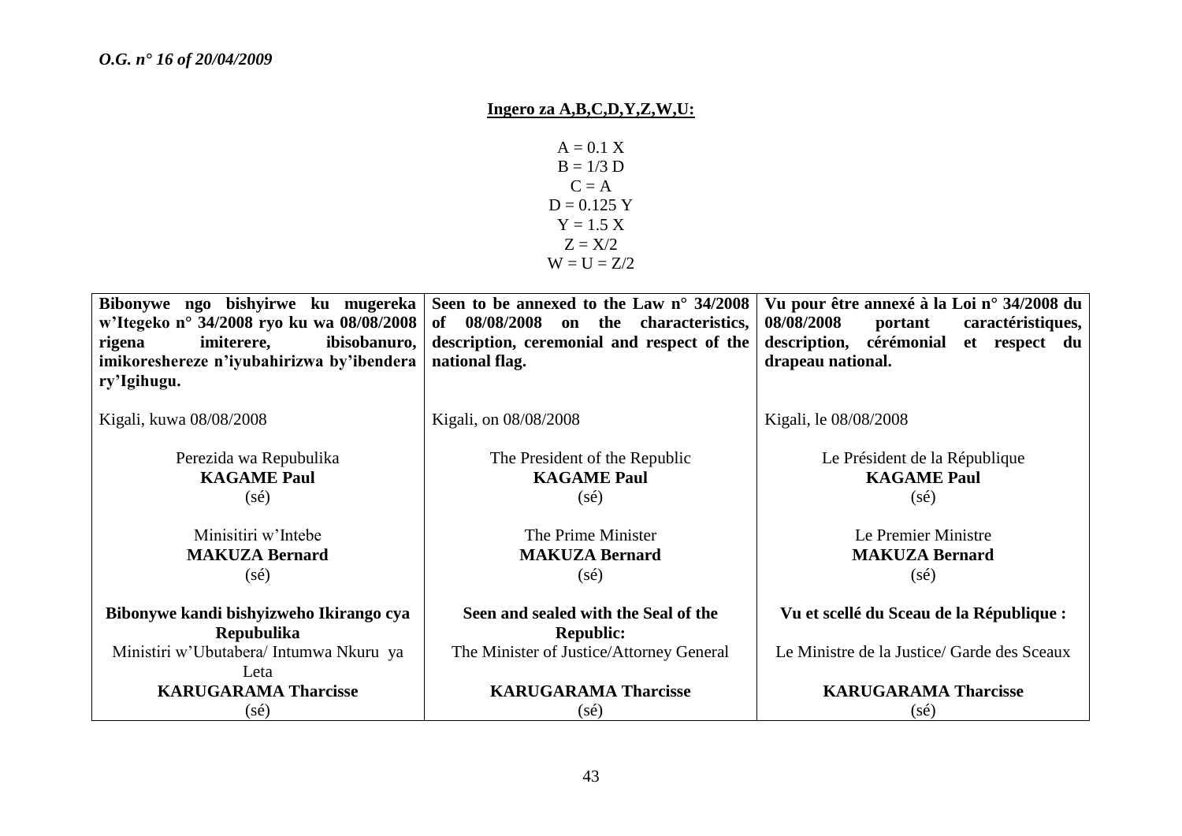**Ingero za A,B,C,D,Y,Z,W,U:**

$$A = 0.1\,X$$
$$B = 1/3\,D$$
$$C = A$$
$$D = 0.125\,Y$$
$$Y = 1.5\,X$$
$$Z = X/2$$
$$W = U = Z/2$$

| Bibonywe ngo bishyirwe ku mugereka w'Itegeko n° 34/2008 ryo ku wa 08/08/2008 rigena imiterere, ibisobanuro, imikoreshereze n'iyubahirizwa by'ibendera ry'Igihugu. | Seen to be annexed to the Law n° 34/2008 of 08/08/2008 on the characteristics, description, ceremonial and respect of the national flag. | Vu pour être annexé à la Loi n° 34/2008 du 08/08/2008 portant caractéristiques, description, cérémonial et respect du drapeau national. |
|---|---|---|
| Kigali, kuwa 08/08/2008 | Kigali, on 08/08/2008 | Kigali, le 08/08/2008 |
| Perezida wa Repubulika<br>**KAGAME Paul**<br>(sé) | The President of the Republic<br>**KAGAME Paul**<br>(sé) | Le Président de la République<br>**KAGAME Paul**<br>(sé) |
| Minisitiri w'Intebe<br>**MAKUZA Bernard**<br>(sé) | The Prime Minister<br>**MAKUZA Bernard**<br>(sé) | Le Premier Ministre<br>**MAKUZA Bernard**<br>(sé) |
| **Bibonywe kandi bishyizweho Ikirango cya Repubulika**<br>Ministiri w'Ubutabera/ Intumwa Nkuru ya Leta<br>**KARUGARAMA Tharcisse**<br>(sé) | **Seen and sealed with the Seal of the Republic:**<br>The Minister of Justice/Attorney General<br>**KARUGARAMA Tharcisse**<br>(sé) | **Vu et scellé du Sceau de la République :**<br>Le Ministre de la Justice/ Garde des Sceaux<br>**KARUGARAMA Tharcisse**<br>(sé) |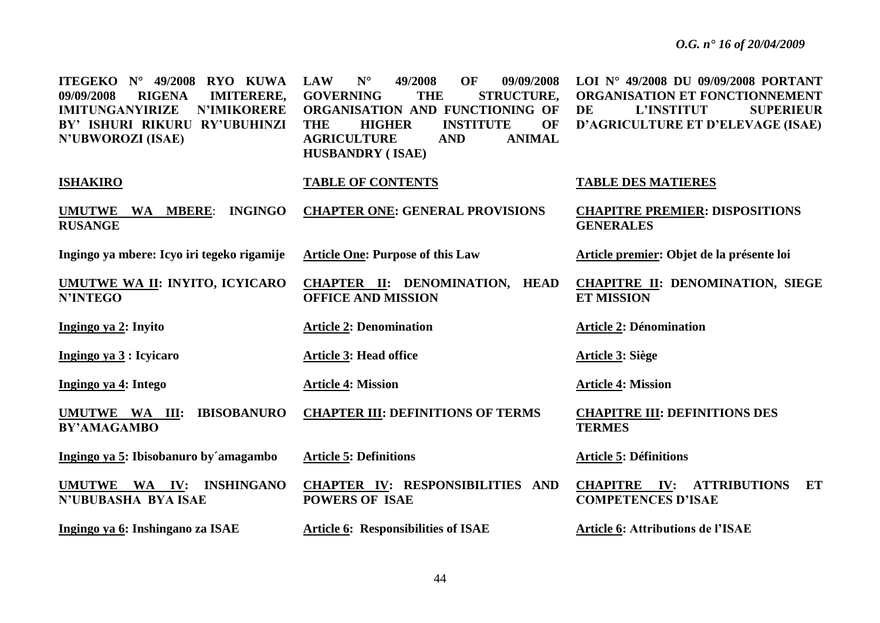**ITEGEKO N° 49/2008 RYO KUWA 09/09/2008 RIGENA IMITERERE, IMITUNGANYIRIZE N'IMIKORERE BY' ISHURI RIKURU RY'UBUHINZI N'UBWOROZI (ISAE)**

**ISHAKIRO**

**UMUTWE WA MBERE: INGINGO RUSANGE**

**Ingingo ya mbere: Icyo iri tegeko rigamije**

**UMUTWE WA II: INYITO, ICYICARO N'INTEGO**

**Ingingo ya 2: Inyito**

**Ingingo ya 3 : Icyicaro**

**Ingingo ya 4: Intego**

**UMUTWE WA III: IBISOBANURO BY'AMAGAMBO**

**Ingingo ya 5: Ibisobanuro by´amagambo**

**UMUTWE WA IV: INSHINGANO N'UBUBASHA BYA ISAE**

**Ingingo ya 6: Inshingano za ISAE**

**LAW N° 49/2008 OF 09/09/2008 GOVERNING THE STRUCTURE, ORGANISATION AND FUNCTIONING OF THE HIGHER INSTITUTE OF AGRICULTURE AND ANIMAL HUSBANDRY ( ISAE)**

**TABLE OF CONTENTS**

**CHAPTER ONE: GENERAL PROVISIONS**

**Article One: Purpose of this Law**

**CHAPTER II: DENOMINATION, HEAD OFFICE AND MISSION**

**Article 2: Denomination**

**Article 3: Head office**

**Article 4: Mission**

**CHAPTER III: DEFINITIONS OF TERMS**

**Article 5: Definitions**

**CHAPTER IV: RESPONSIBILITIES AND POWERS OF ISAE**

**Article 6: Responsibilities of ISAE**

**LOI N° 49/2008 DU 09/09/2008 PORTANT ORGANISATION ET FONCTIONNEMENT DE L'INSTITUT SUPERIEUR D'AGRICULTURE ET D'ELEVAGE (ISAE)**

**TABLE DES MATIERES**

**CHAPITRE PREMIER: DISPOSITIONS GENERALES**

**Article premier: Objet de la présente loi**

**CHAPITRE II: DENOMINATION, SIEGE ET MISSION**

**Article 2: Dénomination**

**Article 3: Siège**

**Article 4: Mission**

**CHAPITRE III: DEFINITIONS DES TERMES**

**Article 5: Définitions**

**CHAPITRE IV: ATTRIBUTIONS ET COMPETENCES D'ISAE**

**Article 6: Attributions de l'ISAE**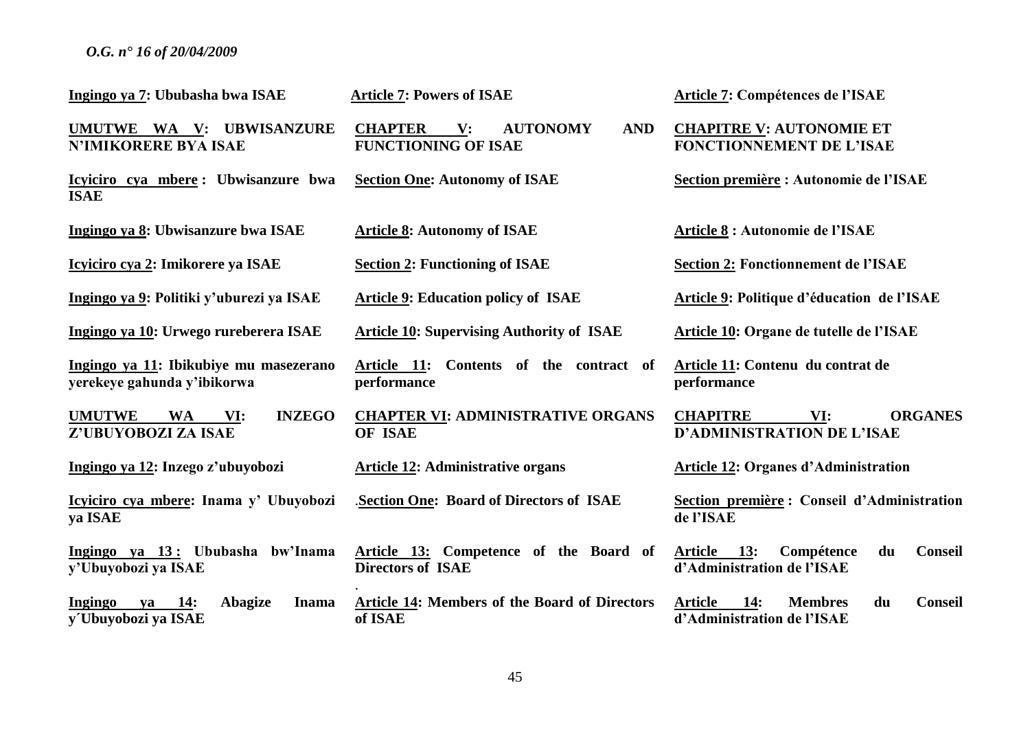| | | |
|---|---|---|
| **Ingingo ya 7: Ububasha bwa ISAE** | **Article 7: Powers of ISAE** | **Article 7: Compétences de l'ISAE** |
| **UMUTWE WA V: UBWISANZURE N'IMIKORERE BYA ISAE** | **CHAPTER V: AUTONOMY AND FUNCTIONING OF ISAE** | **CHAPITRE V: AUTONOMIE ET FONCTIONNEMENT DE L'ISAE** |
| **Icyiciro cya mbere : Ubwisanzure bwa ISAE** | **Section One: Autonomy of ISAE** | **Section première : Autonomie de l'ISAE** |
| **Ingingo ya 8: Ubwisanzure bwa ISAE** | **Article 8: Autonomy of ISAE** | **Article 8 : Autonomie de l'ISAE** |
| **Icyiciro cya 2: Imikorere ya ISAE** | **Section 2: Functioning of ISAE** | **Section 2: Fonctionnement de l'ISAE** |
| **Ingingo ya 9: Politiki y'uburezi ya ISAE** | **Article 9: Education policy of ISAE** | **Article 9: Politique d'éducation de l'ISAE** |
| **Ingingo ya 10: Urwego rureberera ISAE** | **Article 10: Supervising Authority of ISAE** | **Article 10: Organe de tutelle de l'ISAE** |
| **Ingingo ya 11: Ibikubiye mu masezerano yerekeye gahunda y'ibikorwa** | **Article 11: Contents of the contract of performance** | **Article 11: Contenu du contrat de performance** |
| **UMUTWE WA VI: INZEGO Z'UBUYOBOZI ZA ISAE** | **CHAPTER VI: ADMINISTRATIVE ORGANS OF ISAE** | **CHAPITRE VI: ORGANES D'ADMINISTRATION DE L'ISAE** |
| **Ingingo ya 12: Inzego z'ubuyobozi** | **Article 12: Administrative organs** | **Article 12: Organes d'Administration** |
| **Icyiciro cya mbere: Inama y' Ubuyobozi ya ISAE** | .**Section One: Board of Directors of ISAE** | **Section première : Conseil d'Administration de l'ISAE** |
| **Ingingo ya 13 : Ububasha bw'Inama y'Ubuyobozi ya ISAE** | **Article 13: Competence of the Board of Directors of ISAE** | **Article 13: Compétence du Conseil d'Administration de l'ISAE** |
| **Ingingo ya 14: Abagize Inama y´Ubuyobozi ya ISAE** | **Article 14: Members of the Board of Directors of ISAE** | **Article 14: Membres du Conseil d'Administration de l'ISAE** |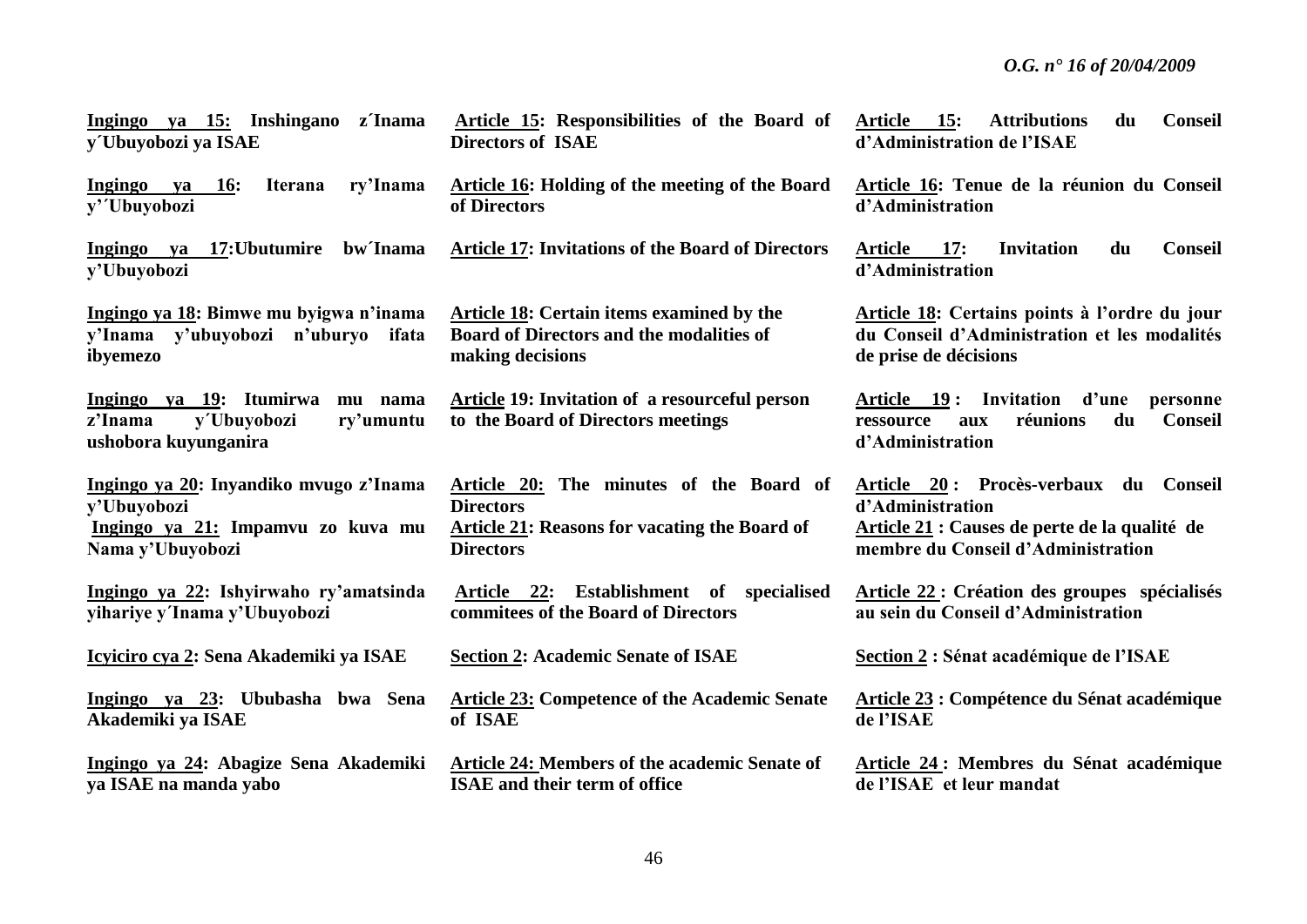**Ingingo ya 15: Inshingano z´Inama y´Ubuyobozi ya ISAE**

**Ingingo ya 16: Iterana ry'Inama y'´Ubuyobozi**

**Ingingo ya 17:Ubutumire bw´Inama y'Ubuyobozi**

**Ingingo ya 18: Bimwe mu byigwa n'inama y'Inama y'ubuyobozi n'uburyo ifata ibyemezo**

**Ingingo ya 19: Itumirwa mu nama z'Inama y´Ubuyobozi ry'umuntu ushobora kuyunganira**

**Ingingo ya 20: Inyandiko mvugo z'Inama y'Ubuyobozi**

**Ingingo ya 21: Impamvu zo kuva mu Nama y'Ubuyobozi**

**Ingingo ya 22: Ishyirwaho ry'amatsinda yihariye y´Inama y'Ubuyobozi**

**Icyiciro cya 2: Sena Akademiki ya ISAE**

**Ingingo ya 23: Ububasha bwa Sena Akademiki ya ISAE**

**Ingingo ya 24: Abagize Sena Akademiki ya ISAE na manda yabo**

**Article 15: Responsibilities of the Board of Directors of ISAE**

**Article 16: Holding of the meeting of the Board of Directors**

**Article 17: Invitations of the Board of Directors**

**Article 18: Certain items examined by the Board of Directors and the modalities of making decisions**

**Article 19: Invitation of a resourceful person to the Board of Directors meetings**

**Article 20: The minutes of the Board of Directors**

**Article 21: Reasons for vacating the Board of Directors**

**Article 22: Establishment of specialised commitees of the Board of Directors**

**Section 2: Academic Senate of ISAE**

**Article 23: Competence of the Academic Senate of ISAE**

**Article 24: Members of the academic Senate of ISAE and their term of office**

**Article 15: Attributions du Conseil d'Administration de l'ISAE**

**Article 16: Tenue de la réunion du Conseil d'Administration**

**Article 17: Invitation du Conseil d'Administration**

**Article 18: Certains points à l'ordre du jour du Conseil d'Administration et les modalités de prise de décisions**

**Article 19 : Invitation d'une personne ressource aux réunions du Conseil d'Administration**

**Article 20 : Procès-verbaux du Conseil d'Administration**

**Article 21 : Causes de perte de la qualité de membre du Conseil d'Administration**

**Article 22 : Création des groupes spécialisés au sein du Conseil d'Administration**

**Section 2 : Sénat académique de l'ISAE**

**Article 23 : Compétence du Sénat académique de l'ISAE**

**Article 24 : Membres du Sénat académique de l'ISAE et leur mandat**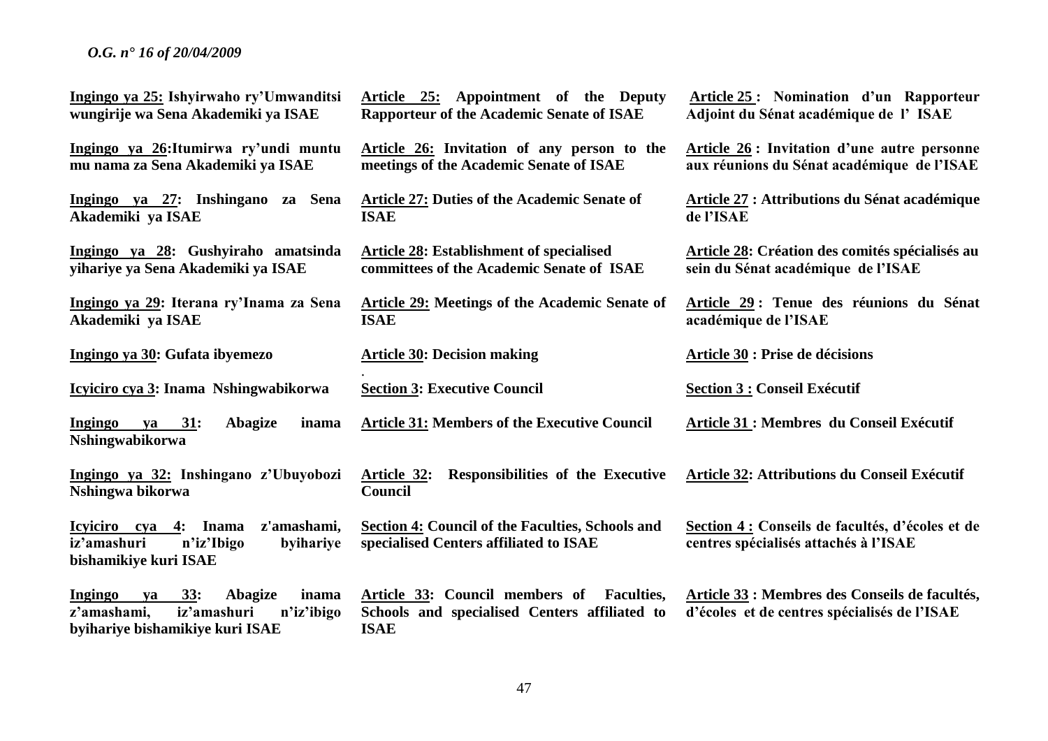**Ingingo ya 25: Ishyirwaho ry'Umwanditsi wungirije wa Sena Akademiki ya ISAE**

**Ingingo ya 26:Itumirwa ry'undi muntu mu nama za Sena Akademiki ya ISAE**

**Ingingo ya 27: Inshingano za Sena Akademiki ya ISAE**

**Ingingo ya 28: Gushyiraho amatsinda yihariye ya Sena Akademiki ya ISAE**

**Ingingo ya 29: Iterana ry'Inama za Sena Akademiki ya ISAE**

**Ingingo ya 30: Gufata ibyemezo**

**Icyiciro cya 3: Inama Nshingwabikorwa**

**Ingingo ya 31: Abagize inama Nshingwabikorwa**

**Ingingo ya 32: Inshingano z'Ubuyobozi Nshingwa bikorwa**

**Icyiciro cya 4: Inama z'amashami, iz'amashuri n'iz'Ibigo byihariye bishamikiye kuri ISAE**

**Ingingo ya 33: Abagize inama z'amashami, iz'amashuri n'iz'ibigo byihariye bishamikiye kuri ISAE**

**Article 25: Appointment of the Deputy Rapporteur of the Academic Senate of ISAE**

**Article 26: Invitation of any person to the meetings of the Academic Senate of ISAE**

**Article 27: Duties of the Academic Senate of ISAE**

**Article 28: Establishment of specialised committees of the Academic Senate of ISAE**

**Article 29: Meetings of the Academic Senate of ISAE**

**Article 30: Decision making**

**Section 3: Executive Council**

**Article 31: Members of the Executive Council**

**Article 32: Responsibilities of the Executive Council**

**Section 4: Council of the Faculties, Schools and specialised Centers affiliated to ISAE**

**Article 33: Council members of Faculties, Schools and specialised Centers affiliated to ISAE**

**Article 25 : Nomination d'un Rapporteur Adjoint du Sénat académique de l' ISAE**

**Article 26 : Invitation d'une autre personne aux réunions du Sénat académique de l'ISAE**

**Article 27 : Attributions du Sénat académique de l'ISAE**

**Article 28: Création des comités spécialisés au sein du Sénat académique de l'ISAE**

**Article 29 : Tenue des réunions du Sénat académique de l'ISAE**

**Article 30 : Prise de décisions**

**Section 3 : Conseil Exécutif**

**Article 31 : Membres du Conseil Exécutif**

**Article 32: Attributions du Conseil Exécutif**

**Section 4 : Conseils de facultés, d'écoles et de centres spécialisés attachés à l'ISAE**

**Article 33 : Membres des Conseils de facultés, d'écoles et de centres spécialisés de l'ISAE**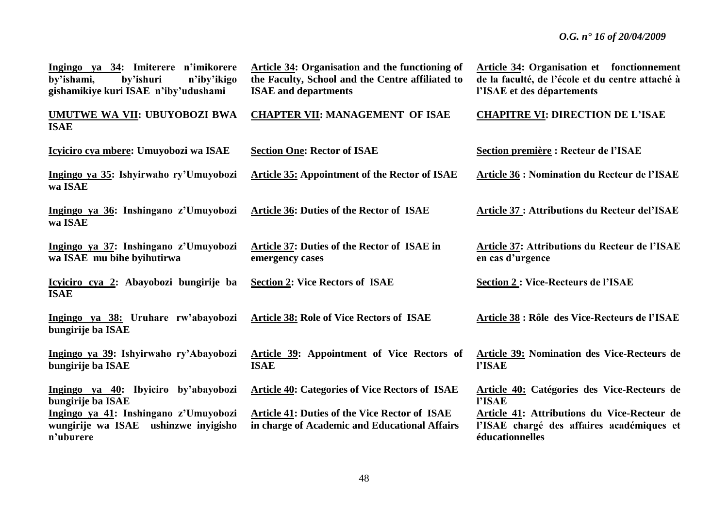| Kinyarwanda | English | Français |
|---|---|---|
| **Ingingo ya 34: Imiterere n'imikorere by'ishami, by'ishuri n'iby'ikigo gishamikiye kuri ISAE n'iby'udushami** | **Article 34: Organisation and the functioning of the Faculty, School and the Centre affiliated to ISAE and departments** | **Article 34: Organisation et fonctionnement de la faculté, de l'école et du centre attaché à l'ISAE et des départements** |
| **UMUTWE WA VII: UBUYOBOZI BWA ISAE** | **CHAPTER VII: MANAGEMENT OF ISAE** | **CHAPITRE VI: DIRECTION DE L'ISAE** |
| **Icyiciro cya mbere: Umuyobozi wa ISAE** | **Section One: Rector of ISAE** | **Section première : Recteur de l'ISAE** |
| **Ingingo ya 35: Ishyirwaho ry'Umuyobozi wa ISAE** | **Article 35: Appointment of the Rector of ISAE** | **Article 36 : Nomination du Recteur de l'ISAE** |
| **Ingingo ya 36: Inshingano z'Umuyobozi wa ISAE** | **Article 36: Duties of the Rector of ISAE** | **Article 37 : Attributions du Recteur del'ISAE** |
| **Ingingo ya 37: Inshingano z'Umuyobozi wa ISAE mu bihe byihutirwa** | **Article 37: Duties of the Rector of ISAE in emergency cases** | **Article 37: Attributions du Recteur de l'ISAE en cas d'urgence** |
| **Icyiciro cya 2: Abayobozi bungirije ba ISAE** | **Section 2: Vice Rectors of ISAE** | **Section 2 : Vice-Recteurs de l'ISAE** |
| **Ingingo ya 38: Uruhare rw'abayobozi bungirije ba ISAE** | **Article 38: Role of Vice Rectors of ISAE** | **Article 38 : Rôle des Vice-Recteurs de l'ISAE** |
| **Ingingo ya 39: Ishyirwaho ry'Abayobozi bungirije ba ISAE** | **Article 39: Appointment of Vice Rectors of ISAE** | **Article 39: Nomination des Vice-Recteurs de l'ISAE** |
| **Ingingo ya 40: Ibyiciro by'abayobozi bungirije ba ISAE** | **Article 40: Categories of Vice Rectors of ISAE** | **Article 40: Catégories des Vice-Recteurs de l'ISAE** |
| **Ingingo ya 41: Inshingano z'Umuyobozi wungirije wa ISAE ushinzwe inyigisho n'uburere** | **Article 41: Duties of the Vice Rector of ISAE in charge of Academic and Educational Affairs** | **Article 41: Attributions du Vice-Recteur de l'ISAE chargé des affaires académiques et éducationnelles** |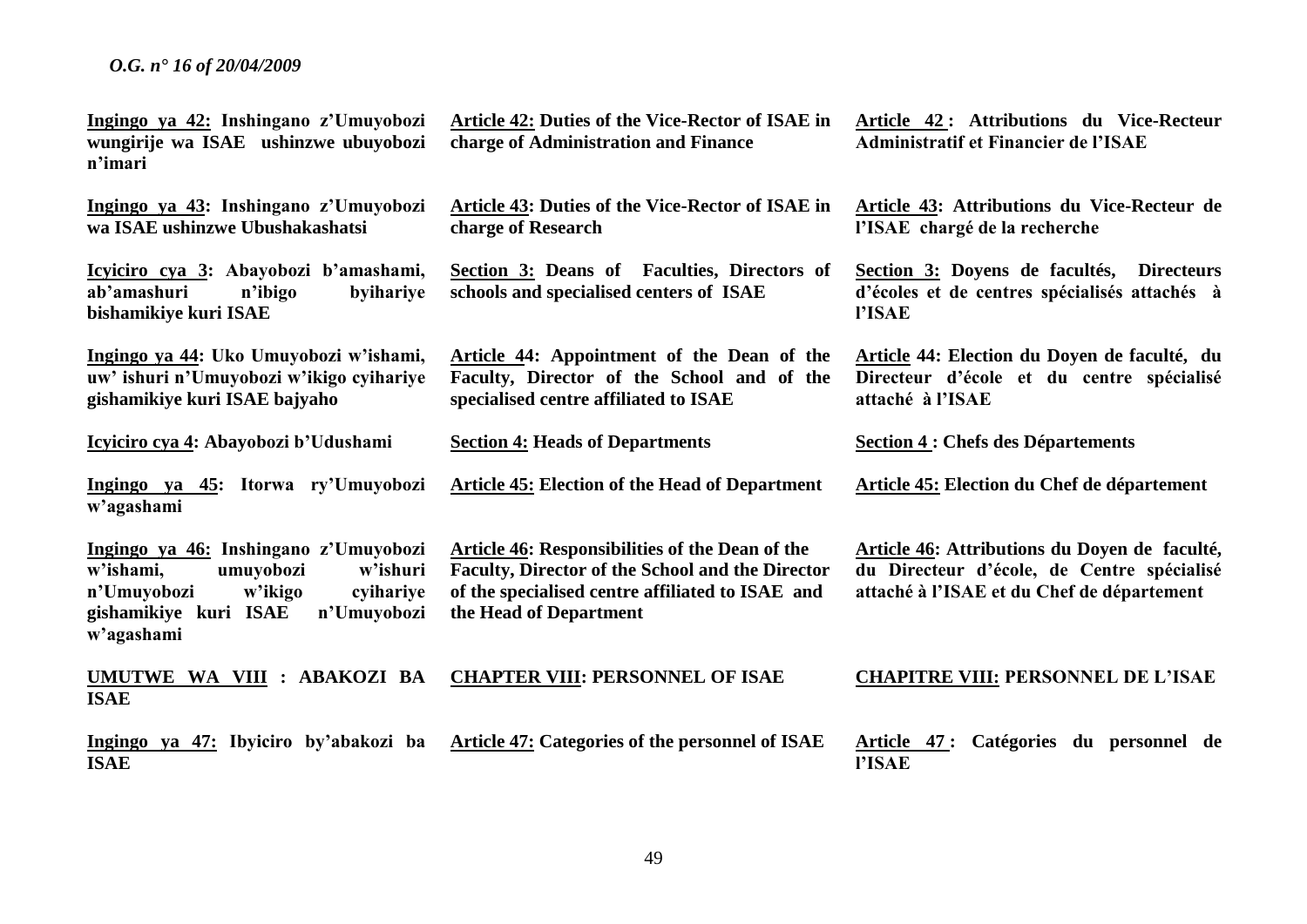**Ingingo ya 42: Inshingano z'Umuyobozi wungirije wa ISAE ushinzwe ubuyobozi n'imari**

**Ingingo ya 43: Inshingano z'Umuyobozi wa ISAE ushinzwe Ubushakashatsi**

**Icyiciro cya 3: Abayobozi b'amashami, ab'amashuri n'ibigo byihariye bishamikiye kuri ISAE**

**Ingingo ya 44: Uko Umuyobozi w'ishami, uw' ishuri n'Umuyobozi w'ikigo cyihariye gishamikiye kuri ISAE bajyaho**

**Icyiciro cya 4: Abayobozi b'Udushami**

**Ingingo ya 45: Itorwa ry'Umuyobozi w'agashami**

**Ingingo ya 46: Inshingano z'Umuyobozi w'ishami, umuyobozi w'ishuri n'Umuyobozi w'ikigo cyihariye gishamikiye kuri ISAE n'Umuyobozi w'agashami**

**UMUTWE WA VIII : ABAKOZI BA ISAE**

**Ingingo ya 47: Ibyiciro by'abakozi ba ISAE**

**Article 42: Duties of the Vice-Rector of ISAE in charge of Administration and Finance**

**Article 43: Duties of the Vice-Rector of ISAE in charge of Research**

**Section 3: Deans of Faculties, Directors of schools and specialised centers of ISAE**

**Article 44: Appointment of the Dean of the Faculty, Director of the School and of the specialised centre affiliated to ISAE**

**Section 4: Heads of Departments**

**Article 45: Election of the Head of Department**

**Article 46: Responsibilities of the Dean of the Faculty, Director of the School and the Director of the specialised centre affiliated to ISAE and the Head of Department**

**CHAPTER VIII: PERSONNEL OF ISAE**

**Article 47: Categories of the personnel of ISAE**

**Article 42 : Attributions du Vice-Recteur Administratif et Financier de l'ISAE**

**Article 43: Attributions du Vice-Recteur de l'ISAE chargé de la recherche**

**Section 3: Doyens de facultés, Directeurs d'écoles et de centres spécialisés attachés à l'ISAE**

**Article 44: Election du Doyen de faculté, du Directeur d'école et du centre spécialisé attaché à l'ISAE**

**Section 4 : Chefs des Départements**

**Article 45: Election du Chef de département**

**Article 46: Attributions du Doyen de faculté, du Directeur d'école, de Centre spécialisé attaché à l'ISAE et du Chef de département**

**CHAPITRE VIII: PERSONNEL DE L'ISAE**

**Article 47 : Catégories du personnel de l'ISAE**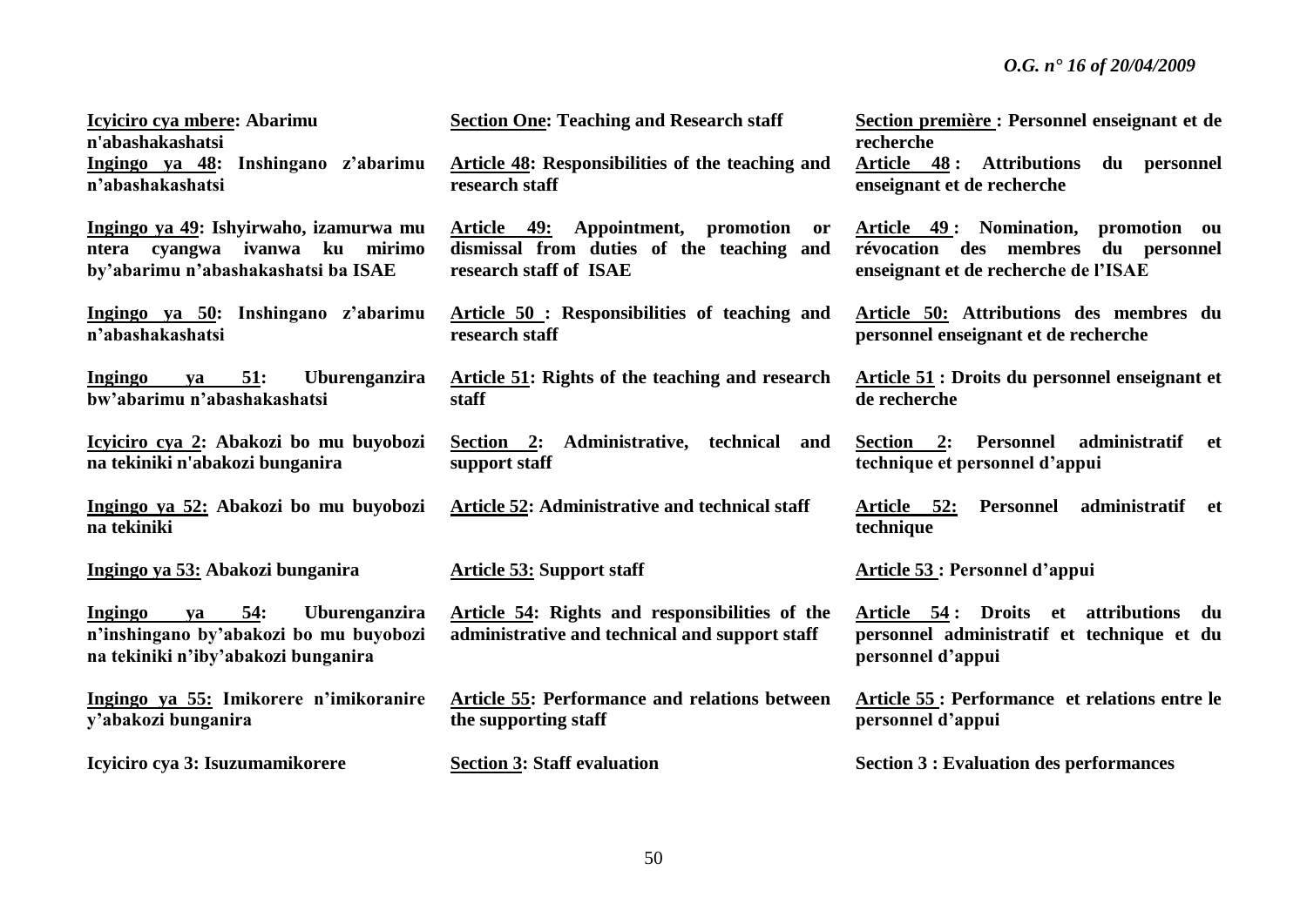| | | |
|---|---|---|
| **Icyiciro cya mbere: Abarimu n'abashakashatsi** | **Section One: Teaching and Research staff** | **Section première : Personnel enseignant et de recherche** |
| **Ingingo ya 48: Inshingano z'abarimu n'abashakashatsi** | **Article 48: Responsibilities of the teaching and research staff** | **Article 48 : Attributions du personnel enseignant et de recherche** |
| **Ingingo ya 49: Ishyirwaho, izamurwa mu ntera cyangwa ivanwa ku mirimo by'abarimu n'abashakashatsi ba ISAE** | **Article 49: Appointment, promotion or dismissal from duties of the teaching and research staff of ISAE** | **Article 49 : Nomination, promotion ou révocation des membres du personnel enseignant et de recherche de l'ISAE** |
| **Ingingo ya 50: Inshingano z'abarimu n'abashakashatsi** | **Article 50 : Responsibilities of teaching and research staff** | **Article 50: Attributions des membres du personnel enseignant et de recherche** |
| **Ingingo ya 51: Uburenganzira bw'abarimu n'abashakashatsi** | **Article 51: Rights of the teaching and research staff** | **Article 51 : Droits du personnel enseignant et de recherche** |
| **Icyiciro cya 2: Abakozi bo mu buyobozi na tekiniki n'abakozi bunganira** | **Section 2: Administrative, technical and support staff** | **Section 2: Personnel administratif et technique et personnel d'appui** |
| **Ingingo ya 52: Abakozi bo mu buyobozi na tekiniki** | **Article 52: Administrative and technical staff** | **Article 52: Personnel administratif et technique** |
| **Ingingo ya 53: Abakozi bunganira** | **Article 53: Support staff** | **Article 53 : Personnel d'appui** |
| **Ingingo ya 54: Uburenganzira n'inshingano by'abakozi bo mu buyobozi na tekiniki n'iby'abakozi bunganira** | **Article 54: Rights and responsibilities of the administrative and technical and support staff** | **Article 54 : Droits et attributions du personnel administratif et technique et du personnel d'appui** |
| **Ingingo ya 55: Imikorere n'imikoranire y'abakozi bunganira** | **Article 55: Performance and relations between the supporting staff** | **Article 55 : Performance et relations entre le personnel d'appui** |
| **Icyiciro cya 3: Isuzumamikorere** | **Section 3: Staff evaluation** | **Section 3 : Evaluation des performances** |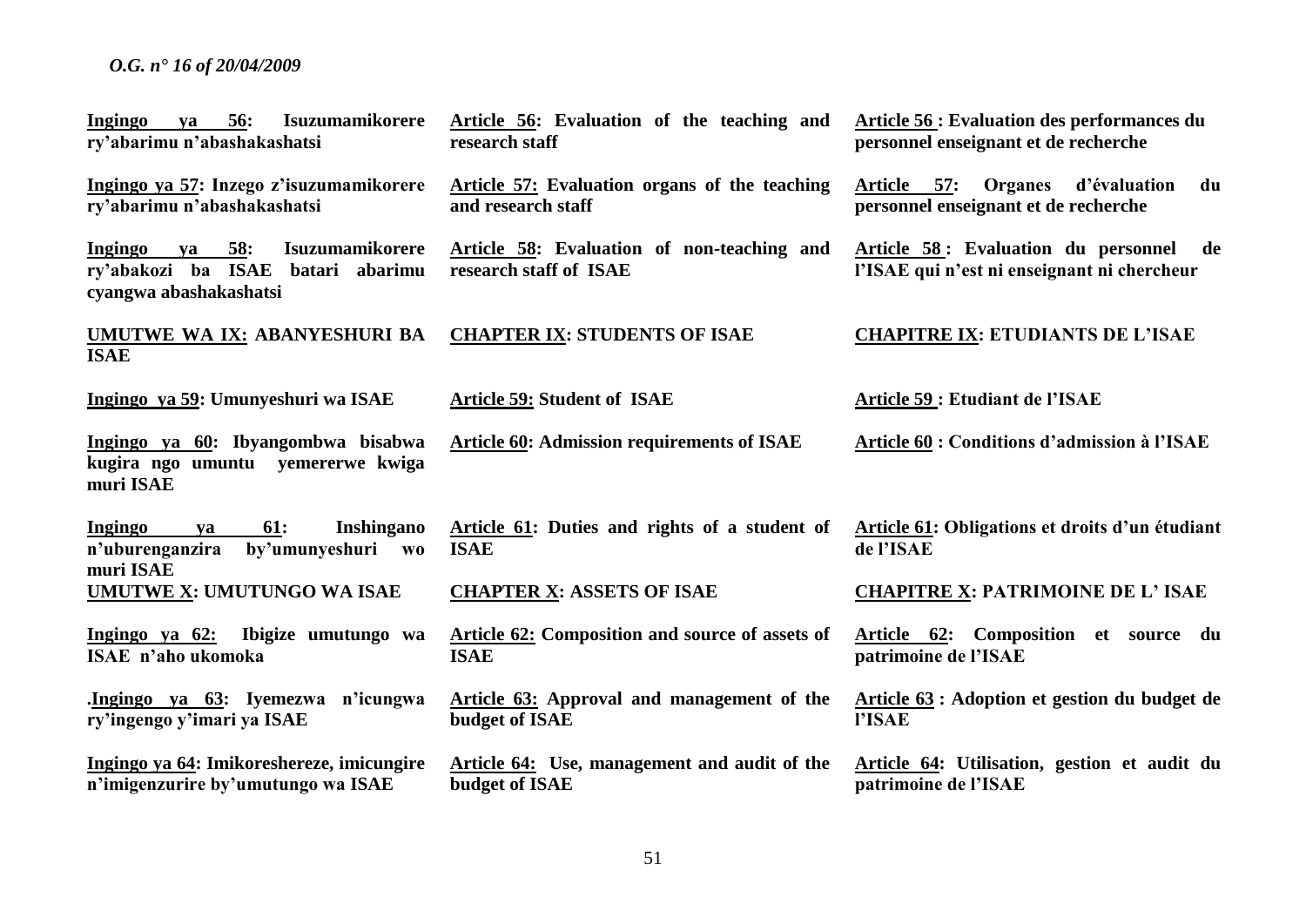| Kinyarwanda | English | Français |
|---|---|---|
| **<u>Ingingo ya 56</u>: Isuzumamikorere ry'abarimu n'abashakashatsi** | **<u>Article 56</u>: Evaluation of the teaching and research staff** | **<u>Article 56</u> : Evaluation des performances du personnel enseignant et de recherche** |
| **<u>Ingingo ya 57</u>: Inzego z'isuzumamikorere ry'abarimu n'abashakashatsi** | **<u>Article 57:</u> Evaluation organs of the teaching and research staff** | **<u>Article 57</u>: Organes d'évaluation du personnel enseignant et de recherche** |
| **<u>Ingingo ya 58</u>: Isuzumamikorere ry'abakozi ba ISAE batari abarimu cyangwa abashakashatsi** | **<u>Article 58</u>: Evaluation of non-teaching and research staff of ISAE** | **<u>Article 58</u> : Evaluation du personnel de l'ISAE qui n'est ni enseignant ni chercheur** |
| **<u>UMUTWE WA IX:</u> ABANYESHURI BA ISAE** | **<u>CHAPTER IX</u>: STUDENTS OF ISAE** | **<u>CHAPITRE IX</u>: ETUDIANTS DE L'ISAE** |
| **<u>Ingingo ya 59</u>: Umunyeshuri wa ISAE** | **<u>Article 59:</u> Student of ISAE** | **<u>Article 59</u> : Etudiant de l'ISAE** |
| **<u>Ingingo ya 60</u>: Ibyangombwa bisabwa kugira ngo umuntu yemererwe kwiga muri ISAE** | **<u>Article 60</u>: Admission requirements of ISAE** | **<u>Article 60</u> : Conditions d'admission à l'ISAE** |
| **<u>Ingingo ya 61</u>: Inshingano n'uburenganzira by'umunyeshuri wo muri ISAE** | **<u>Article 61</u>: Duties and rights of a student of ISAE** | **<u>Article 61</u>: Obligations et droits d'un étudiant de l'ISAE** |
| **<u>UMUTWE X</u>: UMUTUNGO WA ISAE** | **<u>CHAPTER X</u>: ASSETS OF ISAE** | **<u>CHAPITRE X</u>: PATRIMOINE DE L' ISAE** |
| **<u>Ingingo ya 62:</u> Ibigize umutungo wa ISAE n'aho ukomoka** | **<u>Article 62:</u> Composition and source of assets of ISAE** | **<u>Article 62</u>: Composition et source du patrimoine de l'ISAE** |
| **.<u>Ingingo ya 63</u>: Iyemezwa n'icungwa ry'ingengo y'imari ya ISAE** | **<u>Article 63:</u> Approval and management of the budget of ISAE** | **<u>Article 63</u> : Adoption et gestion du budget de l'ISAE** |
| **<u>Ingingo ya 64</u>: Imikoreshereze, imicungire n'imigenzurire by'umutungo wa ISAE** | **<u>Article 64:</u> Use, management and audit of the budget of ISAE** | **<u>Article 64</u>: Utilisation, gestion et audit du patrimoine de l'ISAE** |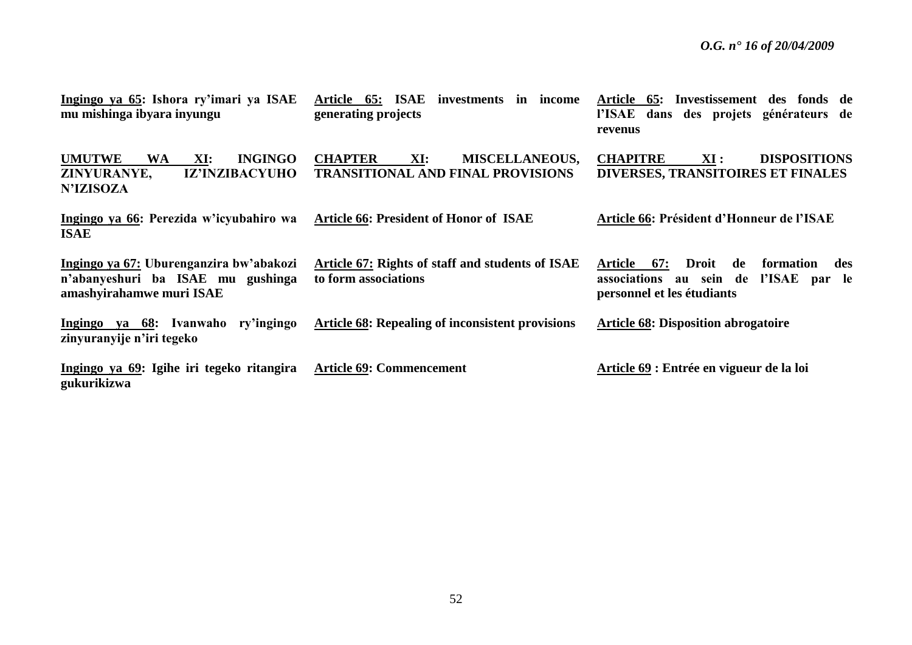**Ingingo ya 65: Ishora ry'imari ya ISAE mu mishinga ibyara inyungu**

**UMUTWE WA XI: INGINGO ZINYURANYE, IZ'INZIBACYUHO N'IZISOZA**

**Ingingo ya 66: Perezida w'icyubahiro wa ISAE**

**Ingingo ya 67: Uburenganzira bw'abakozi n'abanyeshuri ba ISAE mu gushinga amashyirahamwe muri ISAE**

**Ingingo ya 68: Ivanwaho ry'ingingo zinyuranyije n'iri tegeko**

**Ingingo ya 69: Igihe iri tegeko ritangira gukurikizwa**

**Article 65: ISAE investments in income generating projects**

**CHAPTER XI: MISCELLANEOUS, TRANSITIONAL AND FINAL PROVISIONS**

**Article 66: President of Honor of ISAE**

**Article 67: Rights of staff and students of ISAE to form associations**

**Article 68: Repealing of inconsistent provisions**

**Article 69: Commencement**

**Article 65: Investissement des fonds de l'ISAE dans des projets générateurs de revenus**

**CHAPITRE XI : DISPOSITIONS DIVERSES, TRANSITOIRES ET FINALES**

**Article 66: Président d'Honneur de l'ISAE**

**Article 67: Droit de formation des associations au sein de l'ISAE par le personnel et les étudiants**

**Article 68: Disposition abrogatoire**

**Article 69 : Entrée en vigueur de la loi**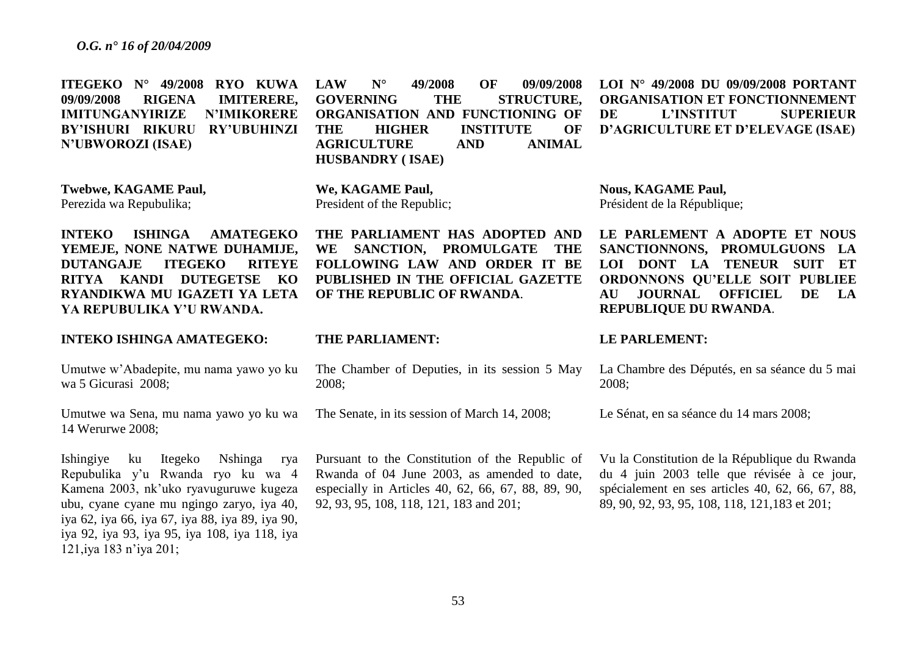**ITEGEKO N° 49/2008 RYO KUWA 09/09/2008 RIGENA IMITERERE, IMITUNGANYIRIZE N'IMIKORERE BY'ISHURI RIKURU RY'UBUHINZI N'UBWOROZI (ISAE)**

**Twebwe, KAGAME Paul,**
Perezida wa Repubulika;

**INTEKO ISHINGA AMATEGEKO YEMEJE, NONE NATWE DUHAMIJE, DUTANGAJE ITEGEKO RITEYE RITYA KANDI DUTEGETSE KO RYANDIKWA MU IGAZETI YA LETA YA REPUBULIKA Y'U RWANDA.**

**INTEKO ISHINGA AMATEGEKO:**

Umutwe w'Abadepite, mu nama yawo yo ku wa 5 Gicurasi 2008;

Umutwe wa Sena, mu nama yawo yo ku wa 14 Werurwe 2008;

Ishingiye ku Itegeko Nshinga rya Repubulika y'u Rwanda ryo ku wa 4 Kamena 2003, nk'uko ryavuguruwe kugeza ubu, cyane cyane mu ngingo zaryo, iya 40, iya 62, iya 66, iya 67, iya 88, iya 89, iya 90, iya 92, iya 93, iya 95, iya 108, iya 118, iya 121,iya 183 n'iya 201;

**LAW N° 49/2008 OF 09/09/2008 GOVERNING THE STRUCTURE, ORGANISATION AND FUNCTIONING OF THE HIGHER INSTITUTE OF AGRICULTURE AND ANIMAL HUSBANDRY ( ISAE)**

**We, KAGAME Paul,**
President of the Republic;

**THE PARLIAMENT HAS ADOPTED AND WE SANCTION, PROMULGATE THE FOLLOWING LAW AND ORDER IT BE PUBLISHED IN THE OFFICIAL GAZETTE OF THE REPUBLIC OF RWANDA**.

**THE PARLIAMENT:**

The Chamber of Deputies, in its session 5 May 2008;

The Senate, in its session of March 14, 2008;

Pursuant to the Constitution of the Republic of Rwanda of 04 June 2003, as amended to date, especially in Articles 40, 62, 66, 67, 88, 89, 90, 92, 93, 95, 108, 118, 121, 183 and 201;

**LOI N° 49/2008 DU 09/09/2008 PORTANT ORGANISATION ET FONCTIONNEMENT DE L'INSTITUT SUPERIEUR D'AGRICULTURE ET D'ELEVAGE (ISAE)**

**Nous, KAGAME Paul,**
Président de la République;

**LE PARLEMENT A ADOPTE ET NOUS SANCTIONNONS, PROMULGUONS LA LOI DONT LA TENEUR SUIT ET ORDONNONS QU'ELLE SOIT PUBLIEE AU JOURNAL OFFICIEL DE LA REPUBLIQUE DU RWANDA**.

**LE PARLEMENT:**

La Chambre des Députés, en sa séance du 5 mai 2008;

Le Sénat, en sa séance du 14 mars 2008;

Vu la Constitution de la République du Rwanda du 4 juin 2003 telle que révisée à ce jour, spécialement en ses articles 40, 62, 66, 67, 88, 89, 90, 92, 93, 95, 108, 118, 121,183 et 201;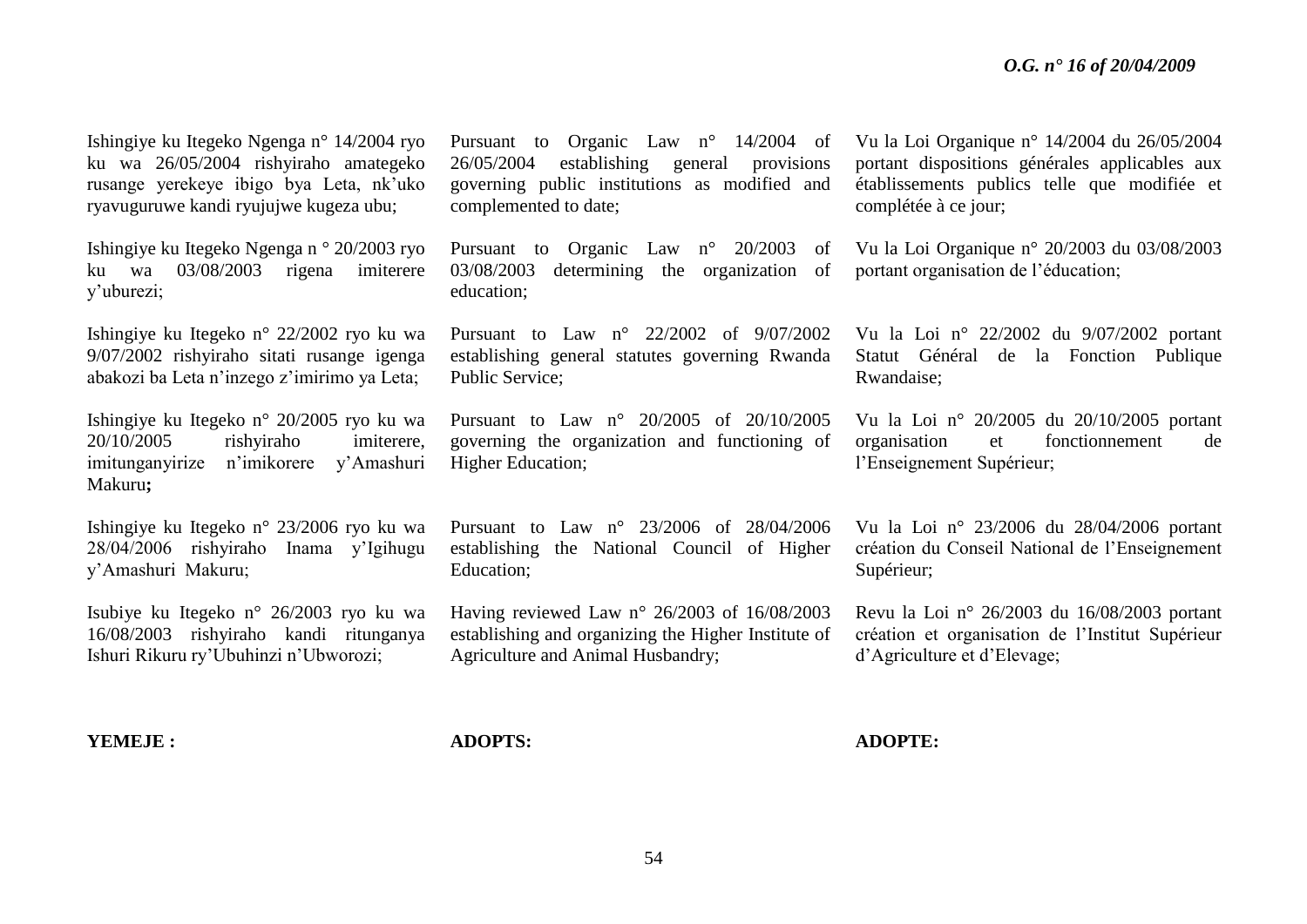Ishingiye ku Itegeko Ngenga n° 14/2004 ryo ku wa 26/05/2004 rishyiraho amategeko rusange yerekeye ibigo bya Leta, nk'uko ryavuguruwe kandi ryujujwe kugeza ubu;

Ishingiye ku Itegeko Ngenga n ° 20/2003 ryo ku wa 03/08/2003 rigena imiterere y'uburezi;

Ishingiye ku Itegeko n° 22/2002 ryo ku wa 9/07/2002 rishyiraho sitati rusange igenga abakozi ba Leta n'inzego z'imirimo ya Leta;

Ishingiye ku Itegeko n° 20/2005 ryo ku wa 20/10/2005 rishyiraho imiterere, imitunganyirize n'imikorere y'Amashuri Makuru**;**

Ishingiye ku Itegeko n° 23/2006 ryo ku wa 28/04/2006 rishyiraho Inama y'Igihugu y'Amashuri Makuru;

Isubiye ku Itegeko n° 26/2003 ryo ku wa 16/08/2003 rishyiraho kandi ritunganya Ishuri Rikuru ry'Ubuhinzi n'Ubworozi;

**YEMEJE :**

Pursuant to Organic Law n° 14/2004 of 26/05/2004 establishing general provisions governing public institutions as modified and complemented to date;

Pursuant to Organic Law n° 20/2003 of 03/08/2003 determining the organization of education;

Pursuant to Law n° 22/2002 of 9/07/2002 establishing general statutes governing Rwanda Public Service;

Pursuant to Law n° 20/2005 of 20/10/2005 governing the organization and functioning of Higher Education;

Pursuant to Law n° 23/2006 of 28/04/2006 establishing the National Council of Higher Education;

Having reviewed Law n° 26/2003 of 16/08/2003 establishing and organizing the Higher Institute of Agriculture and Animal Husbandry;

**ADOPTS:**

Vu la Loi Organique n° 14/2004 du 26/05/2004 portant dispositions générales applicables aux établissements publics telle que modifiée et complétée à ce jour;

Vu la Loi Organique n° 20/2003 du 03/08/2003 portant organisation de l'éducation;

Vu la Loi n° 22/2002 du 9/07/2002 portant Statut Général de la Fonction Publique Rwandaise;

Vu la Loi n° 20/2005 du 20/10/2005 portant organisation et fonctionnement de l'Enseignement Supérieur;

Vu la Loi n° 23/2006 du 28/04/2006 portant création du Conseil National de l'Enseignement Supérieur;

Revu la Loi n° 26/2003 du 16/08/2003 portant création et organisation de l'Institut Supérieur d'Agriculture et d'Elevage;

**ADOPTE:**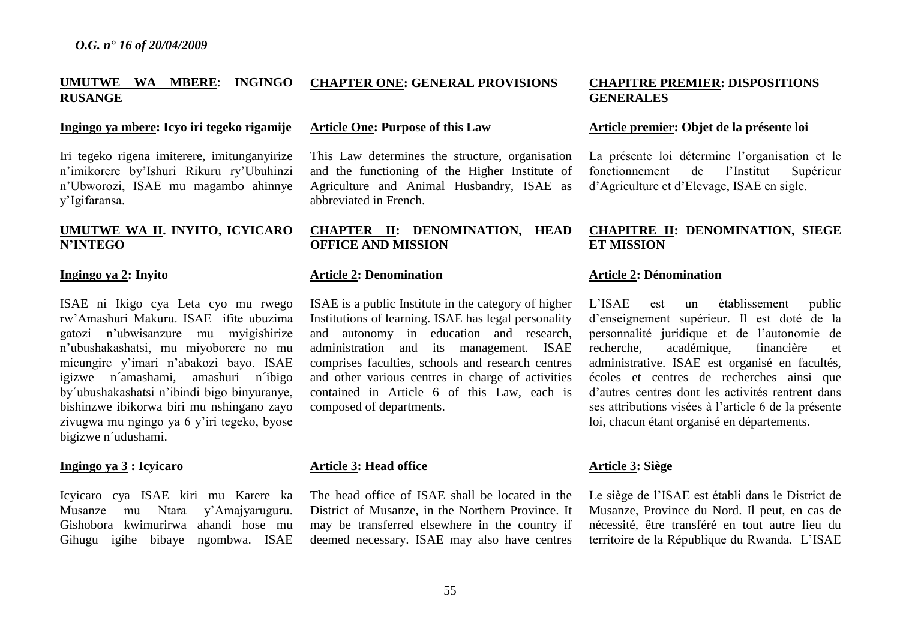**UMUTWE WA MBERE: INGINGO RUSANGE**

**Ingingo ya mbere: Icyo iri tegeko rigamije**

Iri tegeko rigena imiterere, imitunganyirize n'imikorere by'Ishuri Rikuru ry'Ubuhinzi n'Ubworozi, ISAE mu magambo ahinnye y'Igifaransa.

**UMUTWE WA II. INYITO, ICYICARO N'INTEGO**

**Ingingo ya 2: Inyito**

ISAE ni Ikigo cya Leta cyo mu rwego rw'Amashuri Makuru. ISAE ifite ubuzima gatozi n'ubwisanzure mu myigishirize n'ubushakashatsi, mu miyoborere no mu micungire y'imari n'abakozi bayo. ISAE igizwe n´amashami, amashuri n´ibigo by´ubushakashatsi n'ibindi bigo binyuranye, bishinzwe ibikorwa biri mu nshingano zayo zivugwa mu ngingo ya 6 y'iri tegeko, byose bigizwe n´udushami.

**Ingingo ya 3 : Icyicaro**

Icyicaro cya ISAE kiri mu Karere ka Musanze mu Ntara y'Amajyaruguru. Gishobora kwimurirwa ahandi hose mu Gihugu igihe bibaye ngombwa. ISAE

**CHAPTER ONE: GENERAL PROVISIONS**

**Article One: Purpose of this Law**

This Law determines the structure, organisation and the functioning of the Higher Institute of Agriculture and Animal Husbandry, ISAE as abbreviated in French.

**CHAPTER II: DENOMINATION, HEAD OFFICE AND MISSION**

**Article 2: Denomination**

ISAE is a public Institute in the category of higher Institutions of learning. ISAE has legal personality and autonomy in education and research, administration and its management. ISAE comprises faculties, schools and research centres and other various centres in charge of activities contained in Article 6 of this Law, each is composed of departments.

**Article 3: Head office**

The head office of ISAE shall be located in the District of Musanze, in the Northern Province. It may be transferred elsewhere in the country if deemed necessary. ISAE may also have centres

**CHAPITRE PREMIER: DISPOSITIONS GENERALES**

**Article premier: Objet de la présente loi**

La présente loi détermine l'organisation et le fonctionnement de l'Institut Supérieur d'Agriculture et d'Elevage, ISAE en sigle.

**CHAPITRE II: DENOMINATION, SIEGE ET MISSION**

**Article 2: Dénomination**

L'ISAE est un établissement public d'enseignement supérieur. Il est doté de la personnalité juridique et de l'autonomie de recherche, académique, financière et administrative. ISAE est organisé en facultés, écoles et centres de recherches ainsi que d'autres centres dont les activités rentrent dans ses attributions visées à l'article 6 de la présente loi, chacun étant organisé en départements.

**Article 3: Siège**

Le siège de l'ISAE est établi dans le District de Musanze, Province du Nord. Il peut, en cas de nécessité, être transféré en tout autre lieu du territoire de la République du Rwanda. L'ISAE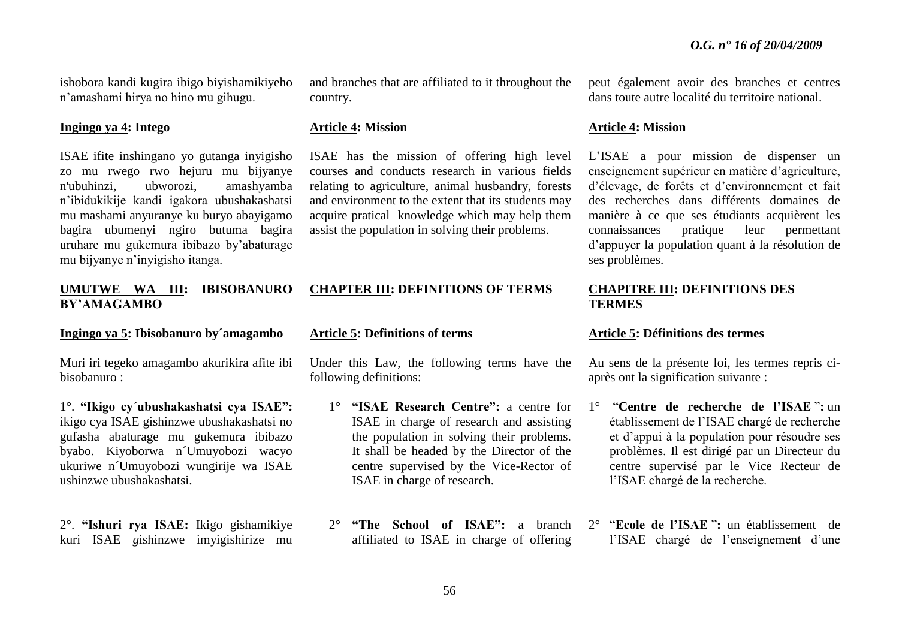ishobora kandi kugira ibigo biyishamikiyeho n'amashami hirya no hino mu gihugu.

**Ingingo ya 4: Intego**

ISAE ifite inshingano yo gutanga inyigisho zo mu rwego rwo hejuru mu bijyanye n'ubuhinzi, ubworozi, amashyamba n'ibidukikije kandi igakora ubushakashatsi mu mashami anyuranye ku buryo abayigamo bagira ubumenyi ngiro butuma bagira uruhare mu gukemura ibibazo by'abaturage mu bijyanye n'inyigisho itanga.

**UMUTWE WA III: IBISOBANURO BY'AMAGAMBO**

**Ingingo ya 5: Ibisobanuro by´amagambo**

Muri iri tegeko amagambo akurikira afite ibi bisobanuro :

1°. **"Ikigo cy´ubushakashatsi cya ISAE":** ikigo cya ISAE gishinzwe ubushakashatsi no gufasha abaturage mu gukemura ibibazo byabo. Kiyoborwa n´Umuyobozi wacyo ukuriwe n´Umuyobozi wungirije wa ISAE ushinzwe ubushakashatsi.

2°. **"Ishuri rya ISAE:** Ikigo gishamikiye kuri ISAE *g*ishinzwe imyigishirize mu

and branches that are affiliated to it throughout the country.

**Article 4: Mission**

ISAE has the mission of offering high level courses and conducts research in various fields relating to agriculture, animal husbandry, forests and environment to the extent that its students may acquire pratical knowledge which may help them assist the population in solving their problems.

**CHAPTER III: DEFINITIONS OF TERMS**

**Article 5: Definitions of terms**

Under this Law, the following terms have the following definitions:

1° **"ISAE Research Centre":** a centre for ISAE in charge of research and assisting the population in solving their problems. It shall be headed by the Director of the centre supervised by the Vice-Rector of ISAE in charge of research.

2° **"The School of ISAE":** a branch affiliated to ISAE in charge of offering

peut également avoir des branches et centres dans toute autre localité du territoire national.

**Article 4: Mission**

L'ISAE a pour mission de dispenser un enseignement supérieur en matière d'agriculture, d'élevage, de forêts et d'environnement et fait des recherches dans différents domaines de manière à ce que ses étudiants acquièrent les connaissances pratique leur permettant d'appuyer la population quant à la résolution de ses problèmes.

**CHAPITRE III: DEFINITIONS DES TERMES**

**Article 5: Définitions des termes**

Au sens de la présente loi, les termes repris ci-après ont la signification suivante :

1° "**Centre de recherche de l'ISAE** "**:** un établissement de l'ISAE chargé de recherche et d'appui à la population pour résoudre ses problèmes. Il est dirigé par un Directeur du centre supervisé par le Vice Recteur de l'ISAE chargé de la recherche.

2° "**Ecole de l'ISAE** "**:** un établissement de l'ISAE chargé de l'enseignement d'une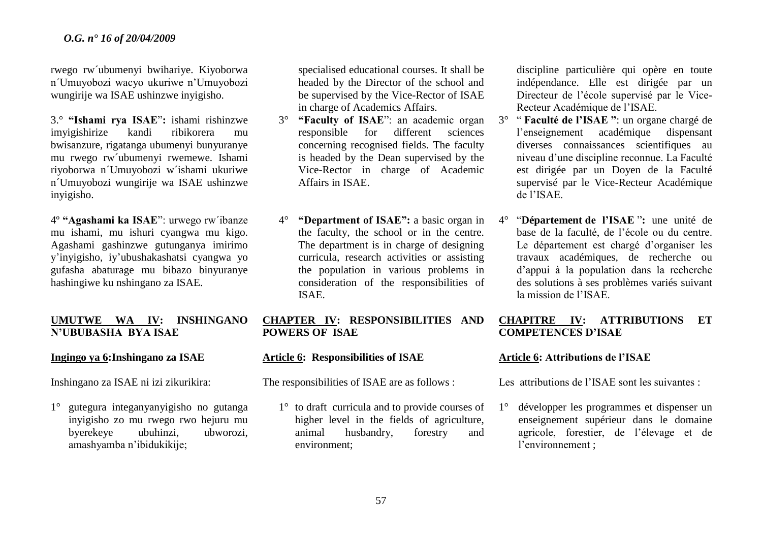rwego rw´ubumenyi bwihariye. Kiyoborwa n´Umuyobozi wacyo ukuriwe n'Umuyobozi wungirije wa ISAE ushinzwe inyigisho.

3.° **"Ishami rya ISAE"**: ishami rishinzwe imyigishirize kandi ribikorera mu bwisanzure, rigatanga ubumenyi bunyuranye mu rwego rw´ubumenyi rwemewe. Ishami riyoborwa n´Umuyobozi w´ishami ukuriwe n´Umuyobozi wungirije wa ISAE ushinzwe inyigisho.

4º **"Agashami ka ISAE"**: urwego rw´ibanze mu ishami, mu ishuri cyangwa mu kigo. Agashami gashinzwe gutunganya imirimo y'inyigisho, iy'ubushakashatsi cyangwa yo gufasha abaturage mu bibazo binyuranye hashingiwe ku nshingano za ISAE.

**UMUTWE WA IV: INSHINGANO N'UBUBASHA BYA ISAE**

**Ingingo ya 6: Inshingano za ISAE**

Inshingano za ISAE ni izi zikurikira:

1° gutegura integanyanyigisho no gutanga inyigisho zo mu rwego rwo hejuru mu byerekeye ubuhinzi, ubworozi, amashyamba n'ibidukikije;

specialised educational courses. It shall be headed by the Director of the school and be supervised by the Vice-Rector of ISAE in charge of Academics Affairs.

3° **"Faculty of ISAE"**: an academic organ responsible for different sciences concerning recognised fields. The faculty is headed by the Dean supervised by the Vice-Rector in charge of Academic Affairs in ISAE.

4° **"Department of ISAE":** a basic organ in the faculty, the school or in the centre. The department is in charge of designing curricula, research activities or assisting the population in various problems in consideration of the responsibilities of ISAE.

**CHAPTER IV: RESPONSIBILITIES AND POWERS OF ISAE**

**Article 6: Responsibilities of ISAE**

The responsibilities of ISAE are as follows :

1° to draft curricula and to provide courses of higher level in the fields of agriculture, animal husbandry, forestry and environment;

discipline particulière qui opère en toute indépendance. Elle est dirigée par un Directeur de l'école supervisé par le Vice-Recteur Académique de l'ISAE.

3° " **Faculté de l'ISAE "**: un organe chargé de l'enseignement académique dispensant diverses connaissances scientifiques au niveau d'une discipline reconnue. La Faculté est dirigée par un Doyen de la Faculté supervisé par le Vice-Recteur Académique de l'ISAE.

4° "**Département de l'ISAE** "**:** une unité de base de la faculté, de l'école ou du centre. Le département est chargé d'organiser les travaux académiques, de recherche ou d'appui à la population dans la recherche des solutions à ses problèmes variés suivant la mission de l'ISAE.

**CHAPITRE IV: ATTRIBUTIONS ET COMPETENCES D'ISAE**

**Article 6: Attributions de l'ISAE**

Les attributions de l'ISAE sont les suivantes :

1° développer les programmes et dispenser un enseignement supérieur dans le domaine agricole, forestier, de l'élevage et de l'environnement ;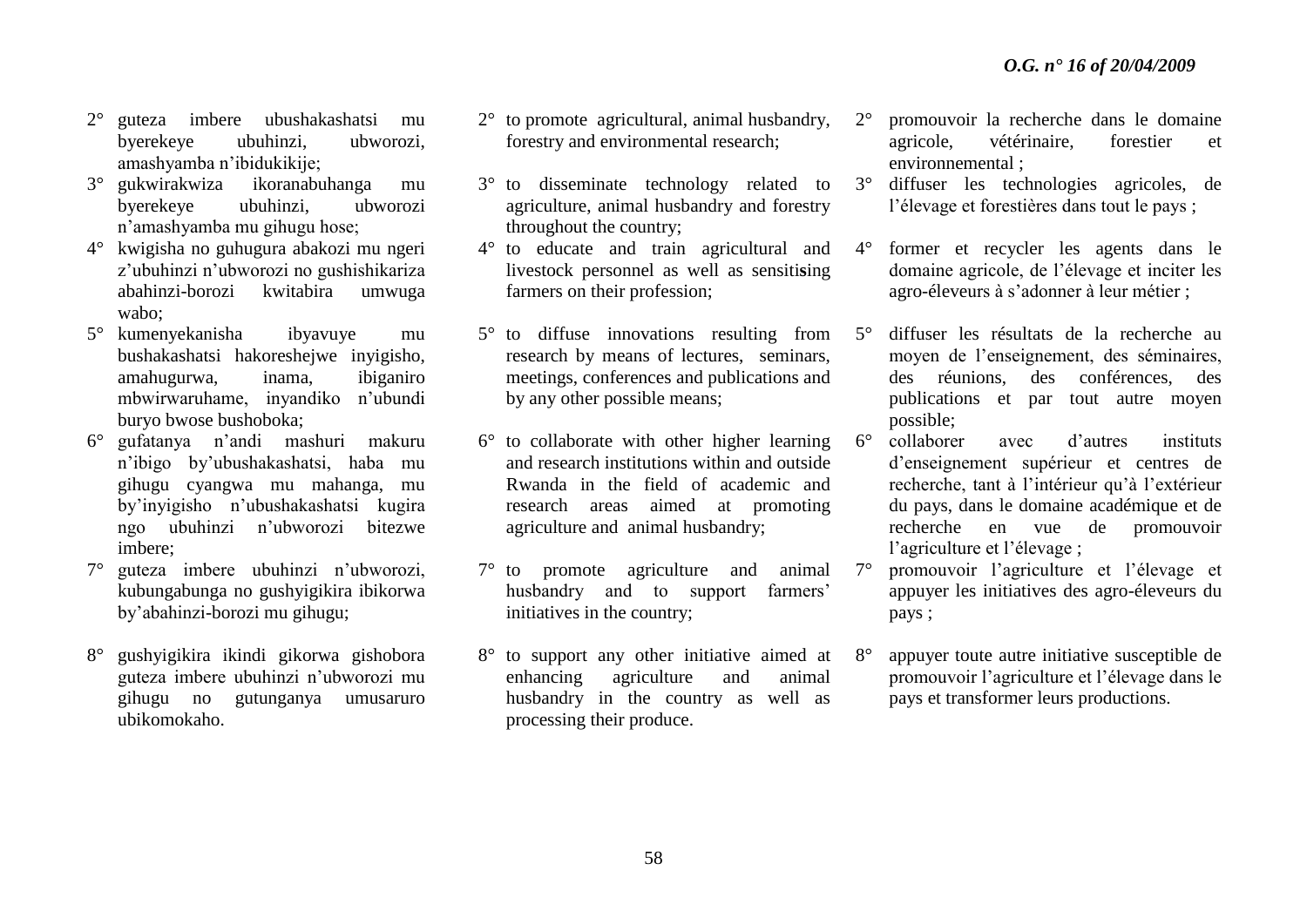2° guteza imbere ubushakashatsi mu byerekeye ubuhinzi, ubworozi, amashyamba n'ibidukikije;

3° gukwirakwiza ikoranabuhanga mu byerekeye ubuhinzi, ubworozi n'amashyamba mu gihugu hose;

4° kwigisha no guhugura abakozi mu ngeri z'ubuhinzi n'ubworozi no gushishikariza abahinzi-borozi kwitabira umwuga wabo;

5° kumenyekanisha ibyavuye mu bushakashatsi hakoreshejwe inyigisho, amahugurwa, inama, ibiganiro mbwirwaruhame, inyandiko n'ubundi buryo bwose bushoboka;

6° gufatanya n'andi mashuri makuru n'ibigo by'ubushakashatsi, haba mu gihugu cyangwa mu mahanga, mu by'inyigisho n'ubushakashatsi kugira ngo ubuhinzi n'ubworozi bitezwe imbere;

7° guteza imbere ubuhinzi n'ubworozi, kubungabunga no gushyigikira ibikorwa by'abahinzi-borozi mu gihugu;

8° gushyigikira ikindi gikorwa gishobora guteza imbere ubuhinzi n'ubworozi mu gihugu no gutunganya umusaruro ubikomokaho.

2° to promote agricultural, animal husbandry, forestry and environmental research;

3° to disseminate technology related to agriculture, animal husbandry and forestry throughout the country;

4° to educate and train agricultural and livestock personnel as well as sensitising farmers on their profession;

5° to diffuse innovations resulting from research by means of lectures, seminars, meetings, conferences and publications and by any other possible means;

6° to collaborate with other higher learning and research institutions within and outside Rwanda in the field of academic and research areas aimed at promoting agriculture and animal husbandry;

7° to promote agriculture and animal husbandry and to support farmers' initiatives in the country;

8° to support any other initiative aimed at enhancing agriculture and animal husbandry in the country as well as processing their produce.

2° promouvoir la recherche dans le domaine agricole, vétérinaire, forestier et environnemental ;

3° diffuser les technologies agricoles, de l'élevage et forestières dans tout le pays ;

4° former et recycler les agents dans le domaine agricole, de l'élevage et inciter les agro-éleveurs à s'adonner à leur métier ;

5° diffuser les résultats de la recherche au moyen de l'enseignement, des séminaires, des réunions, des conférences, des publications et par tout autre moyen possible;

6° collaborer avec d'autres instituts d'enseignement supérieur et centres de recherche, tant à l'intérieur qu'à l'extérieur du pays, dans le domaine académique et de recherche en vue de promouvoir l'agriculture et l'élevage ;

7° promouvoir l'agriculture et l'élevage et appuyer les initiatives des agro-éleveurs du pays ;

8° appuyer toute autre initiative susceptible de promouvoir l'agriculture et l'élevage dans le pays et transformer leurs productions.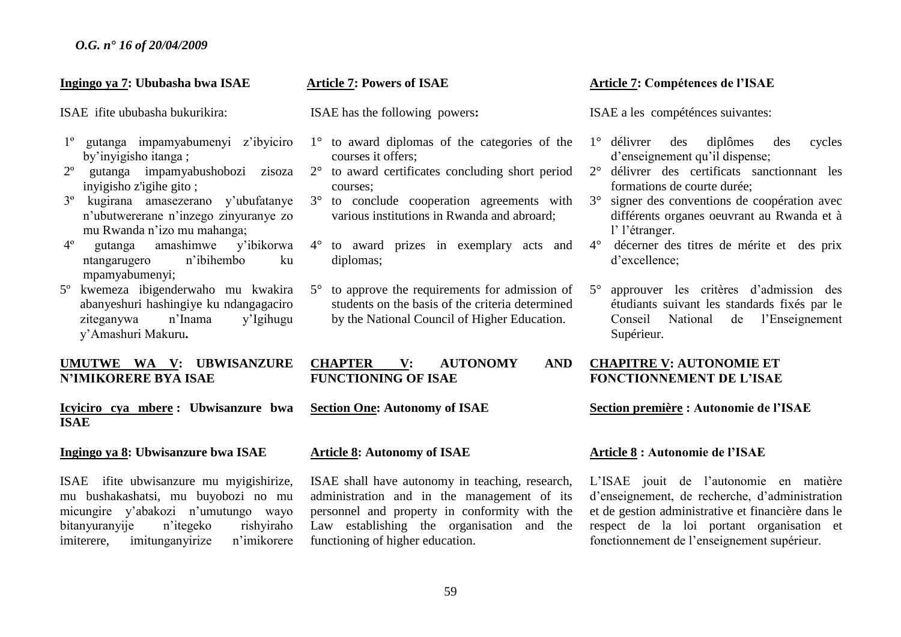**Ingingo ya 7: Ububasha bwa ISAE**

ISAE ifite ububasha bukurikira:

1º gutanga impamyabumenyi z'ibyiciro by'inyigisho itanga ;
2º gutanga impamyabushobozi zisoza inyigisho z'igihe gito ;
3º kugirana amasezerano y'ubufatanye n'ubutwererane n'inzego zinyuranye zo mu Rwanda n'izo mu mahanga;
4º gutanga amashimwe y'ibikorwa ntangarugero n'ibihembo ku mpamyabumenyi;
5º kwemeza ibigenderwaho mu kwakira abanyeshuri hashingiye ku ndangagaciro ziteganywa n'Inama y'Igihugu y'Amashuri Makuru**.**

**UMUTWE WA V: UBWISANZURE N'IMIKORERE BYA ISAE**

**Icyiciro cya mbere : Ubwisanzure bwa ISAE**

**Ingingo ya 8: Ubwisanzure bwa ISAE**

ISAE ifite ubwisanzure mu myigishirize, mu bushakashatsi, mu buyobozi no mu micungire y'abakozi n'umutungo wayo bitanyuranyije n'itegeko rishyiraho imiterere, imitunganyirize n'imikorere

**Article 7: Powers of ISAE**

ISAE has the following powers**:**

1° to award diplomas of the categories of the courses it offers;
2° to award certificates concluding short period courses;
3° to conclude cooperation agreements with various institutions in Rwanda and abroad;
4° to award prizes in exemplary acts and diplomas;
5° to approve the requirements for admission of students on the basis of the criteria determined by the National Council of Higher Education.

**CHAPTER V: AUTONOMY AND FUNCTIONING OF ISAE**

**Section One: Autonomy of ISAE**

**Article 8: Autonomy of ISAE**

ISAE shall have autonomy in teaching, research, administration and in the management of its personnel and property in conformity with the Law establishing the organisation and the functioning of higher education.

**Article 7: Compétences de l'ISAE**

ISAE a les compéténces suivantes:

1° délivrer des diplômes des cycles d'enseignement qu'il dispense;
2° délivrer des certificats sanctionnant les formations de courte durée;
3° signer des conventions de coopération avec différents organes oeuvrant au Rwanda et à l' l'étranger.
4° décerner des titres de mérite et des prix d'excellence;
5° approuver les critères d'admission des étudiants suivant les standards fixés par le Conseil National de l'Enseignement Supérieur.

**CHAPITRE V: AUTONOMIE ET FONCTIONNEMENT DE L'ISAE**

**Section première : Autonomie de l'ISAE**

**Article 8 : Autonomie de l'ISAE**

L'ISAE jouit de l'autonomie en matière d'enseignement, de recherche, d'administration et de gestion administrative et financière dans le respect de la loi portant organisation et fonctionnement de l'enseignement supérieur.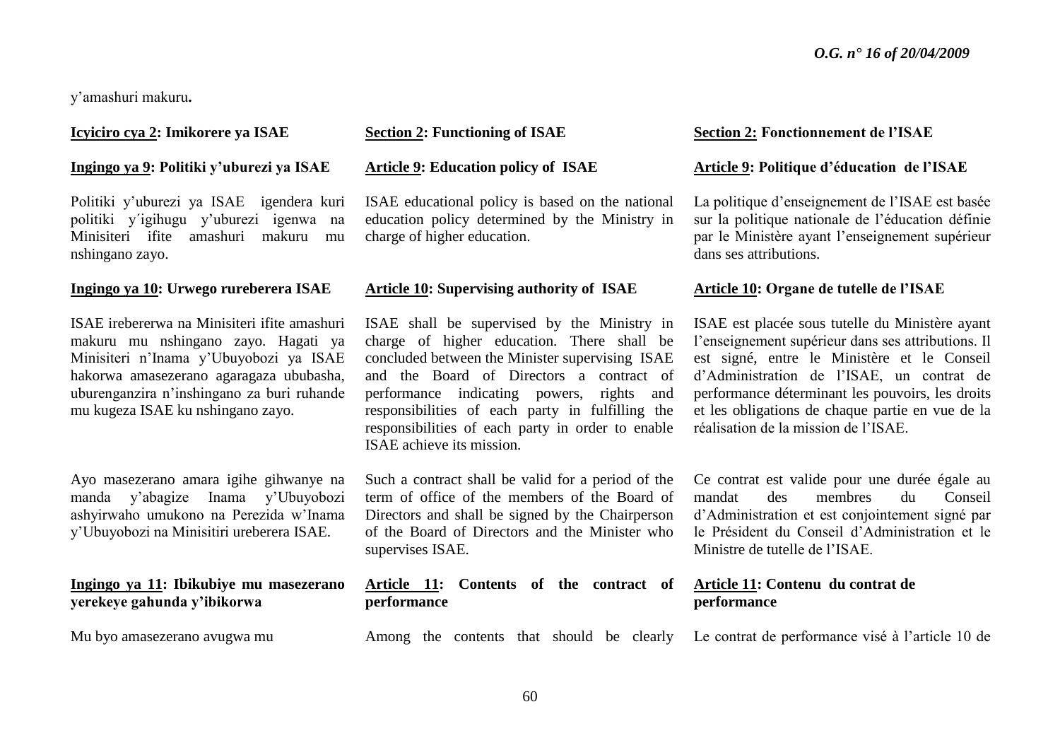y'amashuri makuru**.**

**Icyiciro cya 2: Imikorere ya ISAE**

**Ingingo ya 9: Politiki y'uburezi ya ISAE**

Politiki y'uburezi ya ISAE igendera kuri politiki y´igihugu y'uburezi igenwa na Minisiteri ifite amashuri makuru mu nshingano zayo.

**Ingingo ya 10: Urwego rureberera ISAE**

ISAE irebererwa na Minisiteri ifite amashuri makuru mu nshingano zayo. Hagati ya Minisiteri n'Inama y'Ubuyobozi ya ISAE hakorwa amasezerano agaragaza ububasha, uburenganzira n'inshingano za buri ruhande mu kugeza ISAE ku nshingano zayo.

Ayo masezerano amara igihe gihwanye na manda y'abagize Inama y'Ubuyobozi ashyirwaho umukono na Perezida w'Inama y'Ubuyobozi na Minisitiri ureberera ISAE.

**Ingingo ya 11: Ibikubiye mu masezerano yerekeye gahunda y'ibikorwa**

Mu byo amasezerano avugwa mu

**Section 2: Functioning of ISAE**

**Article 9: Education policy of ISAE**

ISAE educational policy is based on the national education policy determined by the Ministry in charge of higher education.

**Article 10: Supervising authority of ISAE**

ISAE shall be supervised by the Ministry in charge of higher education. There shall be concluded between the Minister supervising ISAE and the Board of Directors a contract of performance indicating powers, rights and responsibilities of each party in fulfilling the responsibilities of each party in order to enable ISAE achieve its mission.

Such a contract shall be valid for a period of the term of office of the members of the Board of Directors and shall be signed by the Chairperson of the Board of Directors and the Minister who supervises ISAE.

**Article 11: Contents of the contract of performance**

Among the contents that should be clearly

**Section 2: Fonctionnement de l'ISAE**

**Article 9: Politique d'éducation de l'ISAE**

La politique d'enseignement de l'ISAE est basée sur la politique nationale de l'éducation définie par le Ministère ayant l'enseignement supérieur dans ses attributions.

**Article 10: Organe de tutelle de l'ISAE**

ISAE est placée sous tutelle du Ministère ayant l'enseignement supérieur dans ses attributions. Il est signé, entre le Ministère et le Conseil d'Administration de l'ISAE, un contrat de performance déterminant les pouvoirs, les droits et les obligations de chaque partie en vue de la réalisation de la mission de l'ISAE.

Ce contrat est valide pour une durée égale au mandat des membres du Conseil d'Administration et est conjointement signé par le Président du Conseil d'Administration et le Ministre de tutelle de l'ISAE.

**Article 11: Contenu du contrat de performance**

Le contrat de performance visé à l'article 10 de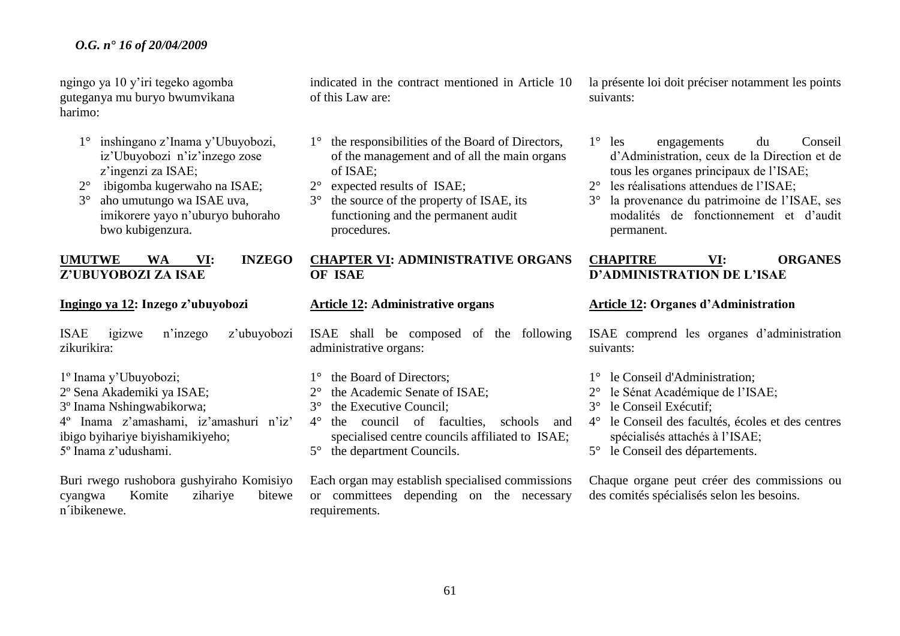ngingo ya 10 y'iri tegeko agomba guteganya mu buryo bwumvikana harimo:

1° inshingano z'Inama y'Ubuyobozi, iz'Ubuyobozi n'iz'inzego zose z'ingenzi za ISAE;
2° ibigomba kugerwaho na ISAE;
3° aho umutungo wa ISAE uva, imikorere yayo n'uburyo buhoraho bwo kubigenzura.

## UMUTWE WA VI: INZEGO Z'UBUYOBOZI ZA ISAE

### Ingingo ya 12: Inzego z'ubuyobozi

ISAE igizwe n'inzego z'ubuyobozi zikurikira:

1º Inama y'Ubuyobozi;
2º Sena Akademiki ya ISAE;
3º Inama Nshingwabikorwa;
4º Inama z'amashami, iz'amashuri n'iz' ibigo byihariye biyishamikiyeho;
5º Inama z'udushami.

Buri rwego rushobora gushyiraho Komisiyo cyangwa Komite zihariye bitewe n´ibikenewe.

indicated in the contract mentioned in Article 10 of this Law are:

1° the responsibilities of the Board of Directors, of the management and of all the main organs of ISAE;
2° expected results of ISAE;
3° the source of the property of ISAE, its functioning and the permanent audit procedures.

## CHAPTER VI: ADMINISTRATIVE ORGANS OF ISAE

### Article 12: Administrative organs

ISAE shall be composed of the following administrative organs:

1° the Board of Directors;
2° the Academic Senate of ISAE;
3° the Executive Council;
4° the council of faculties, schools and specialised centre councils affiliated to ISAE;
5° the department Councils.

Each organ may establish specialised commissions or committees depending on the necessary requirements.

la présente loi doit préciser notamment les points suivants:

1° les engagements du Conseil d'Administration, ceux de la Direction et de tous les organes principaux de l'ISAE;
2° les réalisations attendues de l'ISAE;
3° la provenance du patrimoine de l'ISAE, ses modalités de fonctionnement et d'audit permanent.

## CHAPITRE VI: ORGANES D'ADMINISTRATION DE L'ISAE

### Article 12: Organes d'Administration

ISAE comprend les organes d'administration suivants:

1° le Conseil d'Administration;
2° le Sénat Académique de l'ISAE;
3° le Conseil Exécutif;
4° le Conseil des facultés, écoles et des centres spécialisés attachés à l'ISAE;
5° le Conseil des départements.

Chaque organe peut créer des commissions ou des comités spécialisés selon les besoins.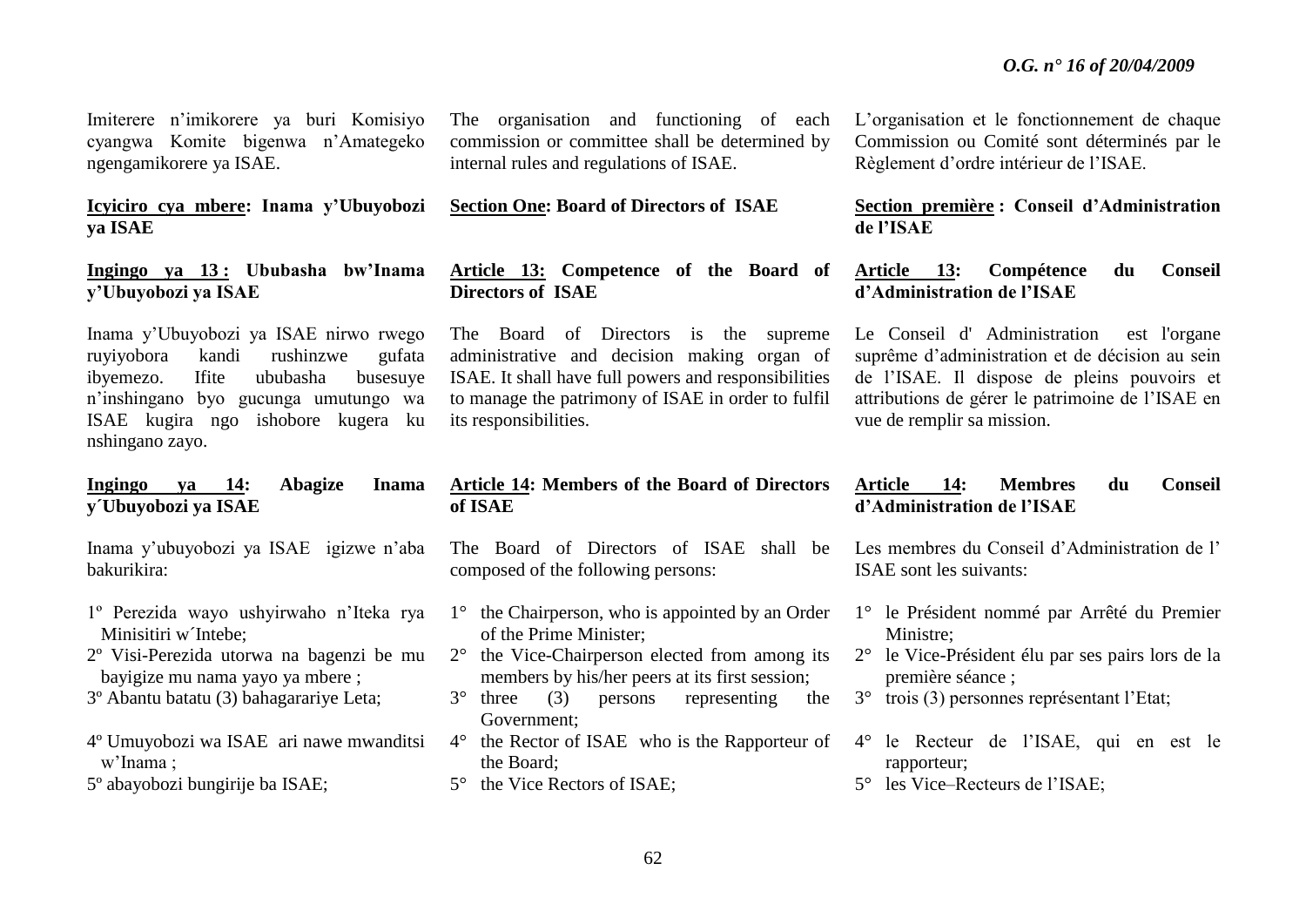Imiterere n'imikorere ya buri Komisiyo cyangwa Komite bigenwa n'Amategeko ngengamikorere ya ISAE.

**Icyiciro cya mbere: Inama y'Ubuyobozi ya ISAE**

**Ingingo ya 13 : Ububasha bw'Inama y'Ubuyobozi ya ISAE**

Inama y'Ubuyobozi ya ISAE nirwo rwego ruyiyobora kandi rushinzwe gufata ibyemezo. Ifite ububasha busesuye n'inshingano byo gucunga umutungo wa ISAE kugira ngo ishobore kugera ku nshingano zayo.

**Ingingo ya 14: Abagize Inama y´Ubuyobozi ya ISAE**

Inama y'ubuyobozi ya ISAE igizwe n'aba bakurikira:

1º Perezida wayo ushyirwaho n'Iteka rya Minisitiri w´Intebe;
2º Visi-Perezida utorwa na bagenzi be mu bayigize mu nama yayo ya mbere ;
3º Abantu batatu (3) bahagarariye Leta;
4º Umuyobozi wa ISAE ari nawe mwanditsi w'Inama ;
5º abayobozi bungirije ba ISAE;

The organisation and functioning of each commission or committee shall be determined by internal rules and regulations of ISAE.

**Section One: Board of Directors of ISAE**

**Article 13: Competence of the Board of Directors of ISAE**

The Board of Directors is the supreme administrative and decision making organ of ISAE. It shall have full powers and responsibilities to manage the patrimony of ISAE in order to fulfil its responsibilities.

**Article 14: Members of the Board of Directors of ISAE**

The Board of Directors of ISAE shall be composed of the following persons:

1° the Chairperson, who is appointed by an Order of the Prime Minister;
2° the Vice-Chairperson elected from among its members by his/her peers at its first session;
3° three (3) persons representing the Government;
4° the Rector of ISAE who is the Rapporteur of the Board;
5° the Vice Rectors of ISAE;

L'organisation et le fonctionnement de chaque Commission ou Comité sont déterminés par le Règlement d'ordre intérieur de l'ISAE.

**Section première : Conseil d'Administration de l'ISAE**

**Article 13: Compétence du Conseil d'Administration de l'ISAE**

Le Conseil d' Administration est l'organe suprême d'administration et de décision au sein de l'ISAE. Il dispose de pleins pouvoirs et attributions de gérer le patrimoine de l'ISAE en vue de remplir sa mission.

**Article 14: Membres du Conseil d'Administration de l'ISAE**

Les membres du Conseil d'Administration de l' ISAE sont les suivants:

1° le Président nommé par Arrêté du Premier Ministre;
2° le Vice-Président élu par ses pairs lors de la première séance ;
3° trois (3) personnes représentant l'Etat;
4° le Recteur de l'ISAE, qui en est le rapporteur;
5° les Vice–Recteurs de l'ISAE;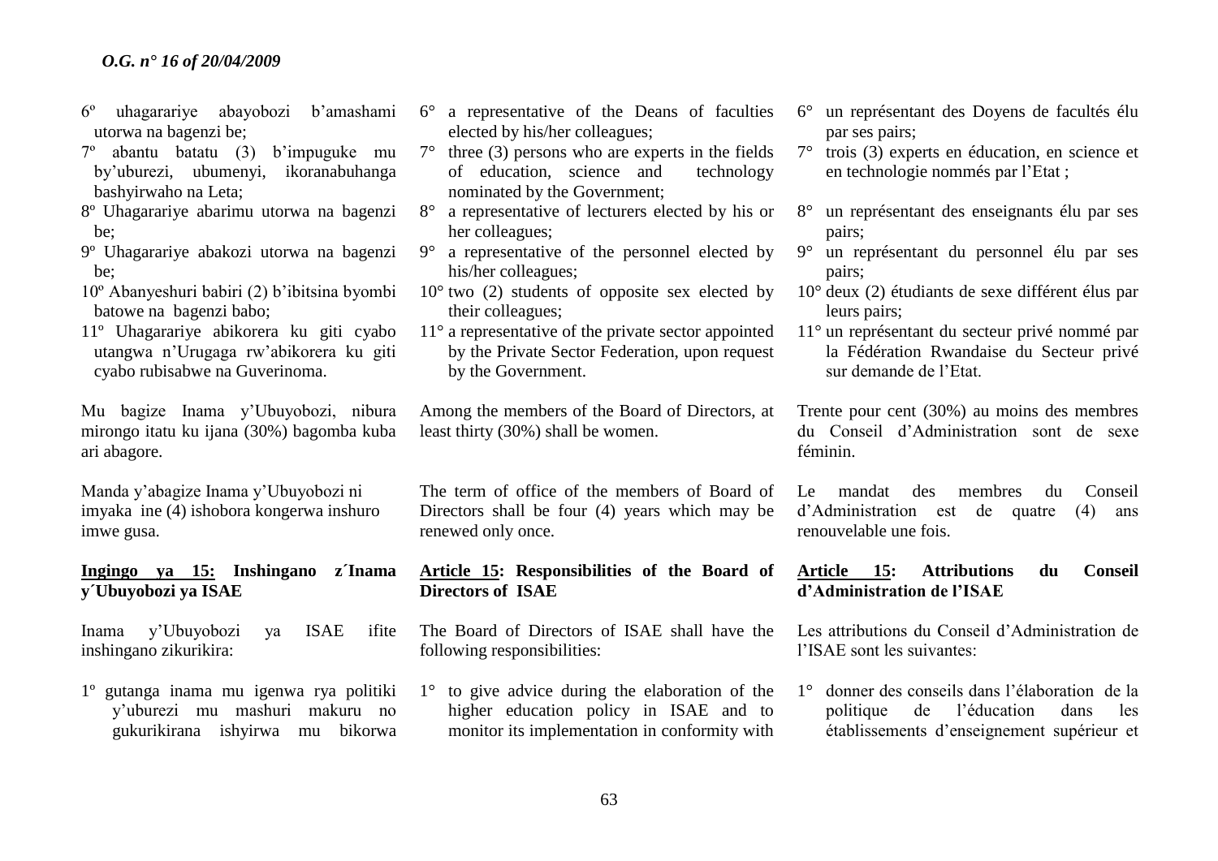6º uhagarariye abayobozi b'amashami utorwa na bagenzi be;

7º abantu batatu (3) b'impuguke mu by'uburezi, ubumenyi, ikoranabuhanga bashyirwaho na Leta;

8º Uhagarariye abarimu utorwa na bagenzi be;

9º Uhagarariye abakozi utorwa na bagenzi be;

10º Abanyeshuri babiri (2) b'ibitsina byombi batowe na bagenzi babo;

11º Uhagarariye abikorera ku giti cyabo utangwa n'Urugaga rw'abikorera ku giti cyabo rubisabwe na Guverinoma.

Mu bagize Inama y'Ubuyobozi, nibura mirongo itatu ku ijana (30%) bagomba kuba ari abagore.

Manda y'abagize Inama y'Ubuyobozi ni imyaka ine (4) ishobora kongerwa inshuro imwe gusa.

**Ingingo ya 15: Inshingano z´Inama y´Ubuyobozi ya ISAE**

Inama y'Ubuyobozi ya ISAE ifite inshingano zikurikira:

1º gutanga inama mu igenwa rya politiki y'uburezi mu mashuri makuru no gukurikirana ishyirwa mu bikorwa

6° a representative of the Deans of faculties elected by his/her colleagues;

7° three (3) persons who are experts in the fields of education, science and technology nominated by the Government;

8° a representative of lecturers elected by his or her colleagues;

9° a representative of the personnel elected by his/her colleagues;

10° two (2) students of opposite sex elected by their colleagues;

11° a representative of the private sector appointed by the Private Sector Federation, upon request by the Government.

Among the members of the Board of Directors, at least thirty (30%) shall be women.

The term of office of the members of Board of Directors shall be four (4) years which may be renewed only once.

**Article 15: Responsibilities of the Board of Directors of ISAE**

The Board of Directors of ISAE shall have the following responsibilities:

1° to give advice during the elaboration of the higher education policy in ISAE and to monitor its implementation in conformity with

6° un représentant des Doyens de facultés élu par ses pairs;

7° trois (3) experts en éducation, en science et en technologie nommés par l'Etat ;

8° un représentant des enseignants élu par ses pairs;

9° un représentant du personnel élu par ses pairs;

10° deux (2) étudiants de sexe différent élus par leurs pairs;

11° un représentant du secteur privé nommé par la Fédération Rwandaise du Secteur privé sur demande de l'Etat.

Trente pour cent (30%) au moins des membres du Conseil d'Administration sont de sexe féminin.

Le mandat des membres du Conseil d'Administration est de quatre (4) ans renouvelable une fois.

**Article 15: Attributions du Conseil d'Administration de l'ISAE**

Les attributions du Conseil d'Administration de l'ISAE sont les suivantes:

1° donner des conseils dans l'élaboration de la politique de l'éducation dans les établissements d'enseignement supérieur et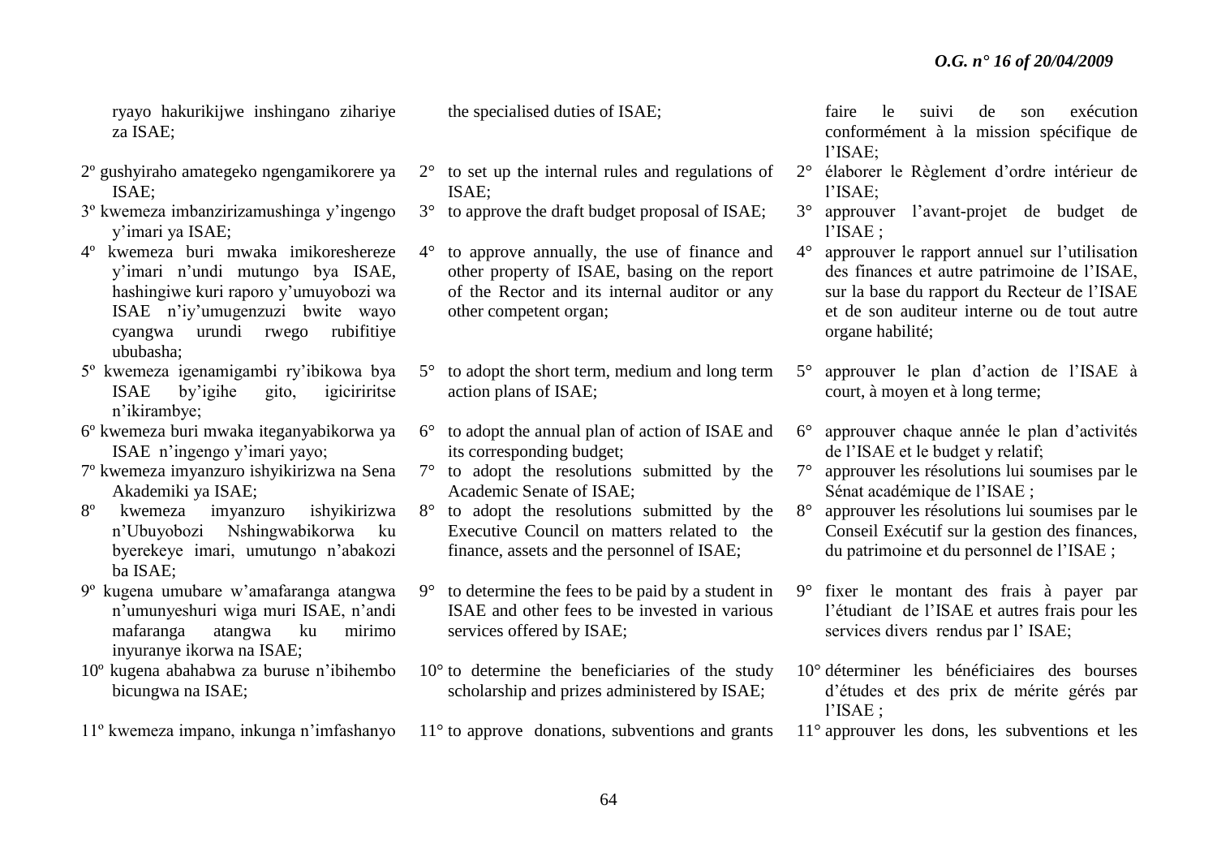ryayo hakurikijwe inshingano zihariye za ISAE;

2º gushyiraho amategeko ngengamikorere ya ISAE;

3º kwemeza imbanzirizamushinga y'ingengo y'imari ya ISAE;

4º kwemeza buri mwaka imikoreshereze y'imari n'undi mutungo bya ISAE, hashingiwe kuri raporo y'umuyobozi wa ISAE n'iy'umugenzuzi bwite wayo cyangwa urundi rwego rubifitiye ububasha;

5º kwemeza igenamigambi ry'ibikowa bya ISAE by'igihe gito, igiciriritse n'ikirambye;

6º kwemeza buri mwaka iteganyabikorwa ya ISAE n'ingengo y'imari yayo;

7º kwemeza imyanzuro ishyikirizwa na Sena Akademiki ya ISAE;

8º kwemeza imyanzuro ishyikirizwa n'Ubuyobozi Nshingwabikorwa ku byerekeye imari, umutungo n'abakozi ba ISAE;

9º kugena umubare w'amafaranga atangwa n'umunyeshuri wiga muri ISAE, n'andi mafaranga atangwa ku mirimo inyuranye ikorwa na ISAE;

10º kugena abahabwa za buruse n'ibihembo bicungwa na ISAE;

11º kwemeza impano, inkunga n'imfashanyo

the specialised duties of ISAE;

2° to set up the internal rules and regulations of ISAE;

3° to approve the draft budget proposal of ISAE;

4° to approve annually, the use of finance and other property of ISAE, basing on the report of the Rector and its internal auditor or any other competent organ;

5° to adopt the short term, medium and long term action plans of ISAE;

6° to adopt the annual plan of action of ISAE and its corresponding budget;

7° to adopt the resolutions submitted by the Academic Senate of ISAE;

8° to adopt the resolutions submitted by the Executive Council on matters related to the finance, assets and the personnel of ISAE;

9° to determine the fees to be paid by a student in ISAE and other fees to be invested in various services offered by ISAE;

10° to determine the beneficiaries of the study scholarship and prizes administered by ISAE;

11° to approve donations, subventions and grants

faire le suivi de son exécution conformément à la mission spécifique de l'ISAE;

2° élaborer le Règlement d'ordre intérieur de l'ISAE;

3° approuver l'avant-projet de budget de l'ISAE ;

4° approuver le rapport annuel sur l'utilisation des finances et autre patrimoine de l'ISAE, sur la base du rapport du Recteur de l'ISAE et de son auditeur interne ou de tout autre organe habilité;

5° approuver le plan d'action de l'ISAE à court, à moyen et à long terme;

6° approuver chaque année le plan d'activités de l'ISAE et le budget y relatif;

7° approuver les résolutions lui soumises par le Sénat académique de l'ISAE ;

8° approuver les résolutions lui soumises par le Conseil Exécutif sur la gestion des finances, du patrimoine et du personnel de l'ISAE ;

9° fixer le montant des frais à payer par l'étudiant de l'ISAE et autres frais pour les services divers rendus par l' ISAE;

10° déterminer les bénéficiaires des bourses d'études et des prix de mérite gérés par l'ISAE ;

11° approuver les dons, les subventions et les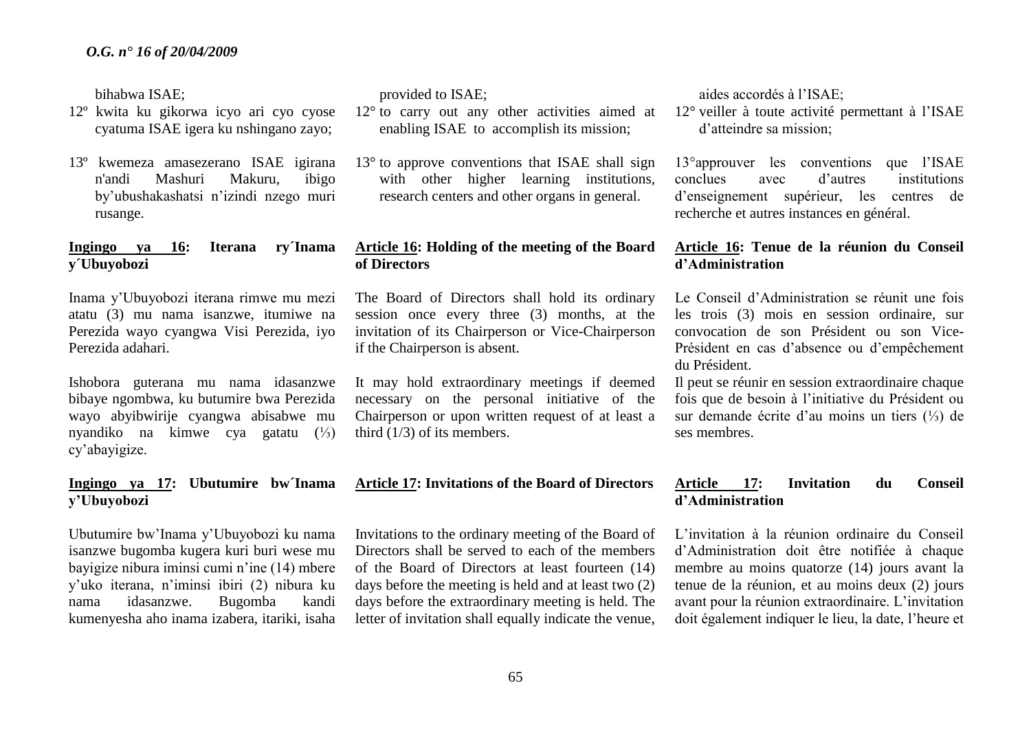bihabwa ISAE;

12º kwita ku gikorwa icyo ari cyo cyose cyatuma ISAE igera ku nshingano zayo;

13º kwemeza amasezerano ISAE igirana n'andi Mashuri Makuru, ibigo by'ubushakashatsi n'izindi nzego muri rusange.

**Ingingo ya 16: Iterana ry´Inama y´Ubuyobozi**

Inama y'Ubuyobozi iterana rimwe mu mezi atatu (3) mu nama isanzwe, itumiwe na Perezida wayo cyangwa Visi Perezida, iyo Perezida adahari.

Ishobora guterana mu nama idasanzwe bibaye ngombwa, ku butumire bwa Perezida wayo abyibwirije cyangwa abisabwe mu nyandiko na kimwe cya gatatu (⅓) cy'abayigize.

**Ingingo ya 17: Ubutumire bw´Inama y'Ubuyobozi**

Ubutumire bw'Inama y'Ubuyobozi ku nama isanzwe bugomba kugera kuri buri wese mu bayigize nibura iminsi cumi n'ine (14) mbere y'uko iterana, n'iminsi ibiri (2) nibura ku nama idasanzwe. Bugomba kandi kumenyesha aho inama izabera, itariki, isaha

provided to ISAE;

12° to carry out any other activities aimed at enabling ISAE to accomplish its mission;

13° to approve conventions that ISAE shall sign with other higher learning institutions, research centers and other organs in general.

**Article 16: Holding of the meeting of the Board of Directors**

The Board of Directors shall hold its ordinary session once every three (3) months, at the invitation of its Chairperson or Vice-Chairperson if the Chairperson is absent.

It may hold extraordinary meetings if deemed necessary on the personal initiative of the Chairperson or upon written request of at least a third (1/3) of its members.

**Article 17: Invitations of the Board of Directors**

Invitations to the ordinary meeting of the Board of Directors shall be served to each of the members of the Board of Directors at least fourteen (14) days before the meeting is held and at least two (2) days before the extraordinary meeting is held. The letter of invitation shall equally indicate the venue,

aides accordés à l'ISAE;

12° veiller à toute activité permettant à l'ISAE d'atteindre sa mission;

13° approuver les conventions que l'ISAE conclues avec d'autres institutions d'enseignement supérieur, les centres de recherche et autres instances en général.

**Article 16: Tenue de la réunion du Conseil d'Administration**

Le Conseil d'Administration se réunit une fois les trois (3) mois en session ordinaire, sur convocation de son Président ou son Vice-Président en cas d'absence ou d'empêchement du Président.

Il peut se réunir en session extraordinaire chaque fois que de besoin à l'initiative du Président ou sur demande écrite d'au moins un tiers (⅓) de ses membres.

**Article 17: Invitation du Conseil d'Administration**

L'invitation à la réunion ordinaire du Conseil d'Administration doit être notifiée à chaque membre au moins quatorze (14) jours avant la tenue de la réunion, et au moins deux (2) jours avant pour la réunion extraordinaire. L'invitation doit également indiquer le lieu, la date, l'heure et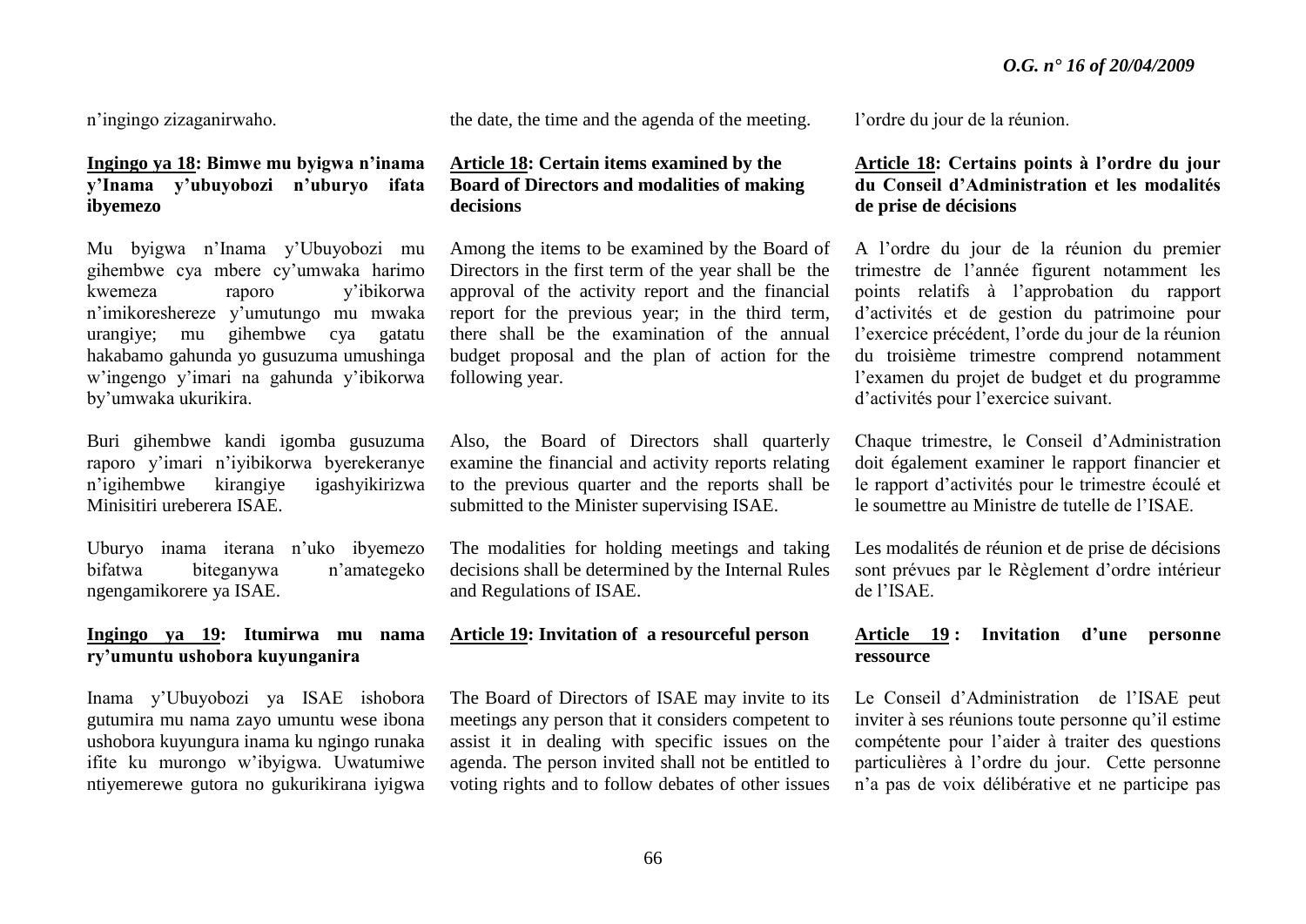n'ingingo zizaganirwaho.

**Ingingo ya 18: Bimwe mu byigwa n'inama y'Inama y'ubuyobozi n'uburyo ifata ibyemezo**

Mu byigwa n'Inama y'Ubuyobozi mu gihembwe cya mbere cy'umwaka harimo kwemeza raporo y'ibikorwa n'imikoreshereze y'umutungo mu mwaka urangiye; mu gihembwe cya gatatu hakabamo gahunda yo gusuzuma umushinga w'ingengo y'imari na gahunda y'ibikorwa by'umwaka ukurikira.

Buri gihembwe kandi igomba gusuzuma raporo y'imari n'iyibikorwa byerekeranye n'igihembwe kirangiye igashyikirizwa Minisitiri ureberera ISAE.

Uburyo inama iterana n'uko ibyemezo bifatwa biteganywa n'amategeko ngengamikorere ya ISAE.

**Ingingo ya 19: Itumirwa mu nama ry'umuntu ushobora kuyunganira**

Inama y'Ubuyobozi ya ISAE ishobora gutumira mu nama zayo umuntu wese ibona ushobora kuyungura inama ku ngingo runaka ifite ku murongo w'ibyigwa. Uwatumiwe ntiyemerewe gutora no gukurikirana iyigwa

the date, the time and the agenda of the meeting.

**Article 18: Certain items examined by the Board of Directors and modalities of making decisions**

Among the items to be examined by the Board of Directors in the first term of the year shall be the approval of the activity report and the financial report for the previous year; in the third term, there shall be the examination of the annual budget proposal and the plan of action for the following year.

Also, the Board of Directors shall quarterly examine the financial and activity reports relating to the previous quarter and the reports shall be submitted to the Minister supervising ISAE.

The modalities for holding meetings and taking decisions shall be determined by the Internal Rules and Regulations of ISAE.

**Article 19: Invitation of a resourceful person**

The Board of Directors of ISAE may invite to its meetings any person that it considers competent to assist it in dealing with specific issues on the agenda. The person invited shall not be entitled to voting rights and to follow debates of other issues

l'ordre du jour de la réunion.

**Article 18: Certains points à l'ordre du jour du Conseil d'Administration et les modalités de prise de décisions**

A l'ordre du jour de la réunion du premier trimestre de l'année figurent notamment les points relatifs à l'approbation du rapport d'activités et de gestion du patrimoine pour l'exercice précédent, l'orde du jour de la réunion du troisième trimestre comprend notamment l'examen du projet de budget et du programme d'activités pour l'exercice suivant.

Chaque trimestre, le Conseil d'Administration doit également examiner le rapport financier et le rapport d'activités pour le trimestre écoulé et le soumettre au Ministre de tutelle de l'ISAE.

Les modalités de réunion et de prise de décisions sont prévues par le Règlement d'ordre intérieur de l'ISAE.

**Article 19 : Invitation d'une personne ressource**

Le Conseil d'Administration de l'ISAE peut inviter à ses réunions toute personne qu'il estime compétente pour l'aider à traiter des questions particulières à l'ordre du jour. Cette personne n'a pas de voix délibérative et ne participe pas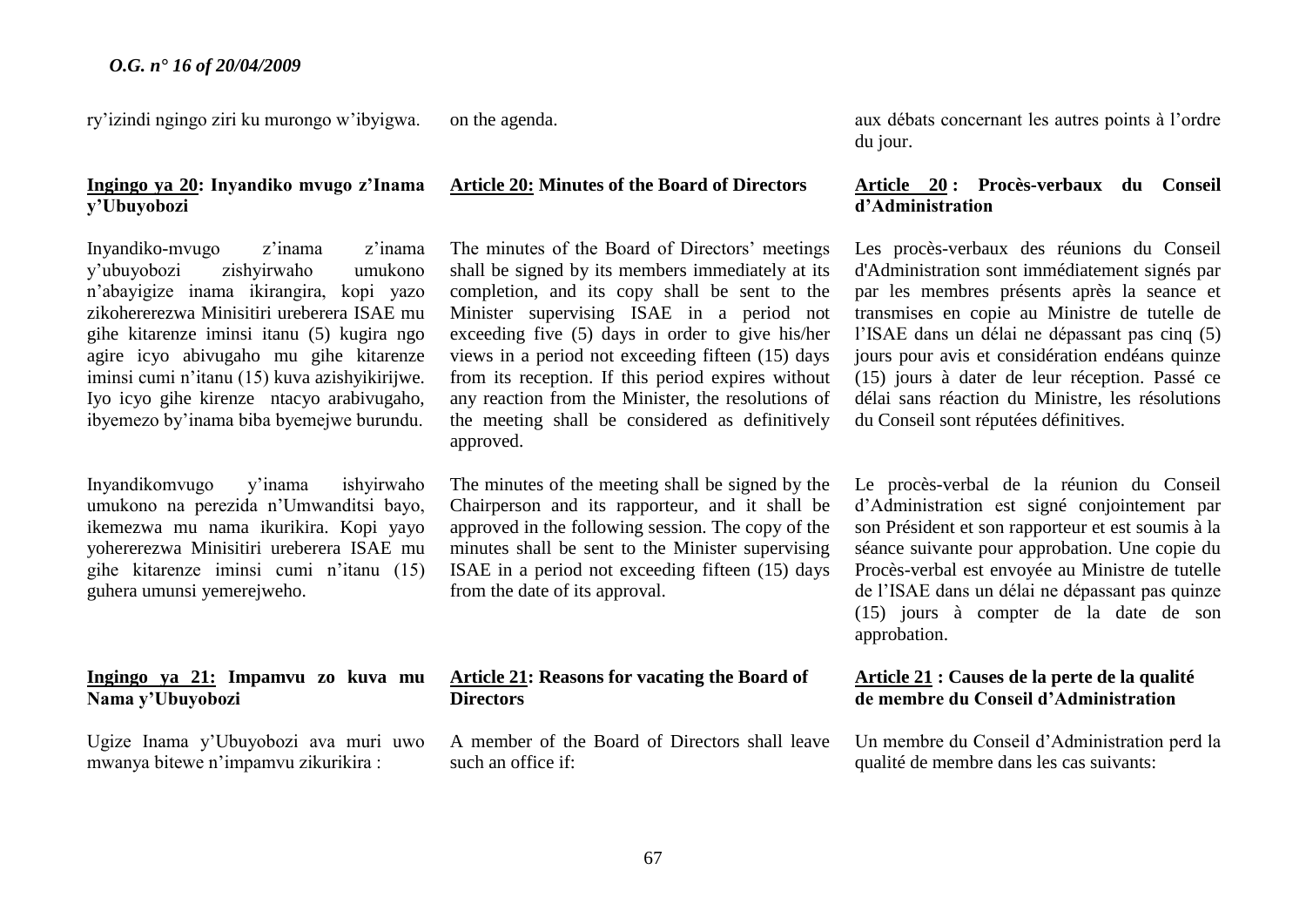ry'izindi ngingo ziri ku murongo w'ibyigwa.

**Ingingo ya 20: Inyandiko mvugo z'Inama y'Ubuyobozi**

Inyandiko-mvugo z'inama z'inama y'ubuyobozi zishyirwaho umukono n'abayigize inama ikirangira, kopi yazo zikohererezwa Minisitiri ureberera ISAE mu gihe kitarenze iminsi itanu (5) kugira ngo agire icyo abivugaho mu gihe kitarenze iminsi cumi n'itanu (15) kuva azishyikirijwe. Iyo icyo gihe kirenze ntacyo arabivugaho, ibyemezo by'inama biba byemejwe burundu.

Inyandikomvugo y'inama ishyirwaho umukono na perezida n'Umwanditsi bayo, ikemezwa mu nama ikurikira. Kopi yayo yohererezwa Minisitiri ureberera ISAE mu gihe kitarenze iminsi cumi n'itanu (15) guhera umunsi yemerejweho.

**Ingingo ya 21: Impamvu zo kuva mu Nama y'Ubuyobozi**

Ugize Inama y'Ubuyobozi ava muri uwo mwanya bitewe n'impamvu zikurikira :

on the agenda.

**Article 20: Minutes of the Board of Directors**

The minutes of the Board of Directors' meetings shall be signed by its members immediately at its completion, and its copy shall be sent to the Minister supervising ISAE in a period not exceeding five (5) days in order to give his/her views in a period not exceeding fifteen (15) days from its reception. If this period expires without any reaction from the Minister, the resolutions of the meeting shall be considered as definitively approved.

The minutes of the meeting shall be signed by the Chairperson and its rapporteur, and it shall be approved in the following session. The copy of the minutes shall be sent to the Minister supervising ISAE in a period not exceeding fifteen (15) days from the date of its approval.

**Article 21: Reasons for vacating the Board of Directors**

A member of the Board of Directors shall leave such an office if:

aux débats concernant les autres points à l'ordre du jour.

**Article 20 : Procès-verbaux du Conseil d'Administration**

Les procès-verbaux des réunions du Conseil d'Administration sont immédiatement signés par par les membres présents après la seance et transmises en copie au Ministre de tutelle de l'ISAE dans un délai ne dépassant pas cinq (5) jours pour avis et considération endéans quinze (15) jours à dater de leur réception. Passé ce délai sans réaction du Ministre, les résolutions du Conseil sont réputées définitives.

Le procès-verbal de la réunion du Conseil d'Administration est signé conjointement par son Président et son rapporteur et est soumis à la séance suivante pour approbation. Une copie du Procès-verbal est envoyée au Ministre de tutelle de l'ISAE dans un délai ne dépassant pas quinze (15) jours à compter de la date de son approbation.

**Article 21 : Causes de la perte de la qualité de membre du Conseil d'Administration**

Un membre du Conseil d'Administration perd la qualité de membre dans les cas suivants: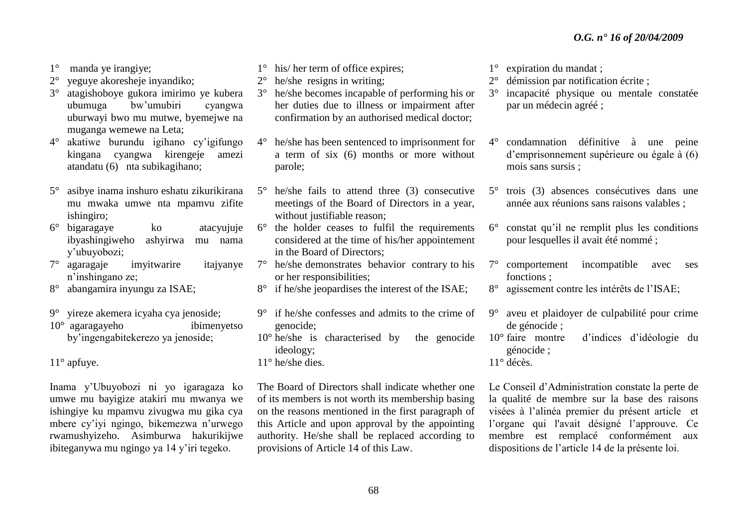1° manda ye irangiye;
2° yeguye akoresheje inyandiko;
3° atagishoboye gukora imirimo ye kubera ubumuga bw'umubiri cyangwa uburwayi bwo mu mutwe, byemejwe na muganga wemewe na Leta;
4° akatiwe burundu igihano cy'igifungo kingana cyangwa kirengeje amezi atandatu (6) nta subikagihano;
5° asibye inama inshuro eshatu zikurikirana mu mwaka umwe nta mpamvu zifite ishingiro;
6° bigaragaye ko atacyujuje ibyashingiweho ashyirwa mu nama y'ubuyobozi;
7° agaragaje imyitwarire itajyanye n'inshingano ze;
8° abangamira inyungu za ISAE;
9° yireze akemera icyaha cya jenoside;
10° agaragayeho ibimenyetso by'ingengabitekerezo ya jenoside;
11° apfuye.

Inama y'Ubuyobozi ni yo igaragaza ko umwe mu bayigize atakiri mu mwanya we ishingiye ku mpamvu zivugwa mu gika cya mbere cy'iyi ngingo, bikemezwa n'urwego rwamushyizeho. Asimburwa hakurikijwe ibiteganywa mu ngingo ya 14 y'iri tegeko.

1° his/ her term of office expires;
2° he/she resigns in writing;
3° he/she becomes incapable of performing his or her duties due to illness or impairment after confirmation by an authorised medical doctor;
4° he/she has been sentenced to imprisonment for a term of six (6) months or more without parole;
5° he/she fails to attend three (3) consecutive meetings of the Board of Directors in a year, without justifiable reason;
6° the holder ceases to fulfil the requirements considered at the time of his/her appointement in the Board of Directors;
7° he/she demonstrates behavior contrary to his or her responsibilities;
8° if he/she jeopardises the interest of the ISAE;
9° if he/she confesses and admits to the crime of genocide;
10° he/she is characterised by the genocide ideology;
11° he/she dies.

The Board of Directors shall indicate whether one of its members is not worth its membership basing on the reasons mentioned in the first paragraph of this Article and upon approval by the appointing authority. He/she shall be replaced according to provisions of Article 14 of this Law.

1° expiration du mandat ;
2° démission par notification écrite ;
3° incapacité physique ou mentale constatée par un médecin agréé ;
4° condamnation définitive à une peine d'emprisonnement supérieure ou égale à (6) mois sans sursis ;
5° trois (3) absences consécutives dans une année aux réunions sans raisons valables ;
6° constat qu'il ne remplit plus les conditions pour lesquelles il avait été nommé ;
7° comportement incompatible avec ses fonctions ;
8° agissement contre les intérêts de l'ISAE;
9° aveu et plaidoyer de culpabilité pour crime de génocide ;
10° faire montre d'indices d'idéologie du génocide ;
11° décès.

Le Conseil d'Administration constate la perte de la qualité de membre sur la base des raisons visées à l'alinéa premier du présent article et l'organe qui l'avait désigné l'approuve. Ce membre est remplacé conformément aux dispositions de l'article 14 de la présente loi.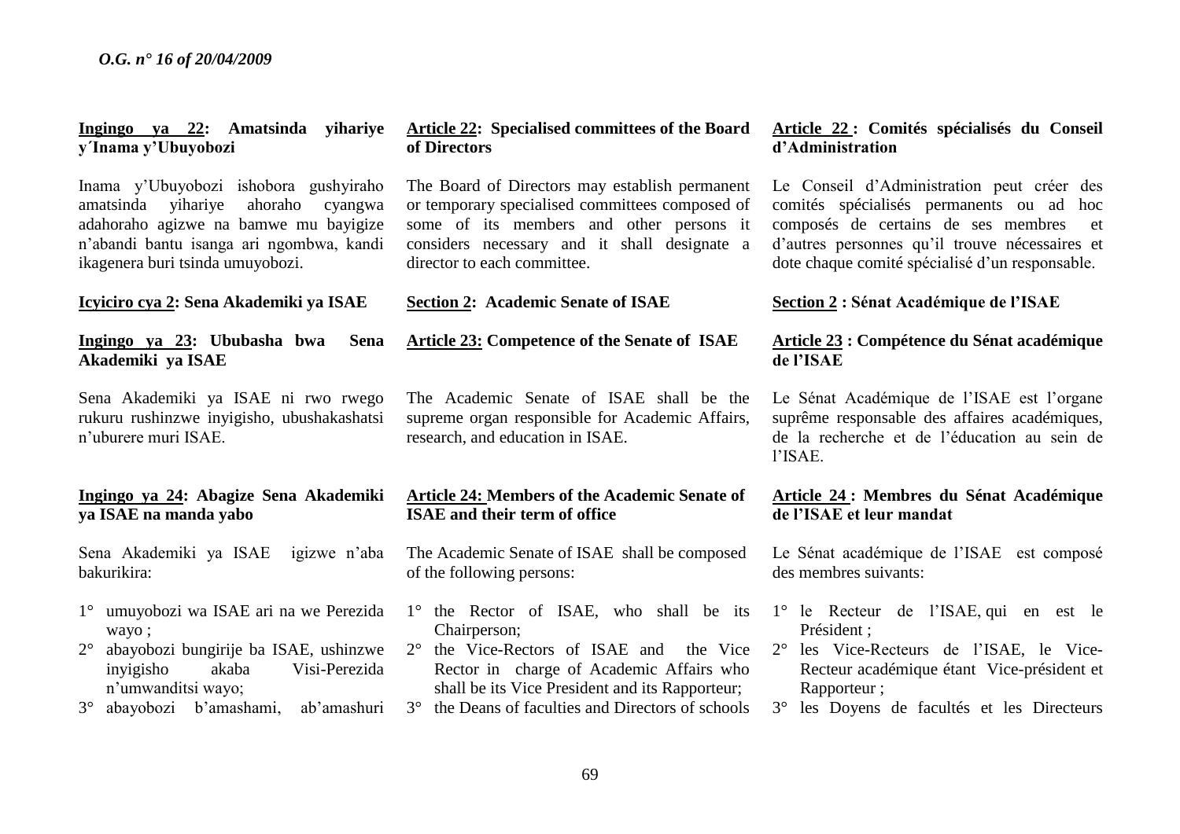**Ingingo ya 22: Amatsinda yihariye y´Inama y'Ubuyobozi**

Inama y'Ubuyobozi ishobora gushyiraho amatsinda yihariye ahoraho cyangwa adahoraho agizwe na bamwe mu bayigize n'abandi bantu isanga ari ngombwa, kandi ikagenera buri tsinda umuyobozi.

**Icyiciro cya 2: Sena Akademiki ya ISAE**

**Ingingo ya 23: Ububasha bwa Sena Akademiki ya ISAE**

Sena Akademiki ya ISAE ni rwo rwego rukuru rushinzwe inyigisho, ubushakashatsi n'uburere muri ISAE.

**Ingingo ya 24: Abagize Sena Akademiki ya ISAE na manda yabo**

Sena Akademiki ya ISAE igizwe n'aba bakurikira:

1° umuyobozi wa ISAE ari na we Perezida wayo ;
2° abayobozi bungirije ba ISAE, ushinzwe inyigisho akaba Visi-Perezida n'umwanditsi wayo;
3° abayobozi b'amashami, ab'amashuri

**Article 22: Specialised committees of the Board of Directors**

The Board of Directors may establish permanent or temporary specialised committees composed of some of its members and other persons it considers necessary and it shall designate a director to each committee.

**Section 2: Academic Senate of ISAE**

**Article 23: Competence of the Senate of ISAE**

The Academic Senate of ISAE shall be the supreme organ responsible for Academic Affairs, research, and education in ISAE.

**Article 24: Members of the Academic Senate of ISAE and their term of office**

The Academic Senate of ISAE shall be composed of the following persons:

1° the Rector of ISAE, who shall be its Chairperson;
2° the Vice-Rectors of ISAE and the Vice Rector in charge of Academic Affairs who shall be its Vice President and its Rapporteur;
3° the Deans of faculties and Directors of schools

**Article 22 : Comités spécialisés du Conseil d'Administration**

Le Conseil d'Administration peut créer des comités spécialisés permanents ou ad hoc composés de certains de ses membres et d'autres personnes qu'il trouve nécessaires et dote chaque comité spécialisé d'un responsable.

**Section 2 : Sénat Académique de l'ISAE**

**Article 23 : Compétence du Sénat académique de l'ISAE**

Le Sénat Académique de l'ISAE est l'organe suprême responsable des affaires académiques, de la recherche et de l'éducation au sein de l'ISAE.

**Article 24 : Membres du Sénat Académique de l'ISAE et leur mandat**

Le Sénat académique de l'ISAE est composé des membres suivants:

1° le Recteur de l'ISAE, qui en est le Président ;
2° les Vice-Recteurs de l'ISAE, le Vice-Recteur académique étant Vice-président et Rapporteur ;
3° les Doyens de facultés et les Directeurs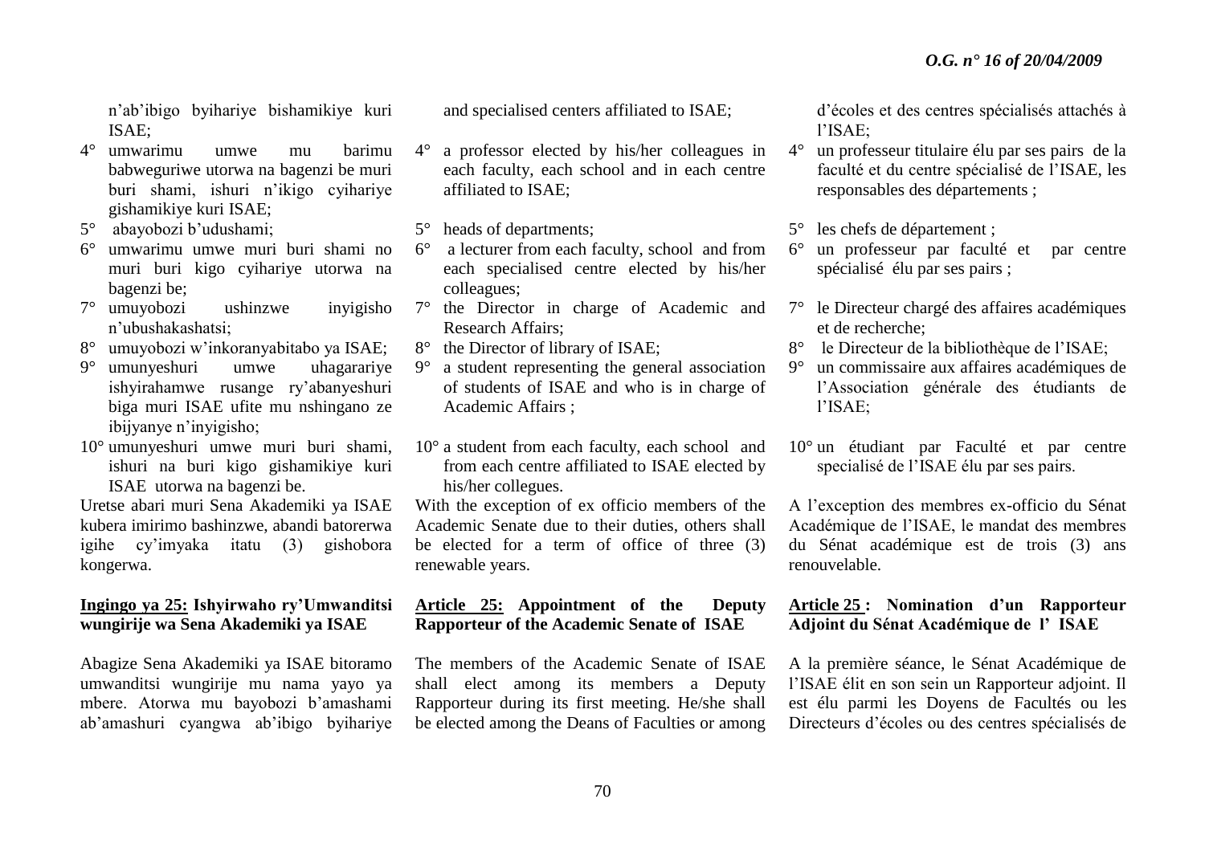n'ab'ibigo byihariye bishamikiye kuri ISAE;

4° umwarimu umwe mu barimu babweguriwe utorwa na bagenzi be muri buri shami, ishuri n'ikigo cyihariye gishamikiye kuri ISAE;
5° abayobozi b'udushami;
6° umwarimu umwe muri buri shami no muri buri kigo cyihariye utorwa na bagenzi be;
7° umuyobozi ushinzwe inyigisho n'ubushakashatsi;
8° umuyobozi w'inkoranyabitabo ya ISAE;
9° umunyeshuri umwe uhagarariye ishyirahamwe rusange ry'abanyeshuri biga muri ISAE ufite mu nshingano ze ibijyanye n'inyigisho;
10° umunyeshuri umwe muri buri shami, ishuri na buri kigo gishamikiye kuri ISAE utorwa na bagenzi be.

Uretse abari muri Sena Akademiki ya ISAE kubera imirimo bashinzwe, abandi batorerwa igihe cy'imyaka itatu (3) gishobora kongerwa.

**Ingingo ya 25: Ishyirwaho ry'Umwanditsi wungirije wa Sena Akademiki ya ISAE**

Abagize Sena Akademiki ya ISAE bitoramo umwanditsi wungirije mu nama yayo ya mbere. Atorwa mu bayobozi b'amashami ab'amashuri cyangwa ab'ibigo byihariye

and specialised centers affiliated to ISAE;

4° a professor elected by his/her colleagues in each faculty, each school and in each centre affiliated to ISAE;
5° heads of departments;
6° a lecturer from each faculty, school and from each specialised centre elected by his/her colleagues;
7° the Director in charge of Academic and Research Affairs;
8° the Director of library of ISAE;
9° a student representing the general association of students of ISAE and who is in charge of Academic Affairs ;
10° a student from each faculty, each school and from each centre affiliated to ISAE elected by his/her collegues.

With the exception of ex officio members of the Academic Senate due to their duties, others shall be elected for a term of office of three (3) renewable years.

**Article 25: Appointment of the Deputy Rapporteur of the Academic Senate of ISAE**

The members of the Academic Senate of ISAE shall elect among its members a Deputy Rapporteur during its first meeting. He/she shall be elected among the Deans of Faculties or among

d'écoles et des centres spécialisés attachés à l'ISAE;

4° un professeur titulaire élu par ses pairs de la faculté et du centre spécialisé de l'ISAE, les responsables des départements ;
5° les chefs de département ;
6° un professeur par faculté et par centre spécialisé élu par ses pairs ;
7° le Directeur chargé des affaires académiques et de recherche;
8° le Directeur de la bibliothèque de l'ISAE;
9° un commissaire aux affaires académiques de l'Association générale des étudiants de l'ISAE;
10° un étudiant par Faculté et par centre specialisé de l'ISAE élu par ses pairs.

A l'exception des membres ex-officio du Sénat Académique de l'ISAE, le mandat des membres du Sénat académique est de trois (3) ans renouvelable.

**Article 25 : Nomination d'un Rapporteur Adjoint du Sénat Académique de l' ISAE**

A la première séance, le Sénat Académique de l'ISAE élit en son sein un Rapporteur adjoint. Il est élu parmi les Doyens de Facultés ou les Directeurs d'écoles ou des centres spécialisés de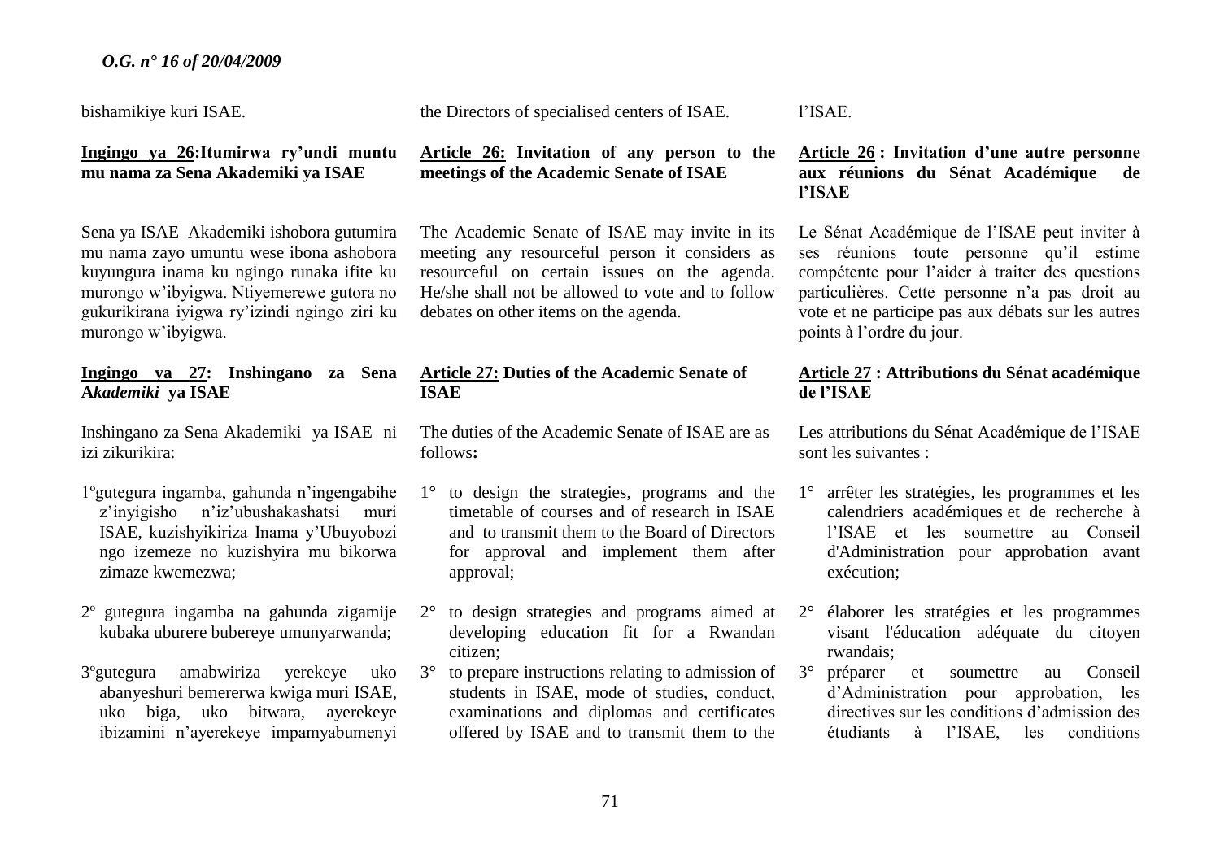bishamikiye kuri ISAE.

**Ingingo ya 26:Itumirwa ry'undi muntu mu nama za Sena Akademiki ya ISAE**

Sena ya ISAE Akademiki ishobora gutumira mu nama zayo umuntu wese ibona ashobora kuyungura inama ku ngingo runaka ifite ku murongo w'ibyigwa. Ntiyemerewe gutora no gukurikirana iyigwa ry'izindi ngingo ziri ku murongo w'ibyigwa.

**Ingingo ya 27: Inshingano za Sena A*kademiki* ya ISAE**

Inshingano za Sena Akademiki ya ISAE ni izi zikurikira:

1º gutegura ingamba, gahunda n'ingengabihe z'inyigisho n'iz'ubushakashatsi muri ISAE, kuzishyikiriza Inama y'Ubuyobozi ngo izemeze no kuzishyira mu bikorwa zimaze kwemezwa;

2º gutegura ingamba na gahunda zigamije kubaka uburere bubereye umunyarwanda;

3º gutegura amabwiriza yerekeye uko abanyeshuri bemererwa kwiga muri ISAE, uko biga, uko bitwara, ayerekeye ibizamini n'ayerekeye impamyabumenyi

the Directors of specialised centers of ISAE.

**Article 26: Invitation of any person to the meetings of the Academic Senate of ISAE**

The Academic Senate of ISAE may invite in its meeting any resourceful person it considers as resourceful on certain issues on the agenda. He/she shall not be allowed to vote and to follow debates on other items on the agenda.

**Article 27: Duties of the Academic Senate of ISAE**

The duties of the Academic Senate of ISAE are as follows**:**

1° to design the strategies, programs and the timetable of courses and of research in ISAE and to transmit them to the Board of Directors for approval and implement them after approval;

2° to design strategies and programs aimed at developing education fit for a Rwandan citizen;

3° to prepare instructions relating to admission of students in ISAE, mode of studies, conduct, examinations and diplomas and certificates offered by ISAE and to transmit them to the

l'ISAE.

**Article 26 : Invitation d'une autre personne aux réunions du Sénat Académique de l'ISAE**

Le Sénat Académique de l'ISAE peut inviter à ses réunions toute personne qu'il estime compétente pour l'aider à traiter des questions particulières. Cette personne n'a pas droit au vote et ne participe pas aux débats sur les autres points à l'ordre du jour.

**Article 27 : Attributions du Sénat académique de l'ISAE**

Les attributions du Sénat Académique de l'ISAE sont les suivantes :

1° arrêter les stratégies, les programmes et les calendriers académiques et de recherche à l'ISAE et les soumettre au Conseil d'Administration pour approbation avant exécution;

2° élaborer les stratégies et les programmes visant l'éducation adéquate du citoyen rwandais;

3° préparer et soumettre au Conseil d'Administration pour approbation, les directives sur les conditions d'admission des étudiants à l'ISAE, les conditions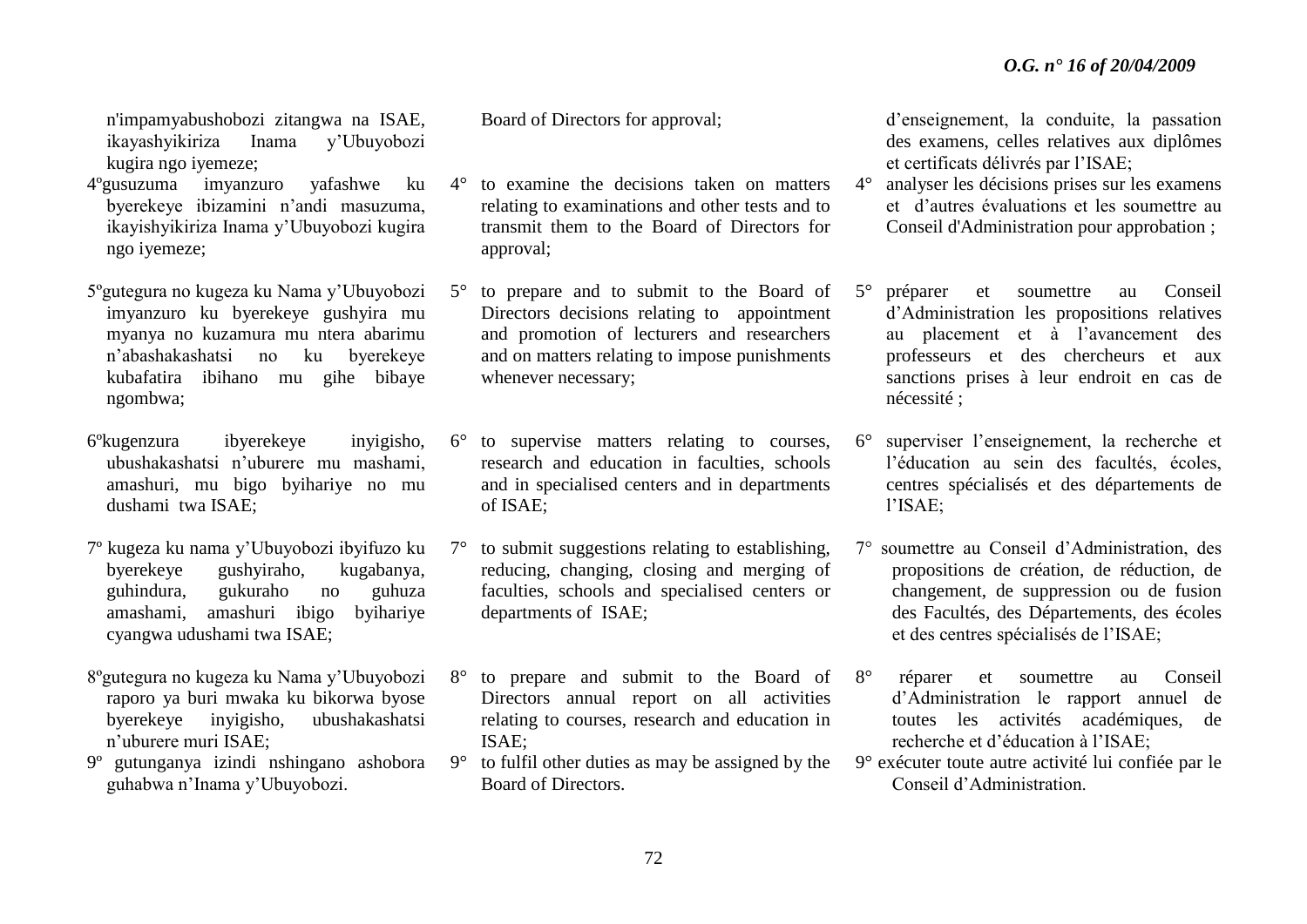n'impamyabushobozi zitangwa na ISAE, ikayashyikiriza Inama y'Ubuyobozi kugira ngo iyemeze;

4º gusuzuma imyanzuro yafashwe ku byerekeye ibizamini n'andi masuzuma, ikayishyikiriza Inama y'Ubuyobozi kugira ngo iyemeze;

5º gutegura no kugeza ku Nama y'Ubuyobozi imyanzuro ku byerekeye gushyira mu myanya no kuzamura mu ntera abarimu n'abashakashatsi no ku byerekeye kubafatira ibihano mu gihe bibaye ngombwa;

6º kugenzura ibyerekeye inyigisho, ubushakashatsi n'uburere mu mashami, amashuri, mu bigo byihariye no mu dushami twa ISAE;

7º kugeza ku nama y'Ubuyobozi ibyifuzo ku byerekeye gushyiraho, kugabanya, guhindura, gukuraho no guhuza amashami, amashuri ibigo byihariye cyangwa udushami twa ISAE;

8º gutegura no kugeza ku Nama y'Ubuyobozi raporo ya buri mwaka ku bikorwa byose byerekeye inyigisho, ubushakashatsi n'uburere muri ISAE;

9º gutunganya izindi nshingano ashobora guhabwa n'Inama y'Ubuyobozi.

Board of Directors for approval;

4° to examine the decisions taken on matters relating to examinations and other tests and to transmit them to the Board of Directors for approval;

5° to prepare and to submit to the Board of Directors decisions relating to appointment and promotion of lecturers and researchers and on matters relating to impose punishments whenever necessary;

6° to supervise matters relating to courses, research and education in faculties, schools and in specialised centers and in departments of ISAE;

7° to submit suggestions relating to establishing, reducing, changing, closing and merging of faculties, schools and specialised centers or departments of ISAE;

8° to prepare and submit to the Board of Directors annual report on all activities relating to courses, research and education in ISAE;

9° to fulfil other duties as may be assigned by the Board of Directors.

d'enseignement, la conduite, la passation des examens, celles relatives aux diplômes et certificats délivrés par l'ISAE;

4° analyser les décisions prises sur les examens et d'autres évaluations et les soumettre au Conseil d'Administration pour approbation ;

5° préparer et soumettre au Conseil d'Administration les propositions relatives au placement et à l'avancement des professeurs et des chercheurs et aux sanctions prises à leur endroit en cas de nécessité ;

6° superviser l'enseignement, la recherche et l'éducation au sein des facultés, écoles, centres spécialisés et des départements de l'ISAE;

7° soumettre au Conseil d'Administration, des propositions de création, de réduction, de changement, de suppression ou de fusion des Facultés, des Départements, des écoles et des centres spécialisés de l'ISAE;

8° réparer et soumettre au Conseil d'Administration le rapport annuel de toutes les activités académiques, de recherche et d'éducation à l'ISAE;

9° exécuter toute autre activité lui confiée par le Conseil d'Administration.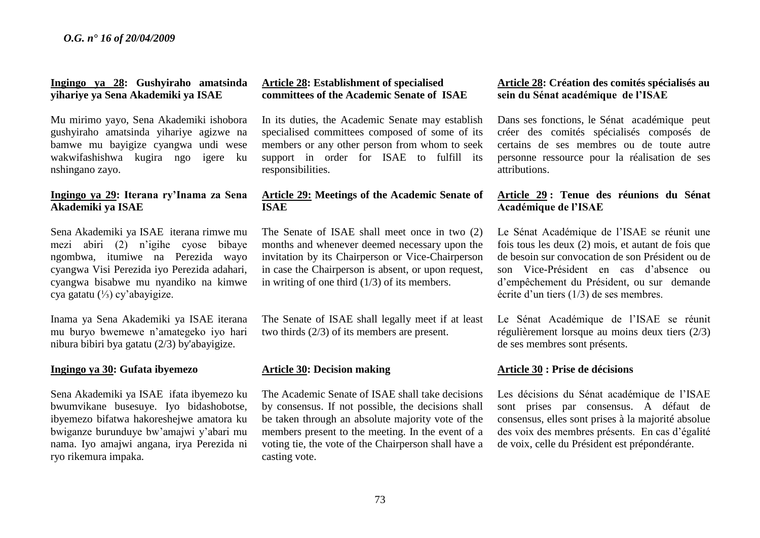**Ingingo ya 28: Gushyiraho amatsinda yihariye ya Sena Akademiki ya ISAE**

Mu mirimo yayo, Sena Akademiki ishobora gushyiraho amatsinda yihariye agizwe na bamwe mu bayigize cyangwa undi wese wakwifashishwa kugira ngo igere ku nshingano zayo.

**Ingingo ya 29: Iterana ry'Inama za Sena Akademiki ya ISAE**

Sena Akademiki ya ISAE iterana rimwe mu mezi abiri (2) n'igihe cyose bibaye ngombwa, itumiwe na Perezida wayo cyangwa Visi Perezida iyo Perezida adahari, cyangwa bisabwe mu nyandiko na kimwe cya gatatu (⅓) cy'abayigize.

Inama ya Sena Akademiki ya ISAE iterana mu buryo bwemewe n'amategeko iyo hari nibura bibiri bya gatatu (2/3) by'abayigize.

**Ingingo ya 30: Gufata ibyemezo**

Sena Akademiki ya ISAE ifata ibyemezo ku bwumvikane busesuye. Iyo bidashobotse, ibyemezo bifatwa hakoreshejwe amatora ku bwiganze burunduye bw'amajwi y'abari mu nama. Iyo amajwi angana, irya Perezida ni ryo rikemura impaka.

**Article 28: Establishment of specialised committees of the Academic Senate of ISAE**

In its duties, the Academic Senate may establish specialised committees composed of some of its members or any other person from whom to seek support in order for ISAE to fulfill its responsibilities.

**Article 29: Meetings of the Academic Senate of ISAE**

The Senate of ISAE shall meet once in two (2) months and whenever deemed necessary upon the invitation by its Chairperson or Vice-Chairperson in case the Chairperson is absent, or upon request, in writing of one third (1/3) of its members.

The Senate of ISAE shall legally meet if at least two thirds (2/3) of its members are present.

**Article 30: Decision making**

The Academic Senate of ISAE shall take decisions by consensus. If not possible, the decisions shall be taken through an absolute majority vote of the members present to the meeting. In the event of a voting tie, the vote of the Chairperson shall have a casting vote.

**Article 28: Création des comités spécialisés au sein du Sénat académique de l'ISAE**

Dans ses fonctions, le Sénat académique peut créer des comités spécialisés composés de certains de ses membres ou de toute autre personne ressource pour la réalisation de ses attributions.

**Article 29 : Tenue des réunions du Sénat Académique de l'ISAE**

Le Sénat Académique de l'ISAE se réunit une fois tous les deux (2) mois, et autant de fois que de besoin sur convocation de son Président ou de son Vice-Président en cas d'absence ou d'empêchement du Président, ou sur demande écrite d'un tiers (1/3) de ses membres.

Le Sénat Académique de l'ISAE se réunit régulièrement lorsque au moins deux tiers (2/3) de ses membres sont présents.

**Article 30 : Prise de décisions**

Les décisions du Sénat académique de l'ISAE sont prises par consensus. A défaut de consensus, elles sont prises à la majorité absolue des voix des membres présents. En cas d'égalité de voix, celle du Président est prépondérante.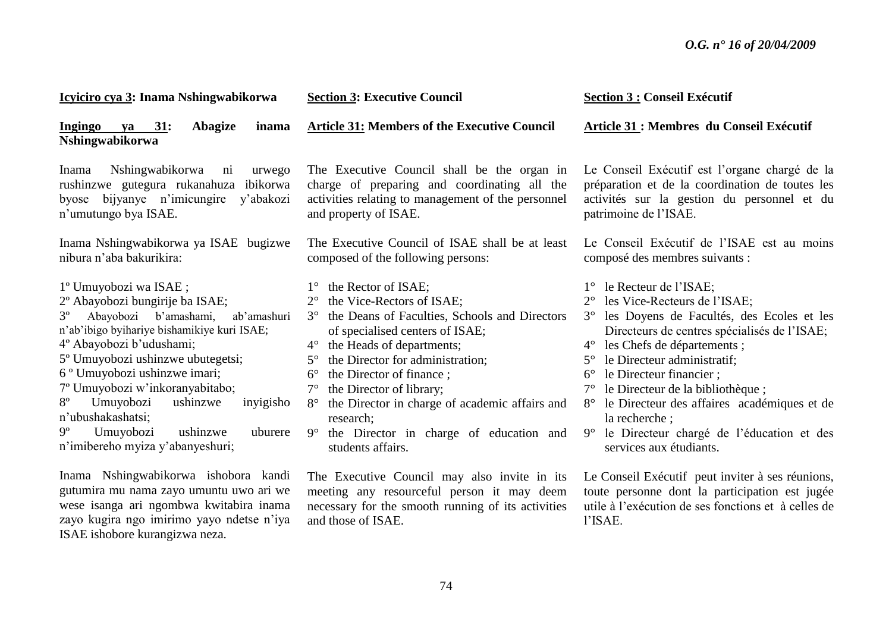**Icyiciro cya 3: Inama Nshingwabikorwa**

**Ingingo ya 31: Abagize inama Nshingwabikorwa**

Inama Nshingwabikorwa ni urwego rushinzwe gutegura rukanahuza ibikorwa byose bijyanye n'imicungire y'abakozi n'umutungo bya ISAE.

Inama Nshingwabikorwa ya ISAE bugizwe nibura n'aba bakurikira:

1º Umuyobozi wa ISAE ;
2º Abayobozi bungirije ba ISAE;
3º Abayobozi b'amashami, ab'amashuri n'ab'ibigo byihariye bishamikiye kuri ISAE;
4º Abayobozi b'udushami;
5º Umuyobozi ushinzwe ubutegetsi;
6 º Umuyobozi ushinzwe imari;
7º Umuyobozi w'inkoranyabitabo;
8º Umuyobozi ushinzwe inyigisho n'ubushakashatsi;
9º Umuyobozi ushinzwe uburere n'imibereho myiza y'abanyeshuri;

Inama Nshingwabikorwa ishobora kandi gutumira mu nama zayo umuntu uwo ari we wese isanga ari ngombwa kwitabira inama zayo kugira ngo imirimo yayo ndetse n'iya ISAE ishobore kurangizwa neza.

**Section 3: Executive Council**

**Article 31: Members of the Executive Council**

The Executive Council shall be the organ in charge of preparing and coordinating all the activities relating to management of the personnel and property of ISAE.

The Executive Council of ISAE shall be at least composed of the following persons:

1° the Rector of ISAE;
2° the Vice-Rectors of ISAE;
3° the Deans of Faculties, Schools and Directors of specialised centers of ISAE;
4° the Heads of departments;
5° the Director for administration;
6° the Director of finance ;
7° the Director of library;
8° the Director in charge of academic affairs and research;
9° the Director in charge of education and students affairs.

The Executive Council may also invite in its meeting any resourceful person it may deem necessary for the smooth running of its activities and those of ISAE.

**Section 3 : Conseil Exécutif**

**Article 31 : Membres du Conseil Exécutif**

Le Conseil Exécutif est l'organe chargé de la préparation et de la coordination de toutes les activités sur la gestion du personnel et du patrimoine de l'ISAE.

Le Conseil Exécutif de l'ISAE est au moins composé des membres suivants :

1° le Recteur de l'ISAE;
2° les Vice-Recteurs de l'ISAE;
3° les Doyens de Facultés, des Ecoles et les Directeurs de centres spécialisés de l'ISAE;
4° les Chefs de départements ;
5° le Directeur administratif;
6° le Directeur financier ;
7° le Directeur de la bibliothèque ;
8° le Directeur des affaires académiques et de la recherche ;
9° le Directeur chargé de l'éducation et des services aux étudiants.

Le Conseil Exécutif peut inviter à ses réunions, toute personne dont la participation est jugée utile à l'exécution de ses fonctions et à celles de l'ISAE.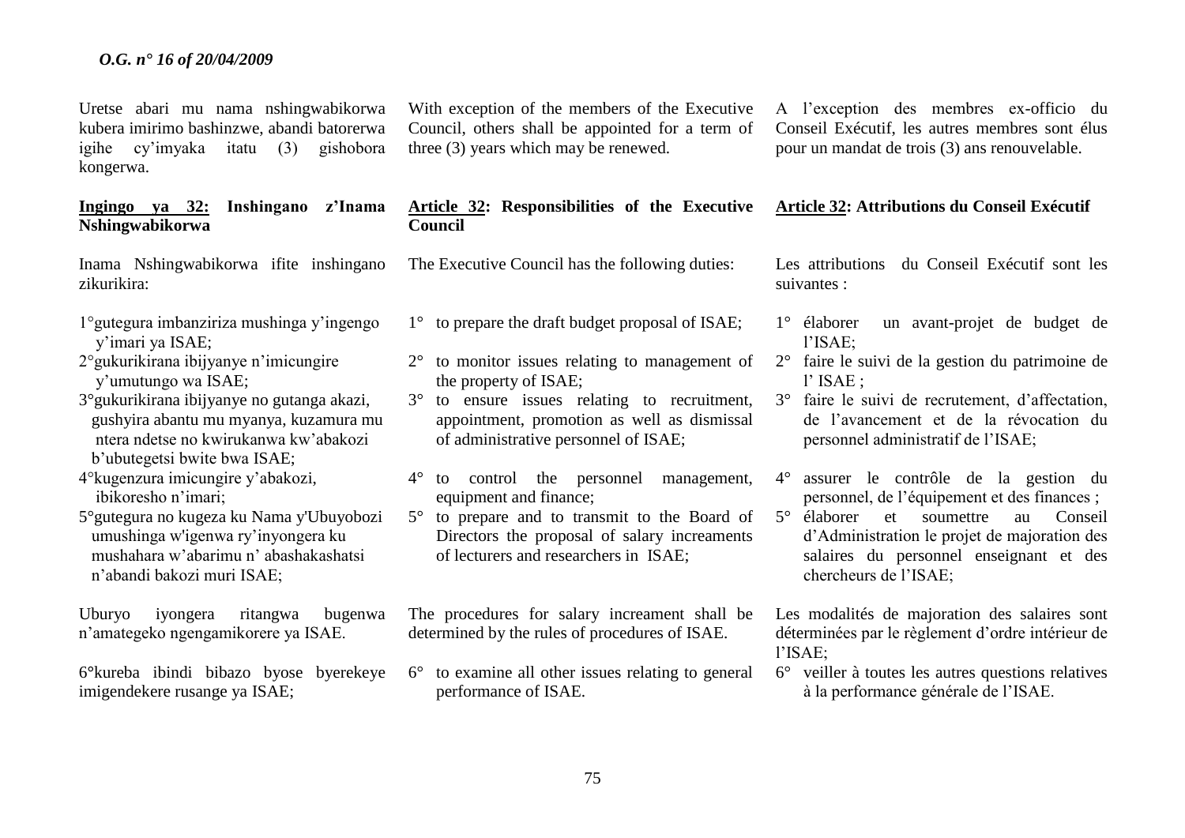Uretse abari mu nama nshingwabikorwa kubera imirimo bashinzwe, abandi batorerwa igihe cy'imyaka itatu (3) gishobora kongerwa.

**Ingingo ya 32: Inshingano z'Inama Nshingwabikorwa**

Inama Nshingwabikorwa ifite inshingano zikurikira:

1°gutegura imbanziriza mushinga y'ingengo y'imari ya ISAE;
2°gukurikirana ibijyanye n'imicungire y'umutungo wa ISAE;
3°gukurikirana ibijyanye no gutanga akazi, gushyira abantu mu myanya, kuzamura mu ntera ndetse no kwirukanwa kw'abakozi b'ubutegetsi bwite bwa ISAE;
4°kugenzura imicungire y'abakozi, ibikoresho n'imari;
5°gutegura no kugeza ku Nama y'Ubuyobozi umushinga w'igenwa ry'inyongera ku mushahara w'abarimu n' abashakashatsi n'abandi bakozi muri ISAE;

Uburyo iyongera ritangwa bugenwa n'amategeko ngengamikorere ya ISAE.

6°kureba ibindi bibazo byose byerekeye imigendekere rusange ya ISAE;

With exception of the members of the Executive Council, others shall be appointed for a term of three (3) years which may be renewed.

**Article 32: Responsibilities of the Executive Council**

The Executive Council has the following duties:

1° to prepare the draft budget proposal of ISAE;
2° to monitor issues relating to management of the property of ISAE;
3° to ensure issues relating to recruitment, appointment, promotion as well as dismissal of administrative personnel of ISAE;
4° to control the personnel management, equipment and finance;
5° to prepare and to transmit to the Board of Directors the proposal of salary increaments of lecturers and researchers in ISAE;

The procedures for salary increament shall be determined by the rules of procedures of ISAE.

6° to examine all other issues relating to general performance of ISAE.

A l'exception des membres ex-officio du Conseil Exécutif, les autres membres sont élus pour un mandat de trois (3) ans renouvelable.

**Article 32: Attributions du Conseil Exécutif**

Les attributions du Conseil Exécutif sont les suivantes :

1° élaborer un avant-projet de budget de l'ISAE;
2° faire le suivi de la gestion du patrimoine de l' ISAE ;
3° faire le suivi de recrutement, d'affectation, de l'avancement et de la révocation du personnel administratif de l'ISAE;
4° assurer le contrôle de la gestion du personnel, de l'équipement et des finances ;
5° élaborer et soumettre au Conseil d'Administration le projet de majoration des salaires du personnel enseignant et des chercheurs de l'ISAE;

Les modalités de majoration des salaires sont déterminées par le règlement d'ordre intérieur de l'ISAE;

6° veiller à toutes les autres questions relatives à la performance générale de l'ISAE.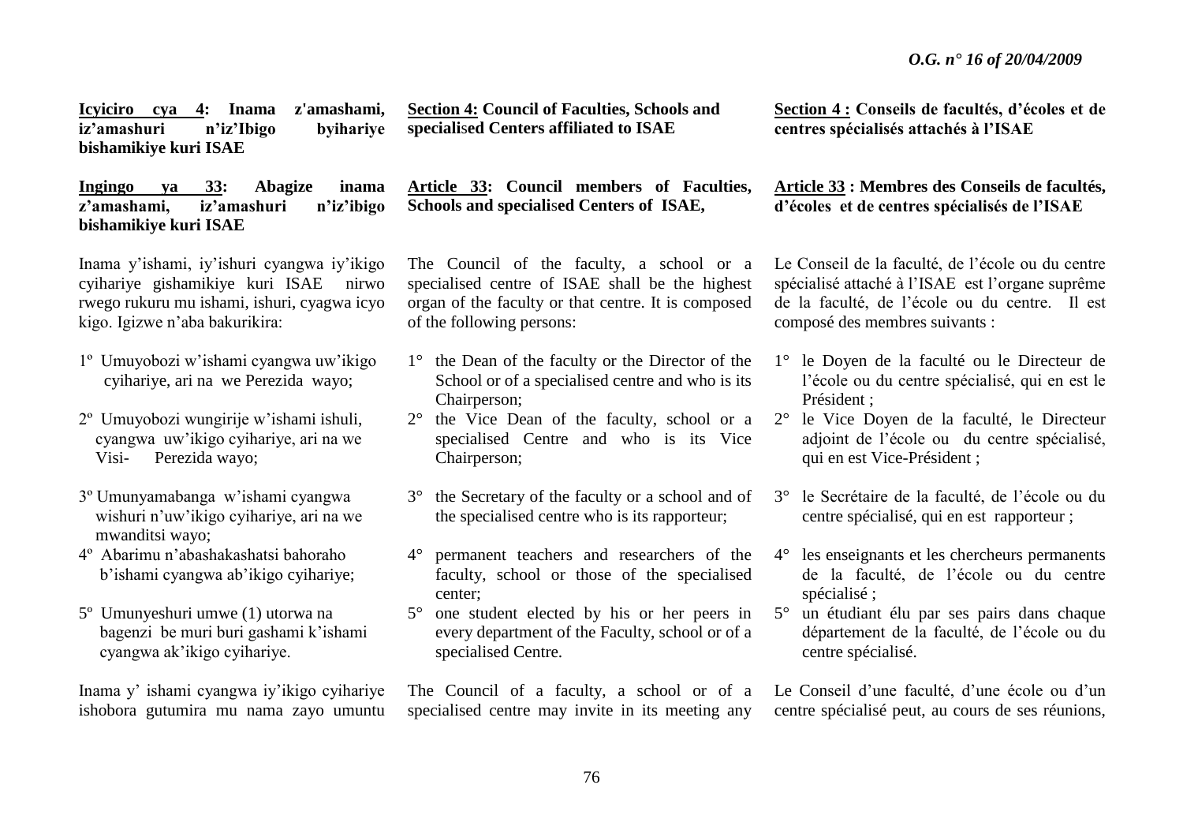**Icyiciro cya 4: Inama z'amashami, iz'amashuri n'iz'Ibigo byihariye bishamikiye kuri ISAE**

**Ingingo ya 33: Abagize inama z'amashami, iz'amashuri n'iz'ibigo bishamikiye kuri ISAE**

Inama y'ishami, iy'ishuri cyangwa iy'ikigo cyihariye gishamikiye kuri ISAE nirwo rwego rukuru mu ishami, ishuri, cyagwa icyo kigo. Igizwe n'aba bakurikira:

1º Umuyobozi w'ishami cyangwa uw'ikigo cyihariye, ari na we Perezida wayo;

2º Umuyobozi wungirije w'ishami ishuli, cyangwa uw'ikigo cyihariye, ari na we Visi- Perezida wayo;

3º Umunyamabanga w'ishami cyangwa wishuri n'uw'ikigo cyihariye, ari na we mwanditsi wayo;

4º Abarimu n'abashakashatsi bahoraho b'ishami cyangwa ab'ikigo cyihariye;

5º Umunyeshuri umwe (1) utorwa na bagenzi be muri buri gashami k'ishami cyangwa ak'ikigo cyihariye.

Inama y' ishami cyangwa iy'ikigo cyihariye ishobora gutumira mu nama zayo umuntu

**Section 4: Council of Faculties, Schools and specialised Centers affiliated to ISAE**

**Article 33: Council members of Faculties, Schools and specialised Centers of ISAE,**

The Council of the faculty, a school or a specialised centre of ISAE shall be the highest organ of the faculty or that centre. It is composed of the following persons:

1° the Dean of the faculty or the Director of the School or of a specialised centre and who is its Chairperson;

2° the Vice Dean of the faculty, school or a specialised Centre and who is its Vice Chairperson;

3° the Secretary of the faculty or a school and of the specialised centre who is its rapporteur;

4° permanent teachers and researchers of the faculty, school or those of the specialised center;

5° one student elected by his or her peers in every department of the Faculty, school or of a specialised Centre.

The Council of a faculty, a school or of a specialised centre may invite in its meeting any

**Section 4 : Conseils de facultés, d'écoles et de centres spécialisés attachés à l'ISAE**

**Article 33 : Membres des Conseils de facultés, d'écoles et de centres spécialisés de l'ISAE**

Le Conseil de la faculté, de l'école ou du centre spécialisé attaché à l'ISAE est l'organe suprême de la faculté, de l'école ou du centre. Il est composé des membres suivants :

1° le Doyen de la faculté ou le Directeur de l'école ou du centre spécialisé, qui en est le Président ;

2° le Vice Doyen de la faculté, le Directeur adjoint de l'école ou du centre spécialisé, qui en est Vice-Président ;

3° le Secrétaire de la faculté, de l'école ou du centre spécialisé, qui en est rapporteur ;

4° les enseignants et les chercheurs permanents de la faculté, de l'école ou du centre spécialisé ;

5° un étudiant élu par ses pairs dans chaque département de la faculté, de l'école ou du centre spécialisé.

Le Conseil d'une faculté, d'une école ou d'un centre spécialisé peut, au cours de ses réunions,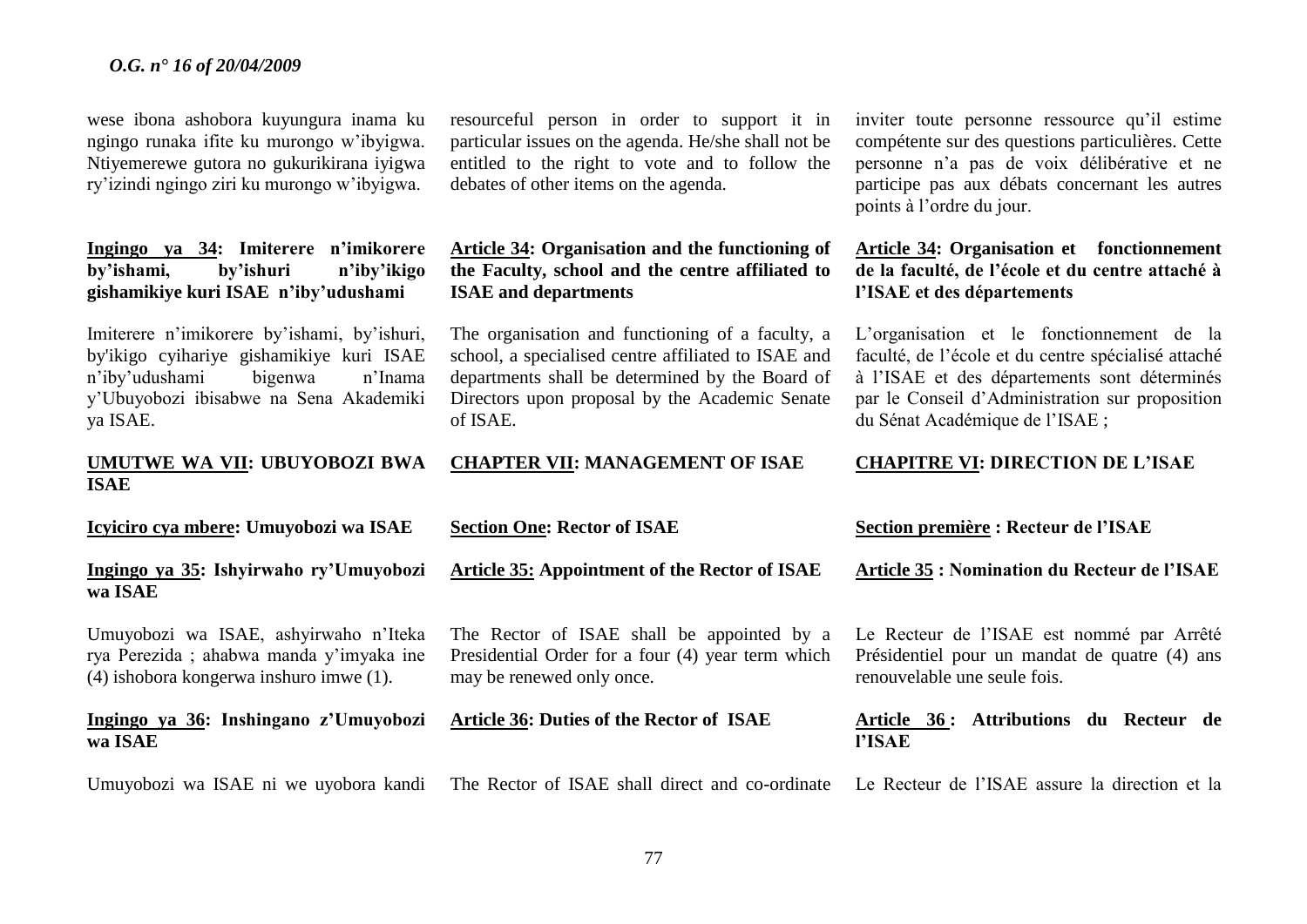wese ibona ashobora kuyungura inama ku ngingo runaka ifite ku murongo w'ibyigwa. Ntiyemerewe gutora no gukurikirana iyigwa ry'izindi ngingo ziri ku murongo w'ibyigwa.

**Ingingo ya 34: Imiterere n'imikorere by'ishami, by'ishuri n'iby'ikigo gishamikiye kuri ISAE n'iby'udushami**

Imiterere n'imikorere by'ishami, by'ishuri, by'ikigo cyihariye gishamikiye kuri ISAE n'iby'udushami bigenwa n'Inama y'Ubuyobozi ibisabwe na Sena Akademiki ya ISAE.

**UMUTWE WA VII: UBUYOBOZI BWA ISAE**

**Icyiciro cya mbere: Umuyobozi wa ISAE**

**Ingingo ya 35: Ishyirwaho ry'Umuyobozi wa ISAE**

Umuyobozi wa ISAE, ashyirwaho n'Iteka rya Perezida ; ahabwa manda y'imyaka ine (4) ishobora kongerwa inshuro imwe (1).

**Ingingo ya 36: Inshingano z'Umuyobozi wa ISAE**

Umuyobozi wa ISAE ni we uyobora kandi

resourceful person in order to support it in particular issues on the agenda. He/she shall not be entitled to the right to vote and to follow the debates of other items on the agenda.

**Article 34: Organisation and the functioning of the Faculty, school and the centre affiliated to ISAE and departments**

The organisation and functioning of a faculty, a school, a specialised centre affiliated to ISAE and departments shall be determined by the Board of Directors upon proposal by the Academic Senate of ISAE.

**CHAPTER VII: MANAGEMENT OF ISAE**

**Section One: Rector of ISAE**

**Article 35: Appointment of the Rector of ISAE**

The Rector of ISAE shall be appointed by a Presidential Order for a four (4) year term which may be renewed only once.

**Article 36: Duties of the Rector of ISAE**

The Rector of ISAE shall direct and co-ordinate

inviter toute personne ressource qu'il estime compétente sur des questions particulières. Cette personne n'a pas de voix délibérative et ne participe pas aux débats concernant les autres points à l'ordre du jour.

**Article 34: Organisation et fonctionnement de la faculté, de l'école et du centre attaché à l'ISAE et des départements**

L'organisation et le fonctionnement de la faculté, de l'école et du centre spécialisé attaché à l'ISAE et des départements sont déterminés par le Conseil d'Administration sur proposition du Sénat Académique de l'ISAE ;

**CHAPITRE VI: DIRECTION DE L'ISAE**

**Section première : Recteur de l'ISAE**

**Article 35 : Nomination du Recteur de l'ISAE**

Le Recteur de l'ISAE est nommé par Arrêté Présidentiel pour un mandat de quatre (4) ans renouvelable une seule fois.

**Article 36 : Attributions du Recteur de l'ISAE**

Le Recteur de l'ISAE assure la direction et la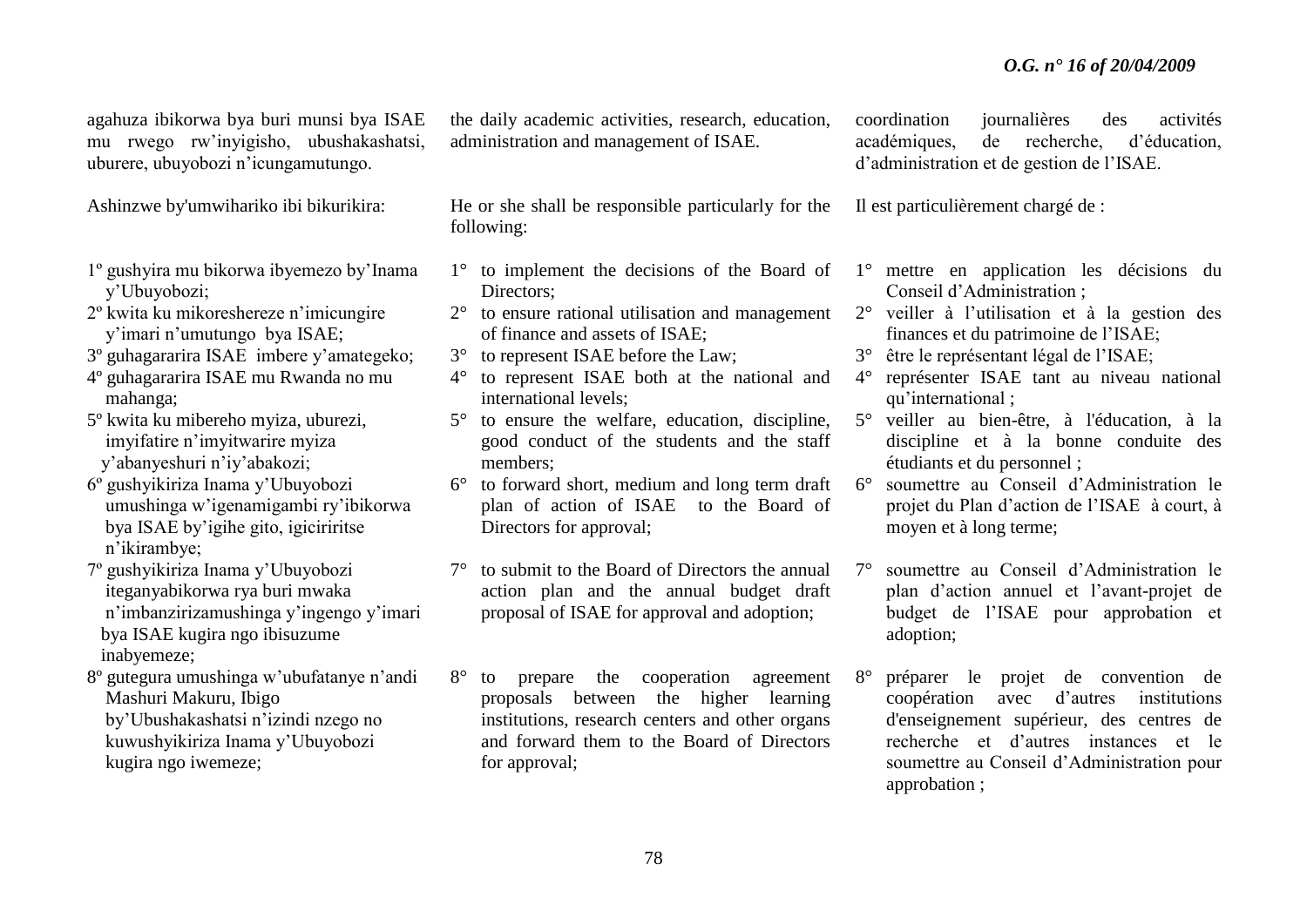agahuza ibikorwa bya buri munsi bya ISAE mu rwego rw'inyigisho, ubushakashatsi, uburere, ubuyobozi n'icungamutungo.

Ashinzwe by'umwihariko ibi bikurikira:

1º gushyira mu bikorwa ibyemezo by'Inama y'Ubuyobozi;
2º kwita ku mikoreshereze n'imicungire y'imari n'umutungo bya ISAE;
3º guhagararira ISAE imbere y'amategeko;
4º guhagararira ISAE mu Rwanda no mu mahanga;
5º kwita ku mibereho myiza, uburezi, imyifatire n'imyitwarire myiza y'abanyeshuri n'iy'abakozi;
6º gushyikiriza Inama y'Ubuyobozi umushinga w'igenamigambi ry'ibikorwa bya ISAE by'igihe gito, igiciriritse n'ikirambye;
7º gushyikiriza Inama y'Ubuyobozi iteganyabikorwa rya buri mwaka n'imbanzirizamushinga y'ingengo y'imari bya ISAE kugira ngo ibisuzume inabyemeze;
8º gutegura umushinga w'ubufatanye n'andi Mashuri Makuru, Ibigo by'Ubushakashatsi n'izindi nzego no kuwushyikiriza Inama y'Ubuyobozi kugira ngo iwemeze;

the daily academic activities, research, education, administration and management of ISAE.

He or she shall be responsible particularly for the following:

1° to implement the decisions of the Board of Directors;
2° to ensure rational utilisation and management of finance and assets of ISAE;
3° to represent ISAE before the Law;
4° to represent ISAE both at the national and international levels;
5° to ensure the welfare, education, discipline, good conduct of the students and the staff members;
6° to forward short, medium and long term draft plan of action of ISAE to the Board of Directors for approval;
7° to submit to the Board of Directors the annual action plan and the annual budget draft proposal of ISAE for approval and adoption;
8° to prepare the cooperation agreement proposals between the higher learning institutions, research centers and other organs and forward them to the Board of Directors for approval;

coordination journalières des activités académiques, de recherche, d'éducation, d'administration et de gestion de l'ISAE.

Il est particulièrement chargé de :

1° mettre en application les décisions du Conseil d'Administration ;
2° veiller à l'utilisation et à la gestion des finances et du patrimoine de l'ISAE;
3° être le représentant légal de l'ISAE;
4° représenter ISAE tant au niveau national qu'international ;
5° veiller au bien-être, à l'éducation, à la discipline et à la bonne conduite des étudiants et du personnel ;
6° soumettre au Conseil d'Administration le projet du Plan d'action de l'ISAE à court, à moyen et à long terme;
7° soumettre au Conseil d'Administration le plan d'action annuel et l'avant-projet de budget de l'ISAE pour approbation et adoption;
8° préparer le projet de convention de coopération avec d'autres institutions d'enseignement supérieur, des centres de recherche et d'autres instances et le soumettre au Conseil d'Administration pour approbation ;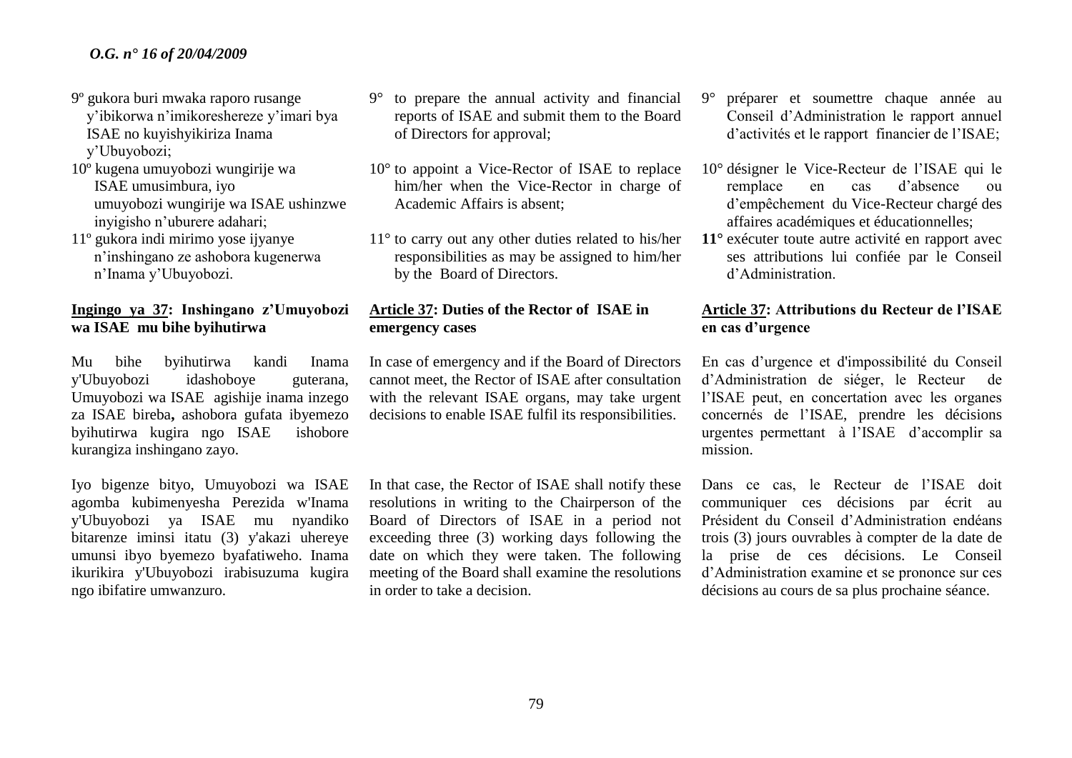*O.G. n° 16 of 20/04/2009*

9º gukora buri mwaka raporo rusange y'ibikorwa n'imikoreshereze y'imari bya ISAE no kuyishyikiriza Inama y'Ubuyobozi;

10º kugena umuyobozi wungirije wa ISAE umusimbura, iyo umuyobozi wungirije wa ISAE ushinzwe inyigisho n'uburere adahari;

11º gukora indi mirimo yose ijyanye n'inshingano ze ashobora kugenerwa n'Inama y'Ubuyobozi.

**Ingingo ya 37: Inshingano z'Umuyobozi wa ISAE mu bihe byihutirwa**

Mu bihe byihutirwa kandi Inama y'Ubuyobozi idashoboye guterana, Umuyobozi wa ISAE agishije inama inzego za ISAE bireba**,** ashobora gufata ibyemezo byihutirwa kugira ngo ISAE ishobore kurangiza inshingano zayo.

Iyo bigenze bityo, Umuyobozi wa ISAE agomba kubimenyesha Perezida w'Inama y'Ubuyobozi ya ISAE mu nyandiko bitarenze iminsi itatu (3) y'akazi uhereye umunsi ibyo byemezo byafatiweho. Inama ikurikira y'Ubuyobozi irabisuzuma kugira ngo ibifatire umwanzuro.

9° to prepare the annual activity and financial reports of ISAE and submit them to the Board of Directors for approval;

10° to appoint a Vice-Rector of ISAE to replace him/her when the Vice-Rector in charge of Academic Affairs is absent;

11° to carry out any other duties related to his/her responsibilities as may be assigned to him/her by the Board of Directors.

**Article 37: Duties of the Rector of ISAE in emergency cases**

In case of emergency and if the Board of Directors cannot meet, the Rector of ISAE after consultation with the relevant ISAE organs, may take urgent decisions to enable ISAE fulfil its responsibilities.

In that case, the Rector of ISAE shall notify these resolutions in writing to the Chairperson of the Board of Directors of ISAE in a period not exceeding three (3) working days following the date on which they were taken. The following meeting of the Board shall examine the resolutions in order to take a decision.

9° préparer et soumettre chaque année au Conseil d'Administration le rapport annuel d'activités et le rapport financier de l'ISAE;

10° désigner le Vice-Recteur de l'ISAE qui le remplace en cas d'absence ou d'empêchement du Vice-Recteur chargé des affaires académiques et éducationnelles;

**11°** exécuter toute autre activité en rapport avec ses attributions lui confiée par le Conseil d'Administration.

**Article 37: Attributions du Recteur de l'ISAE en cas d'urgence**

En cas d'urgence et d'impossibilité du Conseil d'Administration de siéger, le Recteur de l'ISAE peut, en concertation avec les organes concernés de l'ISAE, prendre les décisions urgentes permettant à l'ISAE d'accomplir sa mission.

Dans ce cas, le Recteur de l'ISAE doit communiquer ces décisions par écrit au Président du Conseil d'Administration endéans trois (3) jours ouvrables à compter de la date de la prise de ces décisions. Le Conseil d'Administration examine et se prononce sur ces décisions au cours de sa plus prochaine séance.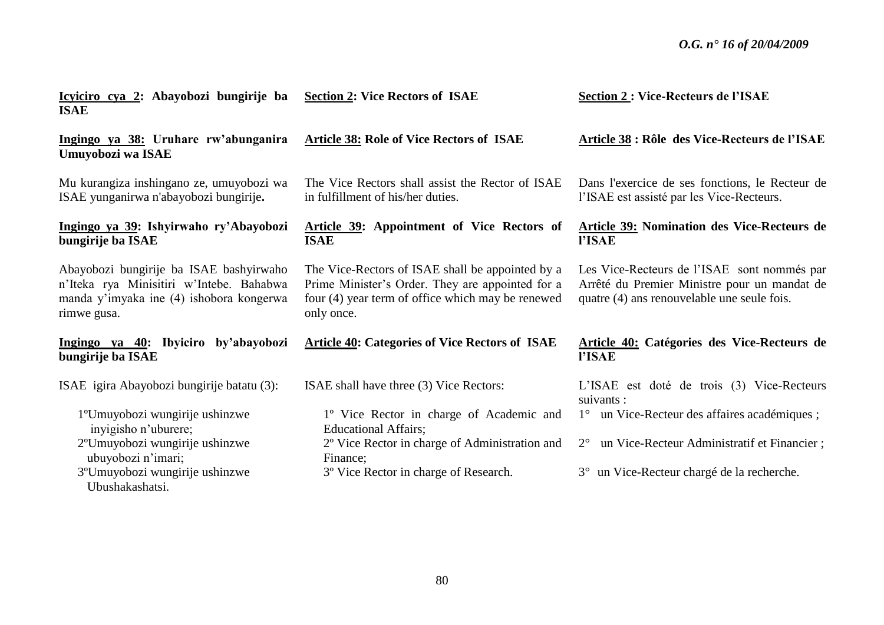**Icyiciro cya 2: Abayobozi bungirije ba ISAE**

**Ingingo ya 38: Uruhare rw'abunganira Umuyobozi wa ISAE**

Mu kurangiza inshingano ze, umuyobozi wa ISAE yunganirwa n'abayobozi bungirije**.**

**Ingingo ya 39: Ishyirwaho ry'Abayobozi bungirije ba ISAE**

Abayobozi bungirije ba ISAE bashyirwaho n'Iteka rya Minisitiri w'Intebe. Bahabwa manda y'imyaka ine (4) ishobora kongerwa rimwe gusa.

**Ingingo ya 40: Ibyiciro by'abayobozi bungirije ba ISAE**

ISAE igira Abayobozi bungirije batatu (3):

1º Umuyobozi wungirije ushinzwe inyigisho n'uburere;
2º Umuyobozi wungirije ushinzwe ubuyobozi n'imari;
3º Umuyobozi wungirije ushinzwe Ubushakashatsi.

**Section 2: Vice Rectors of ISAE**

**Article 38: Role of Vice Rectors of ISAE**

The Vice Rectors shall assist the Rector of ISAE in fulfillment of his/her duties.

**Article 39: Appointment of Vice Rectors of ISAE**

The Vice-Rectors of ISAE shall be appointed by a Prime Minister's Order. They are appointed for a four (4) year term of office which may be renewed only once.

**Article 40: Categories of Vice Rectors of ISAE**

ISAE shall have three (3) Vice Rectors:

1º Vice Rector in charge of Academic and Educational Affairs;
2º Vice Rector in charge of Administration and Finance;
3º Vice Rector in charge of Research.

**Section 2 : Vice-Recteurs de l'ISAE**

**Article 38 : Rôle des Vice-Recteurs de l'ISAE**

Dans l'exercice de ses fonctions, le Recteur de l'ISAE est assisté par les Vice-Recteurs.

**Article 39: Nomination des Vice-Recteurs de l'ISAE**

Les Vice-Recteurs de l'ISAE sont nommés par Arrêté du Premier Ministre pour un mandat de quatre (4) ans renouvelable une seule fois.

**Article 40: Catégories des Vice-Recteurs de l'ISAE**

L'ISAE est doté de trois (3) Vice-Recteurs suivants :

1° un Vice-Recteur des affaires académiques ;
2° un Vice-Recteur Administratif et Financier ;
3° un Vice-Recteur chargé de la recherche.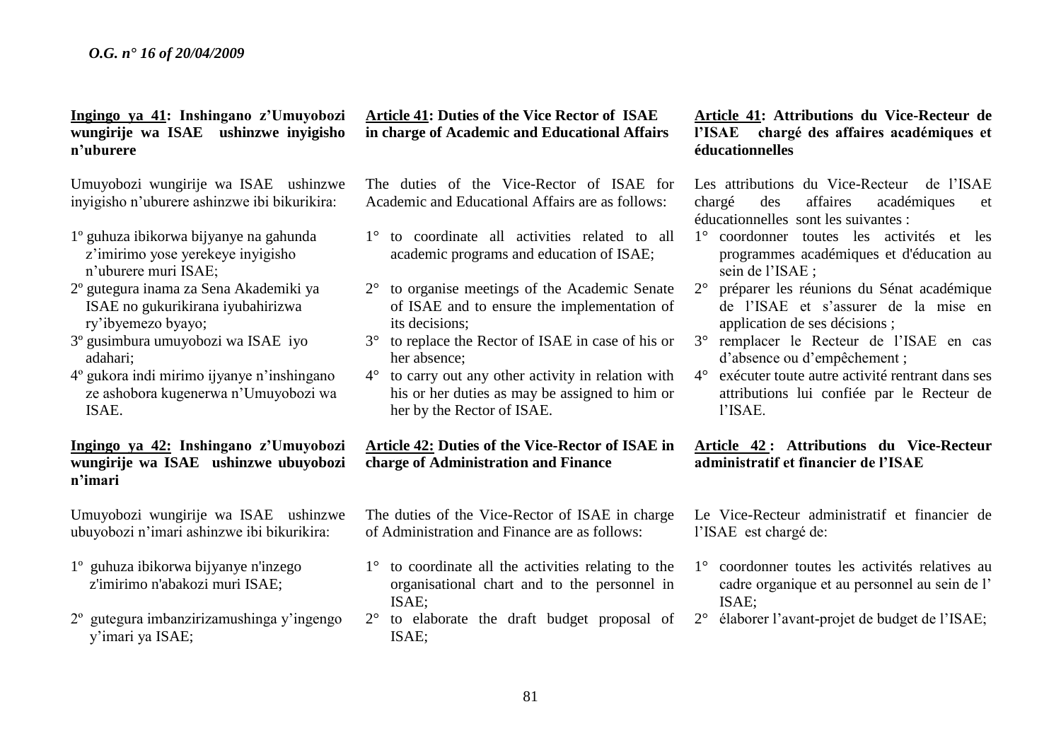**Ingingo ya 41: Inshingano z'Umuyobozi wungirije wa ISAE ushinzwe inyigisho n'uburere**

Umuyobozi wungirije wa ISAE ushinzwe inyigisho n'uburere ashinzwe ibi bikurikira:

1º guhuza ibikorwa bijyanye na gahunda z'imirimo yose yerekeye inyigisho n'uburere muri ISAE;
2º gutegura inama za Sena Akademiki ya ISAE no gukurikirana iyubahirizwa ry'ibyemezo byayo;
3º gusimbura umuyobozi wa ISAE iyo adahari;
4º gukora indi mirimo ijyanye n'inshingano ze ashobora kugenerwa n'Umuyobozi wa ISAE.

**Ingingo ya 42: Inshingano z'Umuyobozi wungirije wa ISAE ushinzwe ubuyobozi n'imari**

Umuyobozi wungirije wa ISAE ushinzwe ubuyobozi n'imari ashinzwe ibi bikurikira:

1º guhuza ibikorwa bijyanye n'inzego z'imirimo n'abakozi muri ISAE;

2º gutegura imbanzirizamushinga y'ingengo y'imari ya ISAE;

**Article 41: Duties of the Vice Rector of ISAE in charge of Academic and Educational Affairs**

The duties of the Vice-Rector of ISAE for Academic and Educational Affairs are as follows:

1° to coordinate all activities related to all academic programs and education of ISAE;
2° to organise meetings of the Academic Senate of ISAE and to ensure the implementation of its decisions;
3° to replace the Rector of ISAE in case of his or her absence;
4° to carry out any other activity in relation with his or her duties as may be assigned to him or her by the Rector of ISAE.

**Article 42: Duties of the Vice-Rector of ISAE in charge of Administration and Finance**

The duties of the Vice-Rector of ISAE in charge of Administration and Finance are as follows:

1° to coordinate all the activities relating to the organisational chart and to the personnel in ISAE;
2° to elaborate the draft budget proposal of ISAE;

**Article 41: Attributions du Vice-Recteur de l'ISAE chargé des affaires académiques et éducationnelles**

Les attributions du Vice-Recteur de l'ISAE chargé des affaires académiques et éducationnelles sont les suivantes :

1° coordonner toutes les activités et les programmes académiques et d'éducation au sein de l'ISAE ;
2° préparer les réunions du Sénat académique de l'ISAE et s'assurer de la mise en application de ses décisions ;
3° remplacer le Recteur de l'ISAE en cas d'absence ou d'empêchement ;
4° exécuter toute autre activité rentrant dans ses attributions lui confiée par le Recteur de l'ISAE.

**Article 42 : Attributions du Vice-Recteur administratif et financier de l'ISAE**

Le Vice-Recteur administratif et financier de l'ISAE est chargé de:

1° coordonner toutes les activités relatives au cadre organique et au personnel au sein de l' ISAE;
2° élaborer l'avant-projet de budget de l'ISAE;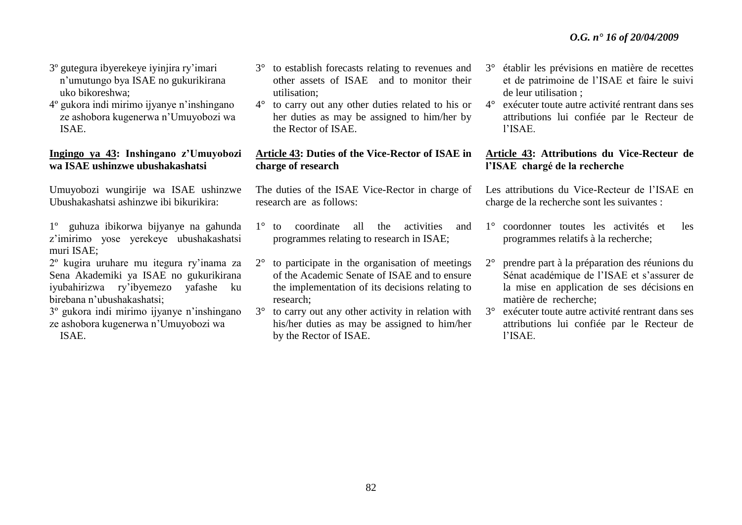3º gutegura ibyerekeye iyinjira ry'imari n'umutungo bya ISAE no gukurikirana uko bikoreshwa;

4º gukora indi mirimo ijyanye n'inshingano ze ashobora kugenerwa n'Umuyobozi wa ISAE.

**Ingingo ya 43: Inshingano z'Umuyobozi wa ISAE ushinzwe ubushakashatsi**

Umuyobozi wungirije wa ISAE ushinzwe Ubushakashatsi ashinzwe ibi bikurikira:

1º guhuza ibikorwa bijyanye na gahunda z'imirimo yose yerekeye ubushakashatsi muri ISAE;

2º kugira uruhare mu itegura ry'inama za Sena Akademiki ya ISAE no gukurikirana iyubahirizwa ry'ibyemezo yafashe ku birebana n'ubushakashatsi;

3º gukora indi mirimo ijyanye n'inshingano ze ashobora kugenerwa n'Umuyobozi wa ISAE.

3° to establish forecasts relating to revenues and other assets of ISAE and to monitor their utilisation;

4° to carry out any other duties related to his or her duties as may be assigned to him/her by the Rector of ISAE.

**Article 43: Duties of the Vice-Rector of ISAE in charge of research**

The duties of the ISAE Vice-Rector in charge of research are as follows:

1° to coordinate all the activities and programmes relating to research in ISAE;

2° to participate in the organisation of meetings of the Academic Senate of ISAE and to ensure the implementation of its decisions relating to research;

3° to carry out any other activity in relation with his/her duties as may be assigned to him/her by the Rector of ISAE.

3° établir les prévisions en matière de recettes et de patrimoine de l'ISAE et faire le suivi de leur utilisation ;

4° exécuter toute autre activité rentrant dans ses attributions lui confiée par le Recteur de l'ISAE.

**Article 43: Attributions du Vice-Recteur de l'ISAE chargé de la recherche**

Les attributions du Vice-Recteur de l'ISAE en charge de la recherche sont les suivantes :

1° coordonner toutes les activités et les programmes relatifs à la recherche;

2° prendre part à la préparation des réunions du Sénat académique de l'ISAE et s'assurer de la mise en application de ses décisions en matière de recherche;

3° exécuter toute autre activité rentrant dans ses attributions lui confiée par le Recteur de l'ISAE.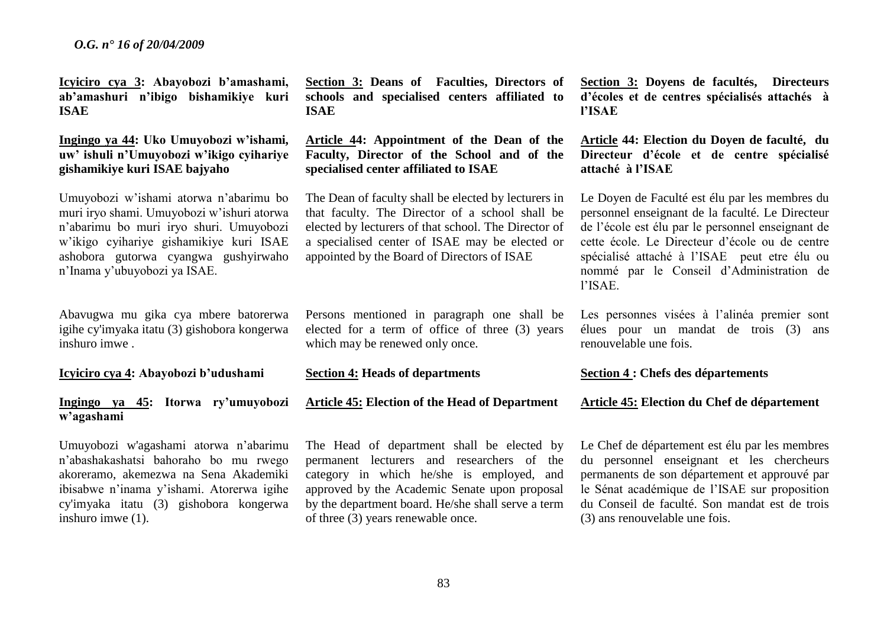**Icyiciro cya 3: Abayobozi b'amashami, ab'amashuri n'ibigo bishamikiye kuri ISAE**

**Ingingo ya 44: Uko Umuyobozi w'ishami, uw' ishuli n'Umuyobozi w'ikigo cyihariye gishamikiye kuri ISAE bajyaho**

Umuyobozi w'ishami atorwa n'abarimu bo muri iryo shami. Umuyobozi w'ishuri atorwa n'abarimu bo muri iryo shuri. Umuyobozi w'ikigo cyihariye gishamikiye kuri ISAE ashobora gutorwa cyangwa gushyirwaho n'Inama y'ubuyobozi ya ISAE.

Abavugwa mu gika cya mbere batorerwa igihe cy'imyaka itatu (3) gishobora kongerwa inshuro imwe .

**Icyiciro cya 4: Abayobozi b'udushami**

**Ingingo ya 45: Itorwa ry'umuyobozi w'agashami**

Umuyobozi w'agashami atorwa n'abarimu n'abashakashatsi bahoraho bo mu rwego akoreramo, akemezwa na Sena Akademiki ibisabwe n'inama y'ishami. Atorerwa igihe cy'imyaka itatu (3) gishobora kongerwa inshuro imwe (1).

**Section 3: Deans of Faculties, Directors of schools and specialised centers affiliated to ISAE**

**Article 44: Appointment of the Dean of the Faculty, Director of the School and of the specialised center affiliated to ISAE**

The Dean of faculty shall be elected by lecturers in that faculty. The Director of a school shall be elected by lecturers of that school. The Director of a specialised center of ISAE may be elected or appointed by the Board of Directors of ISAE

Persons mentioned in paragraph one shall be elected for a term of office of three (3) years which may be renewed only once.

**Section 4: Heads of departments**

**Article 45: Election of the Head of Department**

The Head of department shall be elected by permanent lecturers and researchers of the category in which he/she is employed, and approved by the Academic Senate upon proposal by the department board. He/she shall serve a term of three (3) years renewable once.

**Section 3: Doyens de facultés, Directeurs d'écoles et de centres spécialisés attachés à l'ISAE**

**Article 44: Election du Doyen de faculté, du Directeur d'école et de centre spécialisé attaché à l'ISAE**

Le Doyen de Faculté est élu par les membres du personnel enseignant de la faculté. Le Directeur de l'école est élu par le personnel enseignant de cette école. Le Directeur d'école ou de centre spécialisé attaché à l'ISAE peut etre élu ou nommé par le Conseil d'Administration de l'ISAE.

Les personnes visées à l'alinéa premier sont élues pour un mandat de trois (3) ans renouvelable une fois.

**Section 4 : Chefs des départements**

**Article 45: Election du Chef de département**

Le Chef de département est élu par les membres du personnel enseignant et les chercheurs permanents de son département et approuvé par le Sénat académique de l'ISAE sur proposition du Conseil de faculté. Son mandat est de trois (3) ans renouvelable une fois.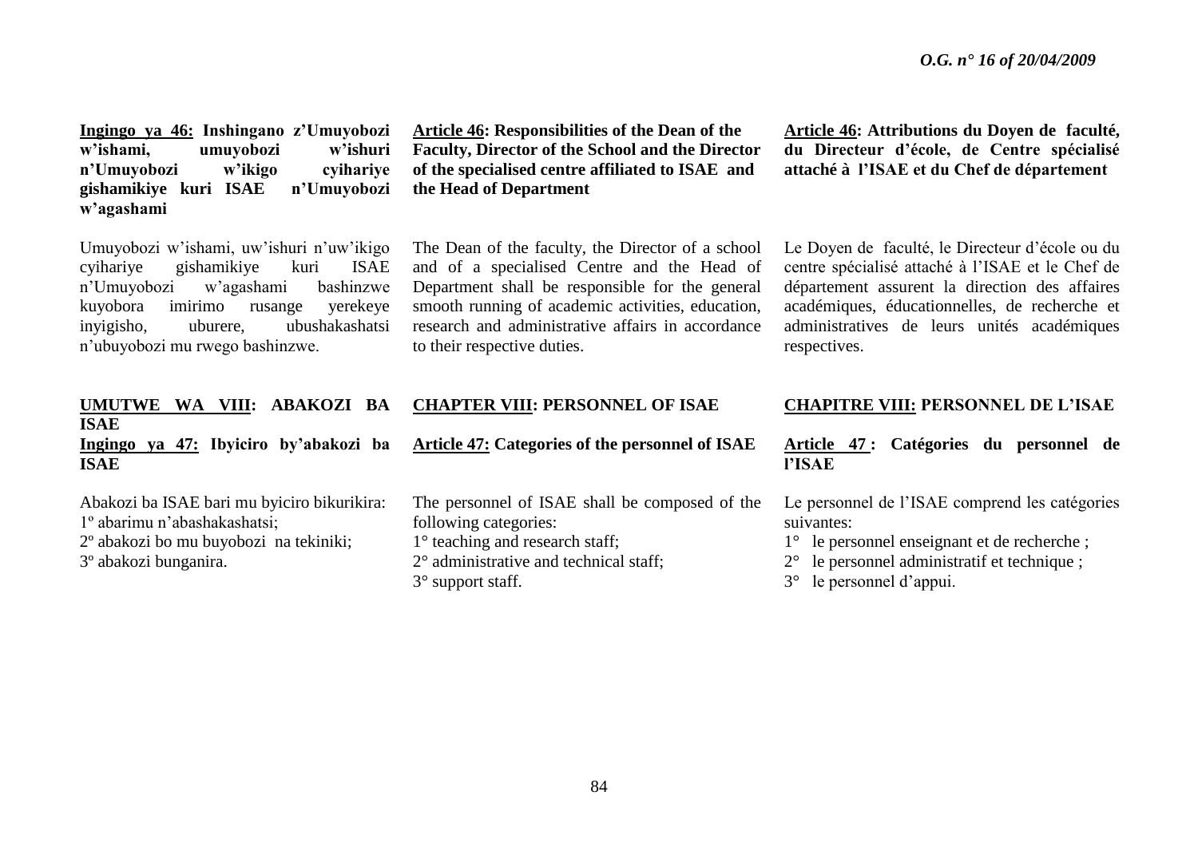**Ingingo ya 46: Inshingano z'Umuyobozi w'ishami, umuyobozi w'ishuri n'Umuyobozi w'ikigo cyihariye gishamikiye kuri ISAE n'Umuyobozi w'agashami**

Umuyobozi w'ishami, uw'ishuri n'uw'ikigo cyihariye gishamikiye kuri ISAE n'Umuyobozi w'agashami bashinzwe kuyobora imirimo rusange yerekeye inyigisho, uburere, ubushakashatsi n'ubuyobozi mu rwego bashinzwe.

## UMUTWE WA VIII: ABAKOZI BA ISAE

**Ingingo ya 47: Ibyiciro by'abakozi ba ISAE**

Abakozi ba ISAE bari mu byiciro bikurikira:

1º abarimu n'abashakashatsi;
2º abakozi bo mu buyobozi na tekiniki;
3º abakozi bunganira.

**Article 46: Responsibilities of the Dean of the Faculty, Director of the School and the Director of the specialised centre affiliated to ISAE and the Head of Department**

The Dean of the faculty, the Director of a school and of a specialised Centre and the Head of Department shall be responsible for the general smooth running of academic activities, education, research and administrative affairs in accordance to their respective duties.

## CHAPTER VIII: PERSONNEL OF ISAE

**Article 47: Categories of the personnel of ISAE**

The personnel of ISAE shall be composed of the following categories:

1° teaching and research staff;
2° administrative and technical staff;
3° support staff.

**Article 46: Attributions du Doyen de faculté, du Directeur d'école, de Centre spécialisé attaché à l'ISAE et du Chef de département**

Le Doyen de faculté, le Directeur d'école ou du centre spécialisé attaché à l'ISAE et le Chef de département assurent la direction des affaires académiques, éducationnelles, de recherche et administratives de leurs unités académiques respectives.

## CHAPITRE VIII: PERSONNEL DE L'ISAE

**Article 47 : Catégories du personnel de l'ISAE**

Le personnel de l'ISAE comprend les catégories suivantes:

1° le personnel enseignant et de recherche ;
2° le personnel administratif et technique ;
3° le personnel d'appui.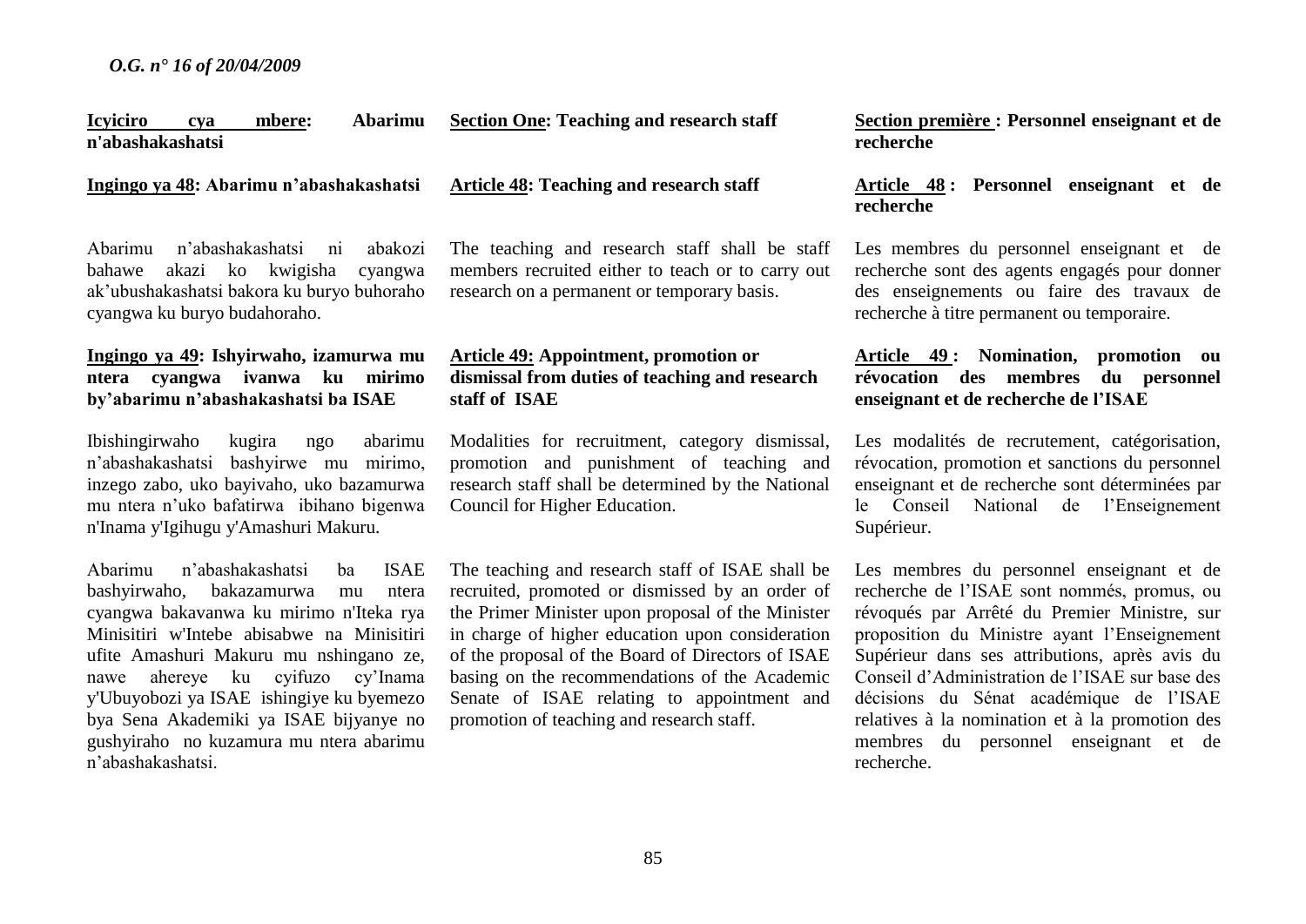**Icyiciro cya mbere: Abarimu n'abashakashatsi**

**Ingingo ya 48: Abarimu n'abashakashatsi**

Abarimu n'abashakashatsi ni abakozi bahawe akazi ko kwigisha cyangwa ak'ubushakashatsi bakora ku buryo buhoraho cyangwa ku buryo budahoraho.

**Ingingo ya 49: Ishyirwaho, izamurwa mu ntera cyangwa ivanwa ku mirimo by'abarimu n'abashakashatsi ba ISAE**

Ibishingirwaho kugira ngo abarimu n'abashakashatsi bashyirwe mu mirimo, inzego zabo, uko bayivaho, uko bazamurwa mu ntera n'uko bafatirwa ibihano bigenwa n'Inama y'Igihugu y'Amashuri Makuru.

Abarimu n'abashakashatsi ba ISAE bashyirwaho, bakazamurwa mu ntera cyangwa bakavanwa ku mirimo n'Iteka rya Minisitiri w'Intebe abisabwe na Minisitiri ufite Amashuri Makuru mu nshingano ze, nawe ahereye ku cyifuzo cy'Inama y'Ubuyobozi ya ISAE ishingiye ku byemezo bya Sena Akademiki ya ISAE bijyanye no gushyiraho no kuzamura mu ntera abarimu n'abashakashatsi.

**Section One: Teaching and research staff**

**Article 48: Teaching and research staff**

The teaching and research staff shall be staff members recruited either to teach or to carry out research on a permanent or temporary basis.

**Article 49: Appointment, promotion or dismissal from duties of teaching and research staff of ISAE**

Modalities for recruitment, category dismissal, promotion and punishment of teaching and research staff shall be determined by the National Council for Higher Education.

The teaching and research staff of ISAE shall be recruited, promoted or dismissed by an order of the Primer Minister upon proposal of the Minister in charge of higher education upon consideration of the proposal of the Board of Directors of ISAE basing on the recommendations of the Academic Senate of ISAE relating to appointment and promotion of teaching and research staff.

**Section première : Personnel enseignant et de recherche**

**Article 48 : Personnel enseignant et de recherche**

Les membres du personnel enseignant et de recherche sont des agents engagés pour donner des enseignements ou faire des travaux de recherche à titre permanent ou temporaire.

**Article 49 : Nomination, promotion ou révocation des membres du personnel enseignant et de recherche de l'ISAE**

Les modalités de recrutement, catégorisation, révocation, promotion et sanctions du personnel enseignant et de recherche sont déterminées par le Conseil National de l'Enseignement Supérieur.

Les membres du personnel enseignant et de recherche de l'ISAE sont nommés, promus, ou révoqués par Arrêté du Premier Ministre, sur proposition du Ministre ayant l'Enseignement Supérieur dans ses attributions, après avis du Conseil d'Administration de l'ISAE sur base des décisions du Sénat académique de l'ISAE relatives à la nomination et à la promotion des membres du personnel enseignant et de recherche.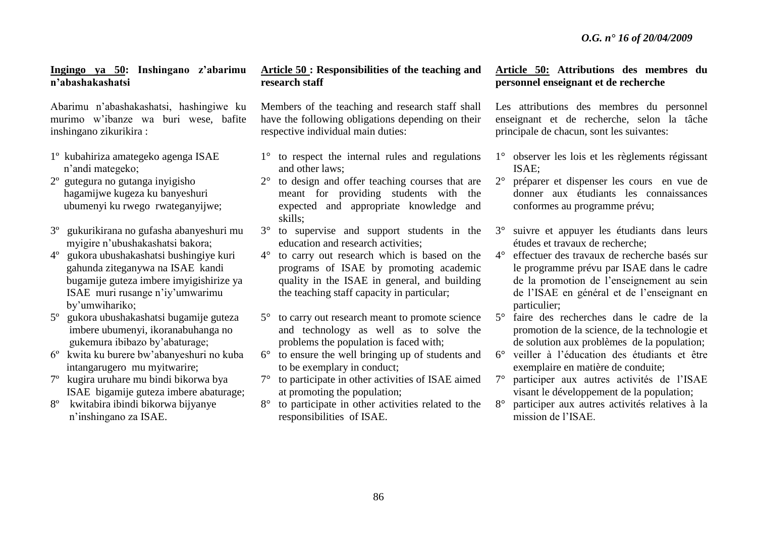**Ingingo ya 50: Inshingano z'abarimu n'abashakashatsi**

Abarimu n'abashakashatsi, hashingiwe ku murimo w'ibanze wa buri wese, bafite inshingano zikurikira :

1º kubahiriza amategeko agenga ISAE n'andi mategeko;
2º gutegura no gutanga inyigisho hagamijwe kugeza ku banyeshuri ubumenyi ku rwego rwateganyijwe;
3º gukurikirana no gufasha abanyeshuri mu myigire n'ubushakashatsi bakora;
4º gukora ubushakashatsi bushingiye kuri gahunda ziteganywa na ISAE kandi bugamije guteza imbere imyigishirize ya ISAE muri rusange n'iy'umwarimu by'umwihariko;
5º gukora ubushakashatsi bugamije guteza imbere ubumenyi, ikoranabuhanga no gukemura ibibazo by'abaturage;
6º kwita ku burere bw'abanyeshuri no kuba intangarugero mu myitwarire;
7º kugira uruhare mu bindi bikorwa bya ISAE bigamije guteza imbere abaturage;
8º kwitabira ibindi bikorwa bijyanye n'inshingano za ISAE.

**Article 50 : Responsibilities of the teaching and research staff**

Members of the teaching and research staff shall have the following obligations depending on their respective individual main duties:

1° to respect the internal rules and regulations and other laws;
2° to design and offer teaching courses that are meant for providing students with the expected and appropriate knowledge and skills;
3° to supervise and support students in the education and research activities;
4° to carry out research which is based on the programs of ISAE by promoting academic quality in the ISAE in general, and building the teaching staff capacity in particular;
5° to carry out research meant to promote science and technology as well as to solve the problems the population is faced with;
6° to ensure the well bringing up of students and to be exemplary in conduct;
7° to participate in other activities of ISAE aimed at promoting the population;
8° to participate in other activities related to the responsibilities of ISAE.

**Article 50: Attributions des membres du personnel enseignant et de recherche**

Les attributions des membres du personnel enseignant et de recherche, selon la tâche principale de chacun, sont les suivantes:

1° observer les lois et les règlements régissant ISAE;
2° préparer et dispenser les cours en vue de donner aux étudiants les connaissances conformes au programme prévu;
3° suivre et appuyer les étudiants dans leurs études et travaux de recherche;
4° effectuer des travaux de recherche basés sur le programme prévu par ISAE dans le cadre de la promotion de l'enseignement au sein de l'ISAE en général et de l'enseignant en particulier;
5° faire des recherches dans le cadre de la promotion de la science, de la technologie et de solution aux problèmes de la population;
6° veiller à l'éducation des étudiants et être exemplaire en matière de conduite;
7° participer aux autres activités de l'ISAE visant le développement de la population;
8° participer aux autres activités relatives à la mission de l'ISAE.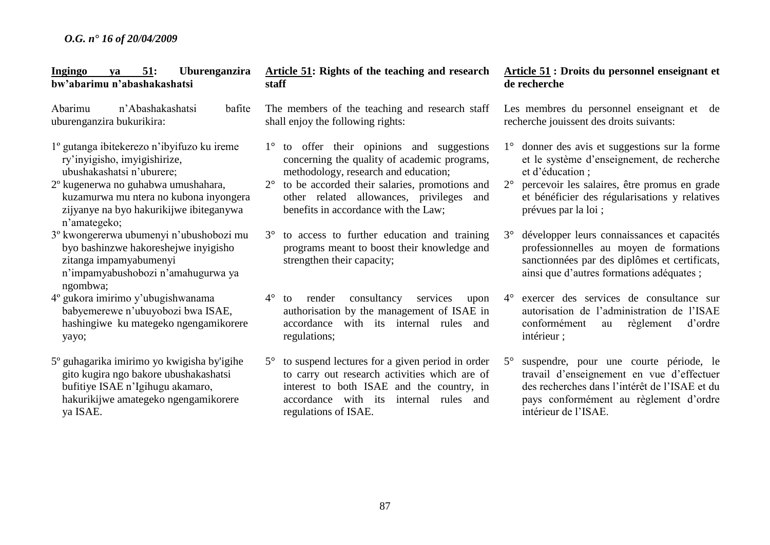**Ingingo ya 51: Uburenganzira bw'abarimu n'abashakashatsi**

Abarimu n'Abashakashatsi bafite uburenganzira bukurikira:

1º gutanga ibitekerezo n'ibyifuzo ku ireme ry'inyigisho, imyigishirize, ubushakashatsi n'uburere;
2º kugenerwa no guhabwa umushahara, kuzamurwa mu ntera no kubona inyongera zijyanye na byo hakurikijwe ibiteganywa n'amategeko;
3º kwongererwa ubumenyi n'ubushobozi mu byo bashinzwe hakoreshejwe inyigisho zitanga impamyabumenyi n'impamyabushobozi n'amahugurwa ya ngombwa;
4º gukora imirimo y'ubugishwanama babyemerewe n'ubuyobozi bwa ISAE, hashingiwe ku mategeko ngengamikorere yayo;
5º guhagarika imirimo yo kwigisha by'igihe gito kugira ngo bakore ubushakashatsi bufitiye ISAE n'Igihugu akamaro, hakurikijwe amategeko ngengamikorere ya ISAE.

**Article 51: Rights of the teaching and research staff**

The members of the teaching and research staff shall enjoy the following rights:

1° to offer their opinions and suggestions concerning the quality of academic programs, methodology, research and education;
2° to be accorded their salaries, promotions and other related allowances, privileges and benefits in accordance with the Law;
3° to access to further education and training programs meant to boost their knowledge and strengthen their capacity;
4° to render consultancy services upon authorisation by the management of ISAE in accordance with its internal rules and regulations;
5° to suspend lectures for a given period in order to carry out research activities which are of interest to both ISAE and the country, in accordance with its internal rules and regulations of ISAE.

**Article 51 : Droits du personnel enseignant et de recherche**

Les membres du personnel enseignant et de recherche jouissent des droits suivants:

1° donner des avis et suggestions sur la forme et le système d'enseignement, de recherche et d'éducation ;
2° percevoir les salaires, être promus en grade et bénéficier des régularisations y relatives prévues par la loi ;
3° développer leurs connaissances et capacités professionnelles au moyen de formations sanctionnées par des diplômes et certificats, ainsi que d'autres formations adéquates ;
4° exercer des services de consultance sur autorisation de l'administration de l'ISAE conformément au règlement d'ordre intérieur ;
5° suspendre, pour une courte période, le travail d'enseignement en vue d'effectuer des recherches dans l'intérêt de l'ISAE et du pays conformément au règlement d'ordre intérieur de l'ISAE.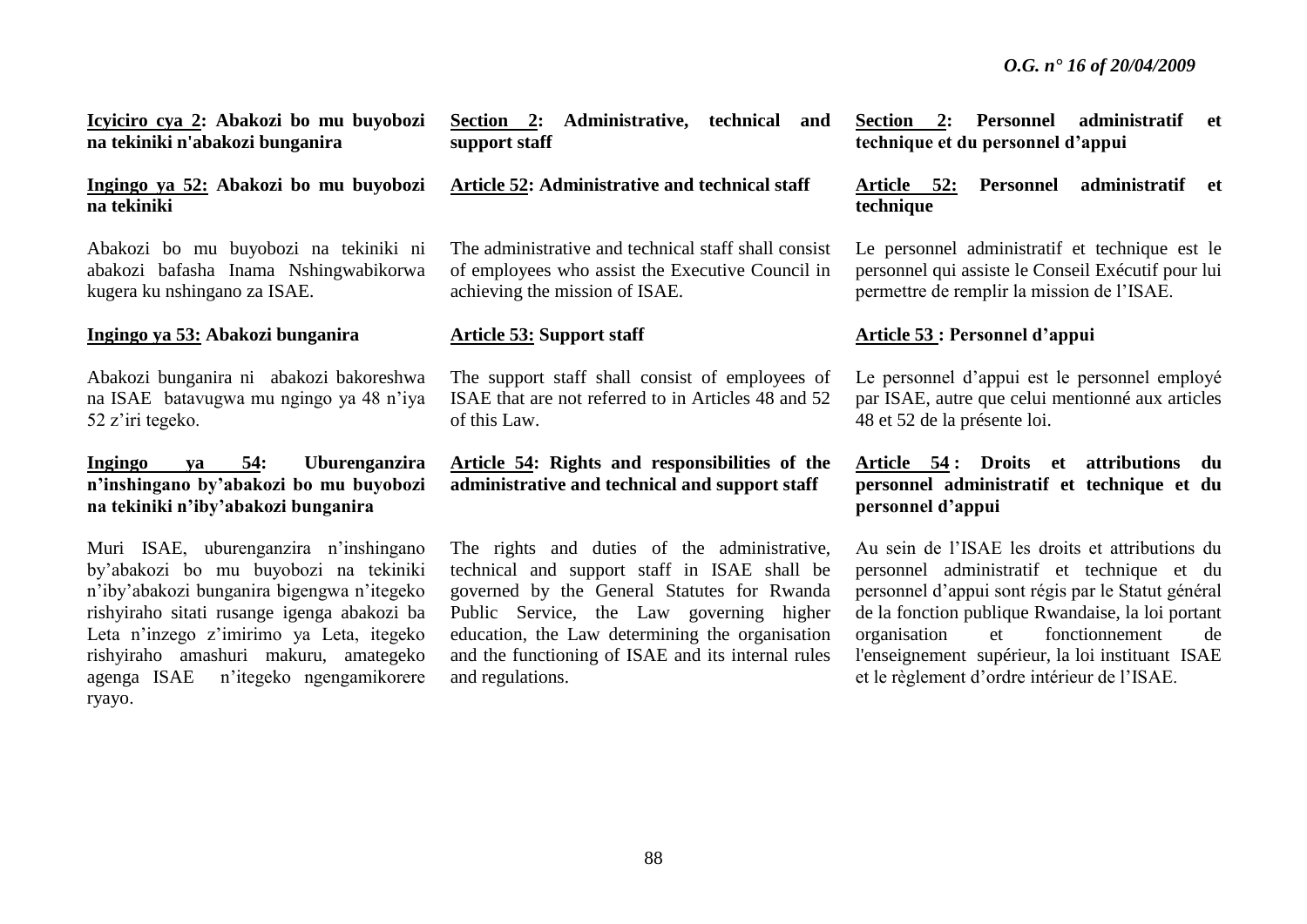**Icyiciro cya 2: Abakozi bo mu buyobozi na tekiniki n'abakozi bunganira**

**Ingingo ya 52: Abakozi bo mu buyobozi na tekiniki**

Abakozi bo mu buyobozi na tekiniki ni abakozi bafasha Inama Nshingwabikorwa kugera ku nshingano za ISAE.

**Ingingo ya 53: Abakozi bunganira**

Abakozi bunganira ni abakozi bakoreshwa na ISAE batavugwa mu ngingo ya 48 n'iya 52 z'iri tegeko.

**Ingingo ya 54: Uburenganzira n'inshingano by'abakozi bo mu buyobozi na tekiniki n'iby'abakozi bunganira**

Muri ISAE, uburenganzira n'inshingano by'abakozi bo mu buyobozi na tekiniki n'iby'abakozi bunganira bigengwa n'itegeko rishyiraho sitati rusange igenga abakozi ba Leta n'inzego z'imirimo ya Leta, itegeko rishyiraho amashuri makuru, amategeko agenga ISAE n'itegeko ngengamikorere ryayo.

**Section 2: Administrative, technical and support staff**

**Article 52: Administrative and technical staff**

The administrative and technical staff shall consist of employees who assist the Executive Council in achieving the mission of ISAE.

**Article 53: Support staff**

The support staff shall consist of employees of ISAE that are not referred to in Articles 48 and 52 of this Law.

**Article 54: Rights and responsibilities of the administrative and technical and support staff**

The rights and duties of the administrative, technical and support staff in ISAE shall be governed by the General Statutes for Rwanda Public Service, the Law governing higher education, the Law determining the organisation and the functioning of ISAE and its internal rules and regulations.

**Section 2: Personnel administratif et technique et du personnel d'appui**

**Article 52: Personnel administratif et technique**

Le personnel administratif et technique est le personnel qui assiste le Conseil Exécutif pour lui permettre de remplir la mission de l'ISAE.

**Article 53 : Personnel d'appui**

Le personnel d'appui est le personnel employé par ISAE, autre que celui mentionné aux articles 48 et 52 de la présente loi.

**Article 54 : Droits et attributions du personnel administratif et technique et du personnel d'appui**

Au sein de l'ISAE les droits et attributions du personnel administratif et technique et du personnel d'appui sont régis par le Statut général de la fonction publique Rwandaise, la loi portant organisation et fonctionnement de l'enseignement supérieur, la loi instituant ISAE et le règlement d'ordre intérieur de l'ISAE.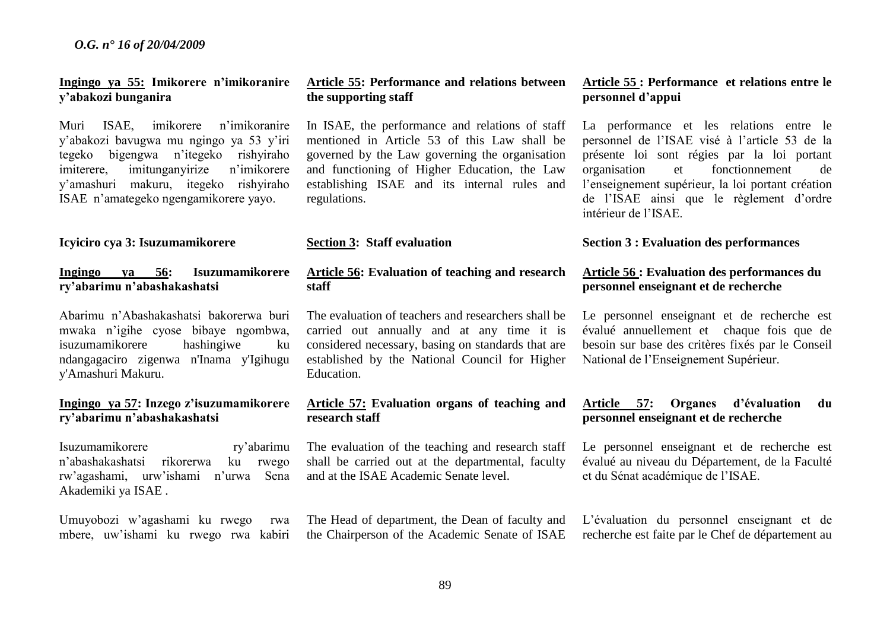**Ingingo ya 55: Imikorere n'imikoranire y'abakozi bunganira**

Muri ISAE, imikorere n'imikoranire y'abakozi bavugwa mu ngingo ya 53 y'iri tegeko bigengwa n'itegeko rishyiraho imiterere, imitunganyirize n'imikorere y'amashuri makuru, itegeko rishyiraho ISAE n'amategeko ngengamikorere yayo.

**Icyiciro cya 3: Isuzumamikorere**

**Ingingo ya 56: Isuzumamikorere ry'abarimu n'abashakashatsi**

Abarimu n'Abashakashatsi bakorerwa buri mwaka n'igihe cyose bibaye ngombwa, isuzumamikorere hashingiwe ku ndangagaciro zigenwa n'Inama y'Igihugu y'Amashuri Makuru.

**Ingingo ya 57: Inzego z'isuzumamikorere ry'abarimu n'abashakashatsi**

Isuzumamikorere ry'abarimu n'abashakashatsi rikorerwa ku rwego rw'agashami, urw'ishami n'urwa Sena Akademiki ya ISAE .

Umuyobozi w'agashami ku rwego rwa mbere, uw'ishami ku rwego rwa kabiri

**Article 55: Performance and relations between the supporting staff**

In ISAE, the performance and relations of staff mentioned in Article 53 of this Law shall be governed by the Law governing the organisation and functioning of Higher Education, the Law establishing ISAE and its internal rules and regulations.

**Section 3: Staff evaluation**

**Article 56: Evaluation of teaching and research staff**

The evaluation of teachers and researchers shall be carried out annually and at any time it is considered necessary, basing on standards that are established by the National Council for Higher Education.

**Article 57: Evaluation organs of teaching and research staff**

The evaluation of the teaching and research staff shall be carried out at the departmental, faculty and at the ISAE Academic Senate level.

The Head of department, the Dean of faculty and the Chairperson of the Academic Senate of ISAE

**Article 55 : Performance et relations entre le personnel d'appui**

La performance et les relations entre le personnel de l'ISAE visé à l'article 53 de la présente loi sont régies par la loi portant organisation et fonctionnement de l'enseignement supérieur, la loi portant création de l'ISAE ainsi que le règlement d'ordre intérieur de l'ISAE.

**Section 3 : Evaluation des performances**

**Article 56 : Evaluation des performances du personnel enseignant et de recherche**

Le personnel enseignant et de recherche est évalué annuellement et chaque fois que de besoin sur base des critères fixés par le Conseil National de l'Enseignement Supérieur.

**Article 57: Organes d'évaluation du personnel enseignant et de recherche**

Le personnel enseignant et de recherche est évalué au niveau du Département, de la Faculté et du Sénat académique de l'ISAE.

L'évaluation du personnel enseignant et de recherche est faite par le Chef de département au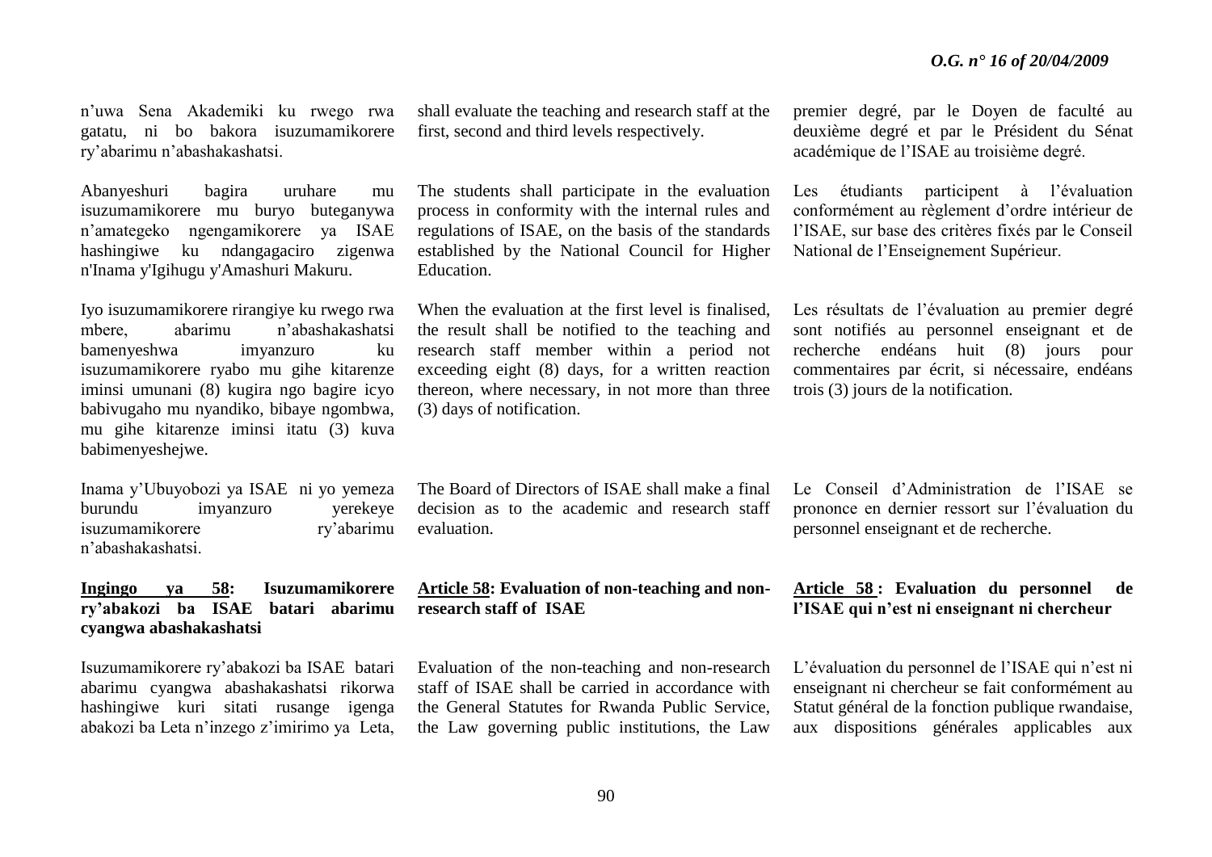n'uwa Sena Akademiki ku rwego rwa gatatu, ni bo bakora isuzumamikorere ry'abarimu n'abashakashatsi.

Abanyeshuri bagira uruhare mu isuzumamikorere mu buryo buteganywa n'amategeko ngengamikorere ya ISAE hashingiwe ku ndangagaciro zigenwa n'Inama y'Igihugu y'Amashuri Makuru.

Iyo isuzumamikorere rirangiye ku rwego rwa mbere, abarimu n'abashakashatsi bamenyeshwa imyanzuro ku isuzumamikorere ryabo mu gihe kitarenze iminsi umunani (8) kugira ngo bagire icyo babivugaho mu nyandiko, bibaye ngombwa, mu gihe kitarenze iminsi itatu (3) kuva babimenyeshejwe.

Inama y'Ubuyobozi ya ISAE ni yo yemeza burundu imyanzuro yerekeye isuzumamikorere ry'abarimu n'abashakashatsi.

**Ingingo ya 58: Isuzumamikorere ry'abakozi ba ISAE batari abarimu cyangwa abashakashatsi**

Isuzumamikorere ry'abakozi ba ISAE batari abarimu cyangwa abashakashatsi rikorwa hashingiwe kuri sitati rusange igenga abakozi ba Leta n'inzego z'imirimo ya Leta,

shall evaluate the teaching and research staff at the first, second and third levels respectively.

The students shall participate in the evaluation process in conformity with the internal rules and regulations of ISAE, on the basis of the standards established by the National Council for Higher Education.

When the evaluation at the first level is finalised, the result shall be notified to the teaching and research staff member within a period not exceeding eight (8) days, for a written reaction thereon, where necessary, in not more than three (3) days of notification.

The Board of Directors of ISAE shall make a final decision as to the academic and research staff evaluation.

**Article 58: Evaluation of non-teaching and non-research staff of ISAE**

Evaluation of the non-teaching and non-research staff of ISAE shall be carried in accordance with the General Statutes for Rwanda Public Service, the Law governing public institutions, the Law

premier degré, par le Doyen de faculté au deuxième degré et par le Président du Sénat académique de l'ISAE au troisième degré.

Les étudiants participent à l'évaluation conformément au règlement d'ordre intérieur de l'ISAE, sur base des critères fixés par le Conseil National de l'Enseignement Supérieur.

Les résultats de l'évaluation au premier degré sont notifiés au personnel enseignant et de recherche endéans huit (8) jours pour commentaires par écrit, si nécessaire, endéans trois (3) jours de la notification.

Le Conseil d'Administration de l'ISAE se prononce en dernier ressort sur l'évaluation du personnel enseignant et de recherche.

**Article 58 : Evaluation du personnel de l'ISAE qui n'est ni enseignant ni chercheur**

L'évaluation du personnel de l'ISAE qui n'est ni enseignant ni chercheur se fait conformément au Statut général de la fonction publique rwandaise, aux dispositions générales applicables aux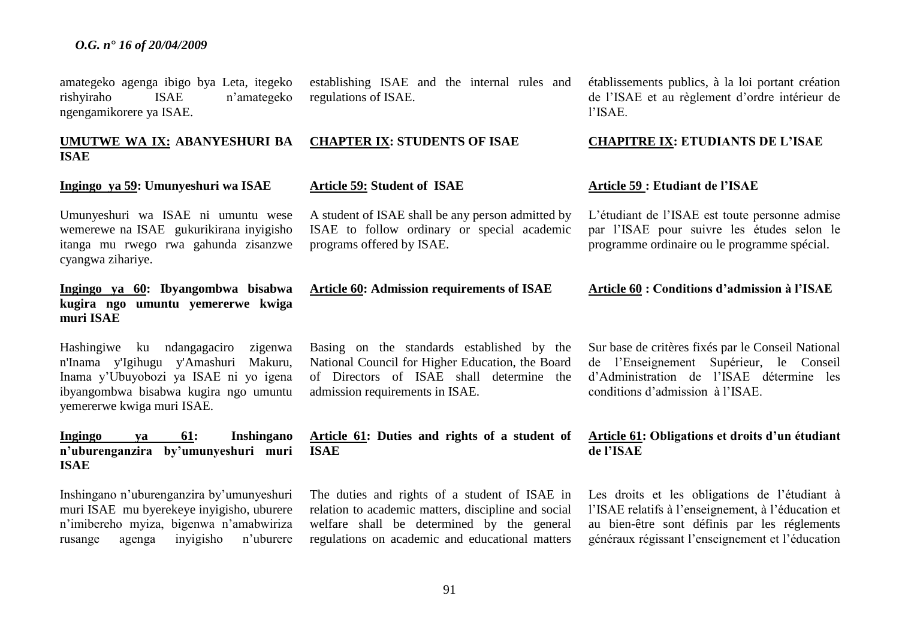amategeko agenga ibigo bya Leta, itegeko rishyiraho ISAE n'amategeko ngengamikorere ya ISAE.

**UMUTWE WA IX: ABANYESHURI BA ISAE**

**Ingingo ya 59: Umunyeshuri wa ISAE**

Umunyeshuri wa ISAE ni umuntu wese wemerewe na ISAE gukurikirana inyigisho itanga mu rwego rwa gahunda zisanzwe cyangwa zihariye.

**Ingingo ya 60: Ibyangombwa bisabwa kugira ngo umuntu yemererwe kwiga muri ISAE**

Hashingiwe ku ndangagaciro zigenwa n'Inama y'Igihugu y'Amashuri Makuru, Inama y'Ubuyobozi ya ISAE ni yo igena ibyangombwa bisabwa kugira ngo umuntu yemererwe kwiga muri ISAE.

**Ingingo ya 61: Inshingano n'uburenganzira by'umunyeshuri muri ISAE**

Inshingano n'uburenganzira by'umunyeshuri muri ISAE mu byerekeye inyigisho, uburere n'imibereho myiza, bigenwa n'amabwiriza rusange agenga inyigisho n'uburere

establishing ISAE and the internal rules and regulations of ISAE.

**CHAPTER IX: STUDENTS OF ISAE**

**Article 59: Student of ISAE**

A student of ISAE shall be any person admitted by ISAE to follow ordinary or special academic programs offered by ISAE.

**Article 60: Admission requirements of ISAE**

Basing on the standards established by the National Council for Higher Education, the Board of Directors of ISAE shall determine the admission requirements in ISAE.

**Article 61: Duties and rights of a student of ISAE**

The duties and rights of a student of ISAE in relation to academic matters, discipline and social welfare shall be determined by the general regulations on academic and educational matters

établissements publics, à la loi portant création de l'ISAE et au règlement d'ordre intérieur de l'ISAE.

**CHAPITRE IX: ETUDIANTS DE L'ISAE**

**Article 59 : Etudiant de l'ISAE**

L'étudiant de l'ISAE est toute personne admise par l'ISAE pour suivre les études selon le programme ordinaire ou le programme spécial.

**Article 60 : Conditions d'admission à l'ISAE**

Sur base de critères fixés par le Conseil National de l'Enseignement Supérieur, le Conseil d'Administration de l'ISAE détermine les conditions d'admission à l'ISAE.

**Article 61: Obligations et droits d'un étudiant de l'ISAE**

Les droits et les obligations de l'étudiant à l'ISAE relatifs à l'enseignement, à l'éducation et au bien-être sont définis par les réglements généraux régissant l'enseignement et l'éducation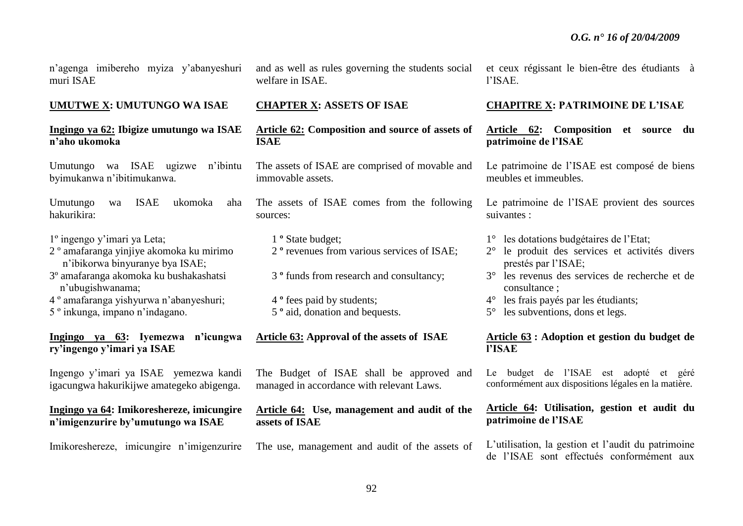n'agenga imibereho myiza y'abanyeshuri muri ISAE

**UMUTWE X: UMUTUNGO WA ISAE**

**Ingingo ya 62: Ibigize umutungo wa ISAE n'aho ukomoka**

Umutungo wa ISAE ugizwe n'ibintu byimukanwa n'ibitimukanwa.

Umutungo wa ISAE ukomoka aha hakurikira:

1º ingengo y'imari ya Leta;
2 º amafaranga yinjiye akomoka ku mirimo n'ibikorwa binyuranye bya ISAE;
3º amafaranga akomoka ku bushakashatsi n'ubugishwanama;
4 º amafaranga yishyurwa n'abanyeshuri;
5 º inkunga, impano n'indagano.

**Ingingo ya 63: Iyemezwa n'icungwa ry'ingengo y'imari ya ISAE**

Ingengo y'imari ya ISAE yemezwa kandi igacungwa hakurikijwe amategeko abigenga.

**Ingingo ya 64: Imikoreshereze, imicungire n'imigenzurire by'umutungo wa ISAE**

Imikoreshereze, imicungire n'imigenzurire

and as well as rules governing the students social welfare in ISAE.

**CHAPTER X: ASSETS OF ISAE**

**Article 62: Composition and source of assets of ISAE**

The assets of ISAE are comprised of movable and immovable assets.

The assets of ISAE comes from the following sources:

1 º State budget;
2 º revenues from various services of ISAE;
3 º funds from research and consultancy;
4 º fees paid by students;
5 º aid, donation and bequests.

**Article 63: Approval of the assets of ISAE**

The Budget of ISAE shall be approved and managed in accordance with relevant Laws.

**Article 64: Use, management and audit of the assets of ISAE**

The use, management and audit of the assets of

et ceux régissant le bien-être des étudiants à l'ISAE.

**CHAPITRE X: PATRIMOINE DE L'ISAE**

**Article 62: Composition et source du patrimoine de l'ISAE**

Le patrimoine de l'ISAE est composé de biens meubles et immeubles.

Le patrimoine de l'ISAE provient des sources suivantes :

1° les dotations budgétaires de l'Etat;
2° le produit des services et activités divers prestés par l'ISAE;
3° les revenus des services de recherche et de consultance ;
4° les frais payés par les étudiants;
5° les subventions, dons et legs.

**Article 63 : Adoption et gestion du budget de l'ISAE**

Le budget de l'ISAE est adopté et géré conformément aux dispositions légales en la matière.

**Article 64: Utilisation, gestion et audit du patrimoine de l'ISAE**

L'utilisation, la gestion et l'audit du patrimoine de l'ISAE sont effectués conformément aux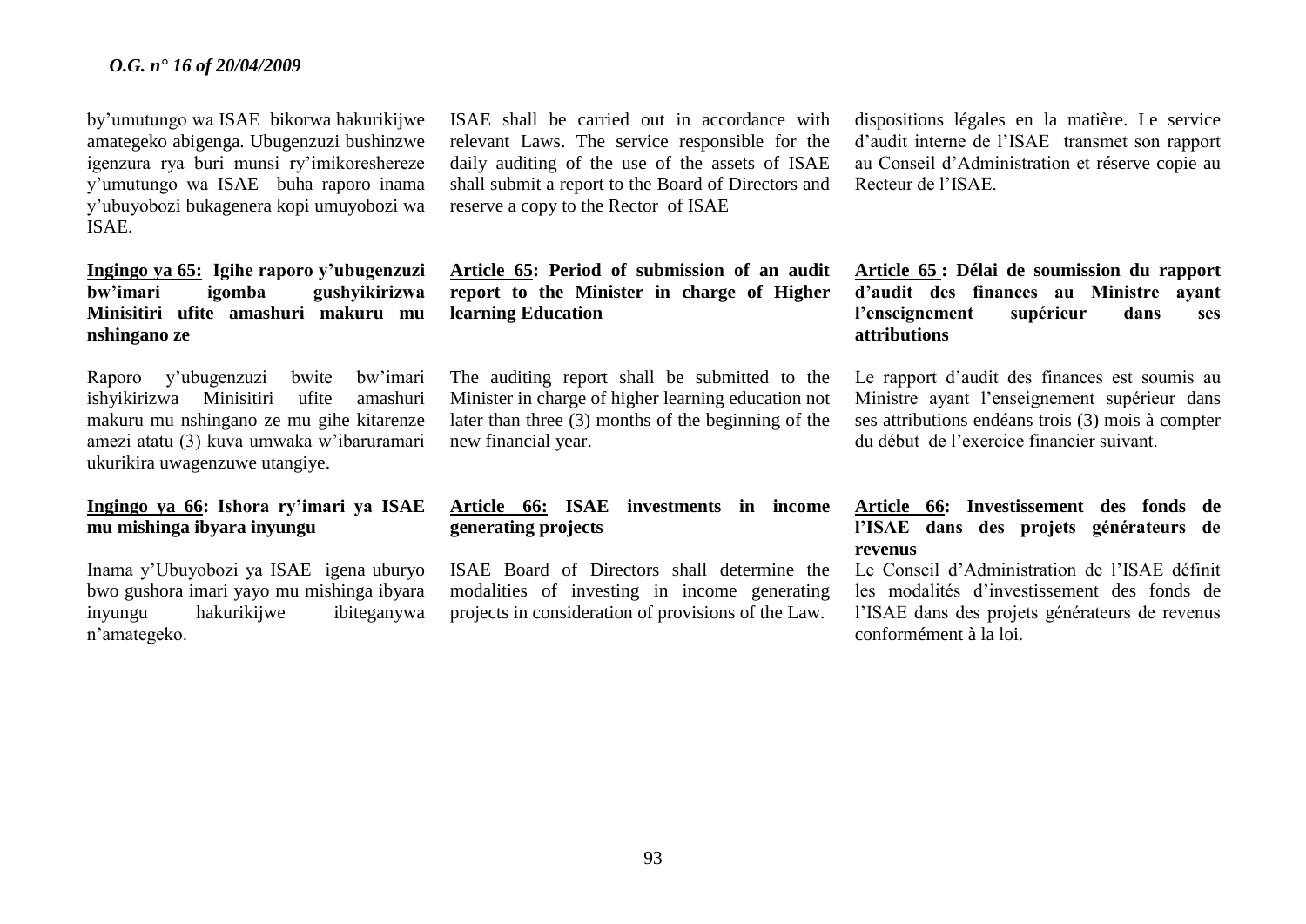by'umutungo wa ISAE bikorwa hakurikijwe amategeko abigenga. Ubugenzuzi bushinzwe igenzura rya buri munsi ry'imikoreshereze y'umutungo wa ISAE buha raporo inama y'ubuyobozi bukagenera kopi umuyobozi wa ISAE.

**Ingingo ya 65: Igihe raporo y'ubugenzuzi bw'imari igomba gushyikirizwa Minisitiri ufite amashuri makuru mu nshingano ze**

Raporo y'ubugenzuzi bwite bw'imari ishyikirizwa Minisitiri ufite amashuri makuru mu nshingano ze mu gihe kitarenze amezi atatu (3) kuva umwaka w'ibaruramari ukurikira uwagenzuwe utangiye.

**Ingingo ya 66: Ishora ry'imari ya ISAE mu mishinga ibyara inyungu**

Inama y'Ubuyobozi ya ISAE igena uburyo bwo gushora imari yayo mu mishinga ibyara inyungu hakurikijwe ibiteganywa n'amategeko.

ISAE shall be carried out in accordance with relevant Laws. The service responsible for the daily auditing of the use of the assets of ISAE shall submit a report to the Board of Directors and reserve a copy to the Rector of ISAE

**Article 65: Period of submission of an audit report to the Minister in charge of Higher learning Education**

The auditing report shall be submitted to the Minister in charge of higher learning education not later than three (3) months of the beginning of the new financial year.

**Article 66: ISAE investments in income generating projects**

ISAE Board of Directors shall determine the modalities of investing in income generating projects in consideration of provisions of the Law.

dispositions légales en la matière. Le service d'audit interne de l'ISAE transmet son rapport au Conseil d'Administration et réserve copie au Recteur de l'ISAE.

**Article 65 : Délai de soumission du rapport d'audit des finances au Ministre ayant l'enseignement supérieur dans ses attributions**

Le rapport d'audit des finances est soumis au Ministre ayant l'enseignement supérieur dans ses attributions endéans trois (3) mois à compter du début de l'exercice financier suivant.

**Article 66: Investissement des fonds de l'ISAE dans des projets générateurs de revenus**

Le Conseil d'Administration de l'ISAE définit les modalités d'investissement des fonds de l'ISAE dans des projets générateurs de revenus conformément à la loi.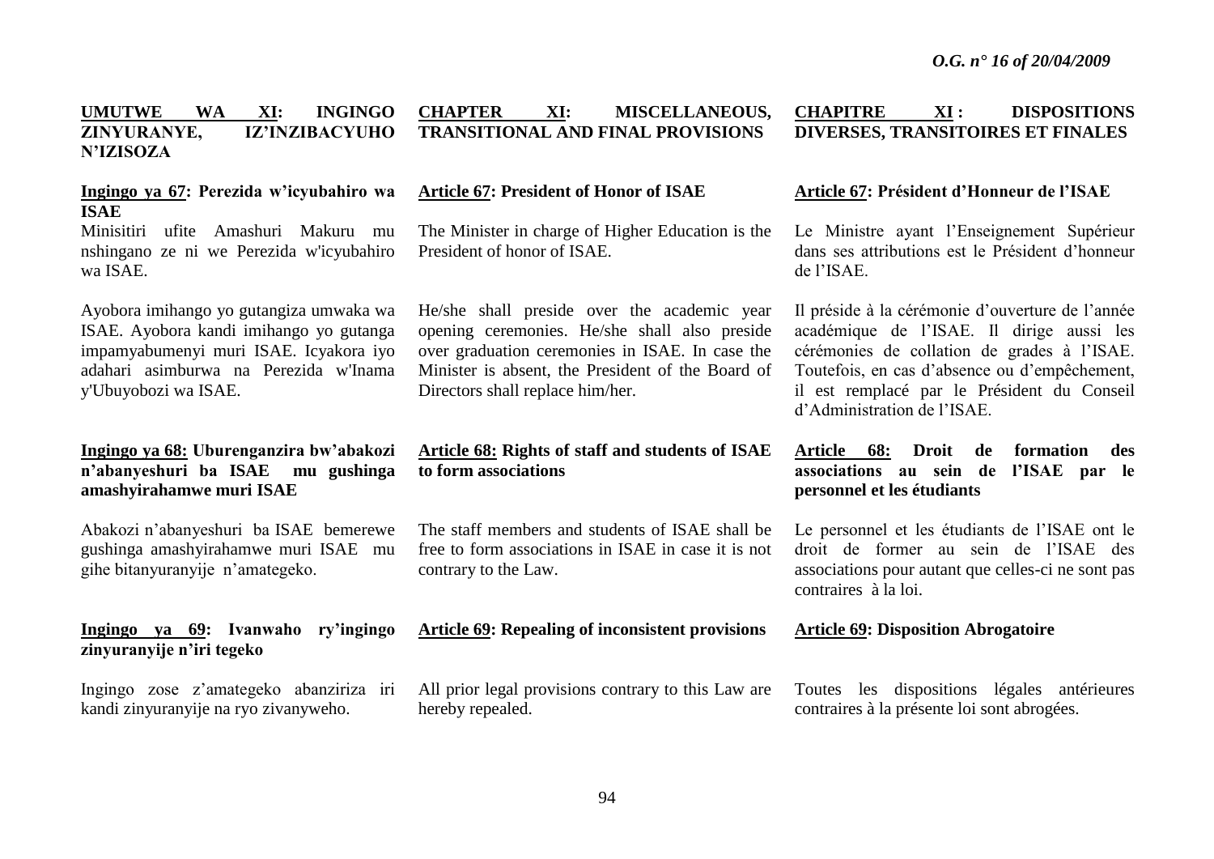**UMUTWE WA XI: INGINGO ZINYURANYE, IZ'INZIBACYUHO N'IZISOZA**

**Ingingo ya 67: Perezida w'icyubahiro wa ISAE**

Minisitiri ufite Amashuri Makuru mu nshingano ze ni we Perezida w'icyubahiro wa ISAE.

Ayobora imihango yo gutangiza umwaka wa ISAE. Ayobora kandi imihango yo gutanga impamyabumenyi muri ISAE. Icyakora iyo adahari asimburwa na Perezida w'Inama y'Ubuyobozi wa ISAE.

**Ingingo ya 68: Uburenganzira bw'abakozi n'abanyeshuri ba ISAE mu gushinga amashyirahamwe muri ISAE**

Abakozi n'abanyeshuri ba ISAE bemerewe gushinga amashyirahamwe muri ISAE mu gihe bitanyuranyije n'amategeko.

**Ingingo ya 69: Ivanwaho ry'ingingo zinyuranyije n'iri tegeko**

Ingingo zose z'amategeko abanziriza iri kandi zinyuranyije na ryo zivanyweho.

**CHAPTER XI: MISCELLANEOUS, TRANSITIONAL AND FINAL PROVISIONS**

**Article 67: President of Honor of ISAE**

The Minister in charge of Higher Education is the President of honor of ISAE.

He/she shall preside over the academic year opening ceremonies. He/she shall also preside over graduation ceremonies in ISAE. In case the Minister is absent, the President of the Board of Directors shall replace him/her.

**Article 68: Rights of staff and students of ISAE to form associations**

The staff members and students of ISAE shall be free to form associations in ISAE in case it is not contrary to the Law.

**Article 69: Repealing of inconsistent provisions**

All prior legal provisions contrary to this Law are hereby repealed.

**CHAPITRE XI : DISPOSITIONS DIVERSES, TRANSITOIRES ET FINALES**

**Article 67: Président d'Honneur de l'ISAE**

Le Ministre ayant l'Enseignement Supérieur dans ses attributions est le Président d'honneur de l'ISAE.

Il préside à la cérémonie d'ouverture de l'année académique de l'ISAE. Il dirige aussi les cérémonies de collation de grades à l'ISAE. Toutefois, en cas d'absence ou d'empêchement, il est remplacé par le Président du Conseil d'Administration de l'ISAE.

**Article 68: Droit de formation des associations au sein de l'ISAE par le personnel et les étudiants**

Le personnel et les étudiants de l'ISAE ont le droit de former au sein de l'ISAE des associations pour autant que celles-ci ne sont pas contraires à la loi.

**Article 69: Disposition Abrogatoire**

Toutes les dispositions légales antérieures contraires à la présente loi sont abrogées.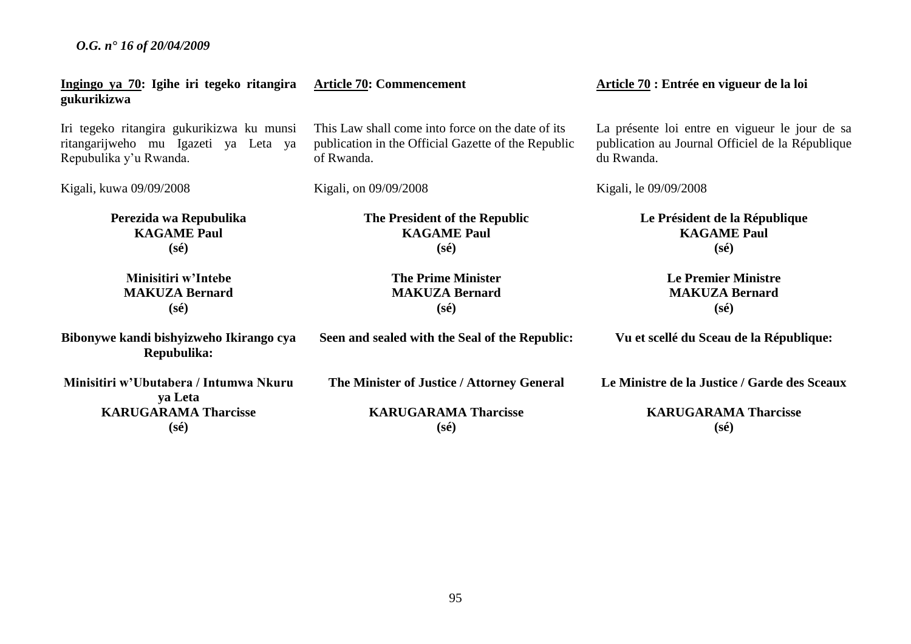**Ingingo ya 70: Igihe iri tegeko ritangira gukurikizwa**

Iri tegeko ritangira gukurikizwa ku munsi ritangarijweho mu Igazeti ya Leta ya Repubulika y'u Rwanda.

Kigali, kuwa 09/09/2008

**Perezida wa Repubulika**
**KAGAME Paul**
**(sé)**

**Minisitiri w'Intebe**
**MAKUZA Bernard**
**(sé)**

**Bibonywe kandi bishyizweho Ikirango cya Repubulika:**

**Minisitiri w'Ubutabera / Intumwa Nkuru ya Leta**
**KARUGARAMA Tharcisse**
**(sé)**

**Article 70: Commencement**

This Law shall come into force on the date of its publication in the Official Gazette of the Republic of Rwanda.

Kigali, on 09/09/2008

**The President of the Republic**
**KAGAME Paul**
**(sé)**

**The Prime Minister**
**MAKUZA Bernard**
**(sé)**

**Seen and sealed with the Seal of the Republic:**

**The Minister of Justice / Attorney General**

**KARUGARAMA Tharcisse**
**(sé)**

**Article 70 : Entrée en vigueur de la loi**

La présente loi entre en vigueur le jour de sa publication au Journal Officiel de la République du Rwanda.

Kigali, le 09/09/2008

**Le Président de la République**
**KAGAME Paul**
**(sé)**

**Le Premier Ministre**
**MAKUZA Bernard**
**(sé)**

**Vu et scellé du Sceau de la République:**

**Le Ministre de la Justice / Garde des Sceaux**

**KARUGARAMA Tharcisse**
**(sé)**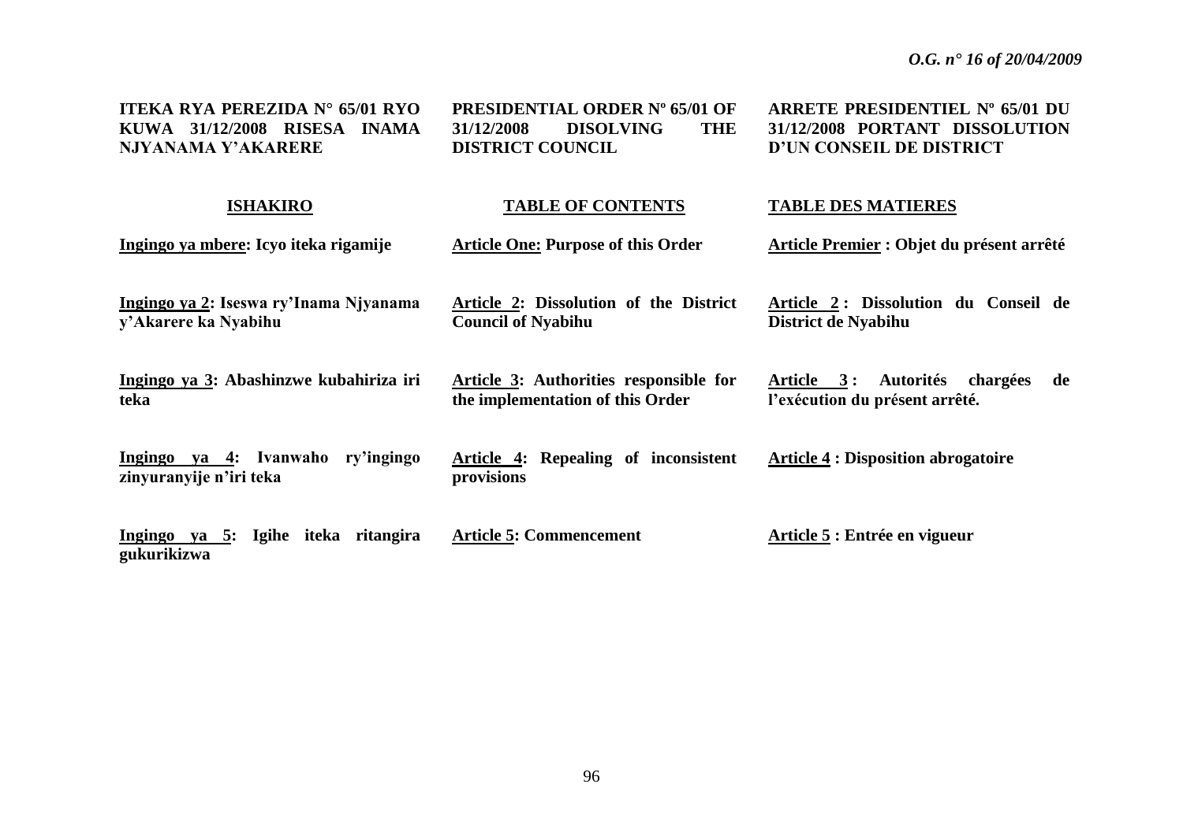**ITEKA RYA PEREZIDA N° 65/01 RYO KUWA 31/12/2008 RISESA INAMA NJYANAMA Y'AKARERE**

**PRESIDENTIAL ORDER Nº 65/01 OF 31/12/2008 DISOLVING THE DISTRICT COUNCIL**

**ARRETE PRESIDENTIEL Nº 65/01 DU 31/12/2008 PORTANT DISSOLUTION D'UN CONSEIL DE DISTRICT**

| **ISHAKIRO** | **TABLE OF CONTENTS** | **TABLE DES MATIERES** |
|---|---|---|
| **Ingingo ya mbere: Icyo iteka rigamije** | **Article One: Purpose of this Order** | **Article Premier : Objet du présent arrêté** |
| **Ingingo ya 2: Iseswa ry'Inama Njyanama y'Akarere ka Nyabihu** | **Article 2: Dissolution of the District Council of Nyabihu** | **Article 2 : Dissolution du Conseil de District de Nyabihu** |
| **Ingingo ya 3: Abashinzwe kubahiriza iri teka** | **Article 3: Authorities responsible for the implementation of this Order** | **Article 3 : Autorités chargées de l'exécution du présent arrêté.** |
| **Ingingo ya 4: Ivanwaho ry'ingingo zinyuranyije n'iri teka** | **Article 4: Repealing of inconsistent provisions** | **Article 4 : Disposition abrogatoire** |
| **Ingingo ya 5: Igihe iteka ritangira gukurikizwa** | **Article 5: Commencement** | **Article 5 : Entrée en vigueur** |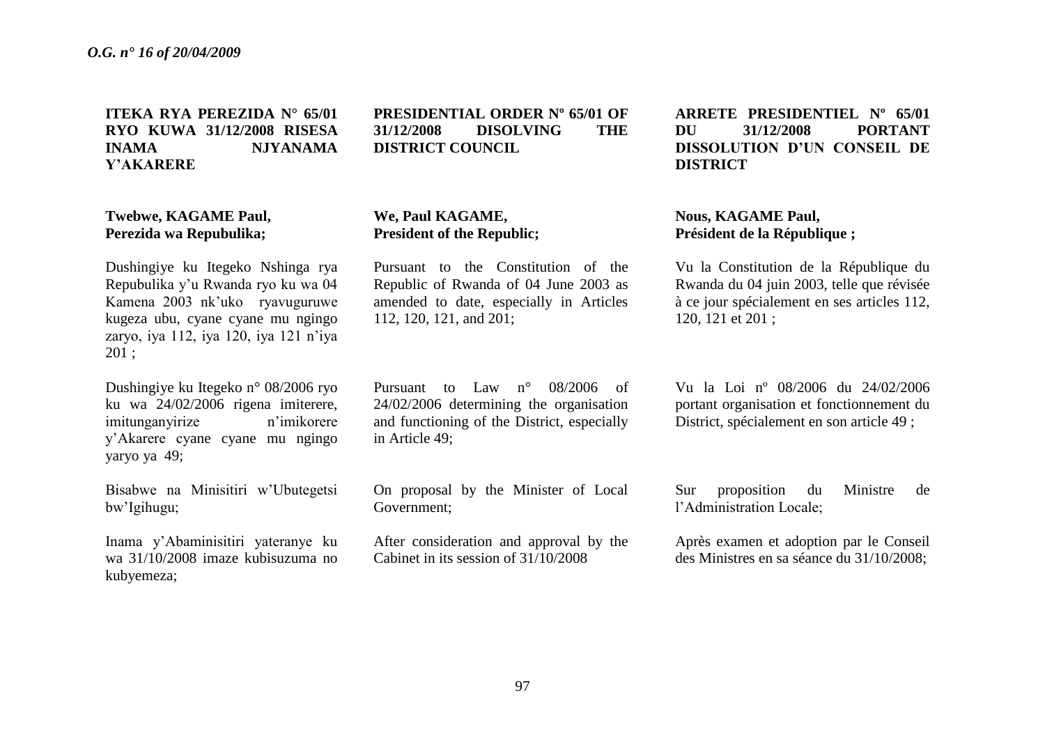**ITEKA RYA PEREZIDA N° 65/01 RYO KUWA 31/12/2008 RISESA INAMA NJYANAMA Y'AKARERE**

**Twebwe, KAGAME Paul, Perezida wa Repubulika;**

Dushingiye ku Itegeko Nshinga rya Repubulika y'u Rwanda ryo ku wa 04 Kamena 2003 nk'uko ryavuguruwe kugeza ubu, cyane cyane mu ngingo zaryo, iya 112, iya 120, iya 121 n'iya 201 ;

Dushingiye ku Itegeko n° 08/2006 ryo ku wa 24/02/2006 rigena imiterere, imitunganyirize n'imikorere y'Akarere cyane cyane mu ngingo yaryo ya 49;

Bisabwe na Minisitiri w'Ubutegetsi bw'Igihugu;

Inama y'Abaminisitiri yateranye ku wa 31/10/2008 imaze kubisuzuma no kubyemeza;

**PRESIDENTIAL ORDER Nº 65/01 OF 31/12/2008 DISOLVING THE DISTRICT COUNCIL**

**We, Paul KAGAME, President of the Republic;**

Pursuant to the Constitution of the Republic of Rwanda of 04 June 2003 as amended to date, especially in Articles 112, 120, 121, and 201;

Pursuant to Law n° 08/2006 of 24/02/2006 determining the organisation and functioning of the District, especially in Article 49;

On proposal by the Minister of Local Government;

After consideration and approval by the Cabinet in its session of 31/10/2008

**ARRETE PRESIDENTIEL Nº 65/01 DU 31/12/2008 PORTANT DISSOLUTION D'UN CONSEIL DE DISTRICT**

**Nous, KAGAME Paul, Président de la République ;**

Vu la Constitution de la République du Rwanda du 04 juin 2003, telle que révisée à ce jour spécialement en ses articles 112, 120, 121 et 201 ;

Vu la Loi nº 08/2006 du 24/02/2006 portant organisation et fonctionnement du District, spécialement en son article 49 ;

Sur proposition du Ministre de l'Administration Locale;

Après examen et adoption par le Conseil des Ministres en sa séance du 31/10/2008;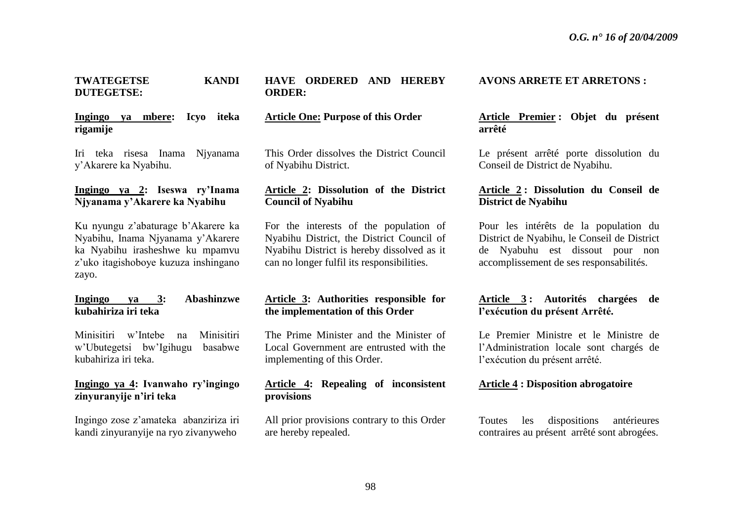**TWATEGETSE KANDI DUTEGETSE:**

**<u>Ingingo ya mbere</u>: Icyo iteka rigamije**

Iri teka risesa Inama Njyanama y'Akarere ka Nyabihu.

**<u>Ingingo ya 2</u>: Iseswa ry'Inama Njyanama y'Akarere ka Nyabihu**

Ku nyungu z'abaturage b'Akarere ka Nyabihu, Inama Njyanama y'Akarere ka Nyabihu irasheshwe ku mpamvu z'uko itagishoboye kuzuza inshingano zayo.

**<u>Ingingo ya 3</u>: Abashinzwe kubahiriza iri teka**

Minisitiri w'Intebe na Minisitiri w'Ubutegetsi bw'Igihugu basabwe kubahiriza iri teka.

**<u>Ingingo ya 4</u>: Ivanwaho ry'ingingo zinyuranyije n'iri teka**

Ingingo zose z'amateka abanziriza iri kandi zinyuranyije na ryo zivanyweho

**HAVE ORDERED AND HEREBY ORDER:**

**<u>Article One:</u> Purpose of this Order**

This Order dissolves the District Council of Nyabihu District.

**<u>Article 2</u>: Dissolution of the District Council of Nyabihu**

For the interests of the population of Nyabihu District, the District Council of Nyabihu District is hereby dissolved as it can no longer fulfil its responsibilities.

**<u>Article 3</u>: Authorities responsible for the implementation of this Order**

The Prime Minister and the Minister of Local Government are entrusted with the implementing of this Order.

**<u>Article 4</u>: Repealing of inconsistent provisions**

All prior provisions contrary to this Order are hereby repealed.

**AVONS ARRETE ET ARRETONS :**

**<u>Article Premier</u> : Objet du présent arrêté**

Le présent arrêté porte dissolution du Conseil de District de Nyabihu.

**<u>Article 2</u> : Dissolution du Conseil de District de Nyabihu**

Pour les intérêts de la population du District de Nyabihu, le Conseil de District de Nyabuhu est dissout pour non accomplissement de ses responsabilités.

**<u>Article 3</u> : Autorités chargées de l'exécution du présent Arrêté.**

Le Premier Ministre et le Ministre de l'Administration locale sont chargés de l'exécution du présent arrêté.

**<u>Article 4</u> : Disposition abrogatoire**

Toutes les dispositions antérieures contraires au présent arrêté sont abrogées.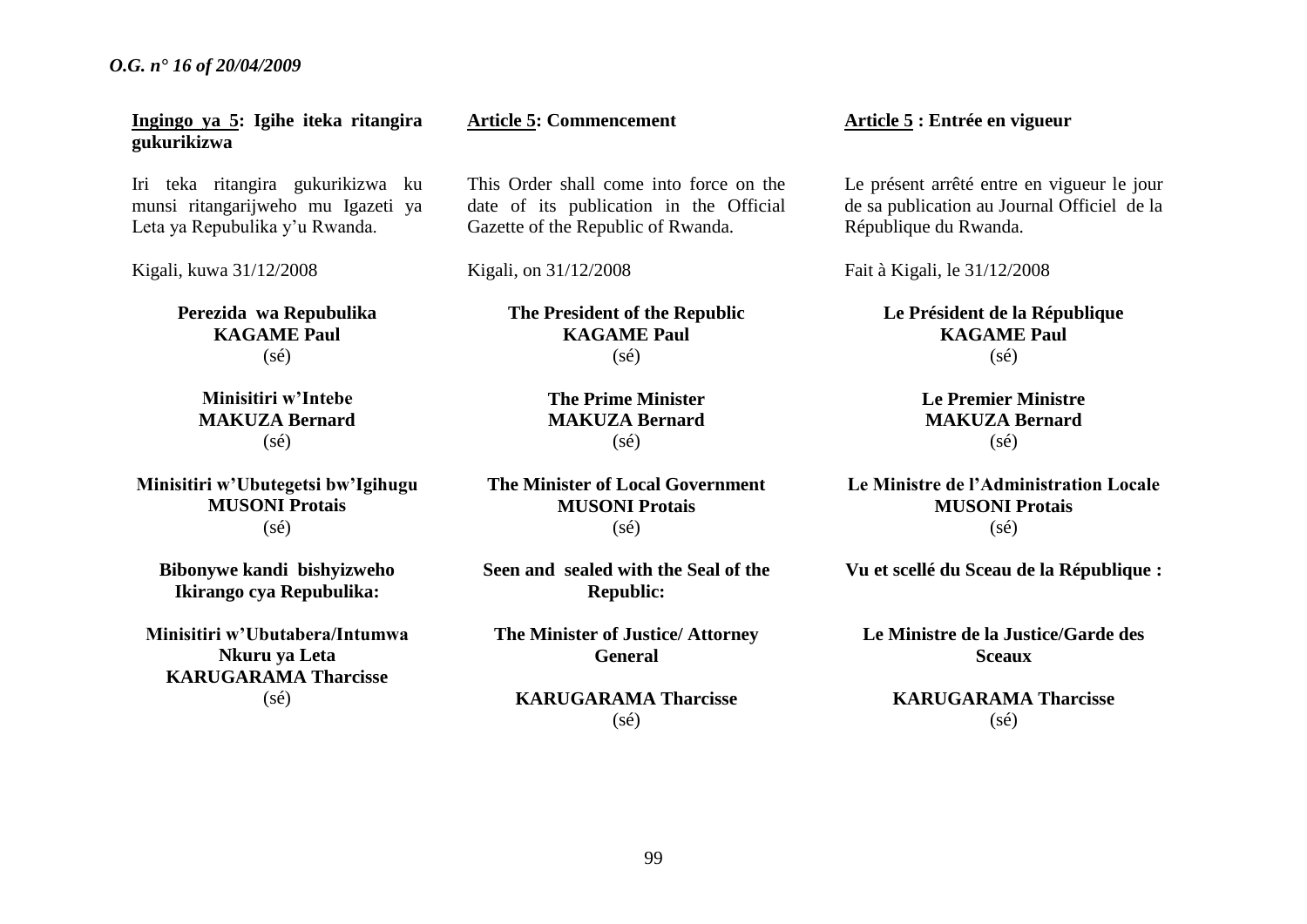**Ingingo ya 5: Igihe iteka ritangira gukurikizwa**

Iri teka ritangira gukurikizwa ku munsi ritangarijweho mu Igazeti ya Leta ya Repubulika y'u Rwanda.

Kigali, kuwa 31/12/2008

**Perezida wa Repubulika**
**KAGAME Paul**
(sé)

**Minisitiri w'Intebe**
**MAKUZA Bernard**
(sé)

**Minisitiri w'Ubutegetsi bw'Igihugu**
**MUSONI Protais**
(sé)

**Bibonywe kandi bishyizweho Ikirango cya Repubulika:**

**Minisitiri w'Ubutabera/Intumwa Nkuru ya Leta**
**KARUGARAMA Tharcisse**
(sé)

**Article 5: Commencement**

This Order shall come into force on the date of its publication in the Official Gazette of the Republic of Rwanda.

Kigali, on 31/12/2008

**The President of the Republic**
**KAGAME Paul**
(sé)

**The Prime Minister**
**MAKUZA Bernard**
(sé)

**The Minister of Local Government**
**MUSONI Protais**
(sé)

**Seen and sealed with the Seal of the Republic:**

**The Minister of Justice/ Attorney General**

**KARUGARAMA Tharcisse**
(sé)

**Article 5 : Entrée en vigueur**

Le présent arrêté entre en vigueur le jour de sa publication au Journal Officiel de la République du Rwanda.

Fait à Kigali, le 31/12/2008

**Le Président de la République**
**KAGAME Paul**
(sé)

**Le Premier Ministre**
**MAKUZA Bernard**
(sé)

**Le Ministre de l'Administration Locale**
**MUSONI Protais**
(sé)

**Vu et scellé du Sceau de la République :**

**Le Ministre de la Justice/Garde des Sceaux**

**KARUGARAMA Tharcisse**
(sé)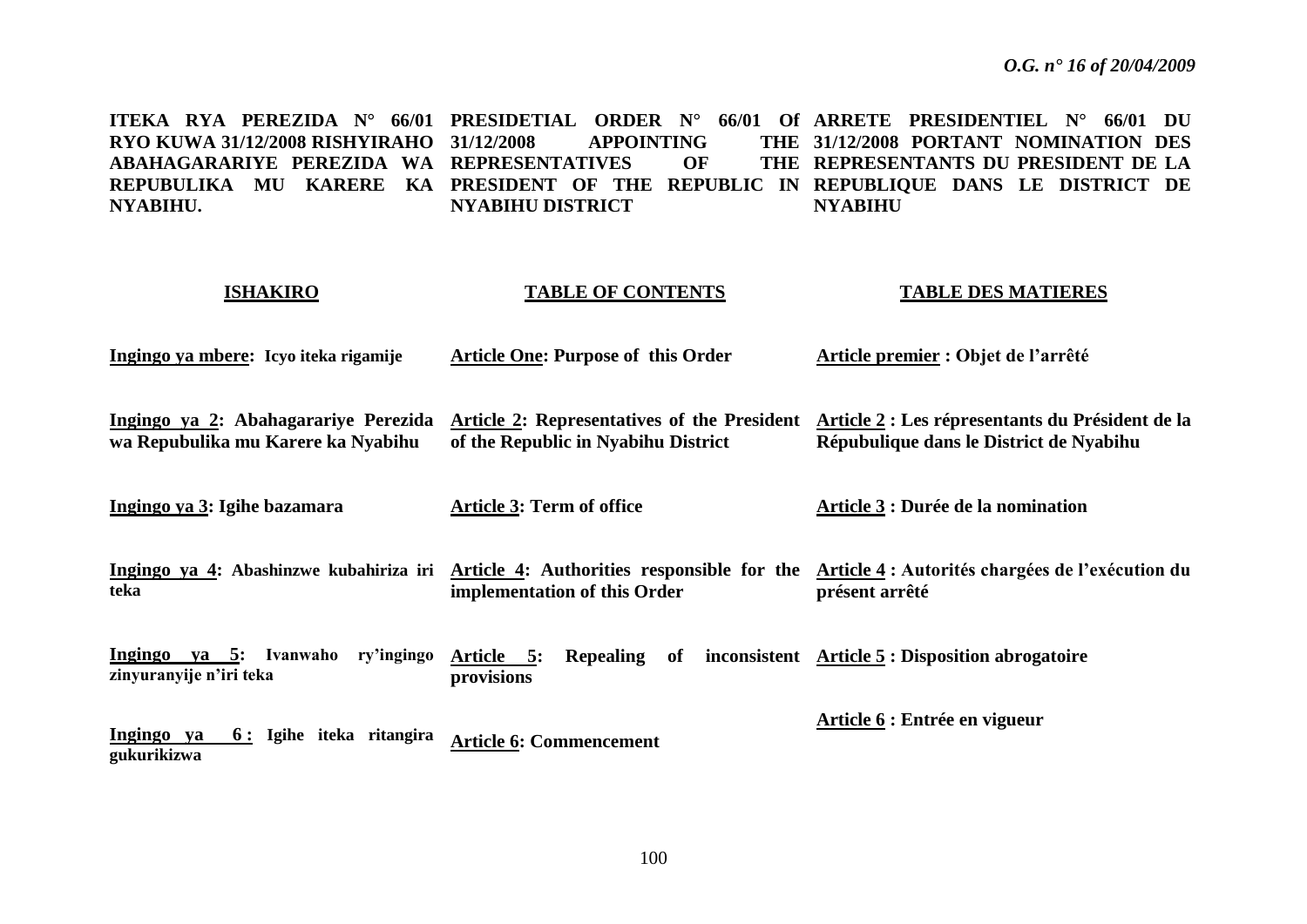**ITEKA RYA PEREZIDA N° 66/01 RYO KUWA 31/12/2008 RISHYIRAHO ABAHAGARARIYE PEREZIDA WA REPUBULIKA MU KARERE KA NYABIHU.**

**PRESIDETIAL ORDER N° 66/01 Of 31/12/2008 APPOINTING THE REPRESENTATIVES OF THE PRESIDENT OF THE REPUBLIC IN NYABIHU DISTRICT**

**ARRETE PRESIDENTIEL N° 66/01 DU 31/12/2008 PORTANT NOMINATION DES REPRESENTANTS DU PRESIDENT DE LA REPUBLIQUE DANS LE DISTRICT DE NYABIHU**

| **ISHAKIRO** | **TABLE OF CONTENTS** | **TABLE DES MATIERES** |
|---|---|---|
| **Ingingo ya mbere: Icyo iteka rigamije** | **Article One: Purpose of this Order** | **Article premier : Objet de l'arrêté** |
| **Ingingo ya 2: Abahagarariye Perezida wa Repubulika mu Karere ka Nyabihu** | **Article 2: Representatives of the President of the Republic in Nyabihu District** | **Article 2 : Les répresentants du Président de la République dans le District de Nyabihu** |
| **Ingingo ya 3: Igihe bazamara** | **Article 3: Term of office** | **Article 3 : Durée de la nomination** |
| **Ingingo ya 4: Abashinzwe kubahiriza iri teka** | **Article 4: Authorities responsible for the implementation of this Order** | **Article 4 : Autorités chargées de l'exécution du présent arrêté** |
| **Ingingo ya 5: Ivanwaho ry'ingingo zinyuranyije n'iri teka** | **Article 5: Repealing of inconsistent provisions** | **Article 5 : Disposition abrogatoire** |
| **Ingingo ya 6 : Igihe iteka ritangira gukurikizwa** | **Article 6: Commencement** | **Article 6 : Entrée en vigueur** |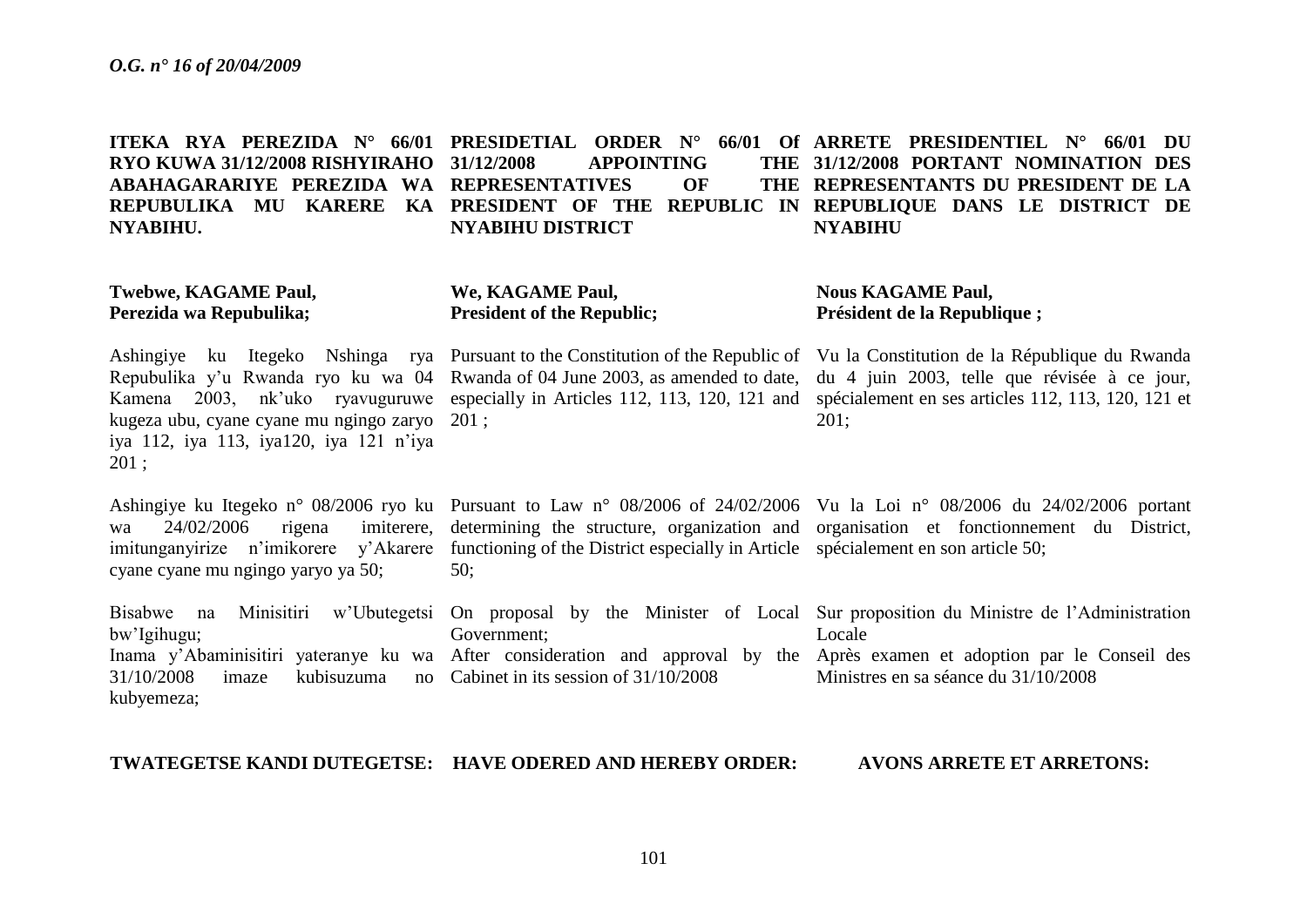**ITEKA RYA PEREZIDA N° 66/01 RYO KUWA 31/12/2008 RISHYIRAHO ABAHAGARARIYE PEREZIDA WA REPUBULIKA MU KARERE KA NYABIHU.**

**Twebwe, KAGAME Paul,**
**Perezida wa Repubulika;**

Ashingiye ku Itegeko Nshinga rya Repubulika y'u Rwanda ryo ku wa 04 Kamena 2003, nk'uko ryavuguruwe kugeza ubu, cyane cyane mu ngingo zaryo iya 112, iya 113, iya120, iya 121 n'iya 201 ;

Ashingiye ku Itegeko n° 08/2006 ryo ku wa 24/02/2006 rigena imiterere, imitunganyirize n'imikorere y'Akarere cyane cyane mu ngingo yaryo ya 50;

Bisabwe na Minisitiri w'Ubutegetsi bw'Igihugu;

Inama y'Abaminisitiri yateranye ku wa 31/10/2008 imaze kubisuzuma no kubyemeza;

**TWATEGETSE KANDI DUTEGETSE:**

**PRESIDETIAL ORDER N° 66/01 Of 31/12/2008 APPOINTING THE REPRESENTATIVES OF THE PRESIDENT OF THE REPUBLIC IN NYABIHU DISTRICT**

**We, KAGAME Paul,**
**President of the Republic;**

Pursuant to the Constitution of the Republic of Rwanda of 04 June 2003, as amended to date, especially in Articles 112, 113, 120, 121 and 201 ;

Pursuant to Law n° 08/2006 of 24/02/2006 determining the structure, organization and functioning of the District especially in Article 50;

On proposal by the Minister of Local Government;

After consideration and approval by the Cabinet in its session of 31/10/2008

**HAVE ODERED AND HEREBY ORDER:**

**ARRETE PRESIDENTIEL N° 66/01 DU 31/12/2008 PORTANT NOMINATION DES REPRESENTANTS DU PRESIDENT DE LA REPUBLIQUE DANS LE DISTRICT DE NYABIHU**

**Nous KAGAME Paul,**
**Président de la Republique ;**

Vu la Constitution de la République du Rwanda du 4 juin 2003, telle que révisée à ce jour, spécialement en ses articles 112, 113, 120, 121 et 201;

Vu la Loi n° 08/2006 du 24/02/2006 portant organisation et fonctionnement du District, spécialement en son article 50;

Sur proposition du Ministre de l'Administration Locale

Après examen et adoption par le Conseil des Ministres en sa séance du 31/10/2008

**AVONS ARRETE ET ARRETONS:**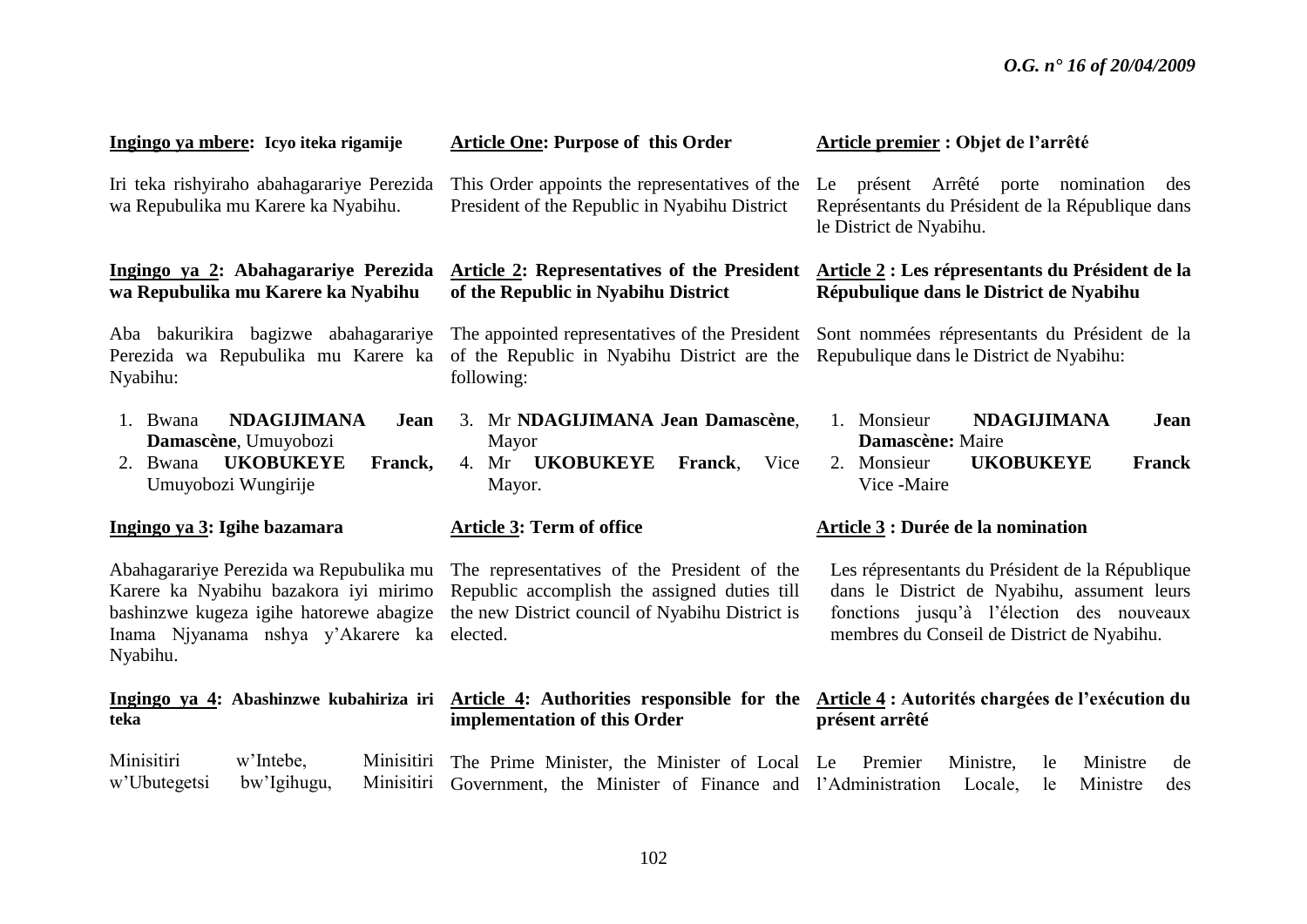**Ingingo ya mbere: Icyo iteka rigamije**

Iri teka rishyiraho abahagarariye Perezida wa Repubulika mu Karere ka Nyabihu.

**Ingingo ya 2: Abahagarariye Perezida wa Repubulika mu Karere ka Nyabihu**

Aba bakurikira bagizwe abahagarariye Perezida wa Repubulika mu Karere ka Nyabihu:

1. Bwana **NDAGIJIMANA Jean Damascène**, Umuyobozi
2. Bwana **UKOBUKEYE Franck,** Umuyobozi Wungirije

**Ingingo ya 3: Igihe bazamara**

Abahagarariye Perezida wa Repubulika mu Karere ka Nyabihu bazakora iyi mirimo bashinzwe kugeza igihe hatorewe abagize Inama Njyanama nshya y'Akarere ka Nyabihu.

**Ingingo ya 4: Abashinzwe kubahiriza iri teka**

Minisitiri w'Intebe, Minisitiri w'Ubutegetsi bw'Igihugu, Minisitiri

**Article One: Purpose of this Order**

This Order appoints the representatives of the President of the Republic in Nyabihu District

**Article 2: Representatives of the President of the Republic in Nyabihu District**

The appointed representatives of the President of the Republic in Nyabihu District are the following:

3. Mr **NDAGIJIMANA Jean Damascène**, Mayor
4. Mr **UKOBUKEYE Franck**, Vice Mayor.

**Article 3: Term of office**

The representatives of the President of the Republic accomplish the assigned duties till the new District council of Nyabihu District is elected.

**Article 4: Authorities responsible for the implementation of this Order**

The Prime Minister, the Minister of Local Government, the Minister of Finance and

**Article premier : Objet de l'arrêté**

Le présent Arrêté porte nomination des Représentants du Président de la République dans le District de Nyabihu.

**Article 2 : Les répresentants du Président de la République dans le District de Nyabihu**

Sont nommées répresentants du Président de la Repubulique dans le District de Nyabihu:

1. Monsieur **NDAGIJIMANA Jean Damascène:** Maire
2. Monsieur **UKOBUKEYE Franck** Vice -Maire

**Article 3 : Durée de la nomination**

Les répresentants du Président de la République dans le District de Nyabihu, assument leurs fonctions jusqu'à l'élection des nouveaux membres du Conseil de District de Nyabihu.

**Article 4 : Autorités chargées de l'exécution du présent arrêté**

Le Premier Ministre, le Ministre de l'Administration Locale, le Ministre des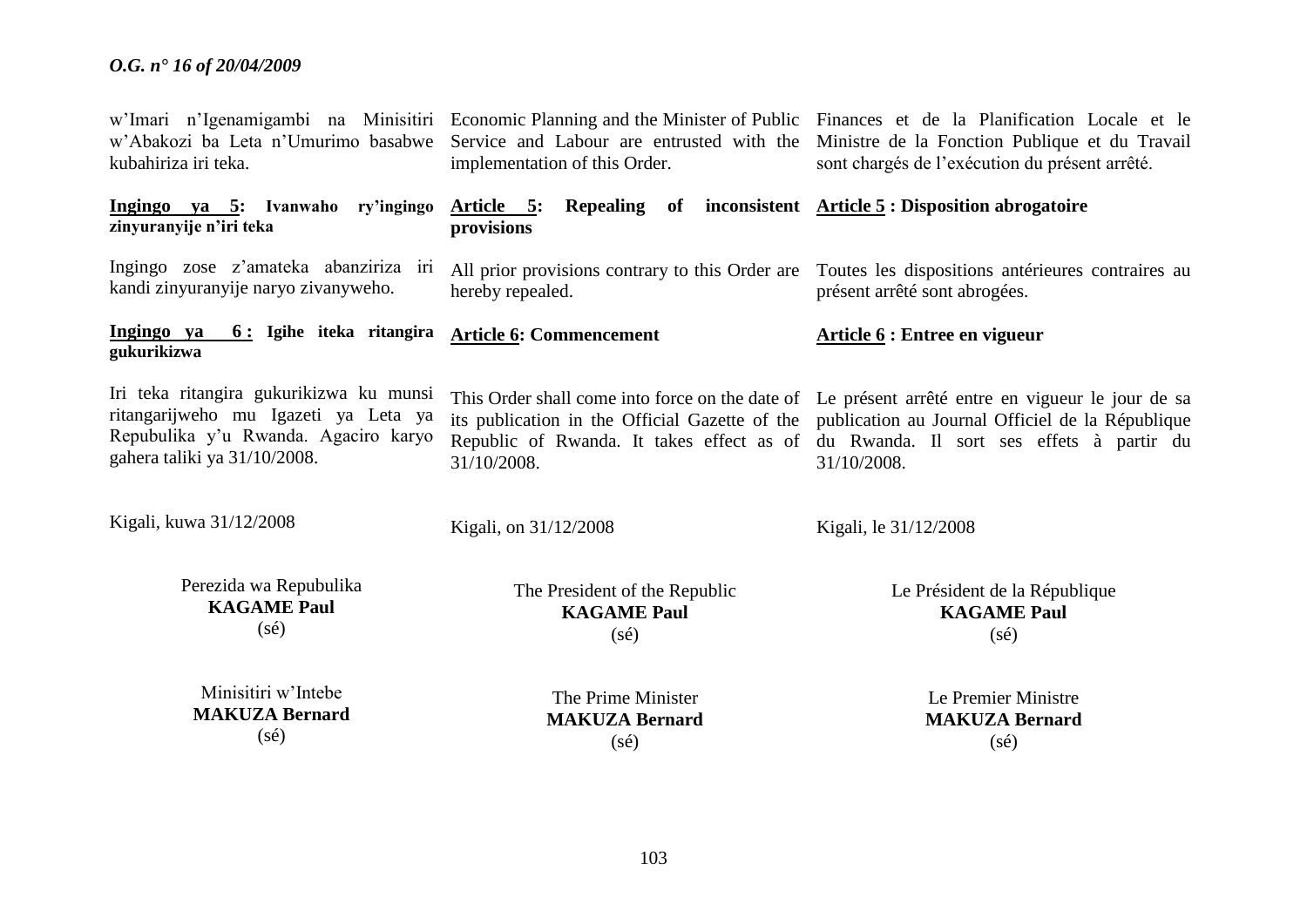w'Imari n'Igenamigambi na Minisitiri w'Abakozi ba Leta n'Umurimo basabwe kubahiriza iri teka.

**Ingingo ya 5: Ivanwaho ry'ingingo zinyuranyije n'iri teka**

Ingingo zose z'amateka abanziriza iri kandi zinyuranyije naryo zivanyweho.

**Ingingo ya 6 : Igihe iteka ritangira gukurikizwa**

Iri teka ritangira gukurikizwa ku munsi ritangarijweho mu Igazeti ya Leta ya Repubulika y'u Rwanda. Agaciro karyo gahera taliki ya 31/10/2008.

Kigali, kuwa 31/12/2008

Perezida wa Repubulika
**KAGAME Paul**
(sé)

Minisitiri w'Intebe
**MAKUZA Bernard**
(sé)

Economic Planning and the Minister of Public Service and Labour are entrusted with the implementation of this Order.

**Article 5: Repealing of inconsistent provisions**

All prior provisions contrary to this Order are hereby repealed.

**Article 6: Commencement**

This Order shall come into force on the date of its publication in the Official Gazette of the Republic of Rwanda. It takes effect as of 31/10/2008.

Kigali, on 31/12/2008

The President of the Republic
**KAGAME Paul**
(sé)

The Prime Minister
**MAKUZA Bernard**
(sé)

Finances et de la Planification Locale et le Ministre de la Fonction Publique et du Travail sont chargés de l'exécution du présent arrêté.

**Article 5 : Disposition abrogatoire**

Toutes les dispositions antérieures contraires au présent arrêté sont abrogées.

**Article 6 : Entree en vigueur**

Le présent arrêté entre en vigueur le jour de sa publication au Journal Officiel de la République du Rwanda. Il sort ses effets à partir du 31/10/2008.

Kigali, le 31/12/2008

Le Président de la République
**KAGAME Paul**
(sé)

Le Premier Ministre
**MAKUZA Bernard**
(sé)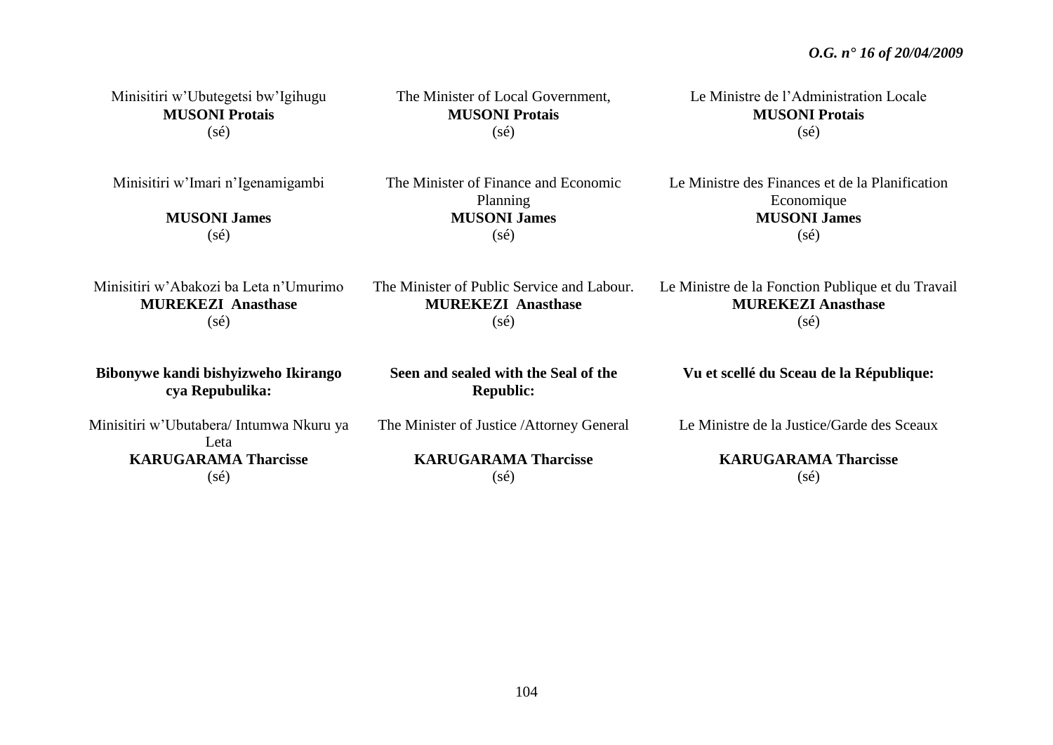Minisitiri w'Ubutegetsi bw'Igihugu
**MUSONI Protais**
(sé)

Minisitiri w'Imari n'Igenamigambi

**MUSONI James**
(sé)

Minisitiri w'Abakozi ba Leta n'Umurimo
**MUREKEZI Anasthase**
(sé)

**Bibonywe kandi bishyizweho Ikirango cya Repubulika:**

Minisitiri w'Ubutabera/ Intumwa Nkuru ya Leta
**KARUGARAMA Tharcisse**
(sé)

The Minister of Local Government,
**MUSONI Protais**
(sé)

The Minister of Finance and Economic Planning
**MUSONI James**
(sé)

The Minister of Public Service and Labour.
**MUREKEZI Anasthase**
(sé)

**Seen and sealed with the Seal of the Republic:**

The Minister of Justice /Attorney General

**KARUGARAMA Tharcisse**
(sé)

Le Ministre de l'Administration Locale
**MUSONI Protais**
(sé)

Le Ministre des Finances et de la Planification Economique
**MUSONI James**
(sé)

Le Ministre de la Fonction Publique et du Travail
**MUREKEZI Anasthase**
(sé)

**Vu et scellé du Sceau de la République:**

Le Ministre de la Justice/Garde des Sceaux

**KARUGARAMA Tharcisse**
(sé)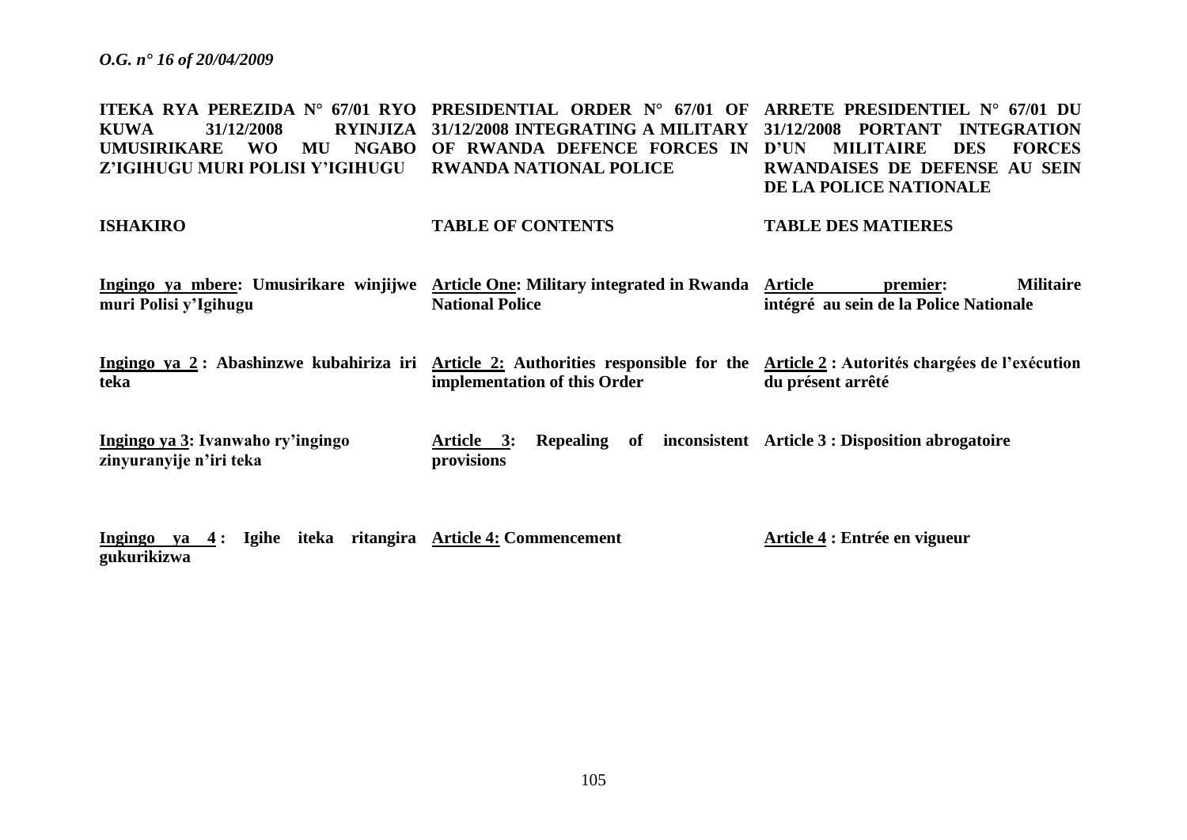**ITEKA RYA PEREZIDA N° 67/01 RYO KUWA 31/12/2008 RYINJIZA UMUSIRIKARE WO MU NGABO Z'IGIHUGU MURI POLISI Y'IGIHUGU**

**ISHAKIRO**

**Ingingo ya mbere: Umusirikare winjijwe muri Polisi y'Igihugu**

**Ingingo ya 2 : Abashinzwe kubahiriza iri teka**

**Ingingo ya 3: Ivanwaho ry'ingingo zinyuranyije n'iri teka**

**Ingingo ya 4 : Igihe iteka ritangira gukurikizwa**

**PRESIDENTIAL ORDER N° 67/01 OF 31/12/2008 INTEGRATING A MILITARY OF RWANDA DEFENCE FORCES IN RWANDA NATIONAL POLICE**

**TABLE OF CONTENTS**

**Article One: Military integrated in Rwanda National Police**

**Article 2: Authorities responsible for the implementation of this Order**

**Article 3: Repealing of inconsistent provisions**

**Article 4: Commencement**

**ARRETE PRESIDENTIEL N° 67/01 DU 31/12/2008 PORTANT INTEGRATION D'UN MILITAIRE DES FORCES RWANDAISES DE DEFENSE AU SEIN DE LA POLICE NATIONALE**

**TABLE DES MATIERES**

**Article premier: Militaire intégré au sein de la Police Nationale**

**Article 2 : Autorités chargées de l'exécution du présent arrêté**

**Article 3 : Disposition abrogatoire**

**Article 4 : Entrée en vigueur**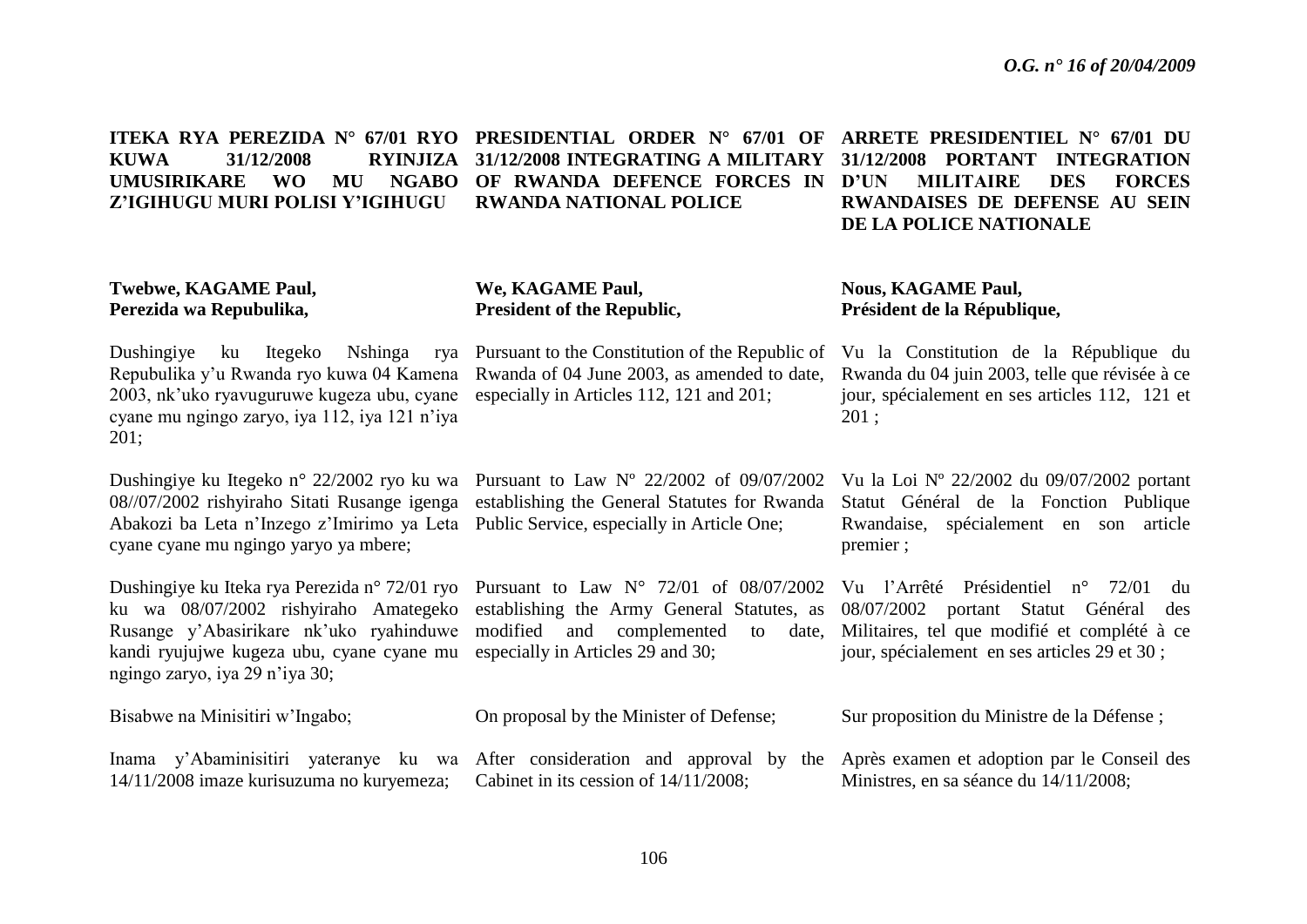**ITEKA RYA PEREZIDA N° 67/01 RYO KUWA 31/12/2008 RYINJIZA UMUSIRIKARE WO MU NGABO Z'IGIHUGU MURI POLISI Y'IGIHUGU**

**Twebwe, KAGAME Paul,**
**Perezida wa Repubulika,**

Dushingiye ku Itegeko Nshinga rya Repubulika y'u Rwanda ryo kuwa 04 Kamena 2003, nk'uko ryavuguruwe kugeza ubu, cyane cyane mu ngingo zaryo, iya 112, iya 121 n'iya 201;

Dushingiye ku Itegeko n° 22/2002 ryo ku wa 08//07/2002 rishyiraho Sitati Rusange igenga Abakozi ba Leta n'Inzego z'Imirimo ya Leta cyane cyane mu ngingo yaryo ya mbere;

Dushingiye ku Iteka rya Perezida n° 72/01 ryo ku wa 08/07/2002 rishyiraho Amategeko Rusange y'Abasirikare nk'uko ryahinduwe kandi ryujujwe kugeza ubu, cyane cyane mu ngingo zaryo, iya 29 n'iya 30;

Bisabwe na Minisitiri w'Ingabo;

Inama y'Abaminisitiri yateranye ku wa 14/11/2008 imaze kurisuzuma no kuryemeza;

**PRESIDENTIAL ORDER N° 67/01 OF 31/12/2008 INTEGRATING A MILITARY OF RWANDA DEFENCE FORCES IN RWANDA NATIONAL POLICE**

**We, KAGAME Paul,**
**President of the Republic,**

Pursuant to the Constitution of the Republic of Rwanda of 04 June 2003, as amended to date, especially in Articles 112, 121 and 201;

Pursuant to Law Nº 22/2002 of 09/07/2002 establishing the General Statutes for Rwanda Public Service, especially in Article One;

Pursuant to Law N° 72/01 of 08/07/2002 establishing the Army General Statutes, as modified and complemented to date, especially in Articles 29 and 30;

On proposal by the Minister of Defense;

After consideration and approval by the Cabinet in its cession of 14/11/2008;

**ARRETE PRESIDENTIEL N° 67/01 DU 31/12/2008 PORTANT INTEGRATION D'UN MILITAIRE DES FORCES RWANDAISES DE DEFENSE AU SEIN DE LA POLICE NATIONALE**

**Nous, KAGAME Paul,**
**Président de la République,**

Vu la Constitution de la République du Rwanda du 04 juin 2003, telle que révisée à ce jour, spécialement en ses articles 112, 121 et 201 ;

Vu la Loi Nº 22/2002 du 09/07/2002 portant Statut Général de la Fonction Publique Rwandaise, spécialement en son article premier ;

Vu l'Arrêté Présidentiel n° 72/01 du 08/07/2002 portant Statut Général des Militaires, tel que modifié et complété à ce jour, spécialement en ses articles 29 et 30 ;

Sur proposition du Ministre de la Défense ;

Après examen et adoption par le Conseil des Ministres, en sa séance du 14/11/2008;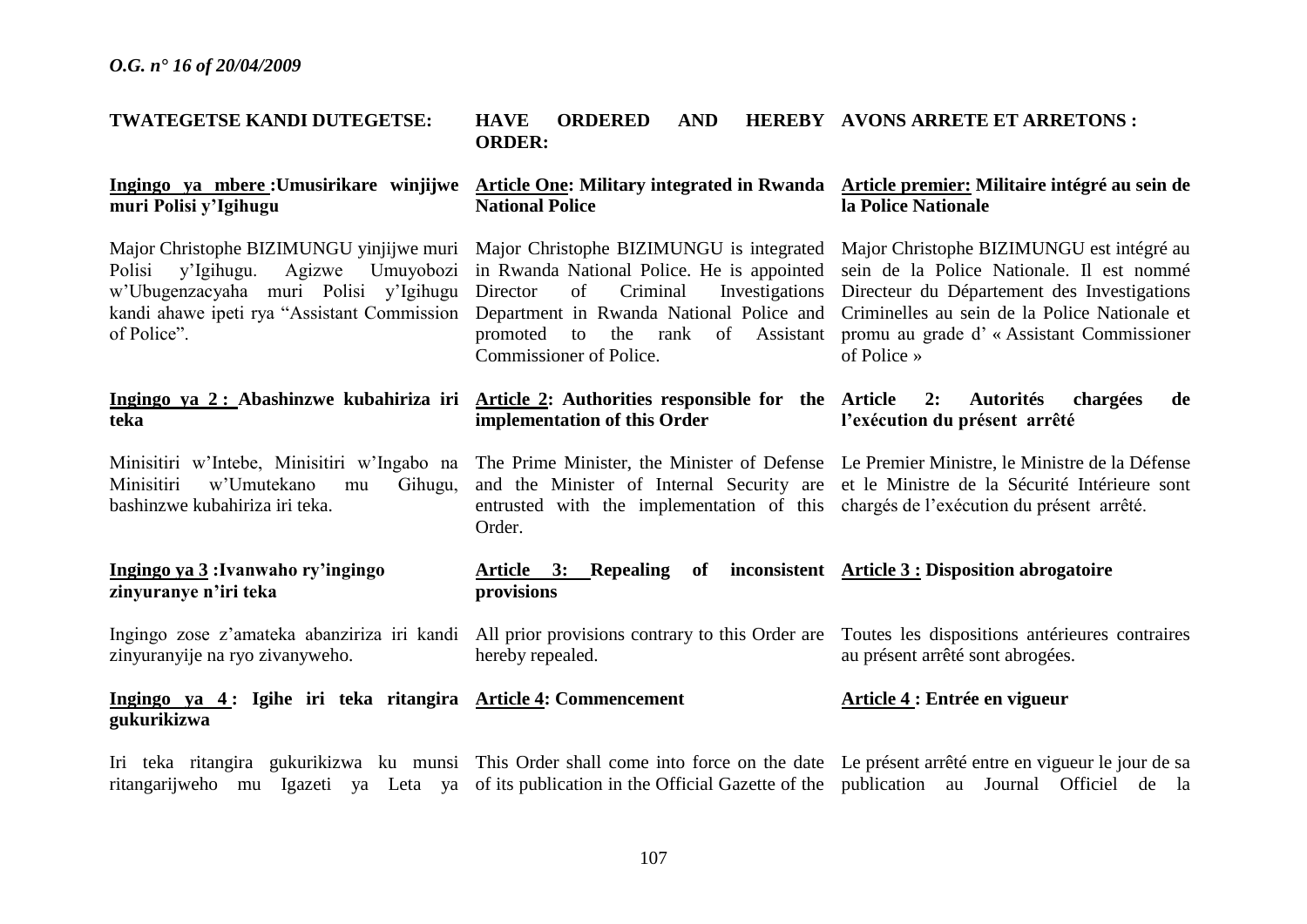**TWATEGETSE KANDI DUTEGETSE:**

**Ingingo ya mbere :Umusirikare winjijwe muri Polisi y'Igihugu**

Major Christophe BIZIMUNGU yinjijwe muri Polisi y'Igihugu. Agizwe Umuyobozi w'Ubugenzacyaha muri Polisi y'Igihugu kandi ahawe ipeti rya "Assistant Commission of Police".

**Ingingo ya 2 : Abashinzwe kubahiriza iri teka**

Minisitiri w'Intebe, Minisitiri w'Ingabo na Minisitiri w'Umutekano mu Gihugu, bashinzwe kubahiriza iri teka.

**Ingingo ya 3 :Ivanwaho ry'ingingo zinyuranye n'iri teka**

Ingingo zose z'amateka abanziriza iri kandi zinyuranyije na ryo zivanyweho.

**Ingingo ya 4 : Igihe iri teka ritangira gukurikizwa**

Iri teka ritangira gukurikizwa ku munsi ritangarijweho mu Igazeti ya Leta ya

**HAVE ORDERED AND HEREBY ORDER:**

**Article One: Military integrated in Rwanda National Police**

Major Christophe BIZIMUNGU is integrated in Rwanda National Police. He is appointed Director of Criminal Investigations Department in Rwanda National Police and promoted to the rank of Assistant Commissioner of Police.

**Article 2: Authorities responsible for the implementation of this Order**

The Prime Minister, the Minister of Defense and the Minister of Internal Security are entrusted with the implementation of this Order.

**Article 3: Repealing of inconsistent provisions**

All prior provisions contrary to this Order are hereby repealed.

**Article 4: Commencement**

This Order shall come into force on the date of its publication in the Official Gazette of the

**AVONS ARRETE ET ARRETONS :**

**Article premier: Militaire intégré au sein de la Police Nationale**

Major Christophe BIZIMUNGU est intégré au sein de la Police Nationale. Il est nommé Directeur du Département des Investigations Criminelles au sein de la Police Nationale et promu au grade d' « Assistant Commissioner of Police »

**Article 2: Autorités chargées de l'exécution du présent arrêté**

Le Premier Ministre, le Ministre de la Défense et le Ministre de la Sécurité Intérieure sont chargés de l'exécution du présent arrêté.

**Article 3 : Disposition abrogatoire**

Toutes les dispositions antérieures contraires au présent arrêté sont abrogées.

**Article 4 : Entrée en vigueur**

Le présent arrêté entre en vigueur le jour de sa publication au Journal Officiel de la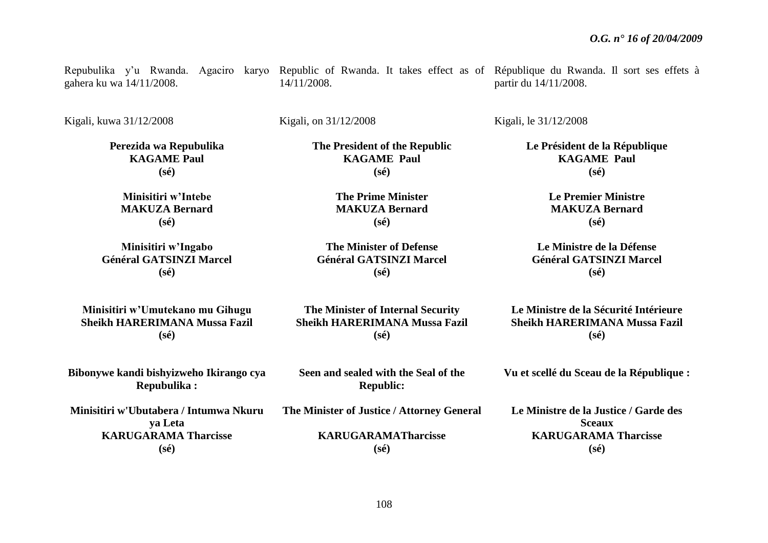Repubulika y'u Rwanda. Agaciro karyo gahera ku wa 14/11/2008.

Kigali, kuwa 31/12/2008

**Perezida wa Repubulika**
**KAGAME Paul**
**(sé)**

**Minisitiri w'Intebe**
**MAKUZA Bernard**
**(sé)**

**Minisitiri w'Ingabo**
**Général GATSINZI Marcel**
**(sé)**

**Minisitiri w'Umutekano mu Gihugu**
**Sheikh HARERIMANA Mussa Fazil**
**(sé)**

**Bibonywe kandi bishyizweho Ikirango cya Repubulika :**

**Minisitiri w'Ubutabera / Intumwa Nkuru ya Leta**
**KARUGARAMA Tharcisse**
**(sé)**

Republic of Rwanda. It takes effect as of 14/11/2008.

Kigali, on 31/12/2008

**The President of the Republic**
**KAGAME Paul**
**(sé)**

**The Prime Minister**
**MAKUZA Bernard**
**(sé)**

**The Minister of Defense**
**Général GATSINZI Marcel**
**(sé)**

**The Minister of Internal Security**
**Sheikh HARERIMANA Mussa Fazil**
**(sé)**

**Seen and sealed with the Seal of the Republic:**

**The Minister of Justice / Attorney General**

**KARUGARAMATharcisse**
**(sé)**

République du Rwanda. Il sort ses effets à partir du 14/11/2008.

Kigali, le 31/12/2008

**Le Président de la République**
**KAGAME Paul**
**(sé)**

**Le Premier Ministre**
**MAKUZA Bernard**
**(sé)**

**Le Ministre de la Défense**
**Général GATSINZI Marcel**
**(sé)**

**Le Ministre de la Sécurité Intérieure**
**Sheikh HARERIMANA Mussa Fazil**
**(sé)**

**Vu et scellé du Sceau de la République :**

**Le Ministre de la Justice / Garde des Sceaux**
**KARUGARAMA Tharcisse**
**(sé)**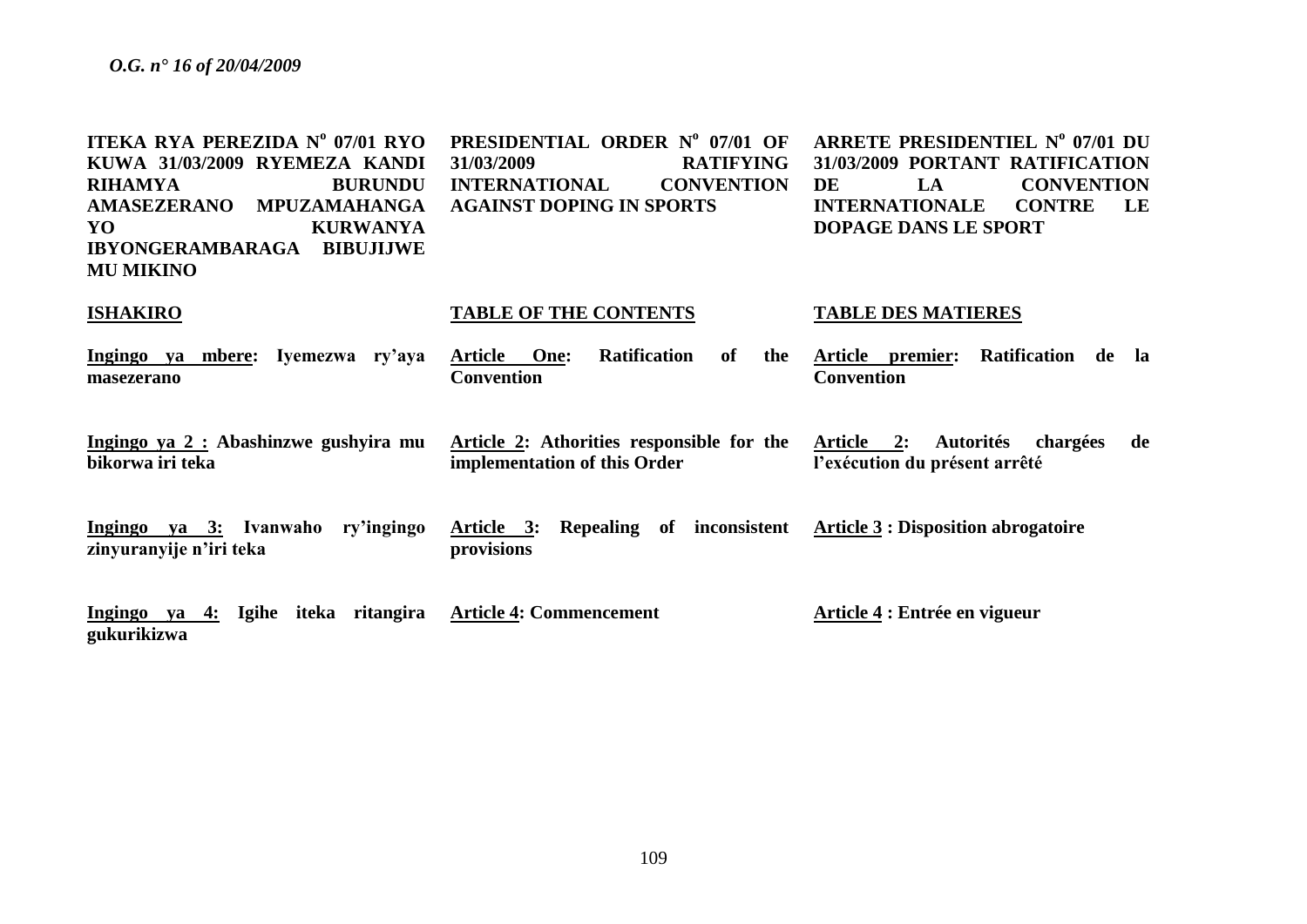**ITEKA RYA PEREZIDA N° 07/01 RYO KUWA 31/03/2009 RYEMEZA KANDI RIHAMYA BURUNDU AMASEZERANO MPUZAMAHANGA YO KURWANYA IBYONGERAMBARAGA BIBUJIJWE MU MIKINO**

**ISHAKIRO**

**Ingingo ya mbere: Iyemezwa ry'aya masezerano**

**Ingingo ya 2 : Abashinzwe gushyira mu bikorwa iri teka**

**Ingingo ya 3: Ivanwaho ry'ingingo zinyuranyije n'iri teka**

**Ingingo ya 4: Igihe iteka ritangira gukurikizwa**

**PRESIDENTIAL ORDER N° 07/01 OF 31/03/2009 RATIFYING INTERNATIONAL CONVENTION AGAINST DOPING IN SPORTS**

**TABLE OF THE CONTENTS**

**Article One: Ratification of the Convention**

**Article 2: Athorities responsible for the implementation of this Order**

**Article 3: Repealing of inconsistent provisions**

**Article 4: Commencement**

**ARRETE PRESIDENTIEL N° 07/01 DU 31/03/2009 PORTANT RATIFICATION DE LA CONVENTION INTERNATIONALE CONTRE LE DOPAGE DANS LE SPORT**

**TABLE DES MATIERES**

**Article premier: Ratification de la Convention**

**Article 2: Autorités chargées de l'exécution du présent arrêté**

**Article 3 : Disposition abrogatoire**

**Article 4 : Entrée en vigueur**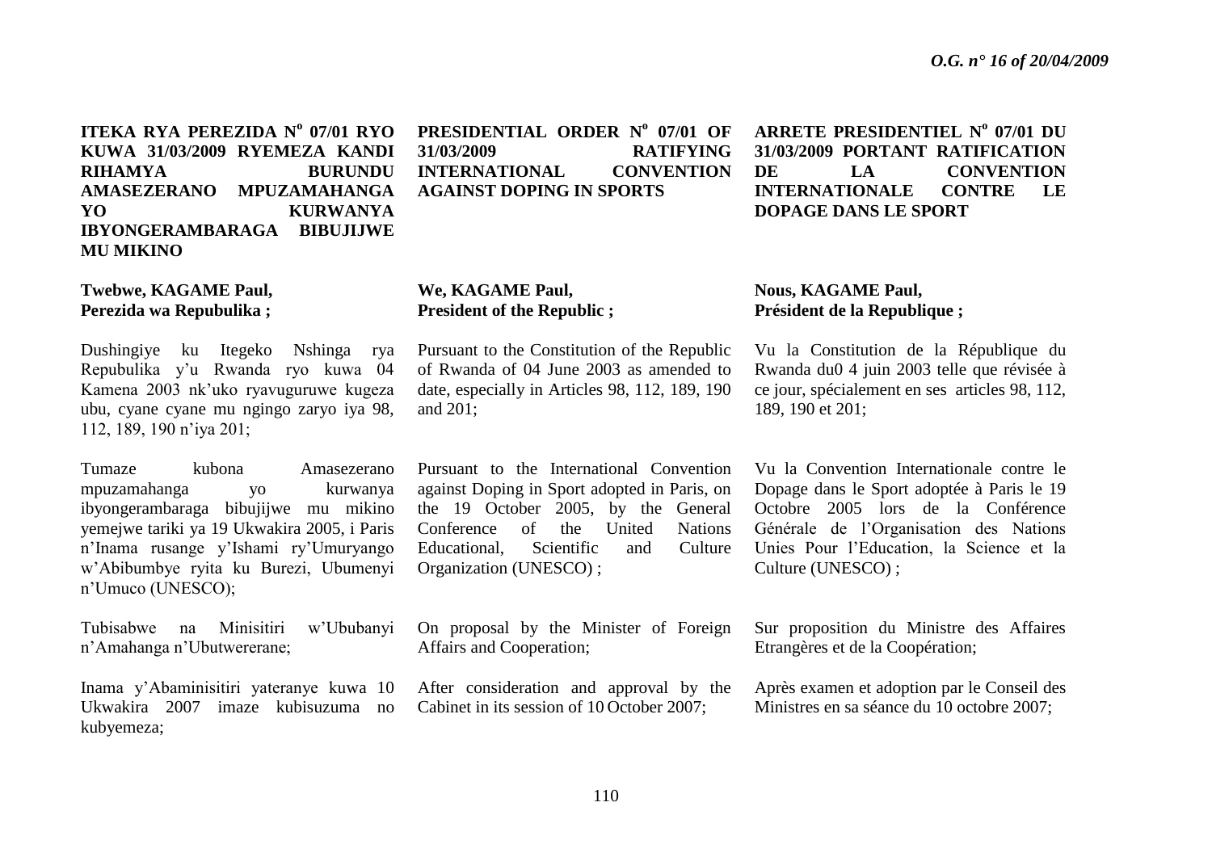**ITEKA RYA PEREZIDA N° 07/01 RYO KUWA 31/03/2009 RYEMEZA KANDI RIHAMYA BURUNDU AMASEZERANO MPUZAMAHANGA YO KURWANYA IBYONGERAMBARAGA BIBUJIJWE MU MIKINO**

**Twebwe, KAGAME Paul,**
**Perezida wa Repubulika ;**

Dushingiye ku Itegeko Nshinga rya Repubulika y'u Rwanda ryo kuwa 04 Kamena 2003 nk'uko ryavuguruwe kugeza ubu, cyane cyane mu ngingo zaryo iya 98, 112, 189, 190 n'iya 201;

Tumaze kubona Amasezerano mpuzamahanga yo kurwanya ibyongerambaraga bibujijwe mu mikino yemejwe tariki ya 19 Ukwakira 2005, i Paris n'Inama rusange y'Ishami ry'Umuryango w'Abibumbye ryita ku Burezi, Ubumenyi n'Umuco (UNESCO);

Tubisabwe na Minisitiri w'Ububanyi n'Amahanga n'Ubutwererane;

Inama y'Abaminisitiri yateranye kuwa 10 Ukwakira 2007 imaze kubisuzuma no kubyemeza;

**PRESIDENTIAL ORDER N° 07/01 OF 31/03/2009 RATIFYING INTERNATIONAL CONVENTION AGAINST DOPING IN SPORTS**

**We, KAGAME Paul,**
**President of the Republic ;**

Pursuant to the Constitution of the Republic of Rwanda of 04 June 2003 as amended to date, especially in Articles 98, 112, 189, 190 and 201;

Pursuant to the International Convention against Doping in Sport adopted in Paris, on the 19 October 2005, by the General Conference of the United Nations Educational, Scientific and Culture Organization (UNESCO) ;

On proposal by the Minister of Foreign Affairs and Cooperation;

After consideration and approval by the Cabinet in its session of 10 October 2007;

**ARRETE PRESIDENTIEL N° 07/01 DU 31/03/2009 PORTANT RATIFICATION DE LA CONVENTION INTERNATIONALE CONTRE LE DOPAGE DANS LE SPORT**

**Nous, KAGAME Paul,**
**Président de la Republique ;**

Vu la Constitution de la République du Rwanda du0 4 juin 2003 telle que révisée à ce jour, spécialement en ses articles 98, 112, 189, 190 et 201;

Vu la Convention Internationale contre le Dopage dans le Sport adoptée à Paris le 19 Octobre 2005 lors de la Conférence Générale de l'Organisation des Nations Unies Pour l'Education, la Science et la Culture (UNESCO) ;

Sur proposition du Ministre des Affaires Etrangères et de la Coopération;

Après examen et adoption par le Conseil des Ministres en sa séance du 10 octobre 2007;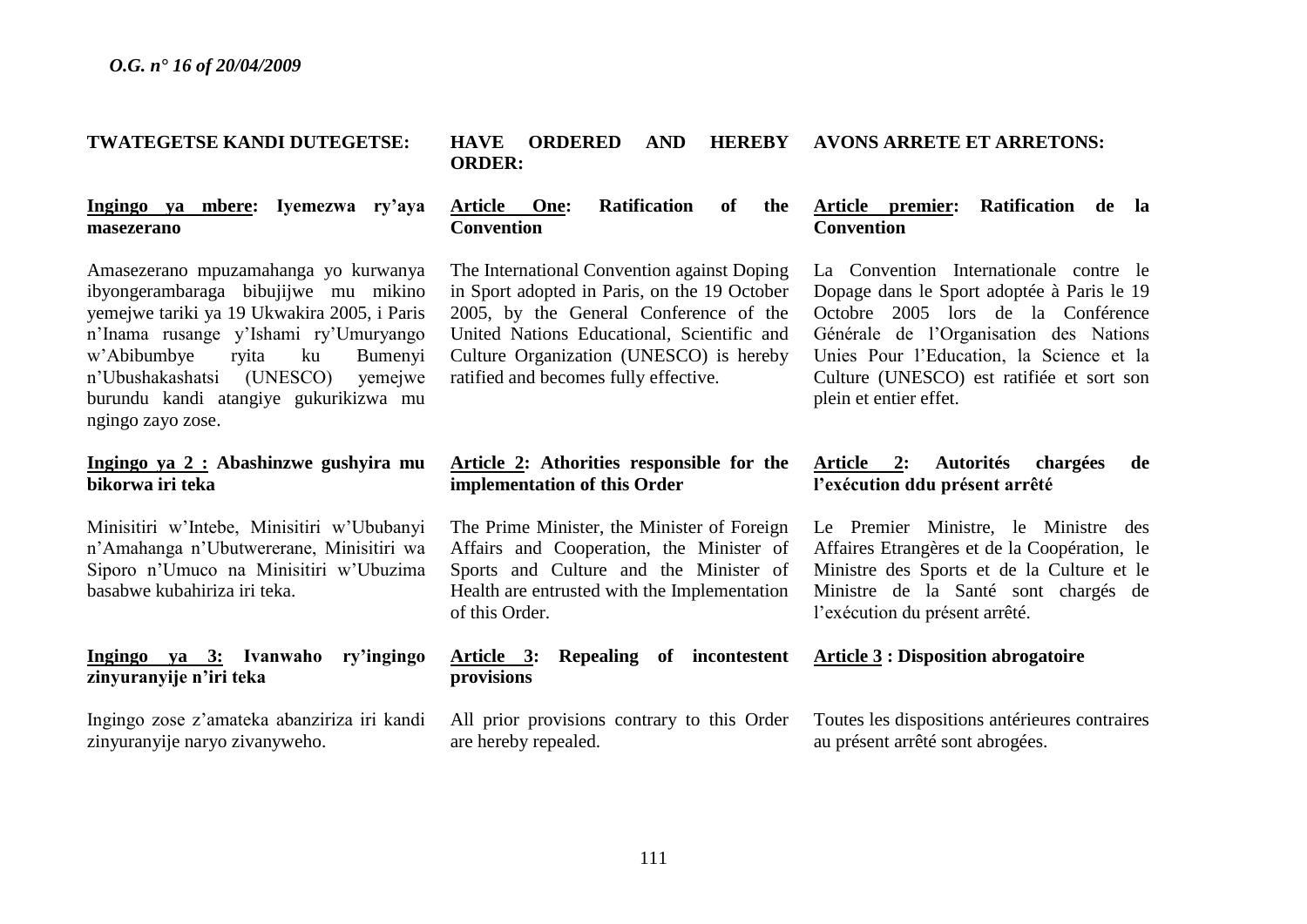TWATEGETSE KANDI DUTEGETSE:

**Ingingo ya mbere: Iyemezwa ry'aya masezerano**

Amasezerano mpuzamahanga yo kurwanya ibyongerambaraga bibujijwe mu mikino yemejwe tariki ya 19 Ukwakira 2005, i Paris n'Inama rusange y'Ishami ry'Umuryango w'Abibumbye ryita ku Bumenyi n'Ubushakashatsi (UNESCO) yemejwe burundu kandi atangiye gukurikizwa mu ngingo zayo zose.

**Ingingo ya 2 : Abashinzwe gushyira mu bikorwa iri teka**

Minisitiri w'Intebe, Minisitiri w'Ububanyi n'Amahanga n'Ubutwererane, Minisitiri wa Siporo n'Umuco na Minisitiri w'Ubuzima basabwe kubahiriza iri teka.

**Ingingo ya 3: Ivanwaho ry'ingingo zinyuranyije n'iri teka**

Ingingo zose z'amateka abanziriza iri kandi zinyuranyije naryo zivanyweho.

**HAVE ORDERED AND HEREBY ORDER:**

**Article One: Ratification of the Convention**

The International Convention against Doping in Sport adopted in Paris, on the 19 October 2005, by the General Conference of the United Nations Educational, Scientific and Culture Organization (UNESCO) is hereby ratified and becomes fully effective.

**Article 2: Athorities responsible for the implementation of this Order**

The Prime Minister, the Minister of Foreign Affairs and Cooperation, the Minister of Sports and Culture and the Minister of Health are entrusted with the Implementation of this Order.

**Article 3: Repealing of incontestent provisions**

All prior provisions contrary to this Order are hereby repealed.

**AVONS ARRETE ET ARRETONS:**

**Article premier: Ratification de la Convention**

La Convention Internationale contre le Dopage dans le Sport adoptée à Paris le 19 Octobre 2005 lors de la Conférence Générale de l'Organisation des Nations Unies Pour l'Education, la Science et la Culture (UNESCO) est ratifiée et sort son plein et entier effet.

**Article 2: Autorités chargées de l'exécution ddu présent arrêté**

Le Premier Ministre, le Ministre des Affaires Etrangères et de la Coopération, le Ministre des Sports et de la Culture et le Ministre de la Santé sont chargés de l'exécution du présent arrêté.

**Article 3 : Disposition abrogatoire**

Toutes les dispositions antérieures contraires au présent arrêté sont abrogées.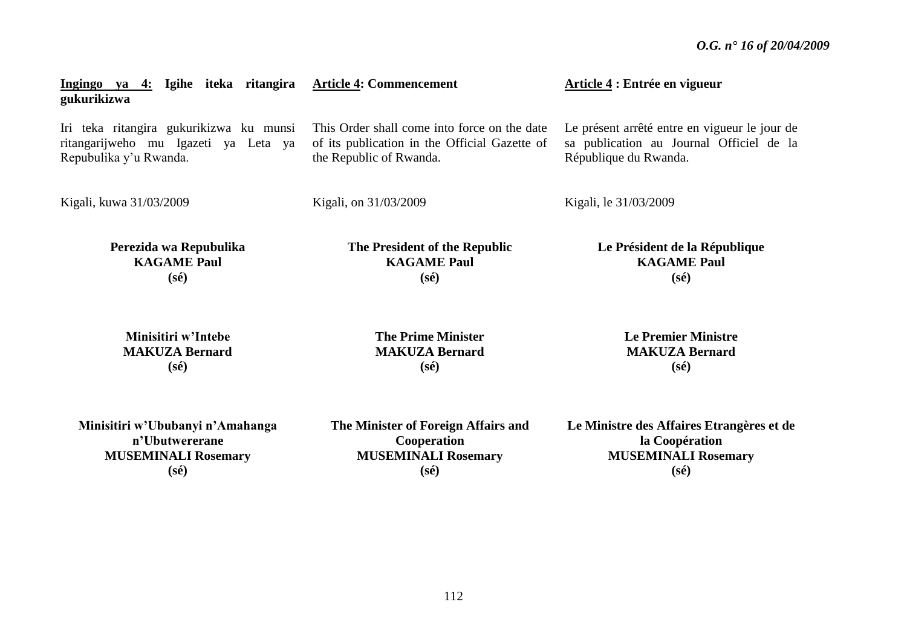**Ingingo ya 4: Igihe iteka ritangira gukurikizwa**

Iri teka ritangira gukurikizwa ku munsi ritangarijweho mu Igazeti ya Leta ya Repubulika y'u Rwanda.

Kigali, kuwa 31/03/2009

**Perezida wa Repubulika**
**KAGAME Paul**
**(sé)**

**Minisitiri w'Intebe**
**MAKUZA Bernard**
**(sé)**

**Minisitiri w'Ububanyi n'Amahanga n'Ubutwererane**
**MUSEMINALI Rosemary**
**(sé)**

**Article 4: Commencement**

This Order shall come into force on the date of its publication in the Official Gazette of the Republic of Rwanda.

Kigali, on 31/03/2009

**The President of the Republic**
**KAGAME Paul**
**(sé)**

**The Prime Minister**
**MAKUZA Bernard**
**(sé)**

**The Minister of Foreign Affairs and Cooperation**
**MUSEMINALI Rosemary**
**(sé)**

**Article 4 : Entrée en vigueur**

Le présent arrêté entre en vigueur le jour de sa publication au Journal Officiel de la République du Rwanda.

Kigali, le 31/03/2009

**Le Président de la République**
**KAGAME Paul**
**(sé)**

**Le Premier Ministre**
**MAKUZA Bernard**
**(sé)**

**Le Ministre des Affaires Etrangères et de la Coopération**
**MUSEMINALI Rosemary**
**(sé)**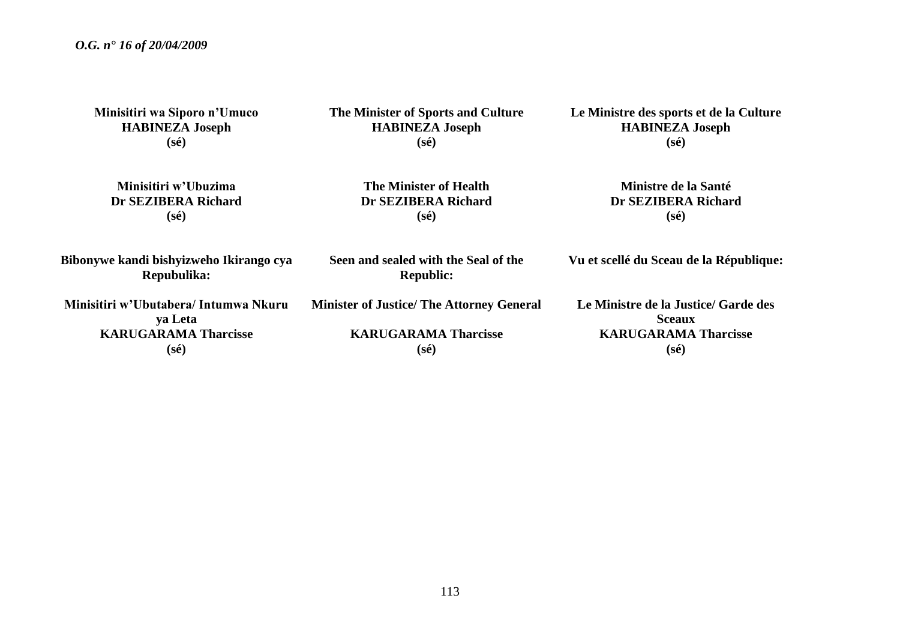**Minisitiri wa Siporo n'Umuco**
**HABINEZA Joseph**
**(sé)**

**Minisitiri w'Ubuzima**
**Dr SEZIBERA Richard**
**(sé)**

**Bibonywe kandi bishyizweho Ikirango cya Repubulika:**

**Minisitiri w'Ubutabera/ Intumwa Nkuru ya Leta**
**KARUGARAMA Tharcisse**
**(sé)**

**The Minister of Sports and Culture**
**HABINEZA Joseph**
**(sé)**

**The Minister of Health**
**Dr SEZIBERA Richard**
**(sé)**

**Seen and sealed with the Seal of the Republic:**

**Minister of Justice/ The Attorney General**

**KARUGARAMA Tharcisse**
**(sé)**

**Le Ministre des sports et de la Culture**
**HABINEZA Joseph**
**(sé)**

**Ministre de la Santé**
**Dr SEZIBERA Richard**
**(sé)**

**Vu et scellé du Sceau de la République:**

**Le Ministre de la Justice/ Garde des Sceaux**
**KARUGARAMA Tharcisse**
**(sé)**